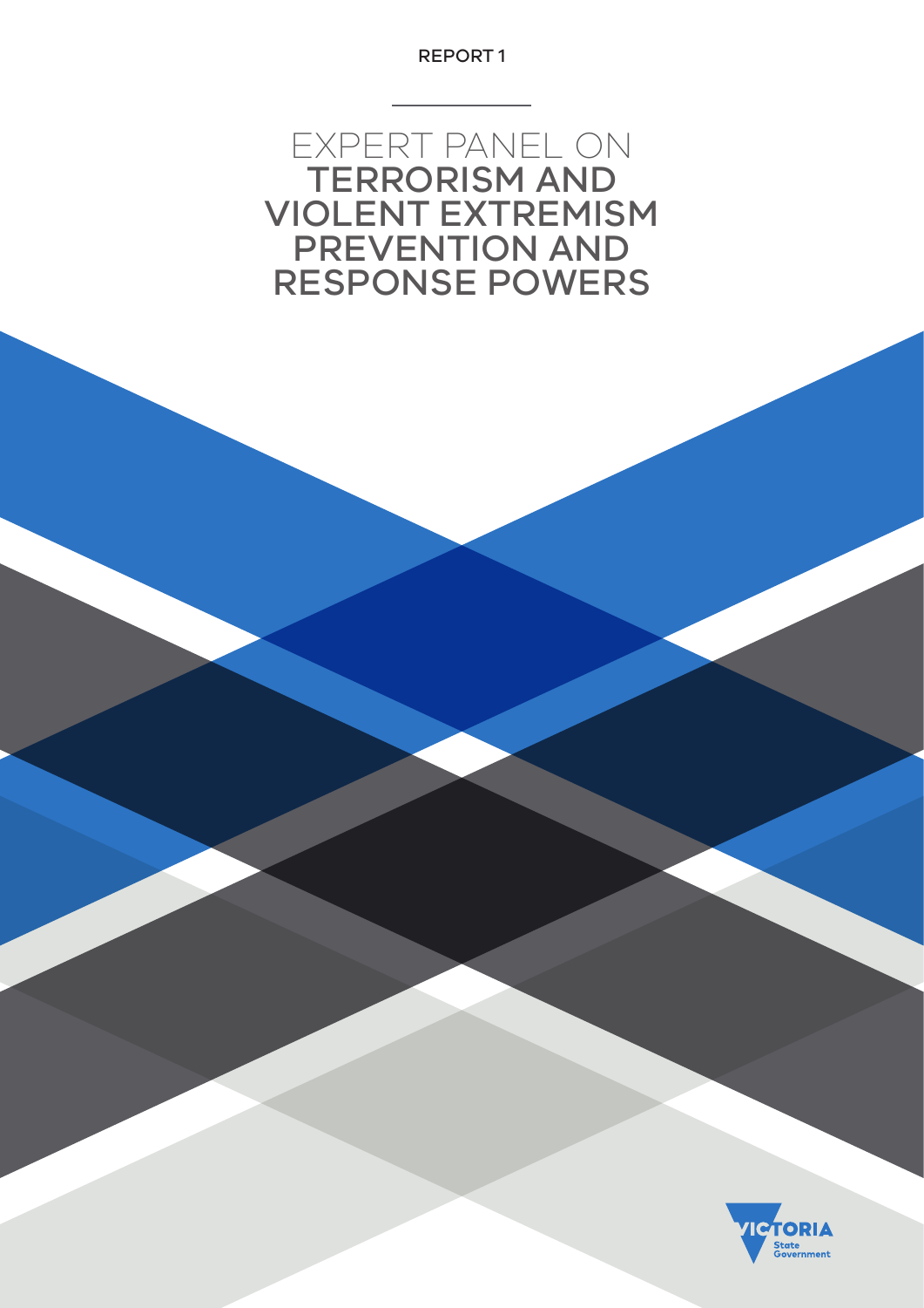REPORT 1

# EXPERT PANEL ON TERRORISM AND VIOLENT EXTREMISM PREVENTION AND RESPONSE POWERS

VICTORIA State Government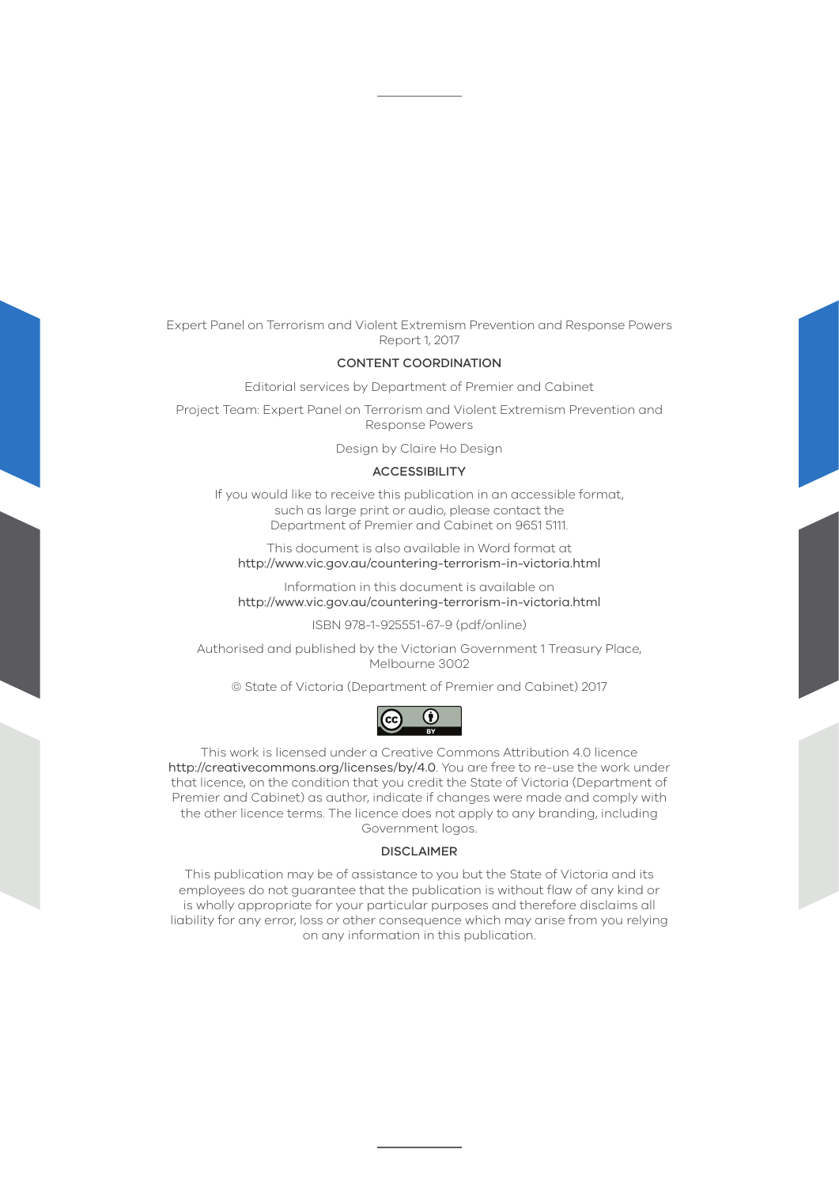Expert Panel on Terrorism and Violent Extremism Prevention and Response Powers
Report 1, 2017

## CONTENT COORDINATION

Editorial services by Department of Premier and Cabinet

Project Team: Expert Panel on Terrorism and Violent Extremism Prevention and Response Powers

Design by Claire Ho Design

## ACCESSIBILITY

If you would like to receive this publication in an accessible format, such as large print or audio, please contact the Department of Premier and Cabinet on 9651 5111.

This document is also available in Word format at http://www.vic.gov.au/countering-terrorism-in-victoria.html

Information in this document is available on http://www.vic.gov.au/countering-terrorism-in-victoria.html

ISBN 978-1-925551-67-9 (pdf/online)

Authorised and published by the Victorian Government 1 Treasury Place, Melbourne 3002

© State of Victoria (Department of Premier and Cabinet) 2017

This work is licensed under a Creative Commons Attribution 4.0 licence http://creativecommons.org/licenses/by/4.0. You are free to re-use the work under that licence, on the condition that you credit the State of Victoria (Department of Premier and Cabinet) as author, indicate if changes were made and comply with the other licence terms. The licence does not apply to any branding, including Government logos.

## DISCLAIMER

This publication may be of assistance to you but the State of Victoria and its employees do not guarantee that the publication is without flaw of any kind or is wholly appropriate for your particular purposes and therefore disclaims all liability for any error, loss or other consequence which may arise from you relying on any information in this publication.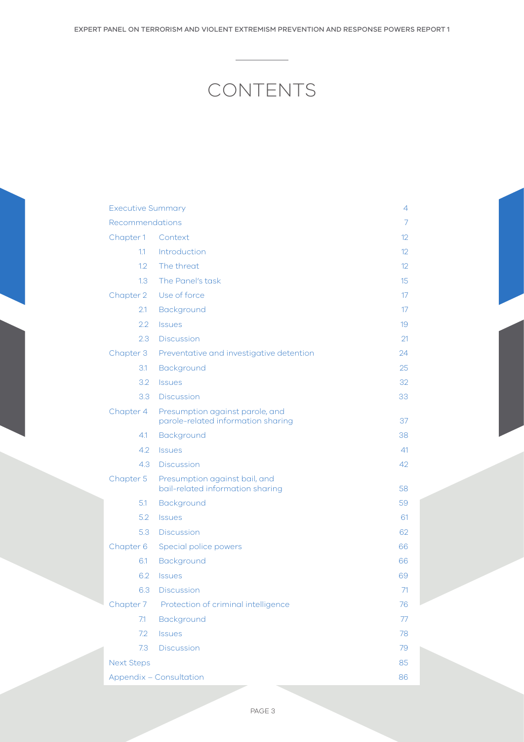# CONTENTS

| | | |
|---|---|---|
| Executive Summary | | 4 |
| Recommendations | | 7 |
| Chapter 1 | Context | 12 |
| 1.1 | Introduction | 12 |
| 1.2 | The threat | 12 |
| 1.3 | The Panel's task | 15 |
| Chapter 2 | Use of force | 17 |
| 2.1 | Background | 17 |
| 2.2 | Issues | 19 |
| 2.3 | Discussion | 21 |
| Chapter 3 | Preventative and investigative detention | 24 |
| 3.1 | Background | 25 |
| 3.2 | Issues | 32 |
| 3.3 | Discussion | 33 |
| Chapter 4 | Presumption against parole, and parole-related information sharing | 37 |
| 4.1 | Background | 38 |
| 4.2 | Issues | 41 |
| 4.3 | Discussion | 42 |
| Chapter 5 | Presumption against bail, and bail-related information sharing | 58 |
| 5.1 | Background | 59 |
| 5.2 | Issues | 61 |
| 5.3 | Discussion | 62 |
| Chapter 6 | Special police powers | 66 |
| 6.1 | Background | 66 |
| 6.2 | Issues | 69 |
| 6.3 | Discussion | 71 |
| Chapter 7 | Protection of criminal intelligence | 76 |
| 7.1 | Background | 77 |
| 7.2 | Issues | 78 |
| 7.3 | Discussion | 79 |
| Next Steps | | 85 |
| Appendix – Consultation | | 86 |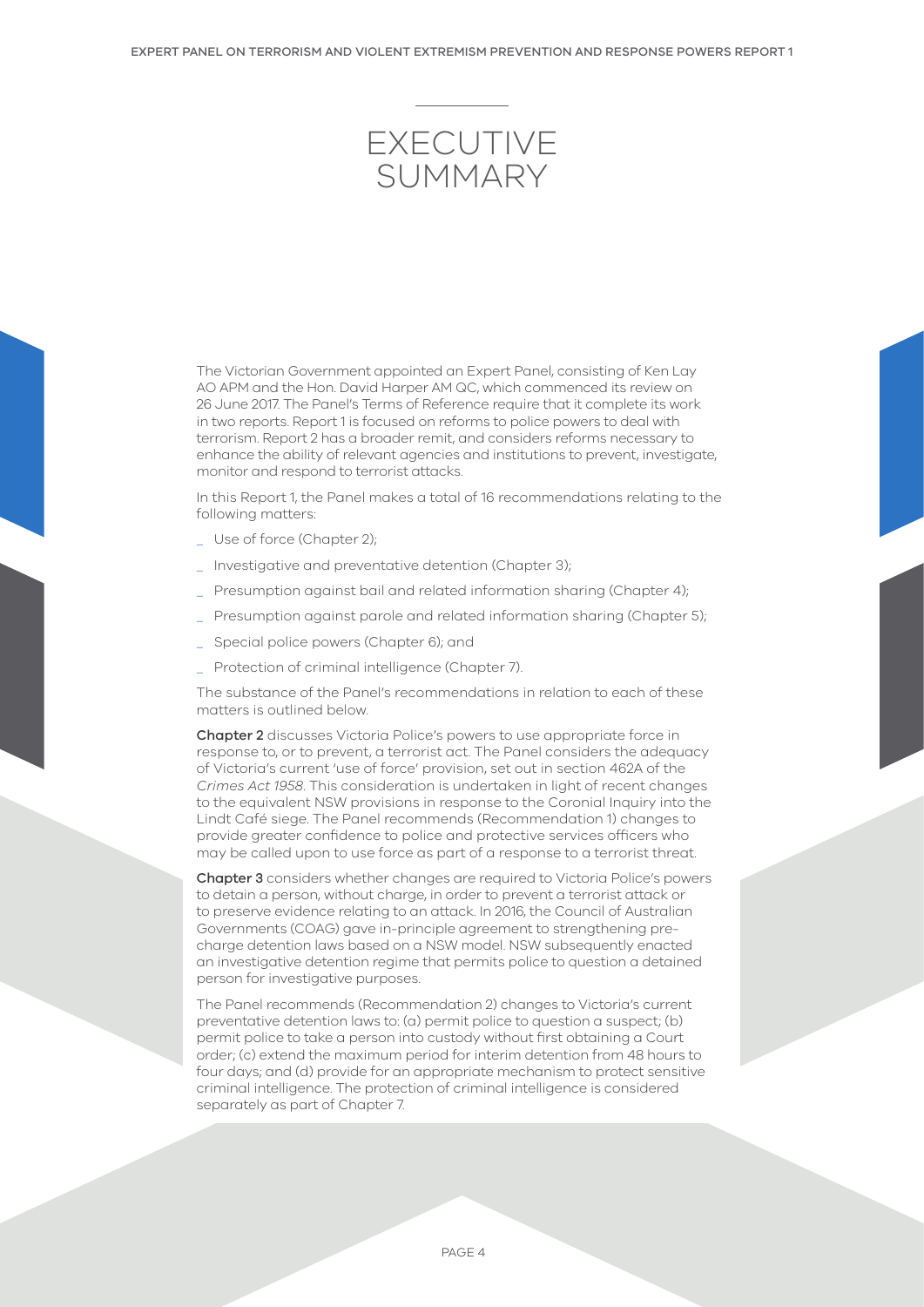# EXECUTIVE SUMMARY

The Victorian Government appointed an Expert Panel, consisting of Ken Lay AO APM and the Hon. David Harper AM QC, which commenced its review on 26 June 2017. The Panel's Terms of Reference require that it complete its work in two reports. Report 1 is focused on reforms to police powers to deal with terrorism. Report 2 has a broader remit, and considers reforms necessary to enhance the ability of relevant agencies and institutions to prevent, investigate, monitor and respond to terrorist attacks.

In this Report 1, the Panel makes a total of 16 recommendations relating to the following matters:

- Use of force (Chapter 2);
- Investigative and preventative detention (Chapter 3);
- Presumption against bail and related information sharing (Chapter 4);
- Presumption against parole and related information sharing (Chapter 5);
- Special police powers (Chapter 6); and
- Protection of criminal intelligence (Chapter 7).

The substance of the Panel's recommendations in relation to each of these matters is outlined below.

**Chapter 2** discusses Victoria Police's powers to use appropriate force in response to, or to prevent, a terrorist act. The Panel considers the adequacy of Victoria's current 'use of force' provision, set out in section 462A of the *Crimes Act 1958*. This consideration is undertaken in light of recent changes to the equivalent NSW provisions in response to the Coronial Inquiry into the Lindt Café siege. The Panel recommends (Recommendation 1) changes to provide greater confidence to police and protective services officers who may be called upon to use force as part of a response to a terrorist threat.

**Chapter 3** considers whether changes are required to Victoria Police's powers to detain a person, without charge, in order to prevent a terrorist attack or to preserve evidence relating to an attack. In 2016, the Council of Australian Governments (COAG) gave in-principle agreement to strengthening pre-charge detention laws based on a NSW model. NSW subsequently enacted an investigative detention regime that permits police to question a detained person for investigative purposes.

The Panel recommends (Recommendation 2) changes to Victoria's current preventative detention laws to: (a) permit police to question a suspect; (b) permit police to take a person into custody without first obtaining a Court order; (c) extend the maximum period for interim detention from 48 hours to four days; and (d) provide for an appropriate mechanism to protect sensitive criminal intelligence. The protection of criminal intelligence is considered separately as part of Chapter 7.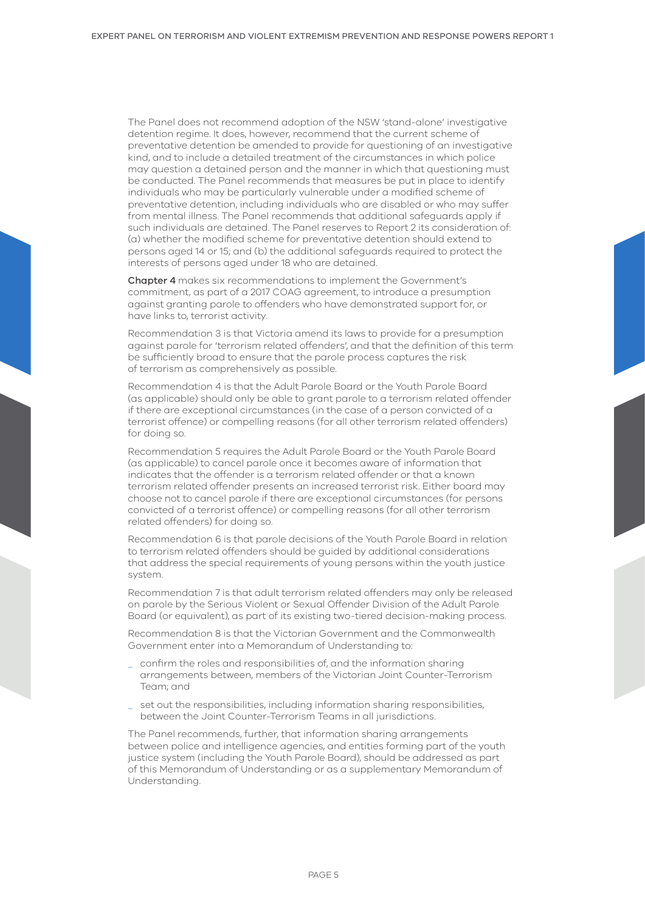The Panel does not recommend adoption of the NSW 'stand-alone' investigative detention regime. It does, however, recommend that the current scheme of preventative detention be amended to provide for questioning of an investigative kind, and to include a detailed treatment of the circumstances in which police may question a detained person and the manner in which that questioning must be conducted. The Panel recommends that measures be put in place to identify individuals who may be particularly vulnerable under a modified scheme of preventative detention, including individuals who are disabled or who may suffer from mental illness. The Panel recommends that additional safeguards apply if such individuals are detained. The Panel reserves to Report 2 its consideration of: (a) whether the modified scheme for preventative detention should extend to persons aged 14 or 15; and (b) the additional safeguards required to protect the interests of persons aged under 18 who are detained.

**Chapter 4** makes six recommendations to implement the Government's commitment, as part of a 2017 COAG agreement, to introduce a presumption against granting parole to offenders who have demonstrated support for, or have links to, terrorist activity.

Recommendation 3 is that Victoria amend its laws to provide for a presumption against parole for 'terrorism related offenders', and that the definition of this term be sufficiently broad to ensure that the parole process captures the risk of terrorism as comprehensively as possible.

Recommendation 4 is that the Adult Parole Board or the Youth Parole Board (as applicable) should only be able to grant parole to a terrorism related offender if there are exceptional circumstances (in the case of a person convicted of a terrorist offence) or compelling reasons (for all other terrorism related offenders) for doing so.

Recommendation 5 requires the Adult Parole Board or the Youth Parole Board (as applicable) to cancel parole once it becomes aware of information that indicates that the offender is a terrorism related offender or that a known terrorism related offender presents an increased terrorist risk. Either board may choose not to cancel parole if there are exceptional circumstances (for persons convicted of a terrorist offence) or compelling reasons (for all other terrorism related offenders) for doing so.

Recommendation 6 is that parole decisions of the Youth Parole Board in relation to terrorism related offenders should be guided by additional considerations that address the special requirements of young persons within the youth justice system.

Recommendation 7 is that adult terrorism related offenders may only be released on parole by the Serious Violent or Sexual Offender Division of the Adult Parole Board (or equivalent), as part of its existing two-tiered decision-making process.

Recommendation 8 is that the Victorian Government and the Commonwealth Government enter into a Memorandum of Understanding to:

- confirm the roles and responsibilities of, and the information sharing arrangements between, members of the Victorian Joint Counter-Terrorism Team; and
- set out the responsibilities, including information sharing responsibilities, between the Joint Counter-Terrorism Teams in all jurisdictions.

The Panel recommends, further, that information sharing arrangements between police and intelligence agencies, and entities forming part of the youth justice system (including the Youth Parole Board), should be addressed as part of this Memorandum of Understanding or as a supplementary Memorandum of Understanding.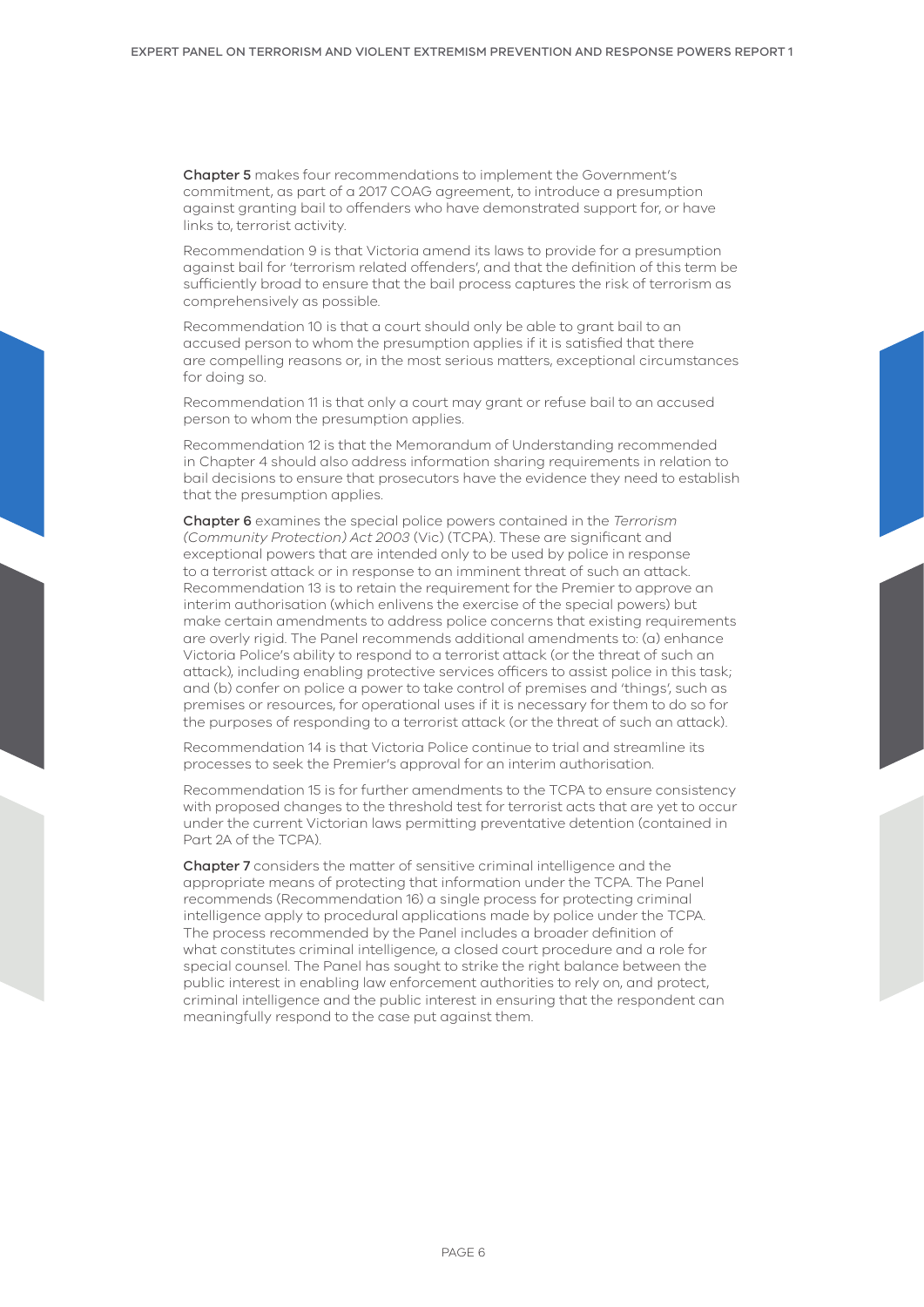**Chapter 5** makes four recommendations to implement the Government's commitment, as part of a 2017 COAG agreement, to introduce a presumption against granting bail to offenders who have demonstrated support for, or have links to, terrorist activity.

Recommendation 9 is that Victoria amend its laws to provide for a presumption against bail for 'terrorism related offenders', and that the definition of this term be sufficiently broad to ensure that the bail process captures the risk of terrorism as comprehensively as possible.

Recommendation 10 is that a court should only be able to grant bail to an accused person to whom the presumption applies if it is satisfied that there are compelling reasons or, in the most serious matters, exceptional circumstances for doing so.

Recommendation 11 is that only a court may grant or refuse bail to an accused person to whom the presumption applies.

Recommendation 12 is that the Memorandum of Understanding recommended in Chapter 4 should also address information sharing requirements in relation to bail decisions to ensure that prosecutors have the evidence they need to establish that the presumption applies.

**Chapter 6** examines the special police powers contained in the *Terrorism (Community Protection) Act 2003* (Vic) (TCPA). These are significant and exceptional powers that are intended only to be used by police in response to a terrorist attack or in response to an imminent threat of such an attack. Recommendation 13 is to retain the requirement for the Premier to approve an interim authorisation (which enlivens the exercise of the special powers) but make certain amendments to address police concerns that existing requirements are overly rigid. The Panel recommends additional amendments to: (a) enhance Victoria Police's ability to respond to a terrorist attack (or the threat of such an attack), including enabling protective services officers to assist police in this task; and (b) confer on police a power to take control of premises and 'things', such as premises or resources, for operational uses if it is necessary for them to do so for the purposes of responding to a terrorist attack (or the threat of such an attack).

Recommendation 14 is that Victoria Police continue to trial and streamline its processes to seek the Premier's approval for an interim authorisation.

Recommendation 15 is for further amendments to the TCPA to ensure consistency with proposed changes to the threshold test for terrorist acts that are yet to occur under the current Victorian laws permitting preventative detention (contained in Part 2A of the TCPA).

**Chapter 7** considers the matter of sensitive criminal intelligence and the appropriate means of protecting that information under the TCPA. The Panel recommends (Recommendation 16) a single process for protecting criminal intelligence apply to procedural applications made by police under the TCPA. The process recommended by the Panel includes a broader definition of what constitutes criminal intelligence, a closed court procedure and a role for special counsel. The Panel has sought to strike the right balance between the public interest in enabling law enforcement authorities to rely on, and protect, criminal intelligence and the public interest in ensuring that the respondent can meaningfully respond to the case put against them.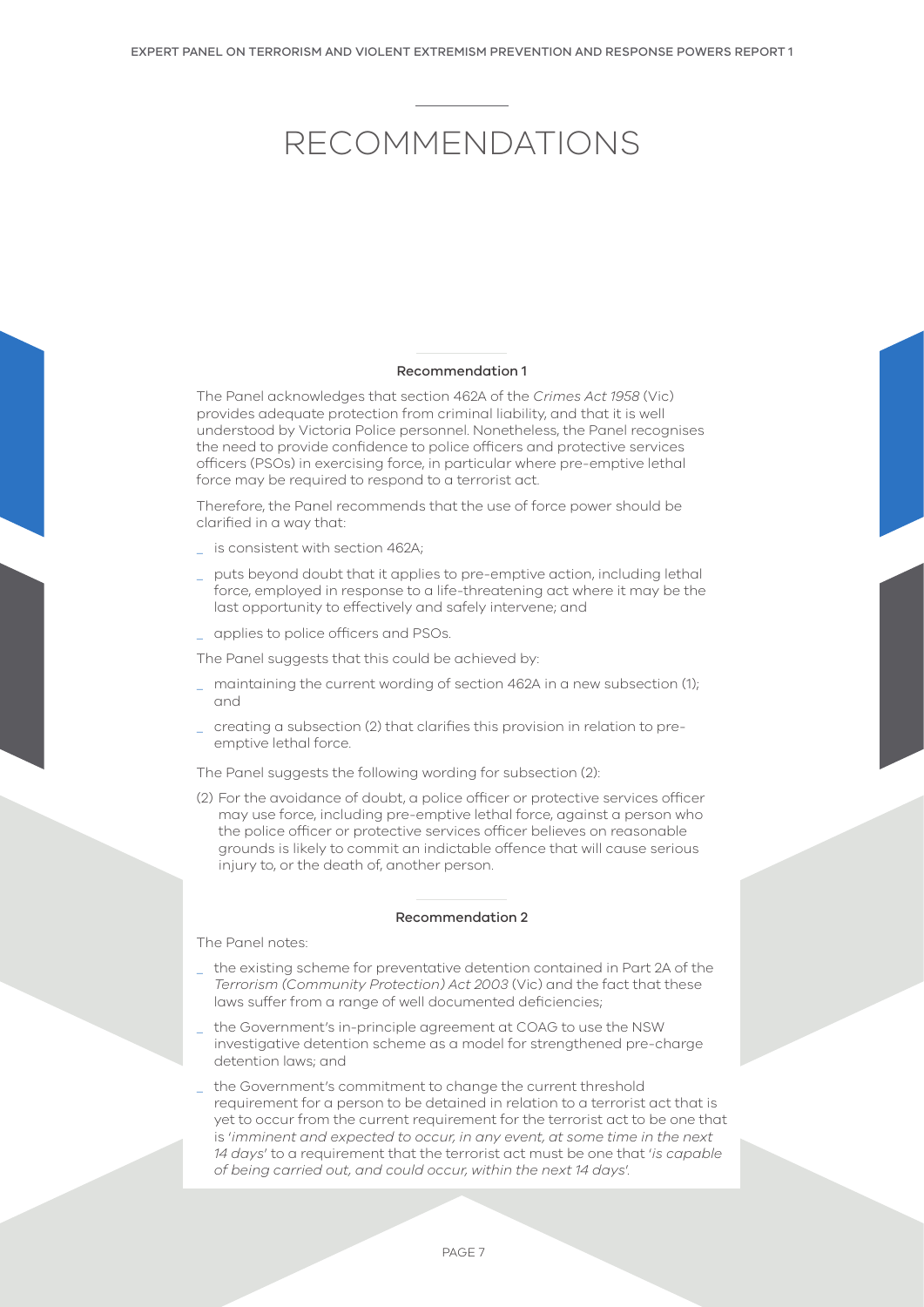# RECOMMENDATIONS

### Recommendation 1

The Panel acknowledges that section 462A of the *Crimes Act 1958* (Vic) provides adequate protection from criminal liability, and that it is well understood by Victoria Police personnel. Nonetheless, the Panel recognises the need to provide confidence to police officers and protective services officers (PSOs) in exercising force, in particular where pre-emptive lethal force may be required to respond to a terrorist act.

Therefore, the Panel recommends that the use of force power should be clarified in a way that:

- is consistent with section 462A;
- puts beyond doubt that it applies to pre-emptive action, including lethal force, employed in response to a life-threatening act where it may be the last opportunity to effectively and safely intervene; and
- applies to police officers and PSOs.

The Panel suggests that this could be achieved by:

- maintaining the current wording of section 462A in a new subsection (1); and
- creating a subsection (2) that clarifies this provision in relation to pre-emptive lethal force.

The Panel suggests the following wording for subsection (2):

(2) For the avoidance of doubt, a police officer or protective services officer may use force, including pre-emptive lethal force, against a person who the police officer or protective services officer believes on reasonable grounds is likely to commit an indictable offence that will cause serious injury to, or the death of, another person.

### Recommendation 2

The Panel notes:

- the existing scheme for preventative detention contained in Part 2A of the *Terrorism (Community Protection) Act 2003* (Vic) and the fact that these laws suffer from a range of well documented deficiencies;
- the Government's in-principle agreement at COAG to use the NSW investigative detention scheme as a model for strengthened pre-charge detention laws; and
- the Government's commitment to change the current threshold requirement for a person to be detained in relation to a terrorist act that is yet to occur from the current requirement for the terrorist act to be one that is '*imminent and expected to occur, in any event, at some time in the next 14 days*' to a requirement that the terrorist act must be one that '*is capable of being carried out, and could occur, within the next 14 days*'.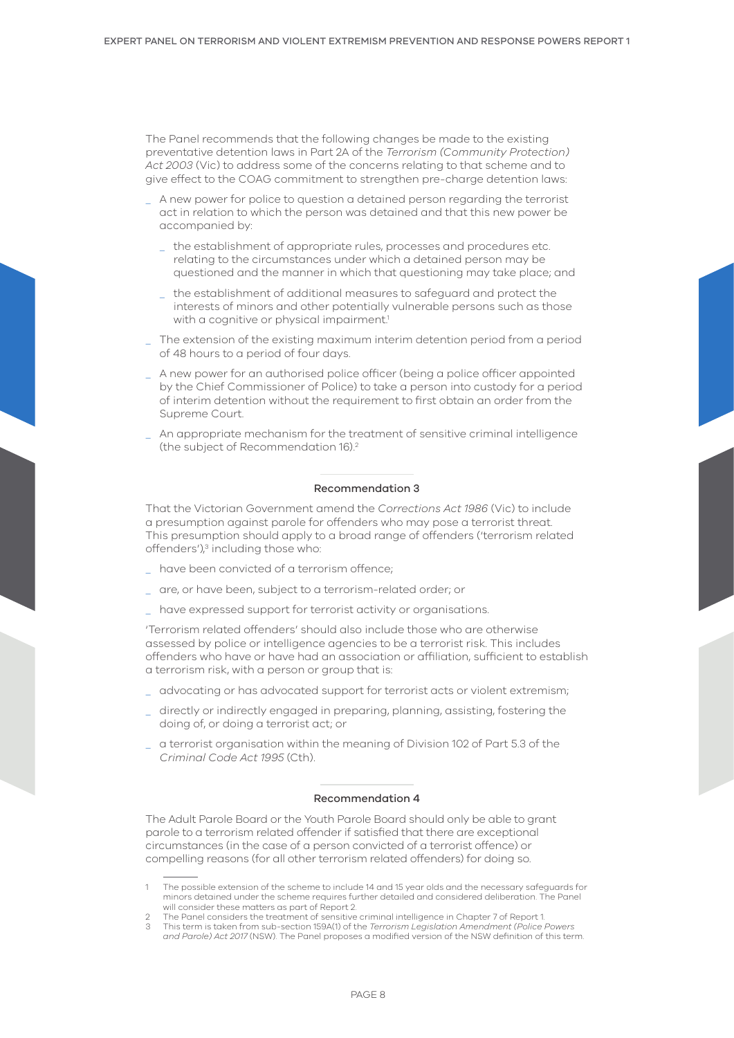The Panel recommends that the following changes be made to the existing preventative detention laws in Part 2A of the *Terrorism (Community Protection) Act 2003* (Vic) to address some of the concerns relating to that scheme and to give effect to the COAG commitment to strengthen pre-charge detention laws:

- A new power for police to question a detained person regarding the terrorist act in relation to which the person was detained and that this new power be accompanied by:
  - the establishment of appropriate rules, processes and procedures etc. relating to the circumstances under which a detained person may be questioned and the manner in which that questioning may take place; and
  - the establishment of additional measures to safeguard and protect the interests of minors and other potentially vulnerable persons such as those with a cognitive or physical impairment.[1]
- The extension of the existing maximum interim detention period from a period of 48 hours to a period of four days.
- A new power for an authorised police officer (being a police officer appointed by the Chief Commissioner of Police) to take a person into custody for a period of interim detention without the requirement to first obtain an order from the Supreme Court.
- An appropriate mechanism for the treatment of sensitive criminal intelligence (the subject of Recommendation 16).[2]

#### Recommendation 3

That the Victorian Government amend the *Corrections Act 1986* (Vic) to include a presumption against parole for offenders who may pose a terrorist threat. This presumption should apply to a broad range of offenders ('terrorism related offenders'),[3] including those who:

- have been convicted of a terrorism offence;
- are, or have been, subject to a terrorism-related order; or
- have expressed support for terrorist activity or organisations.

'Terrorism related offenders' should also include those who are otherwise assessed by police or intelligence agencies to be a terrorist risk. This includes offenders who have or have had an association or affiliation, sufficient to establish a terrorism risk, with a person or group that is:

- advocating or has advocated support for terrorist acts or violent extremism;
- directly or indirectly engaged in preparing, planning, assisting, fostering the doing of, or doing a terrorist act; or
- a terrorist organisation within the meaning of Division 102 of Part 5.3 of the *Criminal Code Act 1995* (Cth).

#### Recommendation 4

The Adult Parole Board or the Youth Parole Board should only be able to grant parole to a terrorism related offender if satisfied that there are exceptional circumstances (in the case of a person convicted of a terrorist offence) or compelling reasons (for all other terrorism related offenders) for doing so.

---

1 The possible extension of the scheme to include 14 and 15 year olds and the necessary safeguards for minors detained under the scheme requires further detailed and considered deliberation. The Panel will consider these matters as part of Report 2.

2 The Panel considers the treatment of sensitive criminal intelligence in Chapter 7 of Report 1.

3 This term is taken from sub-section 159A(1) of the *Terrorism Legislation Amendment (Police Powers and Parole) Act 2017* (NSW). The Panel proposes a modified version of the NSW definition of this term.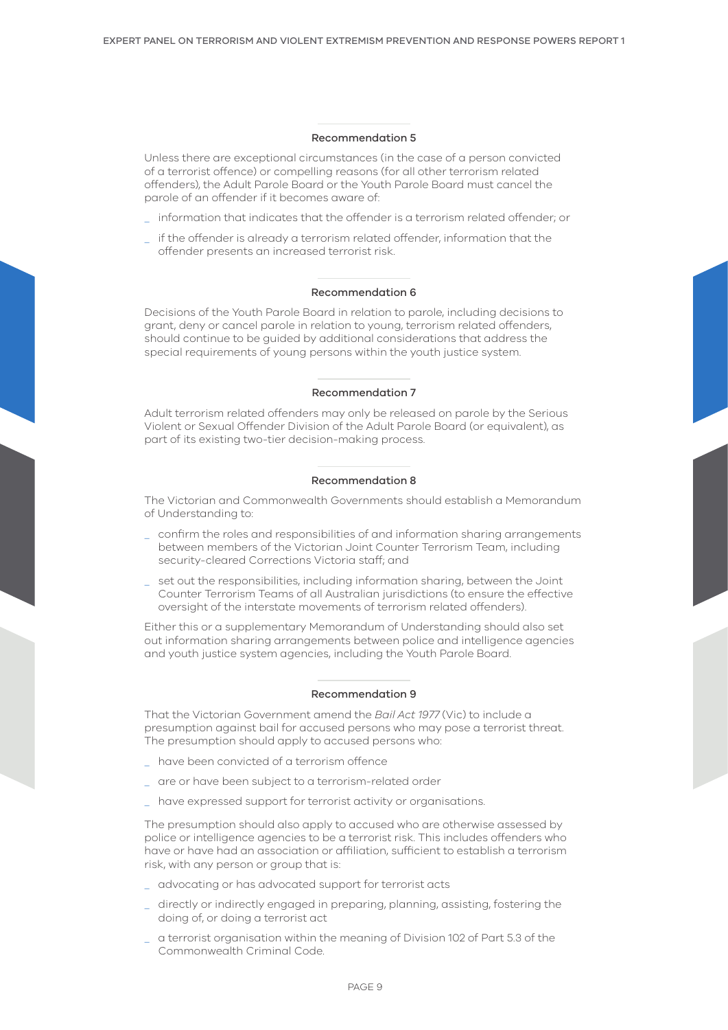### Recommendation 5

Unless there are exceptional circumstances (in the case of a person convicted of a terrorist offence) or compelling reasons (for all other terrorism related offenders), the Adult Parole Board or the Youth Parole Board must cancel the parole of an offender if it becomes aware of:

- information that indicates that the offender is a terrorism related offender; or
- if the offender is already a terrorism related offender, information that the offender presents an increased terrorist risk.

### Recommendation 6

Decisions of the Youth Parole Board in relation to parole, including decisions to grant, deny or cancel parole in relation to young, terrorism related offenders, should continue to be guided by additional considerations that address the special requirements of young persons within the youth justice system.

### Recommendation 7

Adult terrorism related offenders may only be released on parole by the Serious Violent or Sexual Offender Division of the Adult Parole Board (or equivalent), as part of its existing two-tier decision-making process.

### Recommendation 8

The Victorian and Commonwealth Governments should establish a Memorandum of Understanding to:

- confirm the roles and responsibilities of and information sharing arrangements between members of the Victorian Joint Counter Terrorism Team, including security-cleared Corrections Victoria staff; and
- set out the responsibilities, including information sharing, between the Joint Counter Terrorism Teams of all Australian jurisdictions (to ensure the effective oversight of the interstate movements of terrorism related offenders).

Either this or a supplementary Memorandum of Understanding should also set out information sharing arrangements between police and intelligence agencies and youth justice system agencies, including the Youth Parole Board.

### Recommendation 9

That the Victorian Government amend the *Bail Act 1977* (Vic) to include a presumption against bail for accused persons who may pose a terrorist threat. The presumption should apply to accused persons who:

- have been convicted of a terrorism offence
- are or have been subject to a terrorism-related order
- have expressed support for terrorist activity or organisations.

The presumption should also apply to accused who are otherwise assessed by police or intelligence agencies to be a terrorist risk. This includes offenders who have or have had an association or affiliation, sufficient to establish a terrorism risk, with any person or group that is:

- advocating or has advocated support for terrorist acts
- directly or indirectly engaged in preparing, planning, assisting, fostering the doing of, or doing a terrorist act
- a terrorist organisation within the meaning of Division 102 of Part 5.3 of the Commonwealth Criminal Code.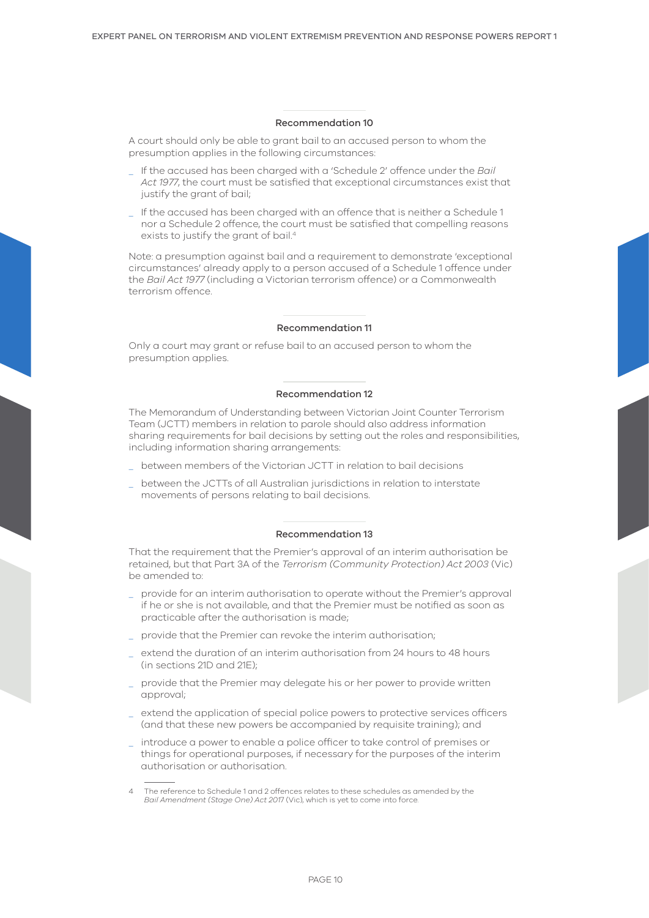### Recommendation 10

A court should only be able to grant bail to an accused person to whom the presumption applies in the following circumstances:

- If the accused has been charged with a 'Schedule 2' offence under the *Bail Act 1977*, the court must be satisfied that exceptional circumstances exist that justify the grant of bail;
- If the accused has been charged with an offence that is neither a Schedule 1 nor a Schedule 2 offence, the court must be satisfied that compelling reasons exists to justify the grant of bail.[4]

Note: a presumption against bail and a requirement to demonstrate 'exceptional circumstances' already apply to a person accused of a Schedule 1 offence under the *Bail Act 1977* (including a Victorian terrorism offence) or a Commonwealth terrorism offence.

### Recommendation 11

Only a court may grant or refuse bail to an accused person to whom the presumption applies.

### Recommendation 12

The Memorandum of Understanding between Victorian Joint Counter Terrorism Team (JCTT) members in relation to parole should also address information sharing requirements for bail decisions by setting out the roles and responsibilities, including information sharing arrangements:

- between members of the Victorian JCTT in relation to bail decisions
- between the JCTTs of all Australian jurisdictions in relation to interstate movements of persons relating to bail decisions.

### Recommendation 13

That the requirement that the Premier's approval of an interim authorisation be retained, but that Part 3A of the *Terrorism (Community Protection) Act 2003* (Vic) be amended to:

- provide for an interim authorisation to operate without the Premier's approval if he or she is not available, and that the Premier must be notified as soon as practicable after the authorisation is made;
- provide that the Premier can revoke the interim authorisation;
- extend the duration of an interim authorisation from 24 hours to 48 hours (in sections 21D and 21E);
- provide that the Premier may delegate his or her power to provide written approval;
- extend the application of special police powers to protective services officers (and that these new powers be accompanied by requisite training); and
- introduce a power to enable a police officer to take control of premises or things for operational purposes, if necessary for the purposes of the interim authorisation or authorisation.

---

4 The reference to Schedule 1 and 2 offences relates to these schedules as amended by the *Bail Amendment (Stage One) Act 2017* (Vic), which is yet to come into force.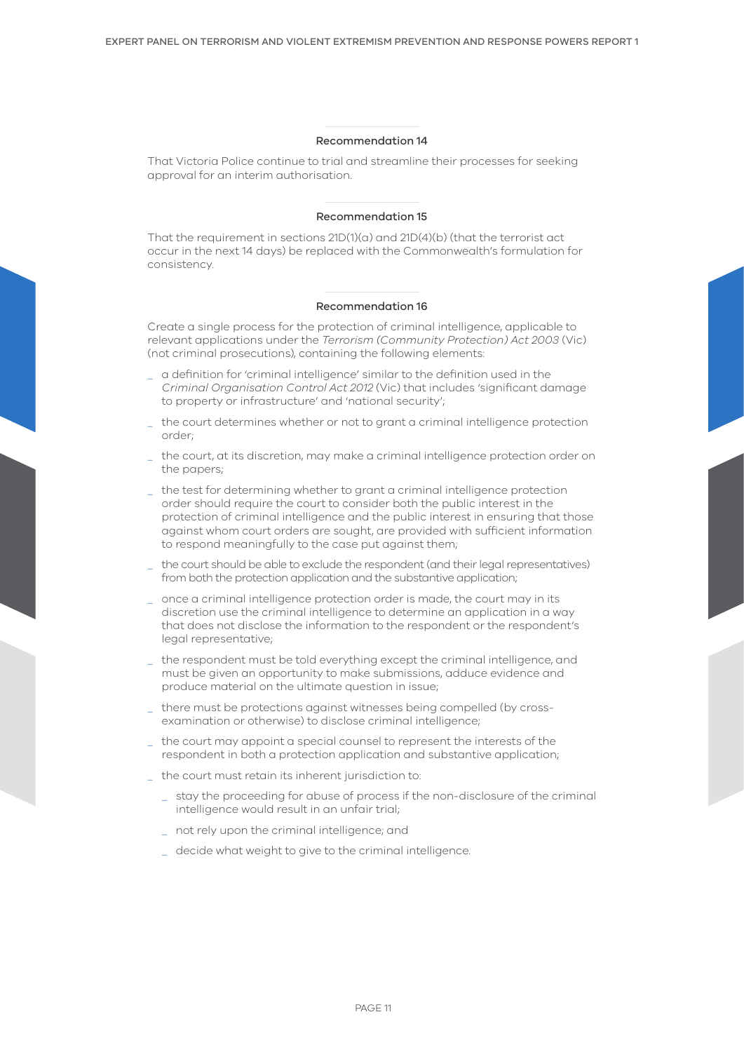### Recommendation 14

That Victoria Police continue to trial and streamline their processes for seeking approval for an interim authorisation.

### Recommendation 15

That the requirement in sections 21D(1)(a) and 21D(4)(b) (that the terrorist act occur in the next 14 days) be replaced with the Commonwealth's formulation for consistency.

### Recommendation 16

Create a single process for the protection of criminal intelligence, applicable to relevant applications under the *Terrorism (Community Protection) Act 2003* (Vic) (not criminal prosecutions), containing the following elements:

- a definition for 'criminal intelligence' similar to the definition used in the *Criminal Organisation Control Act 2012* (Vic) that includes 'significant damage to property or infrastructure' and 'national security';
- the court determines whether or not to grant a criminal intelligence protection order;
- the court, at its discretion, may make a criminal intelligence protection order on the papers;
- the test for determining whether to grant a criminal intelligence protection order should require the court to consider both the public interest in the protection of criminal intelligence and the public interest in ensuring that those against whom court orders are sought, are provided with sufficient information to respond meaningfully to the case put against them;
- the court should be able to exclude the respondent (and their legal representatives) from both the protection application and the substantive application;
- once a criminal intelligence protection order is made, the court may in its discretion use the criminal intelligence to determine an application in a way that does not disclose the information to the respondent or the respondent's legal representative;
- the respondent must be told everything except the criminal intelligence, and must be given an opportunity to make submissions, adduce evidence and produce material on the ultimate question in issue;
- there must be protections against witnesses being compelled (by cross-examination or otherwise) to disclose criminal intelligence;
- the court may appoint a special counsel to represent the interests of the respondent in both a protection application and substantive application;
- the court must retain its inherent jurisdiction to:
  - stay the proceeding for abuse of process if the non-disclosure of the criminal intelligence would result in an unfair trial;
  - not rely upon the criminal intelligence; and
  - decide what weight to give to the criminal intelligence.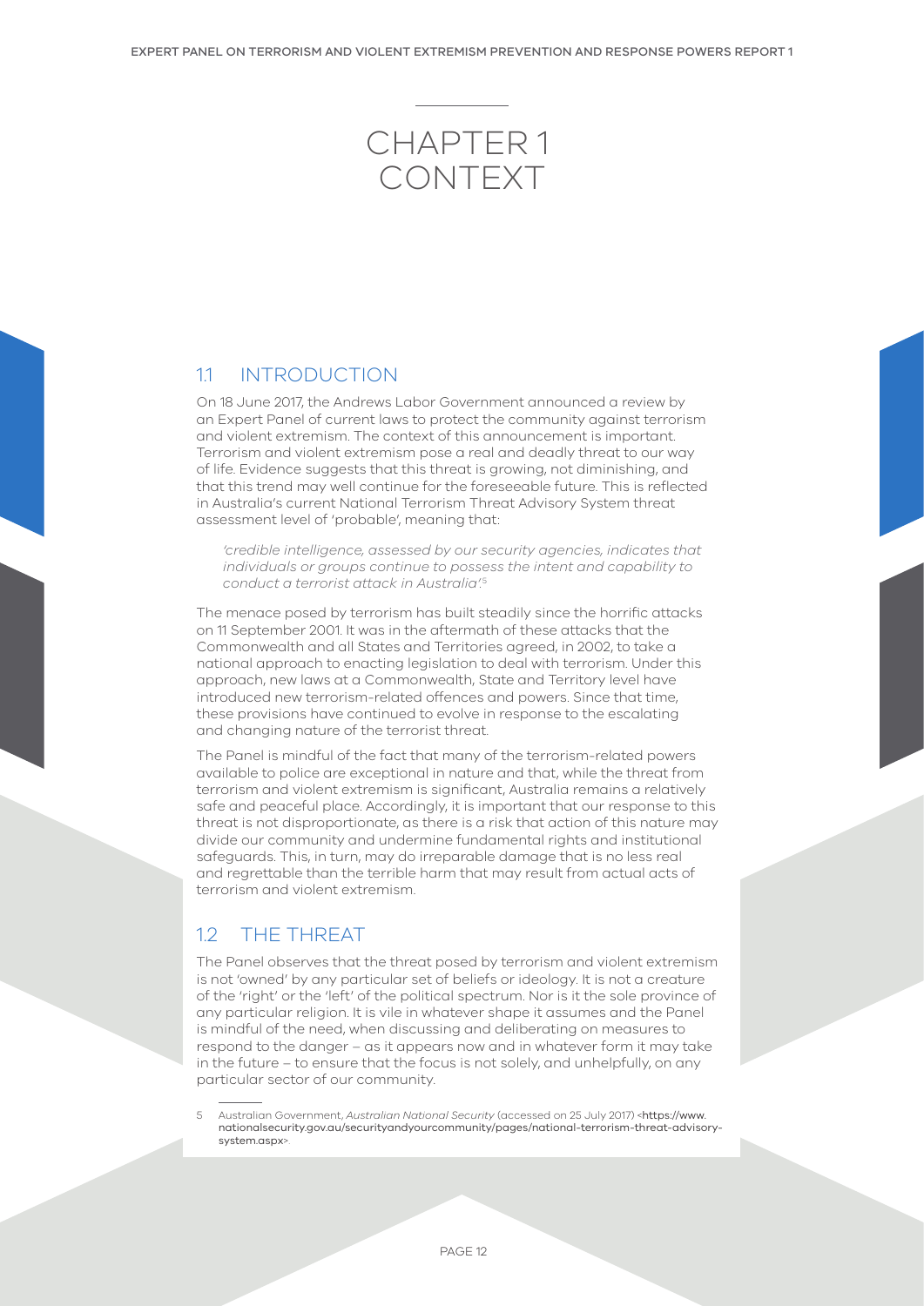# CHAPTER 1 CONTEXT

## 1.1 INTRODUCTION

On 18 June 2017, the Andrews Labor Government announced a review by an Expert Panel of current laws to protect the community against terrorism and violent extremism. The context of this announcement is important. Terrorism and violent extremism pose a real and deadly threat to our way of life. Evidence suggests that this threat is growing, not diminishing, and that this trend may well continue for the foreseeable future. This is reflected in Australia's current National Terrorism Threat Advisory System threat assessment level of 'probable', meaning that:

> *'credible intelligence, assessed by our security agencies, indicates that individuals or groups continue to possess the intent and capability to conduct a terrorist attack in Australia'.*[5]

The menace posed by terrorism has built steadily since the horrific attacks on 11 September 2001. It was in the aftermath of these attacks that the Commonwealth and all States and Territories agreed, in 2002, to take a national approach to enacting legislation to deal with terrorism. Under this approach, new laws at a Commonwealth, State and Territory level have introduced new terrorism-related offences and powers. Since that time, these provisions have continued to evolve in response to the escalating and changing nature of the terrorist threat.

The Panel is mindful of the fact that many of the terrorism-related powers available to police are exceptional in nature and that, while the threat from terrorism and violent extremism is significant, Australia remains a relatively safe and peaceful place. Accordingly, it is important that our response to this threat is not disproportionate, as there is a risk that action of this nature may divide our community and undermine fundamental rights and institutional safeguards. This, in turn, may do irreparable damage that is no less real and regrettable than the terrible harm that may result from actual acts of terrorism and violent extremism.

## 1.2 THE THREAT

The Panel observes that the threat posed by terrorism and violent extremism is not 'owned' by any particular set of beliefs or ideology. It is not a creature of the 'right' or the 'left' of the political spectrum. Nor is it the sole province of any particular religion. It is vile in whatever shape it assumes and the Panel is mindful of the need, when discussing and deliberating on measures to respond to the danger – as it appears now and in whatever form it may take in the future – to ensure that the focus is not solely, and unhelpfully, on any particular sector of our community.

---

5 Australian Government, *Australian National Security* (accessed on 25 July 2017) <https://www.nationalsecurity.gov.au/securityandyourcommunity/pages/national-terrorism-threat-advisory-system.aspx>.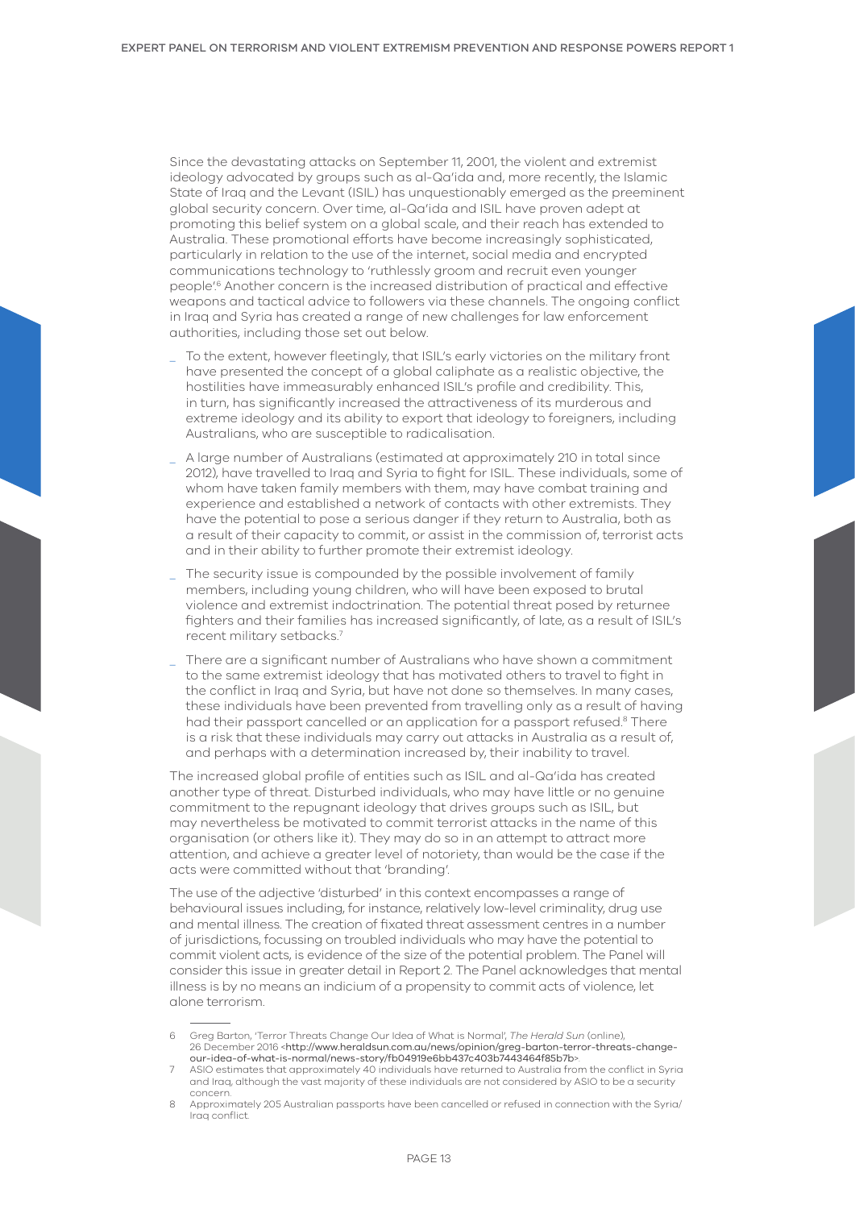Since the devastating attacks on September 11, 2001, the violent and extremist ideology advocated by groups such as al-Qa'ida and, more recently, the Islamic State of Iraq and the Levant (ISIL) has unquestionably emerged as the preeminent global security concern. Over time, al-Qa'ida and ISIL have proven adept at promoting this belief system on a global scale, and their reach has extended to Australia. These promotional efforts have become increasingly sophisticated, particularly in relation to the use of the internet, social media and encrypted communications technology to 'ruthlessly groom and recruit even younger people'.[6] Another concern is the increased distribution of practical and effective weapons and tactical advice to followers via these channels. The ongoing conflict in Iraq and Syria has created a range of new challenges for law enforcement authorities, including those set out below.

- To the extent, however fleetingly, that ISIL's early victories on the military front have presented the concept of a global caliphate as a realistic objective, the hostilities have immeasurably enhanced ISIL's profile and credibility. This, in turn, has significantly increased the attractiveness of its murderous and extreme ideology and its ability to export that ideology to foreigners, including Australians, who are susceptible to radicalisation.
- A large number of Australians (estimated at approximately 210 in total since 2012), have travelled to Iraq and Syria to fight for ISIL. These individuals, some of whom have taken family members with them, may have combat training and experience and established a network of contacts with other extremists. They have the potential to pose a serious danger if they return to Australia, both as a result of their capacity to commit, or assist in the commission of, terrorist acts and in their ability to further promote their extremist ideology.
- The security issue is compounded by the possible involvement of family members, including young children, who will have been exposed to brutal violence and extremist indoctrination. The potential threat posed by returnee fighters and their families has increased significantly, of late, as a result of ISIL's recent military setbacks.[7]
- There are a significant number of Australians who have shown a commitment to the same extremist ideology that has motivated others to travel to fight in the conflict in Iraq and Syria, but have not done so themselves. In many cases, these individuals have been prevented from travelling only as a result of having had their passport cancelled or an application for a passport refused.[8] There is a risk that these individuals may carry out attacks in Australia as a result of, and perhaps with a determination increased by, their inability to travel.

The increased global profile of entities such as ISIL and al-Qa'ida has created another type of threat. Disturbed individuals, who may have little or no genuine commitment to the repugnant ideology that drives groups such as ISIL, but may nevertheless be motivated to commit terrorist attacks in the name of this organisation (or others like it). They may do so in an attempt to attract more attention, and achieve a greater level of notoriety, than would be the case if the acts were committed without that 'branding'.

The use of the adjective 'disturbed' in this context encompasses a range of behavioural issues including, for instance, relatively low-level criminality, drug use and mental illness. The creation of fixated threat assessment centres in a number of jurisdictions, focussing on troubled individuals who may have the potential to commit violent acts, is evidence of the size of the potential problem. The Panel will consider this issue in greater detail in Report 2. The Panel acknowledges that mental illness is by no means an indicium of a propensity to commit acts of violence, let alone terrorism.

---

6 Greg Barton, 'Terror Threats Change Our Idea of What is Normal', *The Herald Sun* (online), 26 December 2016 <http://www.heraldsun.com.au/news/opinion/greg-barton-terror-threats-change-our-idea-of-what-is-normal/news-story/fb04919e6bb437c403b7443464f85b7b>.

7 ASIO estimates that approximately 40 individuals have returned to Australia from the conflict in Syria and Iraq, although the vast majority of these individuals are not considered by ASIO to be a security concern.

8 Approximately 205 Australian passports have been cancelled or refused in connection with the Syria/Iraq conflict.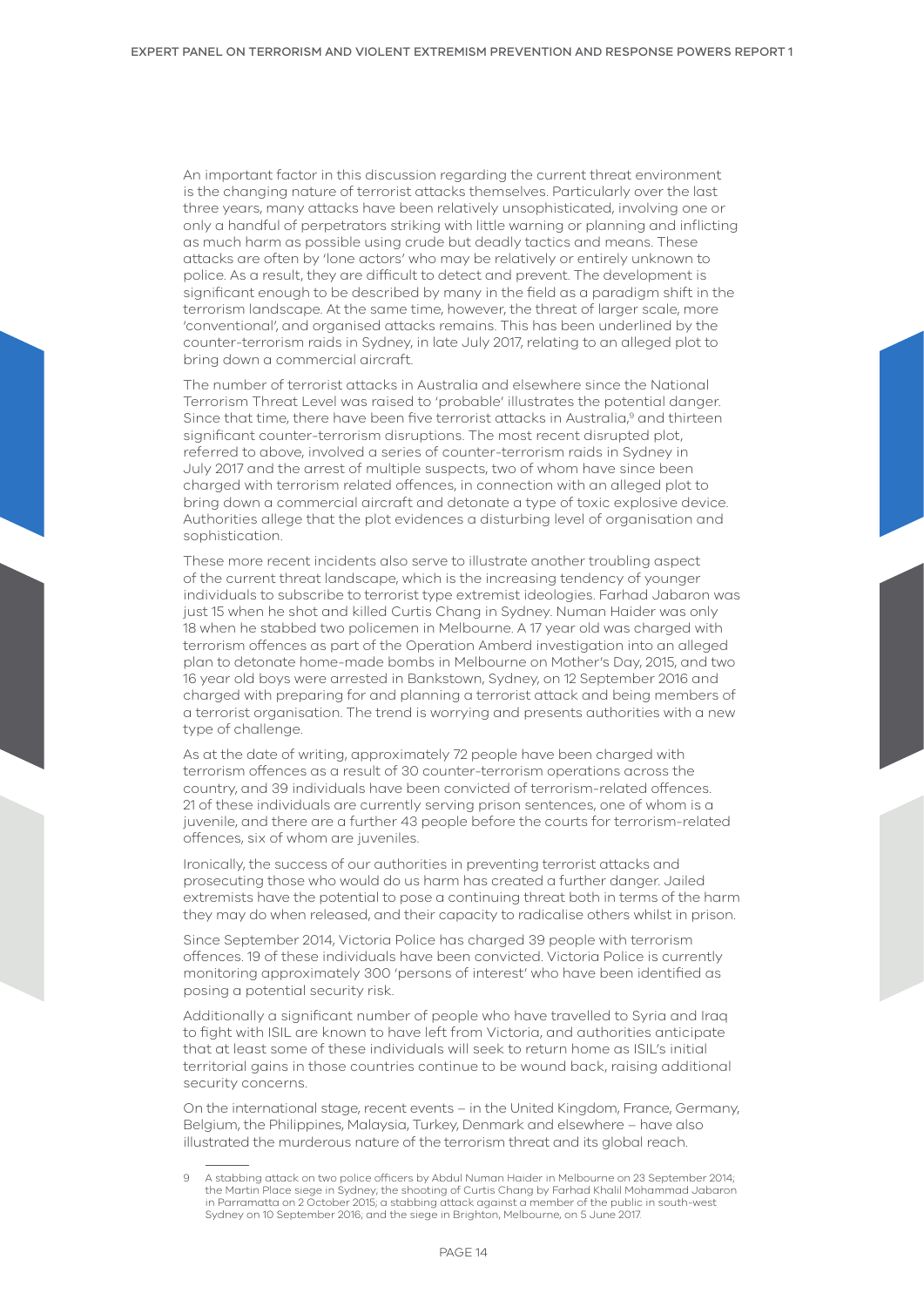An important factor in this discussion regarding the current threat environment is the changing nature of terrorist attacks themselves. Particularly over the last three years, many attacks have been relatively unsophisticated, involving one or only a handful of perpetrators striking with little warning or planning and inflicting as much harm as possible using crude but deadly tactics and means. These attacks are often by 'lone actors' who may be relatively or entirely unknown to police. As a result, they are difficult to detect and prevent. The development is significant enough to be described by many in the field as a paradigm shift in the terrorism landscape. At the same time, however, the threat of larger scale, more 'conventional', and organised attacks remains. This has been underlined by the counter-terrorism raids in Sydney, in late July 2017, relating to an alleged plot to bring down a commercial aircraft.

The number of terrorist attacks in Australia and elsewhere since the National Terrorism Threat Level was raised to 'probable' illustrates the potential danger. Since that time, there have been five terrorist attacks in Australia,[9] and thirteen significant counter-terrorism disruptions. The most recent disrupted plot, referred to above, involved a series of counter-terrorism raids in Sydney in July 2017 and the arrest of multiple suspects, two of whom have since been charged with terrorism related offences, in connection with an alleged plot to bring down a commercial aircraft and detonate a type of toxic explosive device. Authorities allege that the plot evidences a disturbing level of organisation and sophistication.

These more recent incidents also serve to illustrate another troubling aspect of the current threat landscape, which is the increasing tendency of younger individuals to subscribe to terrorist type extremist ideologies. Farhad Jabaron was just 15 when he shot and killed Curtis Chang in Sydney. Numan Haider was only 18 when he stabbed two policemen in Melbourne. A 17 year old was charged with terrorism offences as part of the Operation Amberd investigation into an alleged plan to detonate home-made bombs in Melbourne on Mother's Day, 2015, and two 16 year old boys were arrested in Bankstown, Sydney, on 12 September 2016 and charged with preparing for and planning a terrorist attack and being members of a terrorist organisation. The trend is worrying and presents authorities with a new type of challenge.

As at the date of writing, approximately 72 people have been charged with terrorism offences as a result of 30 counter-terrorism operations across the country, and 39 individuals have been convicted of terrorism-related offences. 21 of these individuals are currently serving prison sentences, one of whom is a juvenile, and there are a further 43 people before the courts for terrorism-related offences, six of whom are juveniles.

Ironically, the success of our authorities in preventing terrorist attacks and prosecuting those who would do us harm has created a further danger. Jailed extremists have the potential to pose a continuing threat both in terms of the harm they may do when released, and their capacity to radicalise others whilst in prison.

Since September 2014, Victoria Police has charged 39 people with terrorism offences. 19 of these individuals have been convicted. Victoria Police is currently monitoring approximately 300 'persons of interest' who have been identified as posing a potential security risk.

Additionally a significant number of people who have travelled to Syria and Iraq to fight with ISIL are known to have left from Victoria, and authorities anticipate that at least some of these individuals will seek to return home as ISIL's initial territorial gains in those countries continue to be wound back, raising additional security concerns.

On the international stage, recent events – in the United Kingdom, France, Germany, Belgium, the Philippines, Malaysia, Turkey, Denmark and elsewhere – have also illustrated the murderous nature of the terrorism threat and its global reach.

---

9 A stabbing attack on two police officers by Abdul Numan Haider in Melbourne on 23 September 2014; the Martin Place siege in Sydney; the shooting of Curtis Chang by Farhad Khalil Mohammad Jabaron in Parramatta on 2 October 2015; a stabbing attack against a member of the public in south-west Sydney on 10 September 2016; and the siege in Brighton, Melbourne, on 5 June 2017.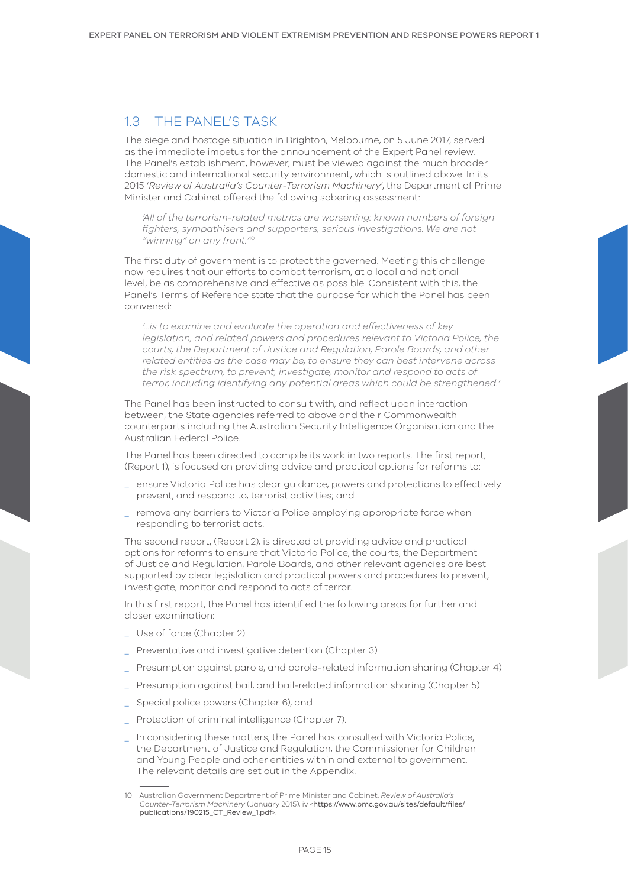## 1.3 THE PANEL'S TASK

The siege and hostage situation in Brighton, Melbourne, on 5 June 2017, served as the immediate impetus for the announcement of the Expert Panel review. The Panel's establishment, however, must be viewed against the much broader domestic and international security environment, which is outlined above. In its 2015 '*Review of Australia's Counter-Terrorism Machinery*', the Department of Prime Minister and Cabinet offered the following sobering assessment:

> *'All of the terrorism-related metrics are worsening: known numbers of foreign fighters, sympathisers and supporters, serious investigations. We are not "winning" on any front.'*[10]

The first duty of government is to protect the governed. Meeting this challenge now requires that our efforts to combat terrorism, at a local and national level, be as comprehensive and effective as possible. Consistent with this, the Panel's Terms of Reference state that the purpose for which the Panel has been convened:

> *'...is to examine and evaluate the operation and effectiveness of key legislation, and related powers and procedures relevant to Victoria Police, the courts, the Department of Justice and Regulation, Parole Boards, and other related entities as the case may be, to ensure they can best intervene across the risk spectrum, to prevent, investigate, monitor and respond to acts of terror, including identifying any potential areas which could be strengthened.'*

The Panel has been instructed to consult with, and reflect upon interaction between, the State agencies referred to above and their Commonwealth counterparts including the Australian Security Intelligence Organisation and the Australian Federal Police.

The Panel has been directed to compile its work in two reports. The first report, (Report 1), is focused on providing advice and practical options for reforms to:

- ensure Victoria Police has clear guidance, powers and protections to effectively prevent, and respond to, terrorist activities; and
- remove any barriers to Victoria Police employing appropriate force when responding to terrorist acts.

The second report, (Report 2), is directed at providing advice and practical options for reforms to ensure that Victoria Police, the courts, the Department of Justice and Regulation, Parole Boards, and other relevant agencies are best supported by clear legislation and practical powers and procedures to prevent, investigate, monitor and respond to acts of terror.

In this first report, the Panel has identified the following areas for further and closer examination:

- Use of force (Chapter 2)
- Preventative and investigative detention (Chapter 3)
- Presumption against parole, and parole-related information sharing (Chapter 4)
- Presumption against bail, and bail-related information sharing (Chapter 5)
- Special police powers (Chapter 6), and
- Protection of criminal intelligence (Chapter 7).
- In considering these matters, the Panel has consulted with Victoria Police, the Department of Justice and Regulation, the Commissioner for Children and Young People and other entities within and external to government. The relevant details are set out in the Appendix.

---

10 Australian Government Department of Prime Minister and Cabinet, *Review of Australia's Counter-Terrorism Machinery* (January 2015), iv <https://www.pmc.gov.au/sites/default/files/publications/190215_CT_Review_1.pdf>.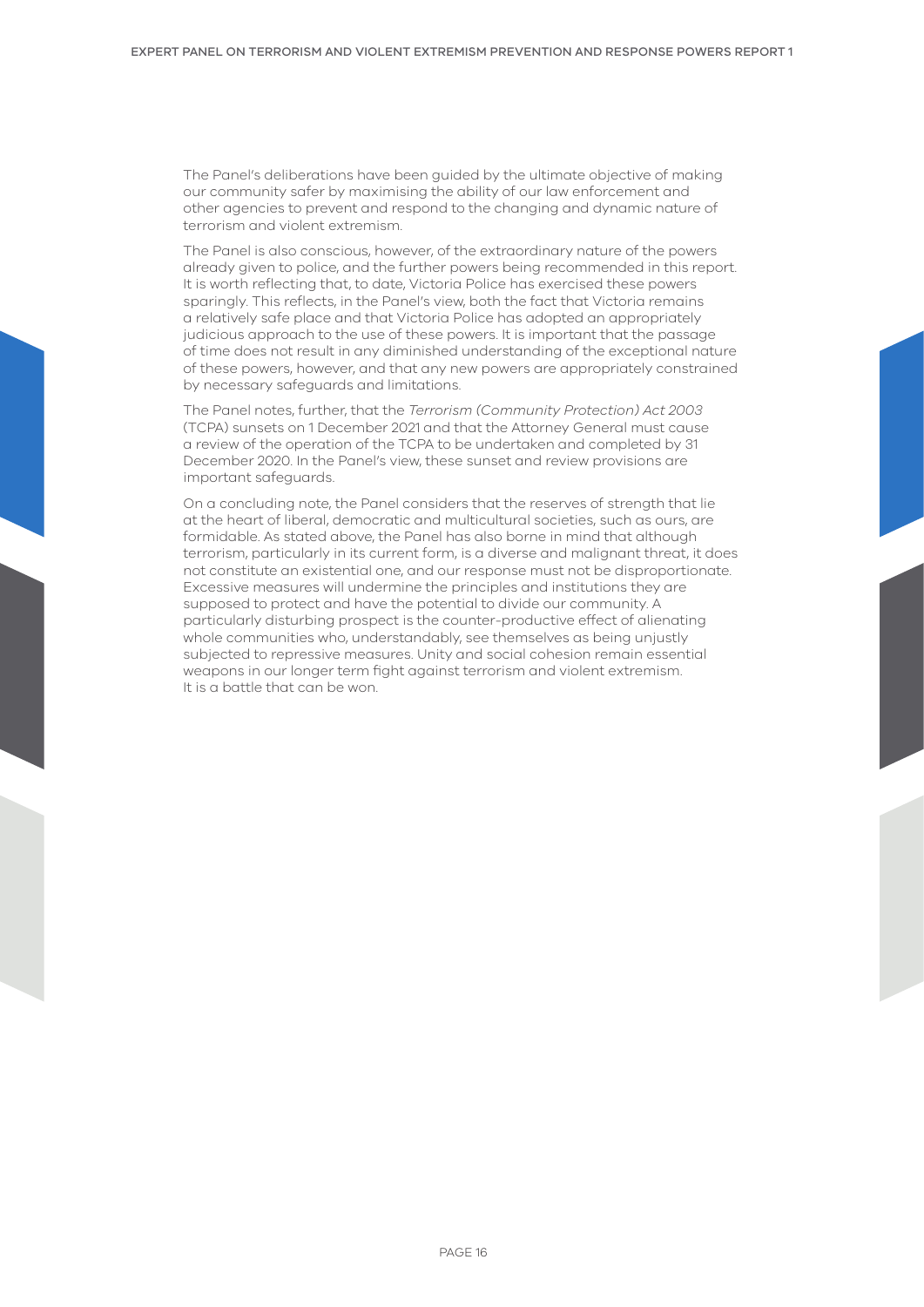The Panel's deliberations have been guided by the ultimate objective of making our community safer by maximising the ability of our law enforcement and other agencies to prevent and respond to the changing and dynamic nature of terrorism and violent extremism.

The Panel is also conscious, however, of the extraordinary nature of the powers already given to police, and the further powers being recommended in this report. It is worth reflecting that, to date, Victoria Police has exercised these powers sparingly. This reflects, in the Panel's view, both the fact that Victoria remains a relatively safe place and that Victoria Police has adopted an appropriately judicious approach to the use of these powers. It is important that the passage of time does not result in any diminished understanding of the exceptional nature of these powers, however, and that any new powers are appropriately constrained by necessary safeguards and limitations.

The Panel notes, further, that the *Terrorism (Community Protection) Act 2003* (TCPA) sunsets on 1 December 2021 and that the Attorney General must cause a review of the operation of the TCPA to be undertaken and completed by 31 December 2020. In the Panel's view, these sunset and review provisions are important safeguards.

On a concluding note, the Panel considers that the reserves of strength that lie at the heart of liberal, democratic and multicultural societies, such as ours, are formidable. As stated above, the Panel has also borne in mind that although terrorism, particularly in its current form, is a diverse and malignant threat, it does not constitute an existential one, and our response must not be disproportionate. Excessive measures will undermine the principles and institutions they are supposed to protect and have the potential to divide our community. A particularly disturbing prospect is the counter-productive effect of alienating whole communities who, understandably, see themselves as being unjustly subjected to repressive measures. Unity and social cohesion remain essential weapons in our longer term fight against terrorism and violent extremism. It is a battle that can be won.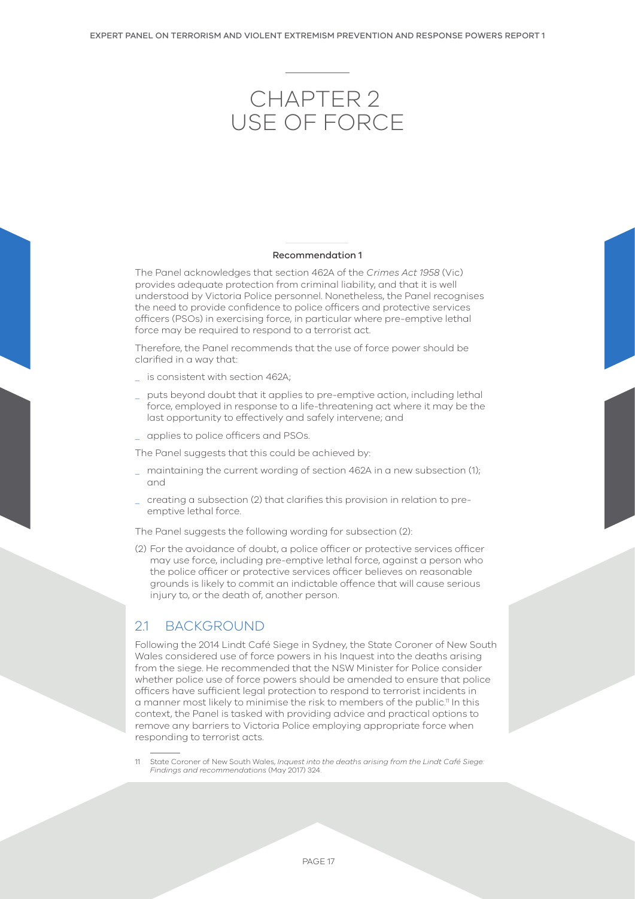# CHAPTER 2 USE OF FORCE

**Recommendation 1**

The Panel acknowledges that section 462A of the *Crimes Act 1958* (Vic) provides adequate protection from criminal liability, and that it is well understood by Victoria Police personnel. Nonetheless, the Panel recognises the need to provide confidence to police officers and protective services officers (PSOs) in exercising force, in particular where pre-emptive lethal force may be required to respond to a terrorist act.

Therefore, the Panel recommends that the use of force power should be clarified in a way that:

- is consistent with section 462A;
- puts beyond doubt that it applies to pre-emptive action, including lethal force, employed in response to a life-threatening act where it may be the last opportunity to effectively and safely intervene; and
- applies to police officers and PSOs.

The Panel suggests that this could be achieved by:

- maintaining the current wording of section 462A in a new subsection (1); and
- creating a subsection (2) that clarifies this provision in relation to pre-emptive lethal force.

The Panel suggests the following wording for subsection (2):

(2) For the avoidance of doubt, a police officer or protective services officer may use force, including pre-emptive lethal force, against a person who the police officer or protective services officer believes on reasonable grounds is likely to commit an indictable offence that will cause serious injury to, or the death of, another person.

## 2.1 BACKGROUND

Following the 2014 Lindt Café Siege in Sydney, the State Coroner of New South Wales considered use of force powers in his Inquest into the deaths arising from the siege. He recommended that the NSW Minister for Police consider whether police use of force powers should be amended to ensure that police officers have sufficient legal protection to respond to terrorist incidents in a manner most likely to minimise the risk to members of the public.[11] In this context, the Panel is tasked with providing advice and practical options to remove any barriers to Victoria Police employing appropriate force when responding to terrorist acts.

[11] State Coroner of New South Wales, *Inquest into the deaths arising from the Lindt Café Siege: Findings and recommendations* (May 2017) 324.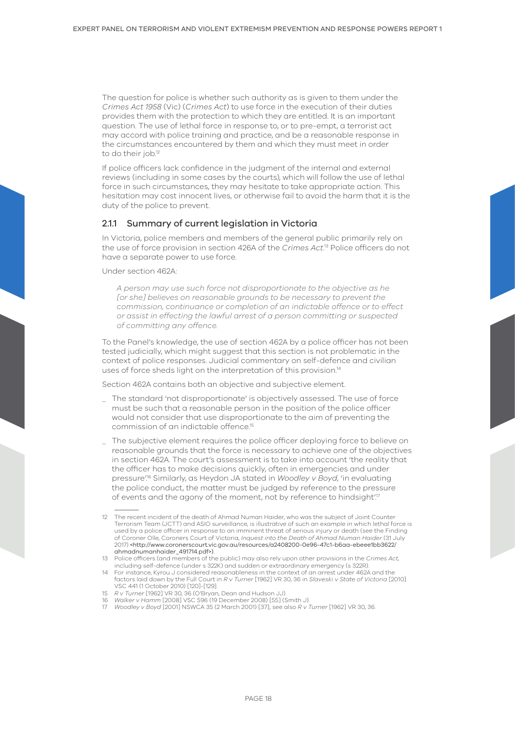The question for police is whether such authority as is given to them under the *Crimes Act 1958* (Vic) (*Crimes Act*) to use force in the execution of their duties provides them with the protection to which they are entitled. It is an important question. The use of lethal force in response to, or to pre-empt, a terrorist act may accord with police training and practice, and be a reasonable response in the circumstances encountered by them and which they must meet in order to do their job.[12]

If police officers lack confidence in the judgment of the internal and external reviews (including in some cases by the courts), which will follow the use of lethal force in such circumstances, they may hesitate to take appropriate action. This hesitation may cost innocent lives, or otherwise fail to avoid the harm that it is the duty of the police to prevent.

### 2.1.1 Summary of current legislation in Victoria

In Victoria, police members and members of the general public primarily rely on the use of force provision in section 426A of the *Crimes Act*.[13] Police officers do not have a separate power to use force.

Under section 462A:

> *A person may use such force not disproportionate to the objective as he [or she] believes on reasonable grounds to be necessary to prevent the commission, continuance or completion of an indictable offence or to effect or assist in effecting the lawful arrest of a person committing or suspected of committing any offence.*

To the Panel's knowledge, the use of section 462A by a police officer has not been tested judicially, which might suggest that this section is not problematic in the context of police responses. Judicial commentary on self-defence and civilian uses of force sheds light on the interpretation of this provision.[14]

Section 462A contains both an objective and subjective element.

- The standard 'not disproportionate' is objectively assessed. The use of force must be such that a reasonable person in the position of the police officer would not consider that use disproportionate to the aim of preventing the commission of an indictable offence.[15]
- The subjective element requires the police officer deploying force to believe on reasonable grounds that the force is necessary to achieve one of the objectives in section 462A. The court's assessment is to take into account 'the reality that the officer has to make decisions quickly, often in emergencies and under pressure'.[16] Similarly, as Heydon JA stated in *Woodley v Boyd*, 'in evaluating the police conduct, the matter must be judged by reference to the pressure of events and the agony of the moment, not by reference to hindsight'.[17]

---

12 The recent incident of the death of Ahmad Numan Haider, who was the subject of Joint Counter Terrorism Team (JCTT) and ASIO surveillance, is illustrative of such an example in which lethal force is used by a police officer in response to an imminent threat of serious injury or death (see the Finding of Coroner Olle, Coroners Court of Victoria, *Inquest into the Death of Ahmad Numan Haider* (31 July 2017) <http://www.coronerscourt.vic.gov.au/resources/a2408200-0e96-47c1-b6aa-ebeee1bb3622/ahmadnumanhaider_491714.pdf>).

13 Police officers (and members of the public) may also rely upon other provisions in the *Crimes Act*, including self-defence (under s 322K) and sudden or extraordinary emergency (s 322R).

14 For instance, Kyrou J considered reasonableness in the context of an arrest under 462A and the factors laid down by the Full Court in *R v Turner* [1962] VR 30, 36 in *Slaveski v State of Victoria* [2010] VSC 441 (1 October 2010) [120]-[129].

15 *R v Turner* [1962] VR 30, 36 (O'Bryan, Dean and Hudson JJ).

16 *Walker v Hamm* [2008] VSC 596 (19 December 2008) [55] (Smith J).

17 *Woodley v Boyd* [2001] NSWCA 35 (2 March 2001) [37]; see also *R v Turner* [1962] VR 30, 36.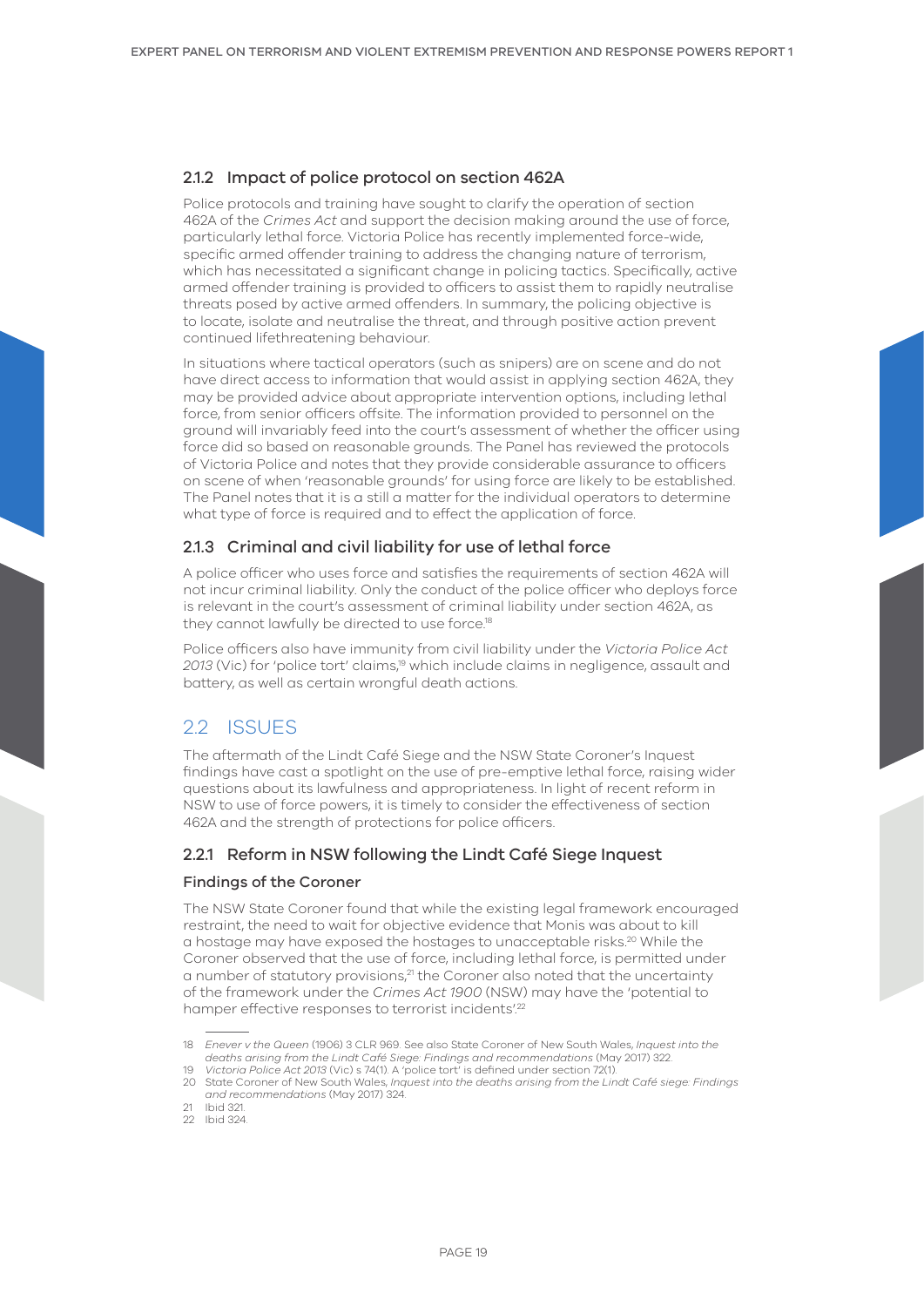### 2.1.2 Impact of police protocol on section 462A

Police protocols and training have sought to clarify the operation of section 462A of the *Crimes Act* and support the decision making around the use of force, particularly lethal force. Victoria Police has recently implemented force-wide, specific armed offender training to address the changing nature of terrorism, which has necessitated a significant change in policing tactics. Specifically, active armed offender training is provided to officers to assist them to rapidly neutralise threats posed by active armed offenders. In summary, the policing objective is to locate, isolate and neutralise the threat, and through positive action prevent continued lifethreatening behaviour.

In situations where tactical operators (such as snipers) are on scene and do not have direct access to information that would assist in applying section 462A, they may be provided advice about appropriate intervention options, including lethal force, from senior officers offsite. The information provided to personnel on the ground will invariably feed into the court's assessment of whether the officer using force did so based on reasonable grounds. The Panel has reviewed the protocols of Victoria Police and notes that they provide considerable assurance to officers on scene of when 'reasonable grounds' for using force are likely to be established. The Panel notes that it is a still a matter for the individual operators to determine what type of force is required and to effect the application of force.

### 2.1.3 Criminal and civil liability for use of lethal force

A police officer who uses force and satisfies the requirements of section 462A will not incur criminal liability. Only the conduct of the police officer who deploys force is relevant in the court's assessment of criminal liability under section 462A, as they cannot lawfully be directed to use force.[18]

Police officers also have immunity from civil liability under the *Victoria Police Act 2013* (Vic) for 'police tort' claims,[19] which include claims in negligence, assault and battery, as well as certain wrongful death actions.

## 2.2 ISSUES

The aftermath of the Lindt Café Siege and the NSW State Coroner's Inquest findings have cast a spotlight on the use of pre-emptive lethal force, raising wider questions about its lawfulness and appropriateness. In light of recent reform in NSW to use of force powers, it is timely to consider the effectiveness of section 462A and the strength of protections for police officers.

### 2.2.1 Reform in NSW following the Lindt Café Siege Inquest

#### Findings of the Coroner

The NSW State Coroner found that while the existing legal framework encouraged restraint, the need to wait for objective evidence that Monis was about to kill a hostage may have exposed the hostages to unacceptable risks.[20] While the Coroner observed that the use of force, including lethal force, is permitted under a number of statutory provisions,[21] the Coroner also noted that the uncertainty of the framework under the *Crimes Act 1900* (NSW) may have the 'potential to hamper effective responses to terrorist incidents'.[22]

---

18 *Enever v the Queen* (1906) 3 CLR 969. See also State Coroner of New South Wales, *Inquest into the deaths arising from the Lindt Café Siege: Findings and recommendations* (May 2017) 322.

19 *Victoria Police Act 2013* (Vic) s 74(1). A 'police tort' is defined under section 72(1).

20 State Coroner of New South Wales, *Inquest into the deaths arising from the Lindt Café siege: Findings and recommendations* (May 2017) 324.

21 Ibid 321.

22 Ibid 324.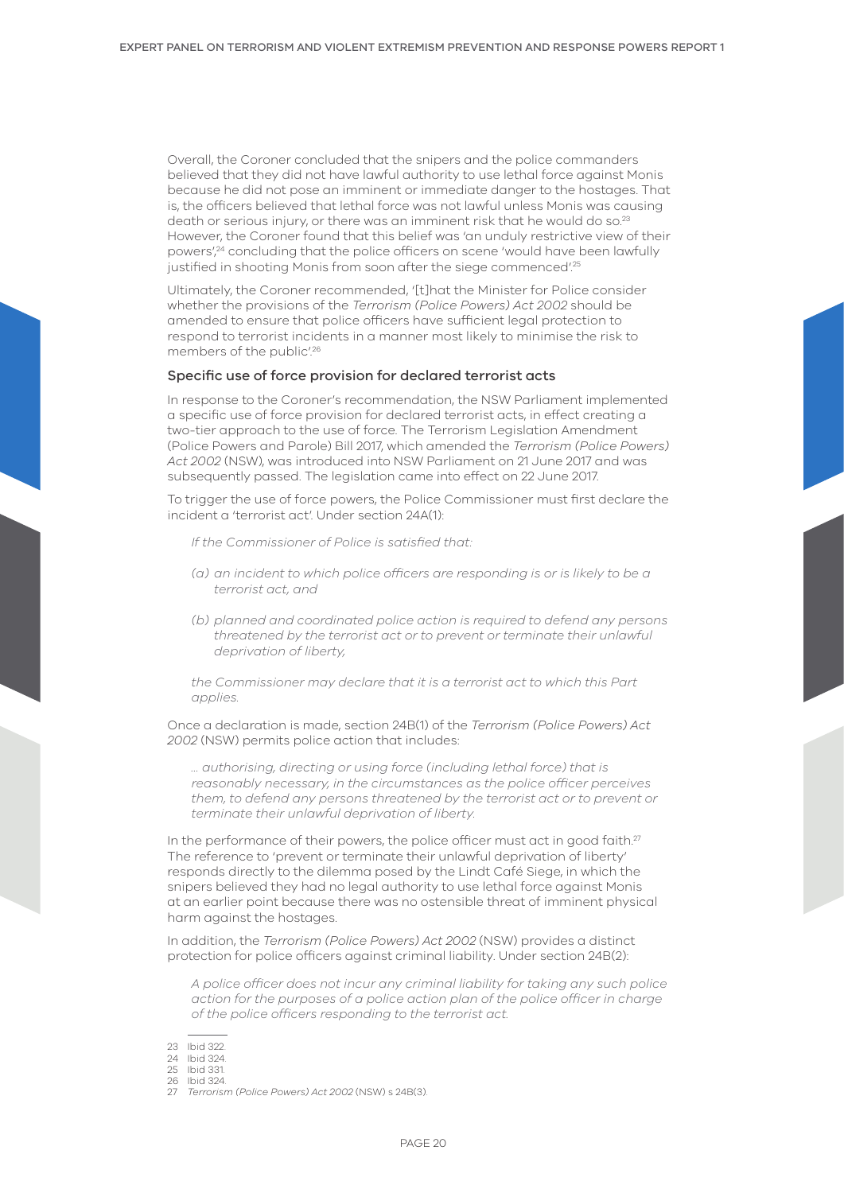Overall, the Coroner concluded that the snipers and the police commanders believed that they did not have lawful authority to use lethal force against Monis because he did not pose an imminent or immediate danger to the hostages. That is, the officers believed that lethal force was not lawful unless Monis was causing death or serious injury, or there was an imminent risk that he would do so.[23] However, the Coroner found that this belief was 'an unduly restrictive view of their powers',[24] concluding that the police officers on scene 'would have been lawfully justified in shooting Monis from soon after the siege commenced'.[25]

Ultimately, the Coroner recommended, '[t]hat the Minister for Police consider whether the provisions of the *Terrorism (Police Powers) Act 2002* should be amended to ensure that police officers have sufficient legal protection to respond to terrorist incidents in a manner most likely to minimise the risk to members of the public'.[26]

### Specific use of force provision for declared terrorist acts

In response to the Coroner's recommendation, the NSW Parliament implemented a specific use of force provision for declared terrorist acts, in effect creating a two-tier approach to the use of force. The Terrorism Legislation Amendment (Police Powers and Parole) Bill 2017, which amended the *Terrorism (Police Powers) Act 2002* (NSW), was introduced into NSW Parliament on 21 June 2017 and was subsequently passed. The legislation came into effect on 22 June 2017.

To trigger the use of force powers, the Police Commissioner must first declare the incident a 'terrorist act'. Under section 24A(1):

> *If the Commissioner of Police is satisfied that:*
>
> *(a) an incident to which police officers are responding is or is likely to be a terrorist act, and*
>
> *(b) planned and coordinated police action is required to defend any persons threatened by the terrorist act or to prevent or terminate their unlawful deprivation of liberty,*
>
> *the Commissioner may declare that it is a terrorist act to which this Part applies.*

Once a declaration is made, section 24B(1) of the *Terrorism (Police Powers) Act 2002* (NSW) permits police action that includes:

> *... authorising, directing or using force (including lethal force) that is reasonably necessary, in the circumstances as the police officer perceives them, to defend any persons threatened by the terrorist act or to prevent or terminate their unlawful deprivation of liberty.*

In the performance of their powers, the police officer must act in good faith.[27] The reference to 'prevent or terminate their unlawful deprivation of liberty' responds directly to the dilemma posed by the Lindt Café Siege, in which the snipers believed they had no legal authority to use lethal force against Monis at an earlier point because there was no ostensible threat of imminent physical harm against the hostages.

In addition, the *Terrorism (Police Powers) Act 2002* (NSW) provides a distinct protection for police officers against criminal liability. Under section 24B(2):

> *A police officer does not incur any criminal liability for taking any such police action for the purposes of a police action plan of the police officer in charge of the police officers responding to the terrorist act.*

---

23 Ibid 322.
24 Ibid 324.
25 Ibid 331.
26 Ibid 324.
27 *Terrorism (Police Powers) Act 2002* (NSW) s 24B(3).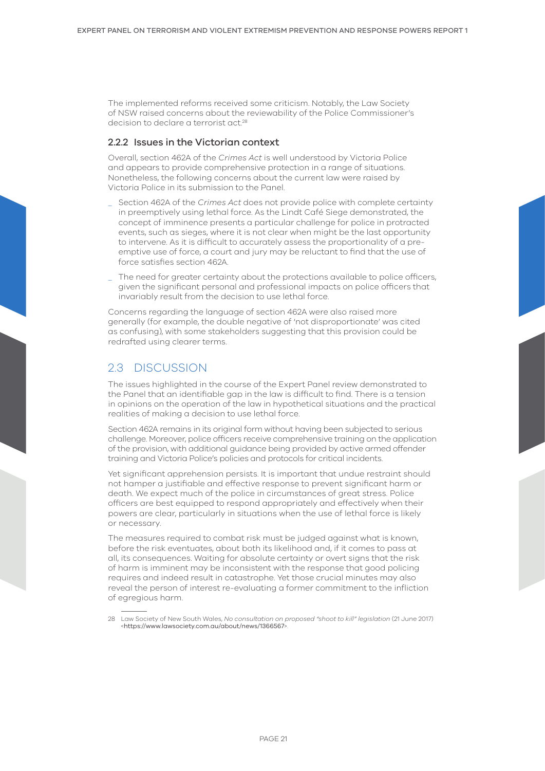The implemented reforms received some criticism. Notably, the Law Society of NSW raised concerns about the reviewability of the Police Commissioner's decision to declare a terrorist act.[28]

### 2.2.2 Issues in the Victorian context

Overall, section 462A of the *Crimes Act* is well understood by Victoria Police and appears to provide comprehensive protection in a range of situations. Nonetheless, the following concerns about the current law were raised by Victoria Police in its submission to the Panel.

- Section 462A of the *Crimes Act* does not provide police with complete certainty in preemptively using lethal force. As the Lindt Café Siege demonstrated, the concept of imminence presents a particular challenge for police in protracted events, such as sieges, where it is not clear when might be the last opportunity to intervene. As it is difficult to accurately assess the proportionality of a pre-emptive use of force, a court and jury may be reluctant to find that the use of force satisfies section 462A.
- The need for greater certainty about the protections available to police officers, given the significant personal and professional impacts on police officers that invariably result from the decision to use lethal force.

Concerns regarding the language of section 462A were also raised more generally (for example, the double negative of 'not disproportionate' was cited as confusing), with some stakeholders suggesting that this provision could be redrafted using clearer terms.

## 2.3 DISCUSSION

The issues highlighted in the course of the Expert Panel review demonstrated to the Panel that an identifiable gap in the law is difficult to find. There is a tension in opinions on the operation of the law in hypothetical situations and the practical realities of making a decision to use lethal force.

Section 462A remains in its original form without having been subjected to serious challenge. Moreover, police officers receive comprehensive training on the application of the provision, with additional guidance being provided by active armed offender training and Victoria Police's policies and protocols for critical incidents.

Yet significant apprehension persists. It is important that undue restraint should not hamper a justifiable and effective response to prevent significant harm or death. We expect much of the police in circumstances of great stress. Police officers are best equipped to respond appropriately and effectively when their powers are clear, particularly in situations when the use of lethal force is likely or necessary.

The measures required to combat risk must be judged against what is known, before the risk eventuates, about both its likelihood and, if it comes to pass at all, its consequences. Waiting for absolute certainty or overt signs that the risk of harm is imminent may be inconsistent with the response that good policing requires and indeed result in catastrophe. Yet those crucial minutes may also reveal the person of interest re-evaluating a former commitment to the infliction of egregious harm.

---

28 Law Society of New South Wales, *No consultation on proposed "shoot to kill" legislation* (21 June 2017) <https://www.lawsociety.com.au/about/news/1366567>.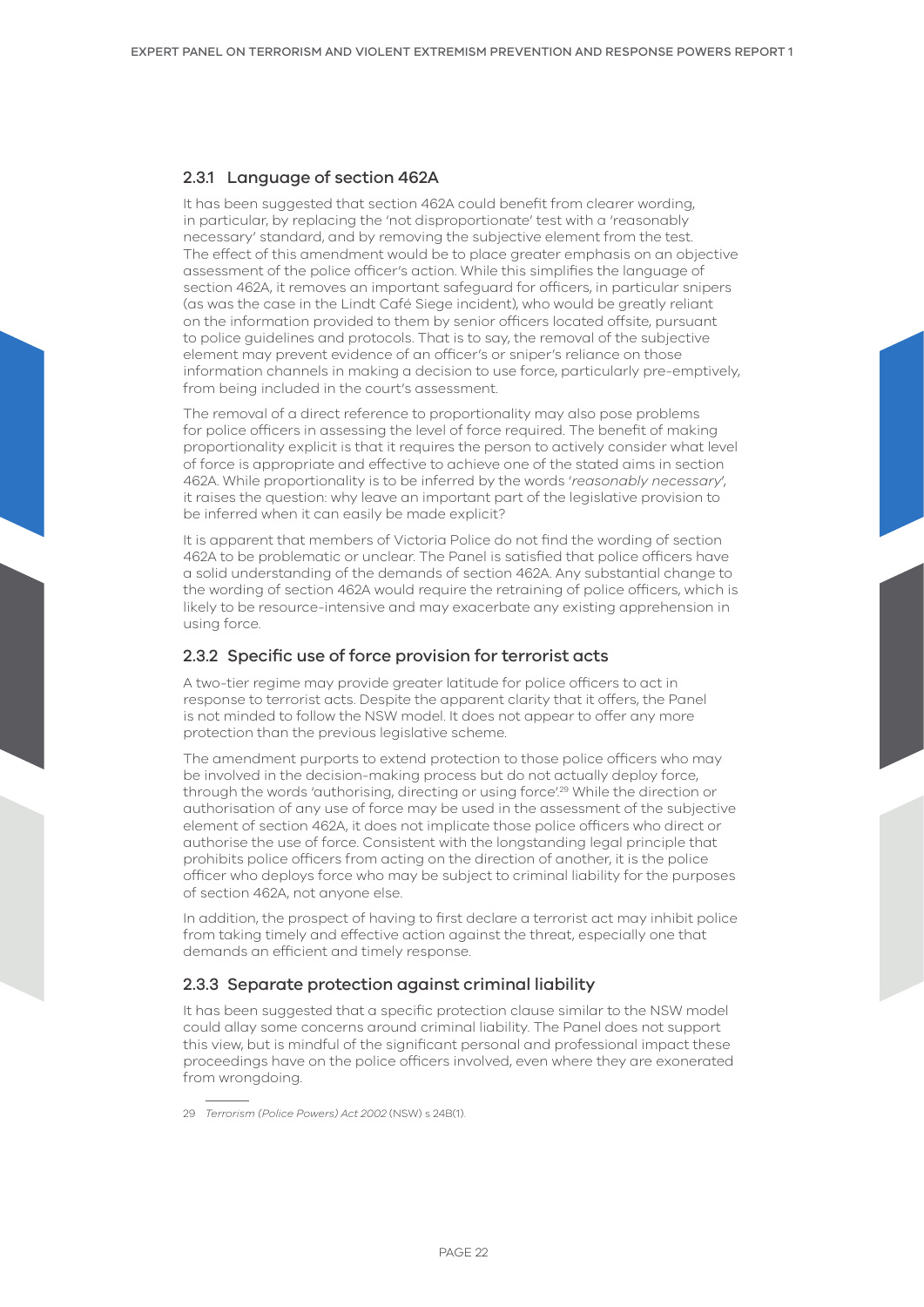### 2.3.1 Language of section 462A

It has been suggested that section 462A could benefit from clearer wording, in particular, by replacing the 'not disproportionate' test with a 'reasonably necessary' standard, and by removing the subjective element from the test. The effect of this amendment would be to place greater emphasis on an objective assessment of the police officer's action. While this simplifies the language of section 462A, it removes an important safeguard for officers, in particular snipers (as was the case in the Lindt Café Siege incident), who would be greatly reliant on the information provided to them by senior officers located offsite, pursuant to police guidelines and protocols. That is to say, the removal of the subjective element may prevent evidence of an officer's or sniper's reliance on those information channels in making a decision to use force, particularly pre-emptively, from being included in the court's assessment.

The removal of a direct reference to proportionality may also pose problems for police officers in assessing the level of force required. The benefit of making proportionality explicit is that it requires the person to actively consider what level of force is appropriate and effective to achieve one of the stated aims in section 462A. While proportionality is to be inferred by the words '*reasonably necessary*', it raises the question: why leave an important part of the legislative provision to be inferred when it can easily be made explicit?

It is apparent that members of Victoria Police do not find the wording of section 462A to be problematic or unclear. The Panel is satisfied that police officers have a solid understanding of the demands of section 462A. Any substantial change to the wording of section 462A would require the retraining of police officers, which is likely to be resource-intensive and may exacerbate any existing apprehension in using force.

### 2.3.2 Specific use of force provision for terrorist acts

A two-tier regime may provide greater latitude for police officers to act in response to terrorist acts. Despite the apparent clarity that it offers, the Panel is not minded to follow the NSW model. It does not appear to offer any more protection than the previous legislative scheme.

The amendment purports to extend protection to those police officers who may be involved in the decision-making process but do not actually deploy force, through the words 'authorising, directing or using force'.[29] While the direction or authorisation of any use of force may be used in the assessment of the subjective element of section 462A, it does not implicate those police officers who direct or authorise the use of force. Consistent with the longstanding legal principle that prohibits police officers from acting on the direction of another, it is the police officer who deploys force who may be subject to criminal liability for the purposes of section 462A, not anyone else.

In addition, the prospect of having to first declare a terrorist act may inhibit police from taking timely and effective action against the threat, especially one that demands an efficient and timely response.

### 2.3.3 Separate protection against criminal liability

It has been suggested that a specific protection clause similar to the NSW model could allay some concerns around criminal liability. The Panel does not support this view, but is mindful of the significant personal and professional impact these proceedings have on the police officers involved, even where they are exonerated from wrongdoing.

---

29 *Terrorism (Police Powers) Act 2002* (NSW) s 24B(1).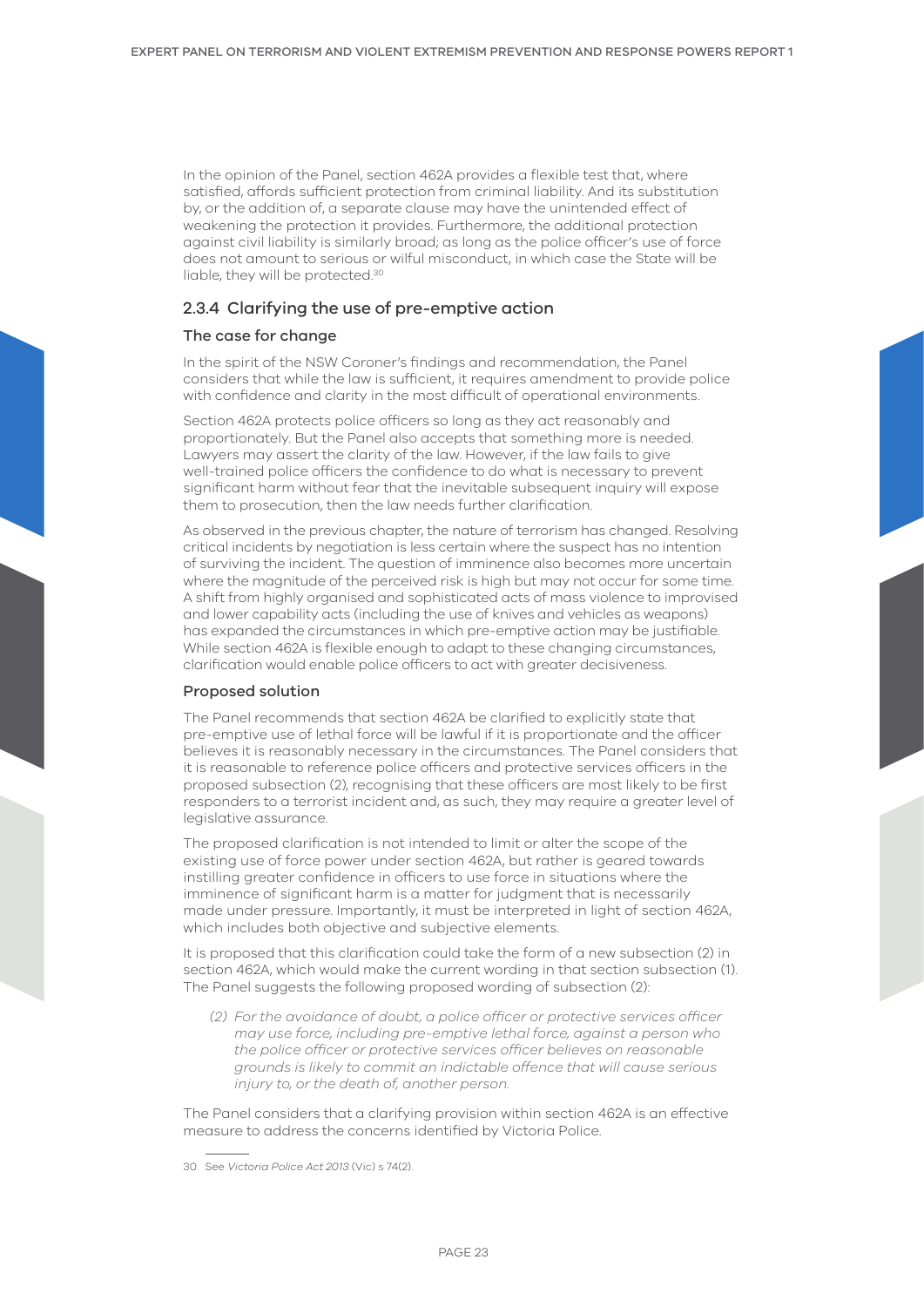In the opinion of the Panel, section 462A provides a flexible test that, where satisfied, affords sufficient protection from criminal liability. And its substitution by, or the addition of, a separate clause may have the unintended effect of weakening the protection it provides. Furthermore, the additional protection against civil liability is similarly broad; as long as the police officer's use of force does not amount to serious or wilful misconduct, in which case the State will be liable, they will be protected.[30]

### 2.3.4 Clarifying the use of pre-emptive action

#### The case for change

In the spirit of the NSW Coroner's findings and recommendation, the Panel considers that while the law is sufficient, it requires amendment to provide police with confidence and clarity in the most difficult of operational environments.

Section 462A protects police officers so long as they act reasonably and proportionately. But the Panel also accepts that something more is needed. Lawyers may assert the clarity of the law. However, if the law fails to give well-trained police officers the confidence to do what is necessary to prevent significant harm without fear that the inevitable subsequent inquiry will expose them to prosecution, then the law needs further clarification.

As observed in the previous chapter, the nature of terrorism has changed. Resolving critical incidents by negotiation is less certain where the suspect has no intention of surviving the incident. The question of imminence also becomes more uncertain where the magnitude of the perceived risk is high but may not occur for some time. A shift from highly organised and sophisticated acts of mass violence to improvised and lower capability acts (including the use of knives and vehicles as weapons) has expanded the circumstances in which pre-emptive action may be justifiable. While section 462A is flexible enough to adapt to these changing circumstances, clarification would enable police officers to act with greater decisiveness.

#### Proposed solution

The Panel recommends that section 462A be clarified to explicitly state that pre-emptive use of lethal force will be lawful if it is proportionate and the officer believes it is reasonably necessary in the circumstances. The Panel considers that it is reasonable to reference police officers and protective services officers in the proposed subsection (2), recognising that these officers are most likely to be first responders to a terrorist incident and, as such, they may require a greater level of legislative assurance.

The proposed clarification is not intended to limit or alter the scope of the existing use of force power under section 462A, but rather is geared towards instilling greater confidence in officers to use force in situations where the imminence of significant harm is a matter for judgment that is necessarily made under pressure. Importantly, it must be interpreted in light of section 462A, which includes both objective and subjective elements.

It is proposed that this clarification could take the form of a new subsection (2) in section 462A, which would make the current wording in that section subsection (1). The Panel suggests the following proposed wording of subsection (2):

> *(2) For the avoidance of doubt, a police officer or protective services officer may use force, including pre-emptive lethal force, against a person who the police officer or protective services officer believes on reasonable grounds is likely to commit an indictable offence that will cause serious injury to, or the death of, another person.*

The Panel considers that a clarifying provision within section 462A is an effective measure to address the concerns identified by Victoria Police.

---

30 See *Victoria Police Act 2013* (Vic) s 74(2).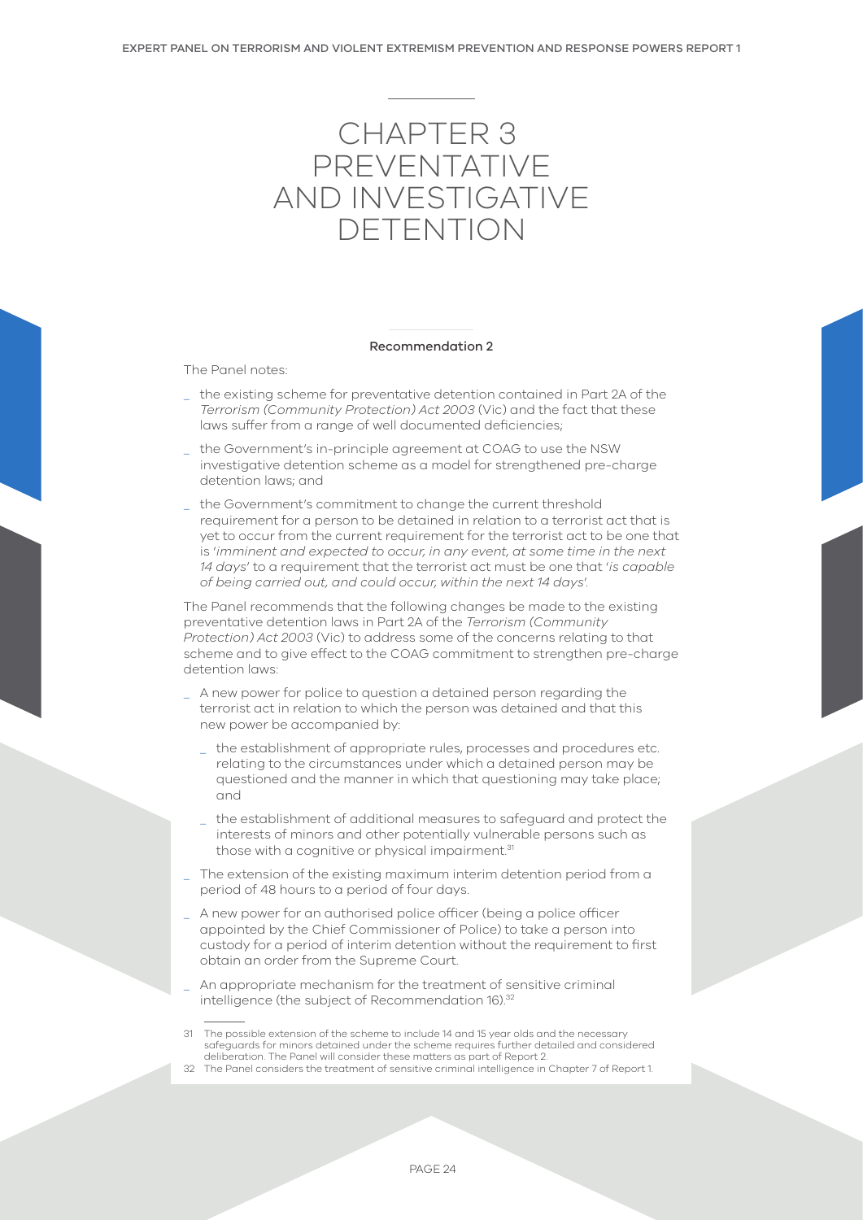# CHAPTER 3 PREVENTATIVE AND INVESTIGATIVE DETENTION

**Recommendation 2**

The Panel notes:

- the existing scheme for preventative detention contained in Part 2A of the *Terrorism (Community Protection) Act 2003* (Vic) and the fact that these laws suffer from a range of well documented deficiencies;
- the Government's in-principle agreement at COAG to use the NSW investigative detention scheme as a model for strengthened pre-charge detention laws; and
- the Government's commitment to change the current threshold requirement for a person to be detained in relation to a terrorist act that is yet to occur from the current requirement for the terrorist act to be one that is '*imminent and expected to occur, in any event, at some time in the next 14 days*' to a requirement that the terrorist act must be one that '*is capable of being carried out, and could occur, within the next 14 days*'.

The Panel recommends that the following changes be made to the existing preventative detention laws in Part 2A of the *Terrorism (Community Protection) Act 2003* (Vic) to address some of the concerns relating to that scheme and to give effect to the COAG commitment to strengthen pre-charge detention laws:

- A new power for police to question a detained person regarding the terrorist act in relation to which the person was detained and that this new power be accompanied by:
  - the establishment of appropriate rules, processes and procedures etc. relating to the circumstances under which a detained person may be questioned and the manner in which that questioning may take place; and
  - the establishment of additional measures to safeguard and protect the interests of minors and other potentially vulnerable persons such as those with a cognitive or physical impairment.[31]
- The extension of the existing maximum interim detention period from a period of 48 hours to a period of four days.
- A new power for an authorised police officer (being a police officer appointed by the Chief Commissioner of Police) to take a person into custody for a period of interim detention without the requirement to first obtain an order from the Supreme Court.
- An appropriate mechanism for the treatment of sensitive criminal intelligence (the subject of Recommendation 16).[32]

31 The possible extension of the scheme to include 14 and 15 year olds and the necessary safeguards for minors detained under the scheme requires further detailed and considered deliberation. The Panel will consider these matters as part of Report 2.

32 The Panel considers the treatment of sensitive criminal intelligence in Chapter 7 of Report 1.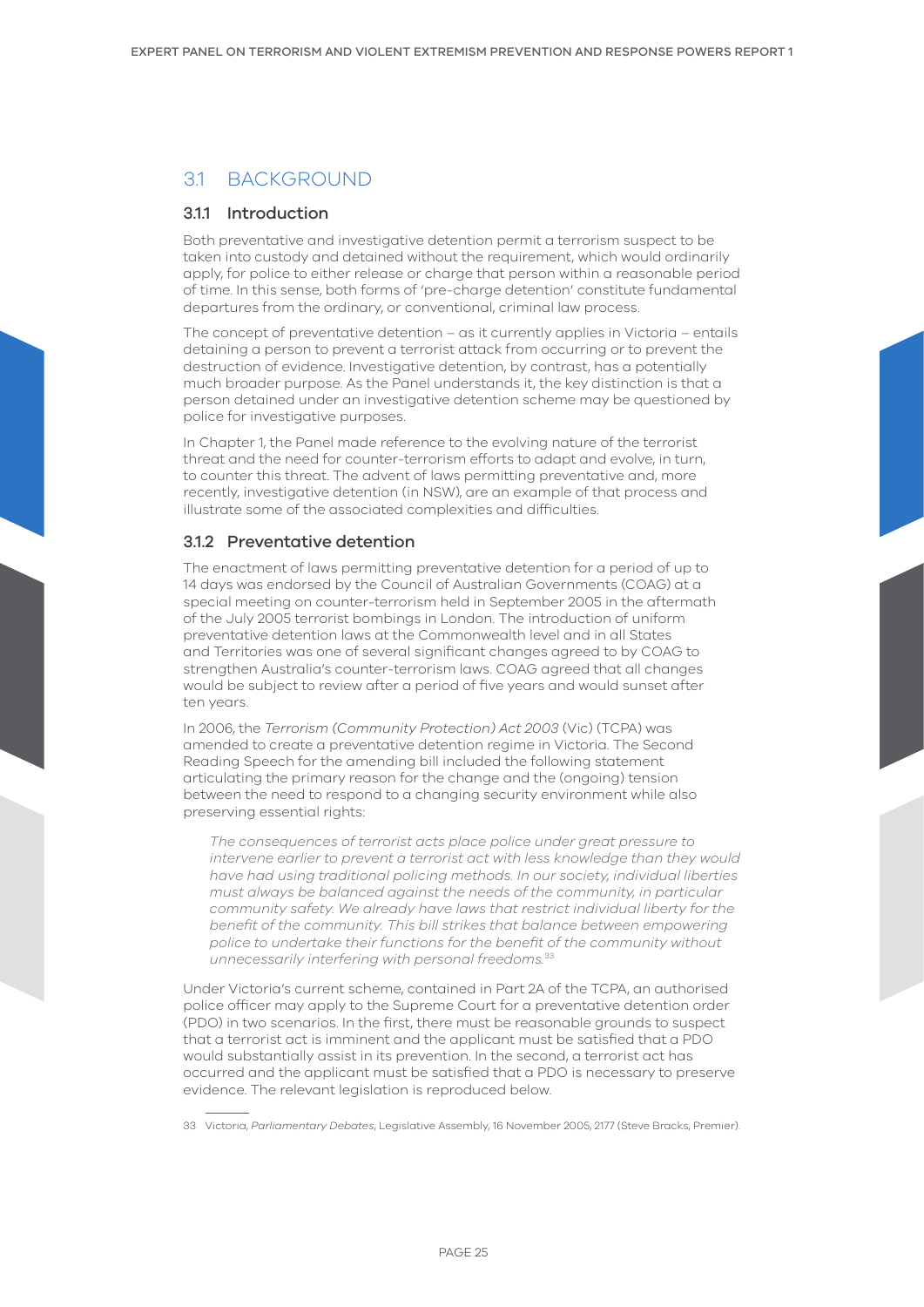## 3.1 BACKGROUND

### 3.1.1 Introduction

Both preventative and investigative detention permit a terrorism suspect to be taken into custody and detained without the requirement, which would ordinarily apply, for police to either release or charge that person within a reasonable period of time. In this sense, both forms of 'pre-charge detention' constitute fundamental departures from the ordinary, or conventional, criminal law process.

The concept of preventative detention – as it currently applies in Victoria – entails detaining a person to prevent a terrorist attack from occurring or to prevent the destruction of evidence. Investigative detention, by contrast, has a potentially much broader purpose. As the Panel understands it, the key distinction is that a person detained under an investigative detention scheme may be questioned by police for investigative purposes.

In Chapter 1, the Panel made reference to the evolving nature of the terrorist threat and the need for counter-terrorism efforts to adapt and evolve, in turn, to counter this threat. The advent of laws permitting preventative and, more recently, investigative detention (in NSW), are an example of that process and illustrate some of the associated complexities and difficulties.

### 3.1.2 Preventative detention

The enactment of laws permitting preventative detention for a period of up to 14 days was endorsed by the Council of Australian Governments (COAG) at a special meeting on counter-terrorism held in September 2005 in the aftermath of the July 2005 terrorist bombings in London. The introduction of uniform preventative detention laws at the Commonwealth level and in all States and Territories was one of several significant changes agreed to by COAG to strengthen Australia's counter-terrorism laws. COAG agreed that all changes would be subject to review after a period of five years and would sunset after ten years.

In 2006, the *Terrorism (Community Protection) Act 2003* (Vic) (TCPA) was amended to create a preventative detention regime in Victoria. The Second Reading Speech for the amending bill included the following statement articulating the primary reason for the change and the (ongoing) tension between the need to respond to a changing security environment while also preserving essential rights:

> *The consequences of terrorist acts place police under great pressure to intervene earlier to prevent a terrorist act with less knowledge than they would have had using traditional policing methods. In our society, individual liberties must always be balanced against the needs of the community, in particular community safety. We already have laws that restrict individual liberty for the benefit of the community. This bill strikes that balance between empowering police to undertake their functions for the benefit of the community without unnecessarily interfering with personal freedoms.*[33]

Under Victoria's current scheme, contained in Part 2A of the TCPA, an authorised police officer may apply to the Supreme Court for a preventative detention order (PDO) in two scenarios. In the first, there must be reasonable grounds to suspect that a terrorist act is imminent and the applicant must be satisfied that a PDO would substantially assist in its prevention. In the second, a terrorist act has occurred and the applicant must be satisfied that a PDO is necessary to preserve evidence. The relevant legislation is reproduced below.

---

33 Victoria, *Parliamentary Debates*, Legislative Assembly, 16 November 2005, 2177 (Steve Bracks, Premier).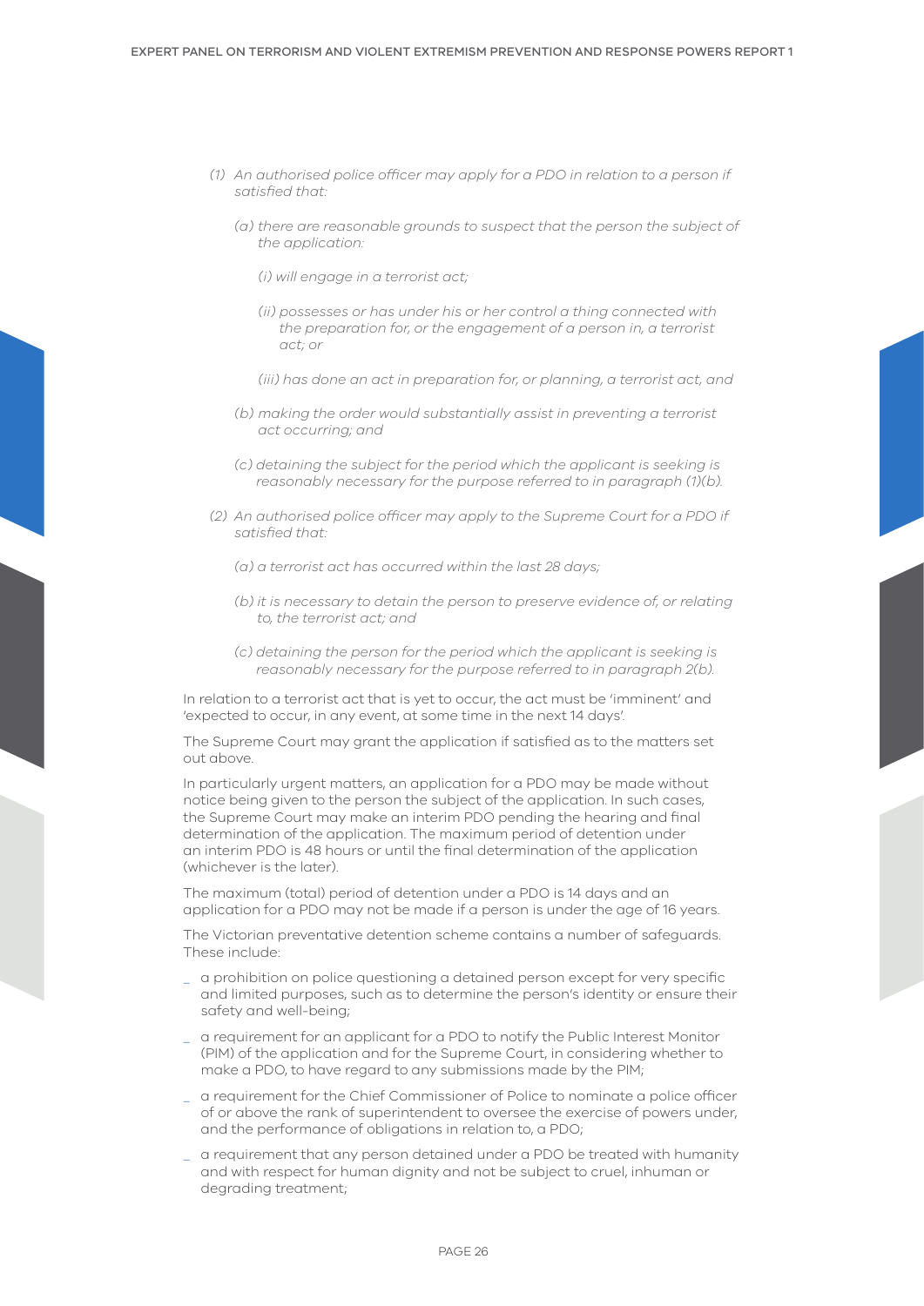*(1) An authorised police officer may apply for a PDO in relation to a person if satisfied that:*

*(a) there are reasonable grounds to suspect that the person the subject of the application:*

*(i) will engage in a terrorist act;*

*(ii) possesses or has under his or her control a thing connected with the preparation for, or the engagement of a person in, a terrorist act; or*

*(iii) has done an act in preparation for, or planning, a terrorist act, and*

*(b) making the order would substantially assist in preventing a terrorist act occurring; and*

*(c) detaining the subject for the period which the applicant is seeking is reasonably necessary for the purpose referred to in paragraph (1)(b).*

*(2) An authorised police officer may apply to the Supreme Court for a PDO if satisfied that:*

*(a) a terrorist act has occurred within the last 28 days;*

*(b) it is necessary to detain the person to preserve evidence of, or relating to, the terrorist act; and*

*(c) detaining the person for the period which the applicant is seeking is reasonably necessary for the purpose referred to in paragraph 2(b).*

In relation to a terrorist act that is yet to occur, the act must be 'imminent' and 'expected to occur, in any event, at some time in the next 14 days'.

The Supreme Court may grant the application if satisfied as to the matters set out above.

In particularly urgent matters, an application for a PDO may be made without notice being given to the person the subject of the application. In such cases, the Supreme Court may make an interim PDO pending the hearing and final determination of the application. The maximum period of detention under an interim PDO is 48 hours or until the final determination of the application (whichever is the later).

The maximum (total) period of detention under a PDO is 14 days and an application for a PDO may not be made if a person is under the age of 16 years.

The Victorian preventative detention scheme contains a number of safeguards. These include:

- a prohibition on police questioning a detained person except for very specific and limited purposes, such as to determine the person's identity or ensure their safety and well-being;
- a requirement for an applicant for a PDO to notify the Public Interest Monitor (PIM) of the application and for the Supreme Court, in considering whether to make a PDO, to have regard to any submissions made by the PIM;
- a requirement for the Chief Commissioner of Police to nominate a police officer of or above the rank of superintendent to oversee the exercise of powers under, and the performance of obligations in relation to, a PDO;
- a requirement that any person detained under a PDO be treated with humanity and with respect for human dignity and not be subject to cruel, inhuman or degrading treatment;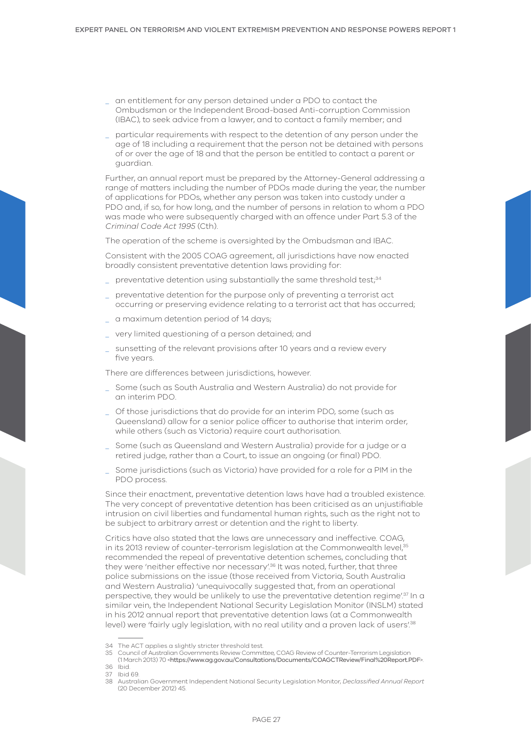- an entitlement for any person detained under a PDO to contact the Ombudsman or the Independent Broad-based Anti-corruption Commission (IBAC), to seek advice from a lawyer, and to contact a family member; and
- particular requirements with respect to the detention of any person under the age of 18 including a requirement that the person not be detained with persons of or over the age of 18 and that the person be entitled to contact a parent or guardian.

Further, an annual report must be prepared by the Attorney-General addressing a range of matters including the number of PDOs made during the year, the number of applications for PDOs, whether any person was taken into custody under a PDO and, if so, for how long, and the number of persons in relation to whom a PDO was made who were subsequently charged with an offence under Part 5.3 of the *Criminal Code Act 1995* (Cth).

The operation of the scheme is oversighted by the Ombudsman and IBAC.

Consistent with the 2005 COAG agreement, all jurisdictions have now enacted broadly consistent preventative detention laws providing for:

- preventative detention using substantially the same threshold test;[34]
- preventative detention for the purpose only of preventing a terrorist act occurring or preserving evidence relating to a terrorist act that has occurred;
- a maximum detention period of 14 days;
- very limited questioning of a person detained; and
- sunsetting of the relevant provisions after 10 years and a review every five years.

There are differences between jurisdictions, however.

- Some (such as South Australia and Western Australia) do not provide for an interim PDO.
- Of those jurisdictions that do provide for an interim PDO, some (such as Queensland) allow for a senior police officer to authorise that interim order, while others (such as Victoria) require court authorisation.
- Some (such as Queensland and Western Australia) provide for a judge or a retired judge, rather than a Court, to issue an ongoing (or final) PDO.
- Some jurisdictions (such as Victoria) have provided for a role for a PIM in the PDO process.

Since their enactment, preventative detention laws have had a troubled existence. The very concept of preventative detention has been criticised as an unjustifiable intrusion on civil liberties and fundamental human rights, such as the right not to be subject to arbitrary arrest or detention and the right to liberty.

Critics have also stated that the laws are unnecessary and ineffective. COAG, in its 2013 review of counter-terrorism legislation at the Commonwealth level,[35] recommended the repeal of preventative detention schemes, concluding that they were 'neither effective nor necessary'.[36] It was noted, further, that three police submissions on the issue (those received from Victoria, South Australia and Western Australia) 'unequivocally suggested that, from an operational perspective, they would be unlikely to use the preventative detention regime'.[37] In a similar vein, the Independent National Security Legislation Monitor (INSLM) stated in his 2012 annual report that preventative detention laws (at a Commonwealth level) were 'fairly ugly legislation, with no real utility and a proven lack of users'.[38]

---

34 The ACT applies a slightly stricter threshold test.

35 Council of Australian Governments Review Committee, COAG Review of Counter-Terrorism Legislation (1 March 2013) 70 <https://www.ag.gov.au/Consultations/Documents/COAGCTReview/Final%20Report.PDF>.

36 Ibid.

37 Ibid 69.

38 Australian Government Independent National Security Legislation Monitor, *Declassified Annual Report* (20 December 2012) 45.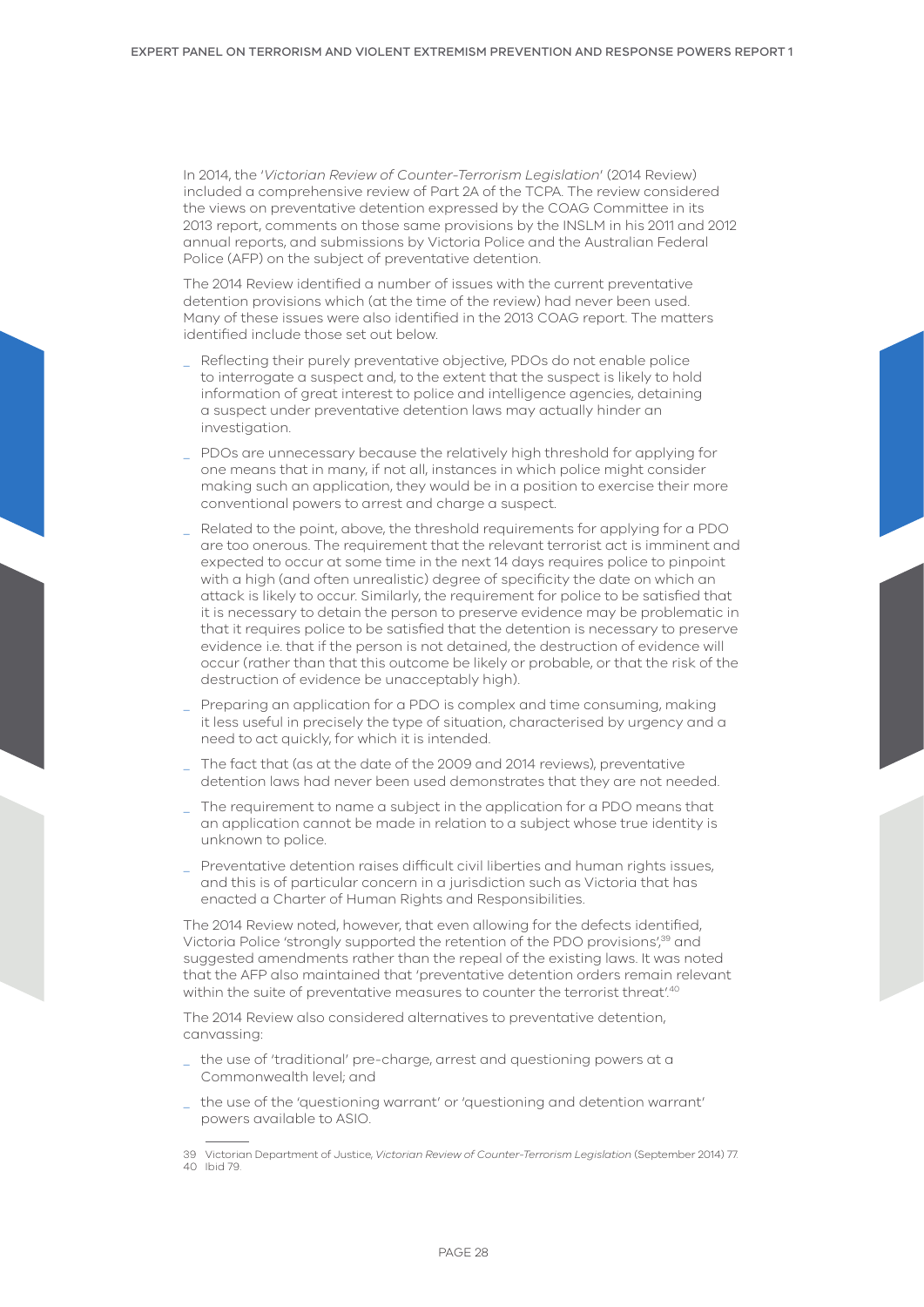In 2014, the '*Victorian Review of Counter-Terrorism Legislation*' (2014 Review) included a comprehensive review of Part 2A of the TCPA. The review considered the views on preventative detention expressed by the COAG Committee in its 2013 report, comments on those same provisions by the INSLM in his 2011 and 2012 annual reports, and submissions by Victoria Police and the Australian Federal Police (AFP) on the subject of preventative detention.

The 2014 Review identified a number of issues with the current preventative detention provisions which (at the time of the review) had never been used. Many of these issues were also identified in the 2013 COAG report. The matters identified include those set out below.

- Reflecting their purely preventative objective, PDOs do not enable police to interrogate a suspect and, to the extent that the suspect is likely to hold information of great interest to police and intelligence agencies, detaining a suspect under preventative detention laws may actually hinder an investigation.
- PDOs are unnecessary because the relatively high threshold for applying for one means that in many, if not all, instances in which police might consider making such an application, they would be in a position to exercise their more conventional powers to arrest and charge a suspect.
- Related to the point, above, the threshold requirements for applying for a PDO are too onerous. The requirement that the relevant terrorist act is imminent and expected to occur at some time in the next 14 days requires police to pinpoint with a high (and often unrealistic) degree of specificity the date on which an attack is likely to occur. Similarly, the requirement for police to be satisfied that it is necessary to detain the person to preserve evidence may be problematic in that it requires police to be satisfied that the detention is necessary to preserve evidence i.e. that if the person is not detained, the destruction of evidence will occur (rather than that this outcome be likely or probable, or that the risk of the destruction of evidence be unacceptably high).
- Preparing an application for a PDO is complex and time consuming, making it less useful in precisely the type of situation, characterised by urgency and a need to act quickly, for which it is intended.
- The fact that (as at the date of the 2009 and 2014 reviews), preventative detention laws had never been used demonstrates that they are not needed.
- The requirement to name a subject in the application for a PDO means that an application cannot be made in relation to a subject whose true identity is unknown to police.
- Preventative detention raises difficult civil liberties and human rights issues, and this is of particular concern in a jurisdiction such as Victoria that has enacted a Charter of Human Rights and Responsibilities.

The 2014 Review noted, however, that even allowing for the defects identified, Victoria Police 'strongly supported the retention of the PDO provisions',[39] and suggested amendments rather than the repeal of the existing laws. It was noted that the AFP also maintained that 'preventative detention orders remain relevant within the suite of preventative measures to counter the terrorist threat'.[40]

The 2014 Review also considered alternatives to preventative detention, canvassing:

- the use of 'traditional' pre-charge, arrest and questioning powers at a Commonwealth level; and
- the use of the 'questioning warrant' or 'questioning and detention warrant' powers available to ASIO.

---

39 Victorian Department of Justice, *Victorian Review of Counter-Terrorism Legislation* (September 2014) 77.
40 Ibid 79.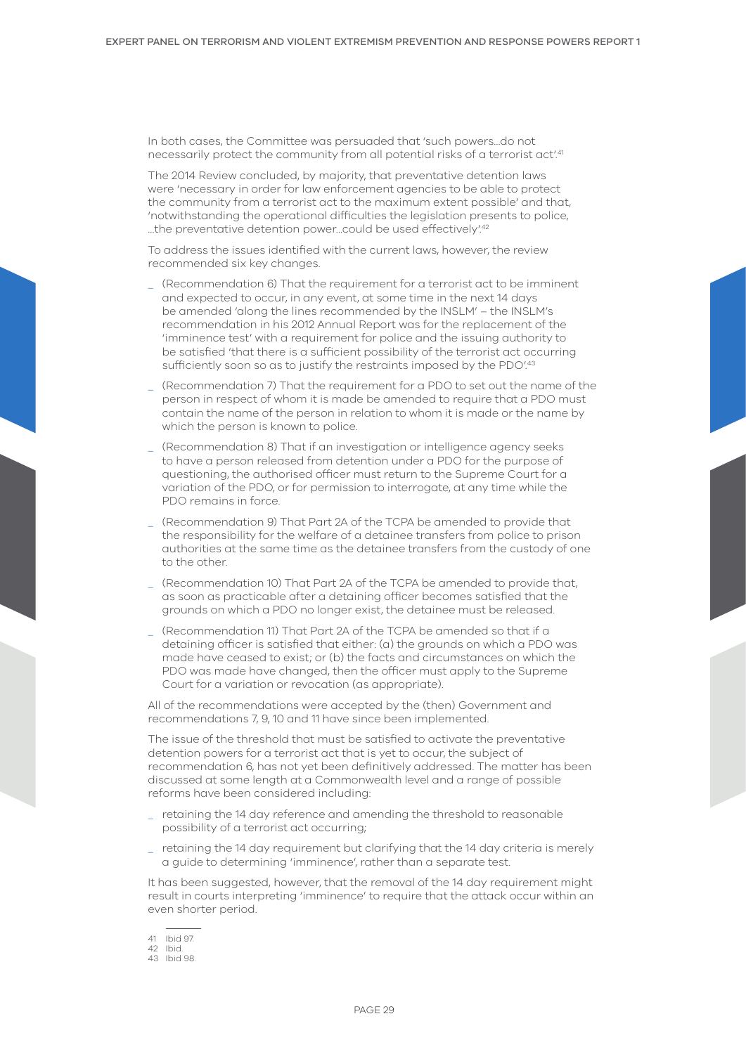In both cases, the Committee was persuaded that 'such powers…do not necessarily protect the community from all potential risks of a terrorist act'.[41]

The 2014 Review concluded, by majority, that preventative detention laws were 'necessary in order for law enforcement agencies to be able to protect the community from a terrorist act to the maximum extent possible' and that, 'notwithstanding the operational difficulties the legislation presents to police, …the preventative detention power…could be used effectively'.[42]

To address the issues identified with the current laws, however, the review recommended six key changes.

- (Recommendation 6) That the requirement for a terrorist act to be imminent and expected to occur, in any event, at some time in the next 14 days be amended 'along the lines recommended by the INSLM' – the INSLM's recommendation in his 2012 Annual Report was for the replacement of the 'imminence test' with a requirement for police and the issuing authority to be satisfied 'that there is a sufficient possibility of the terrorist act occurring sufficiently soon so as to justify the restraints imposed by the PDO'.[43]
- (Recommendation 7) That the requirement for a PDO to set out the name of the person in respect of whom it is made be amended to require that a PDO must contain the name of the person in relation to whom it is made or the name by which the person is known to police.
- (Recommendation 8) That if an investigation or intelligence agency seeks to have a person released from detention under a PDO for the purpose of questioning, the authorised officer must return to the Supreme Court for a variation of the PDO, or for permission to interrogate, at any time while the PDO remains in force.
- (Recommendation 9) That Part 2A of the TCPA be amended to provide that the responsibility for the welfare of a detainee transfers from police to prison authorities at the same time as the detainee transfers from the custody of one to the other.
- (Recommendation 10) That Part 2A of the TCPA be amended to provide that, as soon as practicable after a detaining officer becomes satisfied that the grounds on which a PDO no longer exist, the detainee must be released.
- (Recommendation 11) That Part 2A of the TCPA be amended so that if a detaining officer is satisfied that either: (a) the grounds on which a PDO was made have ceased to exist; or (b) the facts and circumstances on which the PDO was made have changed, then the officer must apply to the Supreme Court for a variation or revocation (as appropriate).

All of the recommendations were accepted by the (then) Government and recommendations 7, 9, 10 and 11 have since been implemented.

The issue of the threshold that must be satisfied to activate the preventative detention powers for a terrorist act that is yet to occur, the subject of recommendation 6, has not yet been definitively addressed. The matter has been discussed at some length at a Commonwealth level and a range of possible reforms have been considered including:

- retaining the 14 day reference and amending the threshold to reasonable possibility of a terrorist act occurring;
- retaining the 14 day requirement but clarifying that the 14 day criteria is merely a guide to determining 'imminence', rather than a separate test.

It has been suggested, however, that the removal of the 14 day requirement might result in courts interpreting 'imminence' to require that the attack occur within an even shorter period.

---

41 Ibid 97.
42 Ibid.
43 Ibid 98.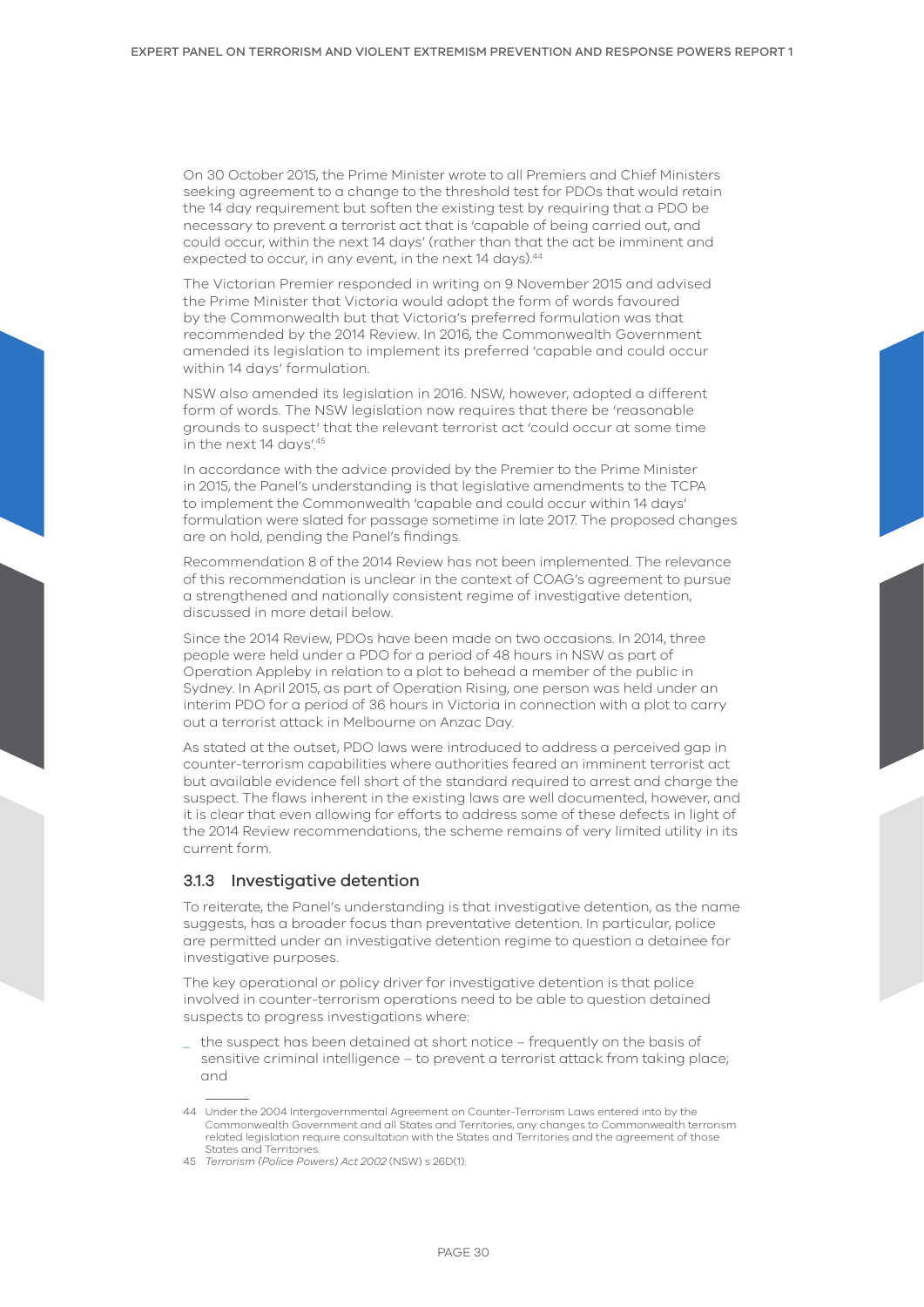On 30 October 2015, the Prime Minister wrote to all Premiers and Chief Ministers seeking agreement to a change to the threshold test for PDOs that would retain the 14 day requirement but soften the existing test by requiring that a PDO be necessary to prevent a terrorist act that is 'capable of being carried out, and could occur, within the next 14 days' (rather than that the act be imminent and expected to occur, in any event, in the next 14 days).[44]

The Victorian Premier responded in writing on 9 November 2015 and advised the Prime Minister that Victoria would adopt the form of words favoured by the Commonwealth but that Victoria's preferred formulation was that recommended by the 2014 Review. In 2016, the Commonwealth Government amended its legislation to implement its preferred 'capable and could occur within 14 days' formulation.

NSW also amended its legislation in 2016. NSW, however, adopted a different form of words. The NSW legislation now requires that there be 'reasonable grounds to suspect' that the relevant terrorist act 'could occur at some time in the next 14 days'.[45]

In accordance with the advice provided by the Premier to the Prime Minister in 2015, the Panel's understanding is that legislative amendments to the TCPA to implement the Commonwealth 'capable and could occur within 14 days' formulation were slated for passage sometime in late 2017. The proposed changes are on hold, pending the Panel's findings.

Recommendation 8 of the 2014 Review has not been implemented. The relevance of this recommendation is unclear in the context of COAG's agreement to pursue a strengthened and nationally consistent regime of investigative detention, discussed in more detail below.

Since the 2014 Review, PDOs have been made on two occasions. In 2014, three people were held under a PDO for a period of 48 hours in NSW as part of Operation Appleby in relation to a plot to behead a member of the public in Sydney. In April 2015, as part of Operation Rising, one person was held under an interim PDO for a period of 36 hours in Victoria in connection with a plot to carry out a terrorist attack in Melbourne on Anzac Day.

As stated at the outset, PDO laws were introduced to address a perceived gap in counter-terrorism capabilities where authorities feared an imminent terrorist act but available evidence fell short of the standard required to arrest and charge the suspect. The flaws inherent in the existing laws are well documented, however, and it is clear that even allowing for efforts to address some of these defects in light of the 2014 Review recommendations, the scheme remains of very limited utility in its current form.

### 3.1.3 Investigative detention

To reiterate, the Panel's understanding is that investigative detention, as the name suggests, has a broader focus than preventative detention. In particular, police are permitted under an investigative detention regime to question a detainee for investigative purposes.

The key operational or policy driver for investigative detention is that police involved in counter-terrorism operations need to be able to question detained suspects to progress investigations where:

- the suspect has been detained at short notice – frequently on the basis of sensitive criminal intelligence – to prevent a terrorist attack from taking place; and

---

44 Under the 2004 Intergovernmental Agreement on Counter-Terrorism Laws entered into by the Commonwealth Government and all States and Territories, any changes to Commonwealth terrorism related legislation require consultation with the States and Territories and the agreement of those States and Territories.

45 *Terrorism (Police Powers) Act 2002* (NSW) s 26D(1).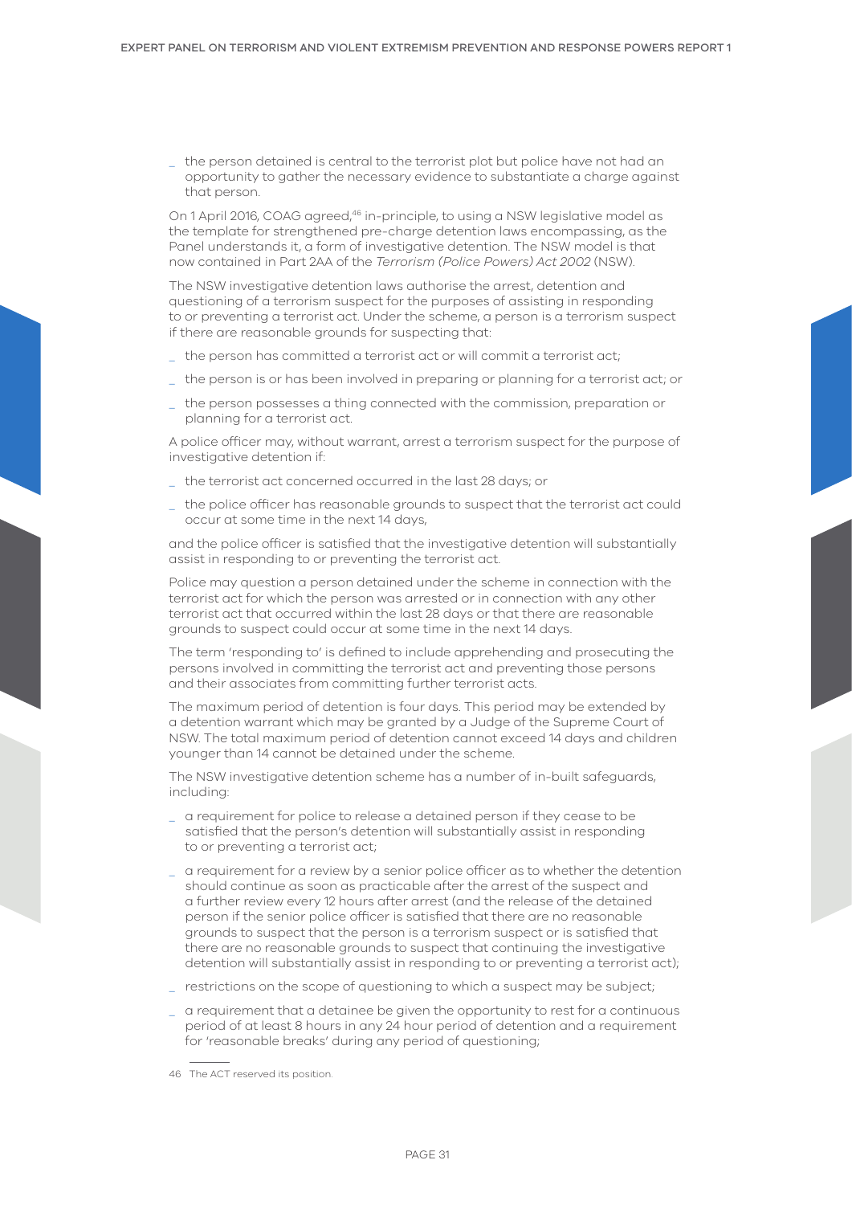- the person detained is central to the terrorist plot but police have not had an opportunity to gather the necessary evidence to substantiate a charge against that person.

On 1 April 2016, COAG agreed,[46] in-principle, to using a NSW legislative model as the template for strengthened pre-charge detention laws encompassing, as the Panel understands it, a form of investigative detention. The NSW model is that now contained in Part 2AA of the *Terrorism (Police Powers) Act 2002* (NSW).

The NSW investigative detention laws authorise the arrest, detention and questioning of a terrorism suspect for the purposes of assisting in responding to or preventing a terrorist act. Under the scheme, a person is a terrorism suspect if there are reasonable grounds for suspecting that:

- the person has committed a terrorist act or will commit a terrorist act;
- the person is or has been involved in preparing or planning for a terrorist act; or
- the person possesses a thing connected with the commission, preparation or planning for a terrorist act.

A police officer may, without warrant, arrest a terrorism suspect for the purpose of investigative detention if:

- the terrorist act concerned occurred in the last 28 days; or
- the police officer has reasonable grounds to suspect that the terrorist act could occur at some time in the next 14 days,

and the police officer is satisfied that the investigative detention will substantially assist in responding to or preventing the terrorist act.

Police may question a person detained under the scheme in connection with the terrorist act for which the person was arrested or in connection with any other terrorist act that occurred within the last 28 days or that there are reasonable grounds to suspect could occur at some time in the next 14 days.

The term 'responding to' is defined to include apprehending and prosecuting the persons involved in committing the terrorist act and preventing those persons and their associates from committing further terrorist acts.

The maximum period of detention is four days. This period may be extended by a detention warrant which may be granted by a Judge of the Supreme Court of NSW. The total maximum period of detention cannot exceed 14 days and children younger than 14 cannot be detained under the scheme.

The NSW investigative detention scheme has a number of in-built safeguards, including:

- a requirement for police to release a detained person if they cease to be satisfied that the person's detention will substantially assist in responding to or preventing a terrorist act;
- a requirement for a review by a senior police officer as to whether the detention should continue as soon as practicable after the arrest of the suspect and a further review every 12 hours after arrest (and the release of the detained person if the senior police officer is satisfied that there are no reasonable grounds to suspect that the person is a terrorism suspect or is satisfied that there are no reasonable grounds to suspect that continuing the investigative detention will substantially assist in responding to or preventing a terrorist act);
- restrictions on the scope of questioning to which a suspect may be subject;
- a requirement that a detainee be given the opportunity to rest for a continuous period of at least 8 hours in any 24 hour period of detention and a requirement for 'reasonable breaks' during any period of questioning;

46 The ACT reserved its position.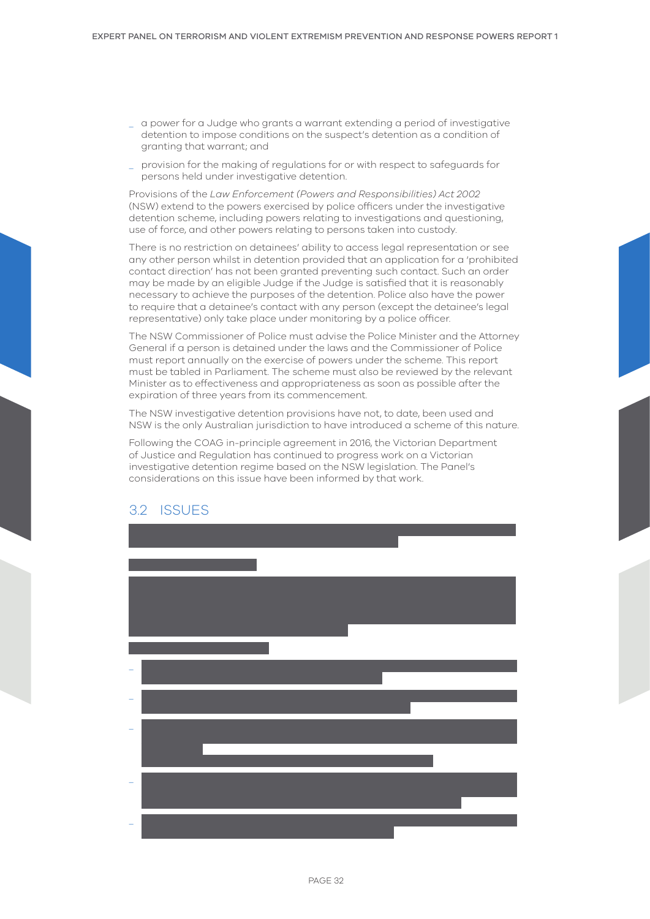- a power for a Judge who grants a warrant extending a period of investigative detention to impose conditions on the suspect's detention as a condition of granting that warrant; and
- provision for the making of regulations for or with respect to safeguards for persons held under investigative detention.

Provisions of the *Law Enforcement (Powers and Responsibilities) Act 2002* (NSW) extend to the powers exercised by police officers under the investigative detention scheme, including powers relating to investigations and questioning, use of force, and other powers relating to persons taken into custody.

There is no restriction on detainees' ability to access legal representation or see any other person whilst in detention provided that an application for a 'prohibited contact direction' has not been granted preventing such contact. Such an order may be made by an eligible Judge if the Judge is satisfied that it is reasonably necessary to achieve the purposes of the detention. Police also have the power to require that a detainee's contact with any person (except the detainee's legal representative) only take place under monitoring by a police officer.

The NSW Commissioner of Police must advise the Police Minister and the Attorney General if a person is detained under the laws and the Commissioner of Police must report annually on the exercise of powers under the scheme. This report must be tabled in Parliament. The scheme must also be reviewed by the relevant Minister as to effectiveness and appropriateness as soon as possible after the expiration of three years from its commencement.

The NSW investigative detention provisions have not, to date, been used and NSW is the only Australian jurisdiction to have introduced a scheme of this nature.

Following the COAG in-principle agreement in 2016, the Victorian Department of Justice and Regulation has continued to progress work on a Victorian investigative detention regime based on the NSW legislation. The Panel's considerations on this issue have been informed by that work.

## 3.2 ISSUES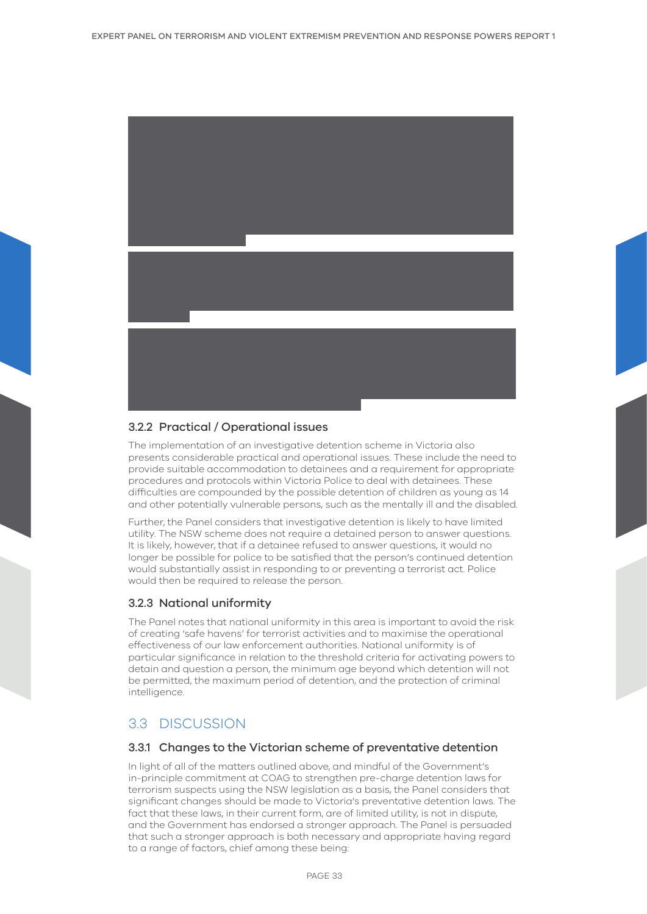### 3.2.2 Practical / Operational issues

The implementation of an investigative detention scheme in Victoria also presents considerable practical and operational issues. These include the need to provide suitable accommodation to detainees and a requirement for appropriate procedures and protocols within Victoria Police to deal with detainees. These difficulties are compounded by the possible detention of children as young as 14 and other potentially vulnerable persons, such as the mentally ill and the disabled.

Further, the Panel considers that investigative detention is likely to have limited utility. The NSW scheme does not require a detained person to answer questions. It is likely, however, that if a detainee refused to answer questions, it would no longer be possible for police to be satisfied that the person's continued detention would substantially assist in responding to or preventing a terrorist act. Police would then be required to release the person.

### 3.2.3 National uniformity

The Panel notes that national uniformity in this area is important to avoid the risk of creating 'safe havens' for terrorist activities and to maximise the operational effectiveness of our law enforcement authorities. National uniformity is of particular significance in relation to the threshold criteria for activating powers to detain and question a person, the minimum age beyond which detention will not be permitted, the maximum period of detention, and the protection of criminal intelligence.

## 3.3 DISCUSSION

### 3.3.1 Changes to the Victorian scheme of preventative detention

In light of all of the matters outlined above, and mindful of the Government's in-principle commitment at COAG to strengthen pre-charge detention laws for terrorism suspects using the NSW legislation as a basis, the Panel considers that significant changes should be made to Victoria's preventative detention laws. The fact that these laws, in their current form, are of limited utility, is not in dispute, and the Government has endorsed a stronger approach. The Panel is persuaded that such a stronger approach is both necessary and appropriate having regard to a range of factors, chief among these being: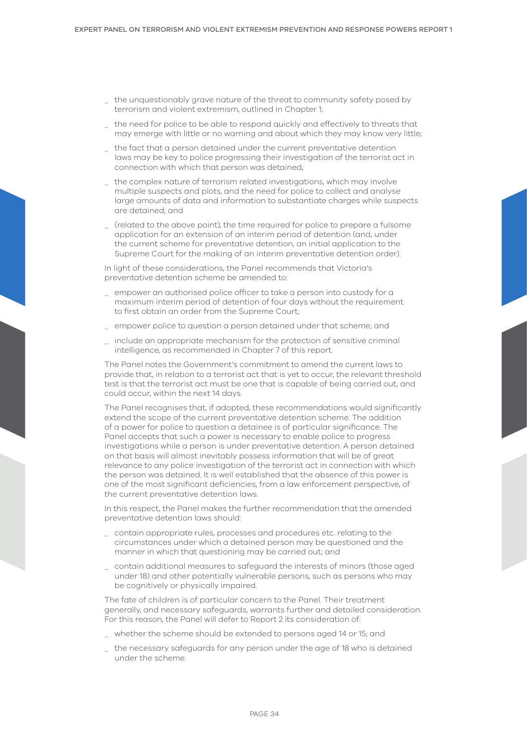- the unquestionably grave nature of the threat to community safety posed by terrorism and violent extremism, outlined in Chapter 1;
- the need for police to be able to respond quickly and effectively to threats that may emerge with little or no warning and about which they may know very little;
- the fact that a person detained under the current preventative detention laws may be key to police progressing their investigation of the terrorist act in connection with which that person was detained;
- the complex nature of terrorism related investigations, which may involve multiple suspects and plots, and the need for police to collect and analyse large amounts of data and information to substantiate charges while suspects are detained; and
- (related to the above point), the time required for police to prepare a fulsome application for an extension of an interim period of detention (and, under the current scheme for preventative detention, an initial application to the Supreme Court for the making of an interim preventative detention order).

In light of these considerations, the Panel recommends that Victoria's preventative detention scheme be amended to:

- empower an authorised police officer to take a person into custody for a maximum interim period of detention of four days without the requirement to first obtain an order from the Supreme Court;
- empower police to question a person detained under that scheme; and
- include an appropriate mechanism for the protection of sensitive criminal intelligence, as recommended in Chapter 7 of this report.

The Panel notes the Government's commitment to amend the current laws to provide that, in relation to a terrorist act that is yet to occur, the relevant threshold test is that the terrorist act must be one that is capable of being carried out, and could occur, within the next 14 days.

The Panel recognises that, if adopted, these recommendations would significantly extend the scope of the current preventative detention scheme. The addition of a power for police to question a detainee is of particular significance. The Panel accepts that such a power is necessary to enable police to progress investigations while a person is under preventative detention. A person detained on that basis will almost inevitably possess information that will be of great relevance to any police investigation of the terrorist act in connection with which the person was detained. It is well established that the absence of this power is one of the most significant deficiencies, from a law enforcement perspective, of the current preventative detention laws.

In this respect, the Panel makes the further recommendation that the amended preventative detention laws should:

- contain appropriate rules, processes and procedures etc. relating to the circumstances under which a detained person may be questioned and the manner in which that questioning may be carried out; and
- contain additional measures to safeguard the interests of minors (those aged under 18) and other potentially vulnerable persons, such as persons who may be cognitively or physically impaired.

The fate of children is of particular concern to the Panel. Their treatment generally, and necessary safeguards, warrants further and detailed consideration. For this reason, the Panel will defer to Report 2 its consideration of:

- whether the scheme should be extended to persons aged 14 or 15; and
- the necessary safeguards for any person under the age of 18 who is detained under the scheme.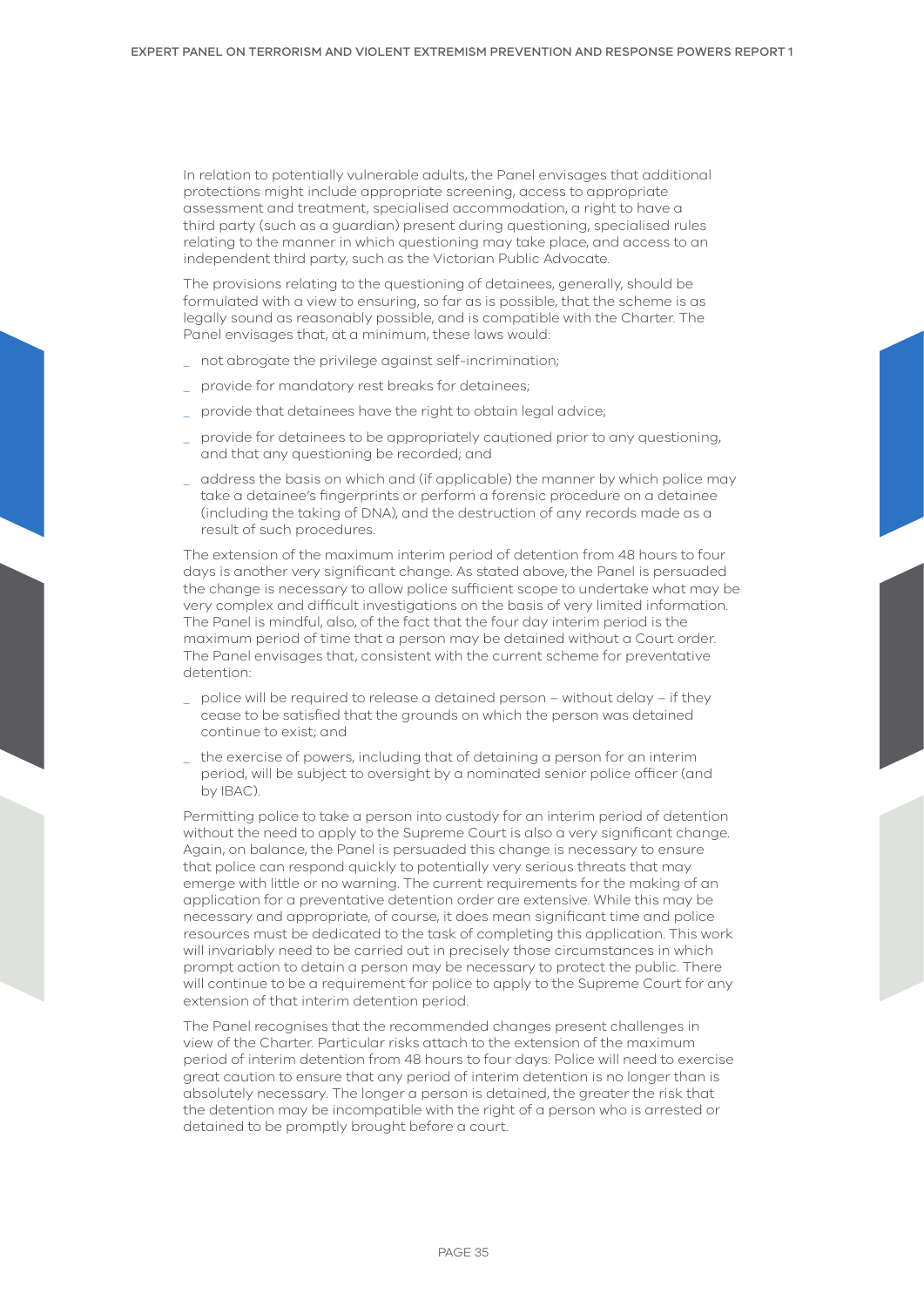In relation to potentially vulnerable adults, the Panel envisages that additional protections might include appropriate screening, access to appropriate assessment and treatment, specialised accommodation, a right to have a third party (such as a guardian) present during questioning, specialised rules relating to the manner in which questioning may take place, and access to an independent third party, such as the Victorian Public Advocate.

The provisions relating to the questioning of detainees, generally, should be formulated with a view to ensuring, so far as is possible, that the scheme is as legally sound as reasonably possible, and is compatible with the Charter. The Panel envisages that, at a minimum, these laws would:

- not abrogate the privilege against self-incrimination;
- provide for mandatory rest breaks for detainees;
- provide that detainees have the right to obtain legal advice;
- provide for detainees to be appropriately cautioned prior to any questioning, and that any questioning be recorded; and
- address the basis on which and (if applicable) the manner by which police may take a detainee's fingerprints or perform a forensic procedure on a detainee (including the taking of DNA), and the destruction of any records made as a result of such procedures.

The extension of the maximum interim period of detention from 48 hours to four days is another very significant change. As stated above, the Panel is persuaded the change is necessary to allow police sufficient scope to undertake what may be very complex and difficult investigations on the basis of very limited information. The Panel is mindful, also, of the fact that the four day interim period is the maximum period of time that a person may be detained without a Court order. The Panel envisages that, consistent with the current scheme for preventative detention:

- police will be required to release a detained person – without delay – if they cease to be satisfied that the grounds on which the person was detained continue to exist; and
- the exercise of powers, including that of detaining a person for an interim period, will be subject to oversight by a nominated senior police officer (and by IBAC).

Permitting police to take a person into custody for an interim period of detention without the need to apply to the Supreme Court is also a very significant change. Again, on balance, the Panel is persuaded this change is necessary to ensure that police can respond quickly to potentially very serious threats that may emerge with little or no warning. The current requirements for the making of an application for a preventative detention order are extensive. While this may be necessary and appropriate, of course, it does mean significant time and police resources must be dedicated to the task of completing this application. This work will invariably need to be carried out in precisely those circumstances in which prompt action to detain a person may be necessary to protect the public. There will continue to be a requirement for police to apply to the Supreme Court for any extension of that interim detention period.

The Panel recognises that the recommended changes present challenges in view of the Charter. Particular risks attach to the extension of the maximum period of interim detention from 48 hours to four days. Police will need to exercise great caution to ensure that any period of interim detention is no longer than is absolutely necessary. The longer a person is detained, the greater the risk that the detention may be incompatible with the right of a person who is arrested or detained to be promptly brought before a court.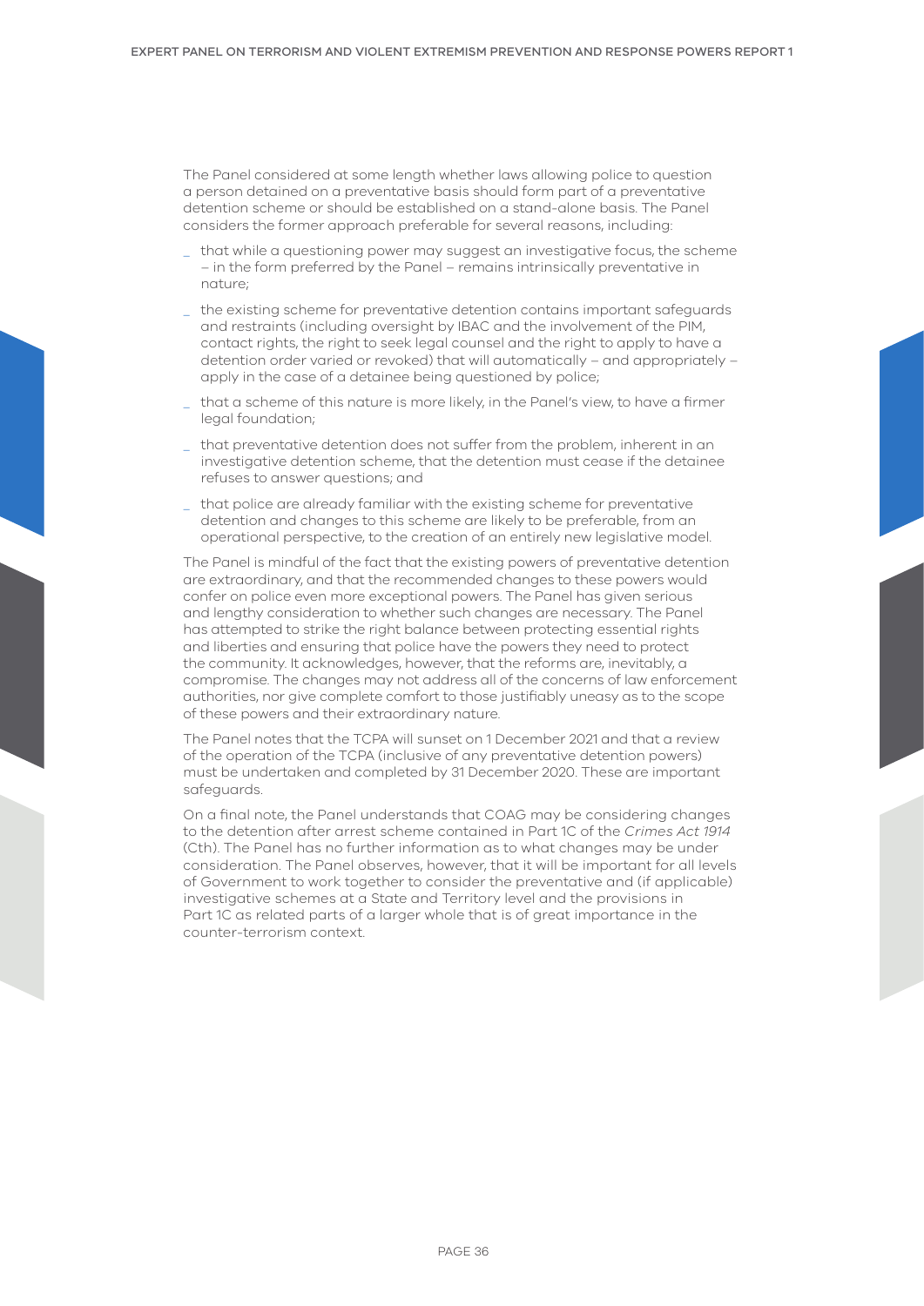The Panel considered at some length whether laws allowing police to question a person detained on a preventative basis should form part of a preventative detention scheme or should be established on a stand-alone basis. The Panel considers the former approach preferable for several reasons, including:

- that while a questioning power may suggest an investigative focus, the scheme – in the form preferred by the Panel – remains intrinsically preventative in nature;
- the existing scheme for preventative detention contains important safeguards and restraints (including oversight by IBAC and the involvement of the PIM, contact rights, the right to seek legal counsel and the right to apply to have a detention order varied or revoked) that will automatically – and appropriately – apply in the case of a detainee being questioned by police;
- that a scheme of this nature is more likely, in the Panel's view, to have a firmer legal foundation;
- that preventative detention does not suffer from the problem, inherent in an investigative detention scheme, that the detention must cease if the detainee refuses to answer questions; and
- that police are already familiar with the existing scheme for preventative detention and changes to this scheme are likely to be preferable, from an operational perspective, to the creation of an entirely new legislative model.

The Panel is mindful of the fact that the existing powers of preventative detention are extraordinary, and that the recommended changes to these powers would confer on police even more exceptional powers. The Panel has given serious and lengthy consideration to whether such changes are necessary. The Panel has attempted to strike the right balance between protecting essential rights and liberties and ensuring that police have the powers they need to protect the community. It acknowledges, however, that the reforms are, inevitably, a compromise. The changes may not address all of the concerns of law enforcement authorities, nor give complete comfort to those justifiably uneasy as to the scope of these powers and their extraordinary nature.

The Panel notes that the TCPA will sunset on 1 December 2021 and that a review of the operation of the TCPA (inclusive of any preventative detention powers) must be undertaken and completed by 31 December 2020. These are important safeguards.

On a final note, the Panel understands that COAG may be considering changes to the detention after arrest scheme contained in Part 1C of the *Crimes Act 1914* (Cth). The Panel has no further information as to what changes may be under consideration. The Panel observes, however, that it will be important for all levels of Government to work together to consider the preventative and (if applicable) investigative schemes at a State and Territory level and the provisions in Part 1C as related parts of a larger whole that is of great importance in the counter-terrorism context.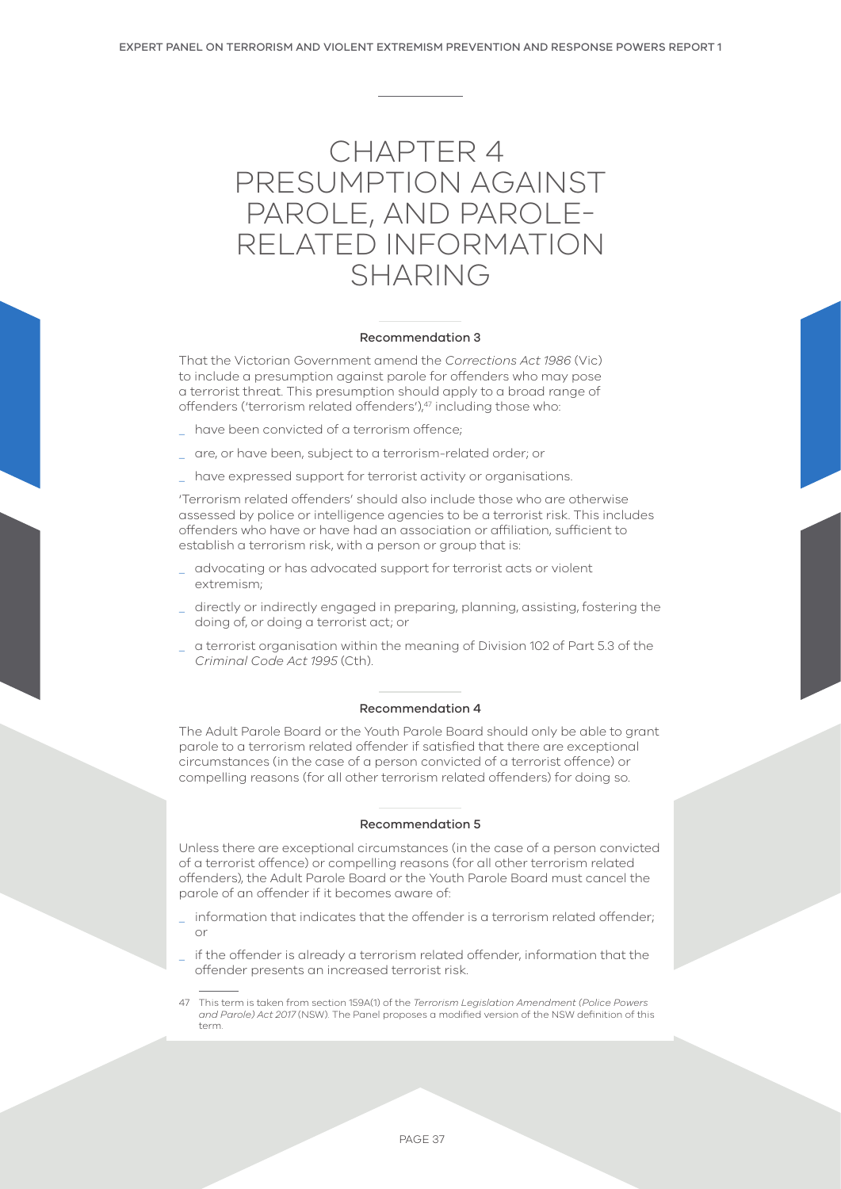# CHAPTER 4 PRESUMPTION AGAINST PAROLE, AND PAROLE-RELATED INFORMATION SHARING

### Recommendation 3

That the Victorian Government amend the *Corrections Act 1986* (Vic) to include a presumption against parole for offenders who may pose a terrorist threat. This presumption should apply to a broad range of offenders ('terrorism related offenders'),[47] including those who:

- have been convicted of a terrorism offence;
- are, or have been, subject to a terrorism-related order; or
- have expressed support for terrorist activity or organisations.

'Terrorism related offenders' should also include those who are otherwise assessed by police or intelligence agencies to be a terrorist risk. This includes offenders who have or have had an association or affiliation, sufficient to establish a terrorism risk, with a person or group that is:

- advocating or has advocated support for terrorist acts or violent extremism;
- directly or indirectly engaged in preparing, planning, assisting, fostering the doing of, or doing a terrorist act; or
- a terrorist organisation within the meaning of Division 102 of Part 5.3 of the *Criminal Code Act 1995* (Cth).

### Recommendation 4

The Adult Parole Board or the Youth Parole Board should only be able to grant parole to a terrorism related offender if satisfied that there are exceptional circumstances (in the case of a person convicted of a terrorist offence) or compelling reasons (for all other terrorism related offenders) for doing so.

### Recommendation 5

Unless there are exceptional circumstances (in the case of a person convicted of a terrorist offence) or compelling reasons (for all other terrorism related offenders), the Adult Parole Board or the Youth Parole Board must cancel the parole of an offender if it becomes aware of:

- information that indicates that the offender is a terrorism related offender; or
- if the offender is already a terrorism related offender, information that the offender presents an increased terrorist risk.

---

47 This term is taken from section 159A(1) of the *Terrorism Legislation Amendment (Police Powers and Parole) Act 2017* (NSW). The Panel proposes a modified version of the NSW definition of this term.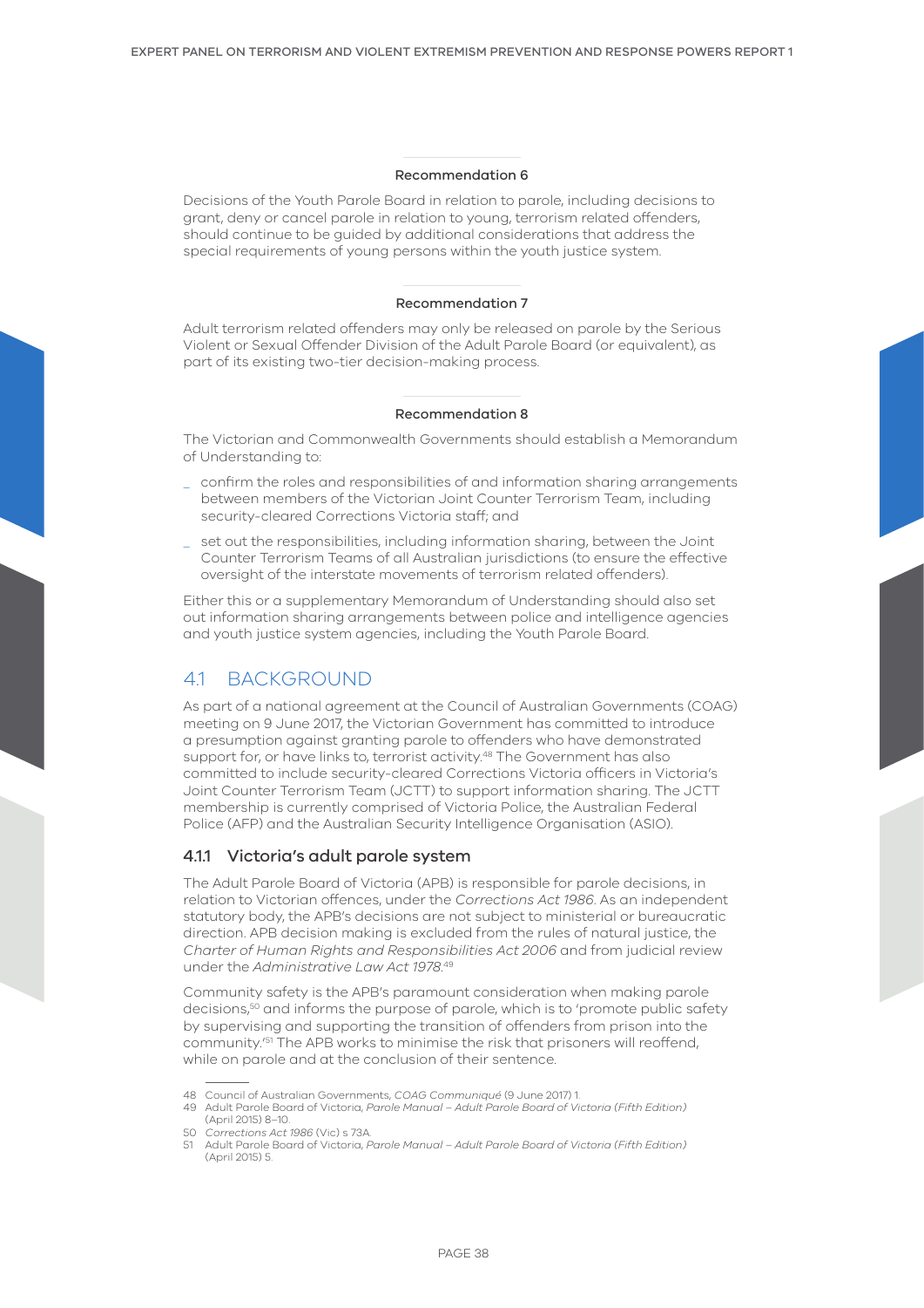**Recommendation 6**

Decisions of the Youth Parole Board in relation to parole, including decisions to grant, deny or cancel parole in relation to young, terrorism related offenders, should continue to be guided by additional considerations that address the special requirements of young persons within the youth justice system.

**Recommendation 7**

Adult terrorism related offenders may only be released on parole by the Serious Violent or Sexual Offender Division of the Adult Parole Board (or equivalent), as part of its existing two-tier decision-making process.

**Recommendation 8**

The Victorian and Commonwealth Governments should establish a Memorandum of Understanding to:

- confirm the roles and responsibilities of and information sharing arrangements between members of the Victorian Joint Counter Terrorism Team, including security-cleared Corrections Victoria staff; and
- set out the responsibilities, including information sharing, between the Joint Counter Terrorism Teams of all Australian jurisdictions (to ensure the effective oversight of the interstate movements of terrorism related offenders).

Either this or a supplementary Memorandum of Understanding should also set out information sharing arrangements between police and intelligence agencies and youth justice system agencies, including the Youth Parole Board.

## 4.1 BACKGROUND

As part of a national agreement at the Council of Australian Governments (COAG) meeting on 9 June 2017, the Victorian Government has committed to introduce a presumption against granting parole to offenders who have demonstrated support for, or have links to, terrorist activity.[48] The Government has also committed to include security-cleared Corrections Victoria officers in Victoria's Joint Counter Terrorism Team (JCTT) to support information sharing. The JCTT membership is currently comprised of Victoria Police, the Australian Federal Police (AFP) and the Australian Security Intelligence Organisation (ASIO).

### 4.1.1 Victoria's adult parole system

The Adult Parole Board of Victoria (APB) is responsible for parole decisions, in relation to Victorian offences, under the *Corrections Act 1986*. As an independent statutory body, the APB's decisions are not subject to ministerial or bureaucratic direction. APB decision making is excluded from the rules of natural justice, the *Charter of Human Rights and Responsibilities Act 2006* and from judicial review under the *Administrative Law Act 1978*.[49]

Community safety is the APB's paramount consideration when making parole decisions,[50] and informs the purpose of parole, which is to 'promote public safety by supervising and supporting the transition of offenders from prison into the community.'[51] The APB works to minimise the risk that prisoners will reoffend, while on parole and at the conclusion of their sentence.

---

48 Council of Australian Governments, *COAG Communiqué* (9 June 2017) 1.

49 Adult Parole Board of Victoria, *Parole Manual – Adult Parole Board of Victoria (Fifth Edition)* (April 2015) 8–10.

50 *Corrections Act 1986* (Vic) s 73A.

51 Adult Parole Board of Victoria, *Parole Manual – Adult Parole Board of Victoria (Fifth Edition)* (April 2015) 5.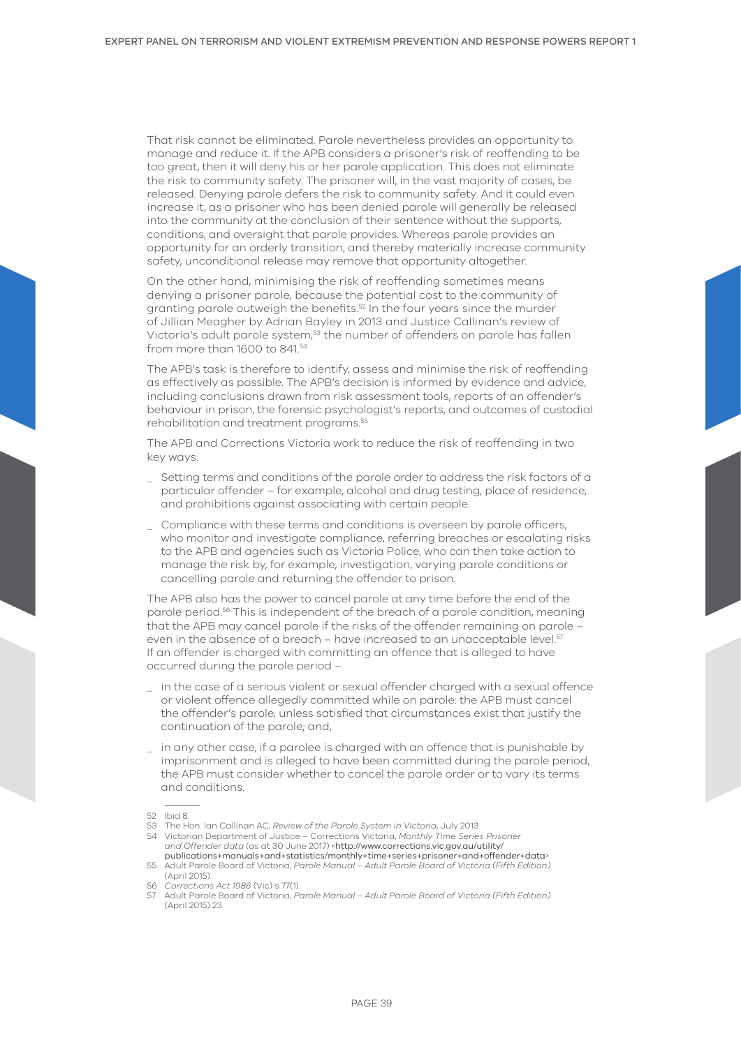That risk cannot be eliminated. Parole nevertheless provides an opportunity to manage and reduce it. If the APB considers a prisoner's risk of reoffending to be too great, then it will deny his or her parole application. This does not eliminate the risk to community safety. The prisoner will, in the vast majority of cases, be released. Denying parole defers the risk to community safety. And it could even increase it, as a prisoner who has been denied parole will generally be released into the community at the conclusion of their sentence without the supports, conditions, and oversight that parole provides. Whereas parole provides an opportunity for an orderly transition, and thereby materially increase community safety, unconditional release may remove that opportunity altogether.

On the other hand, minimising the risk of reoffending sometimes means denying a prisoner parole, because the potential cost to the community of granting parole outweigh the benefits.[52] In the four years since the murder of Jillian Meagher by Adrian Bayley in 2013 and Justice Callinan's review of Victoria's adult parole system,[53] the number of offenders on parole has fallen from more than 1600 to 841.[54]

The APB's task is therefore to identify, assess and minimise the risk of reoffending as effectively as possible. The APB's decision is informed by evidence and advice, including conclusions drawn from risk assessment tools, reports of an offender's behaviour in prison, the forensic psychologist's reports, and outcomes of custodial rehabilitation and treatment programs.[55]

The APB and Corrections Victoria work to reduce the risk of reoffending in two key ways:

- Setting terms and conditions of the parole order to address the risk factors of a particular offender – for example, alcohol and drug testing, place of residence, and prohibitions against associating with certain people.
- Compliance with these terms and conditions is overseen by parole officers, who monitor and investigate compliance, referring breaches or escalating risks to the APB and agencies such as Victoria Police, who can then take action to manage the risk by, for example, investigation, varying parole conditions or cancelling parole and returning the offender to prison.

The APB also has the power to cancel parole at any time before the end of the parole period.[56] This is independent of the breach of a parole condition, meaning that the APB may cancel parole if the risks of the offender remaining on parole – even in the absence of a breach – have increased to an unacceptable level.[57] If an offender is charged with committing an offence that is alleged to have occurred during the parole period –

- in the case of a serious violent or sexual offender charged with a sexual offence or violent offence allegedly committed while on parole: the APB must cancel the offender's parole, unless satisfied that circumstances exist that justify the continuation of the parole; and,
- in any other case, if a parolee is charged with an offence that is punishable by imprisonment and is alleged to have been committed during the parole period, the APB must consider whether to cancel the parole order or to vary its terms and conditions.

---

52 Ibid 8.

53 The Hon. Ian Callinan AC, *Review of the Parole System in Victoria*, July 2013.

54 Victorian Department of Justice – Corrections Victoria, *Monthly Time Series Prisoner and Offender data* (as at 30 June 2017) <http://www.corrections.vic.gov.au/utility/publications+manuals+and+statistics/monthly+time+series+prisoner+and+offender+data>.

55 Adult Parole Board of Victoria, *Parole Manual – Adult Parole Board of Victoria (Fifth Edition)* (April 2015).

56 *Corrections Act 1986* (Vic) s 77(1).

57 Adult Parole Board of Victoria, *Parole Manual – Adult Parole Board of Victoria (Fifth Edition)* (April 2015) 23.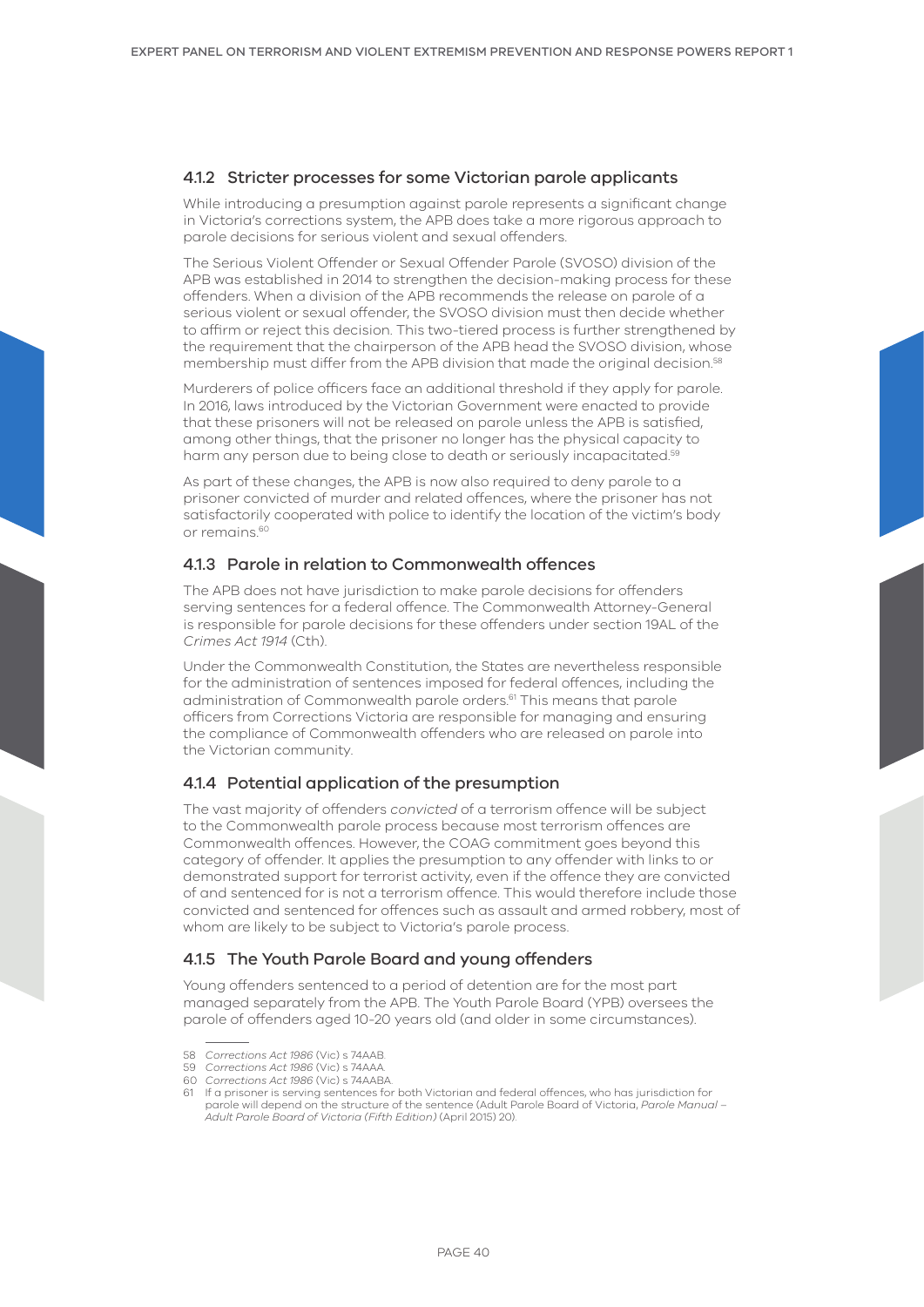### 4.1.2 Stricter processes for some Victorian parole applicants

While introducing a presumption against parole represents a significant change in Victoria's corrections system, the APB does take a more rigorous approach to parole decisions for serious violent and sexual offenders.

The Serious Violent Offender or Sexual Offender Parole (SVOSO) division of the APB was established in 2014 to strengthen the decision-making process for these offenders. When a division of the APB recommends the release on parole of a serious violent or sexual offender, the SVOSO division must then decide whether to affirm or reject this decision. This two-tiered process is further strengthened by the requirement that the chairperson of the APB head the SVOSO division, whose membership must differ from the APB division that made the original decision.[58]

Murderers of police officers face an additional threshold if they apply for parole. In 2016, laws introduced by the Victorian Government were enacted to provide that these prisoners will not be released on parole unless the APB is satisfied, among other things, that the prisoner no longer has the physical capacity to harm any person due to being close to death or seriously incapacitated.[59]

As part of these changes, the APB is now also required to deny parole to a prisoner convicted of murder and related offences, where the prisoner has not satisfactorily cooperated with police to identify the location of the victim's body or remains.[60]

### 4.1.3 Parole in relation to Commonwealth offences

The APB does not have jurisdiction to make parole decisions for offenders serving sentences for a federal offence. The Commonwealth Attorney-General is responsible for parole decisions for these offenders under section 19AL of the *Crimes Act 1914* (Cth).

Under the Commonwealth Constitution, the States are nevertheless responsible for the administration of sentences imposed for federal offences, including the administration of Commonwealth parole orders.[61] This means that parole officers from Corrections Victoria are responsible for managing and ensuring the compliance of Commonwealth offenders who are released on parole into the Victorian community.

### 4.1.4 Potential application of the presumption

The vast majority of offenders *convicted* of a terrorism offence will be subject to the Commonwealth parole process because most terrorism offences are Commonwealth offences. However, the COAG commitment goes beyond this category of offender. It applies the presumption to any offender with links to or demonstrated support for terrorist activity, even if the offence they are convicted of and sentenced for is not a terrorism offence. This would therefore include those convicted and sentenced for offences such as assault and armed robbery, most of whom are likely to be subject to Victoria's parole process.

### 4.1.5 The Youth Parole Board and young offenders

Young offenders sentenced to a period of detention are for the most part managed separately from the APB. The Youth Parole Board (YPB) oversees the parole of offenders aged 10-20 years old (and older in some circumstances).

---

58 *Corrections Act 1986* (Vic) s 74AAB.
59 *Corrections Act 1986* (Vic) s 74AAA.
60 *Corrections Act 1986* (Vic) s 74AABA.
61 If a prisoner is serving sentences for both Victorian and federal offences, who has jurisdiction for parole will depend on the structure of the sentence (Adult Parole Board of Victoria, *Parole Manual – Adult Parole Board of Victoria (Fifth Edition)* (April 2015) 20).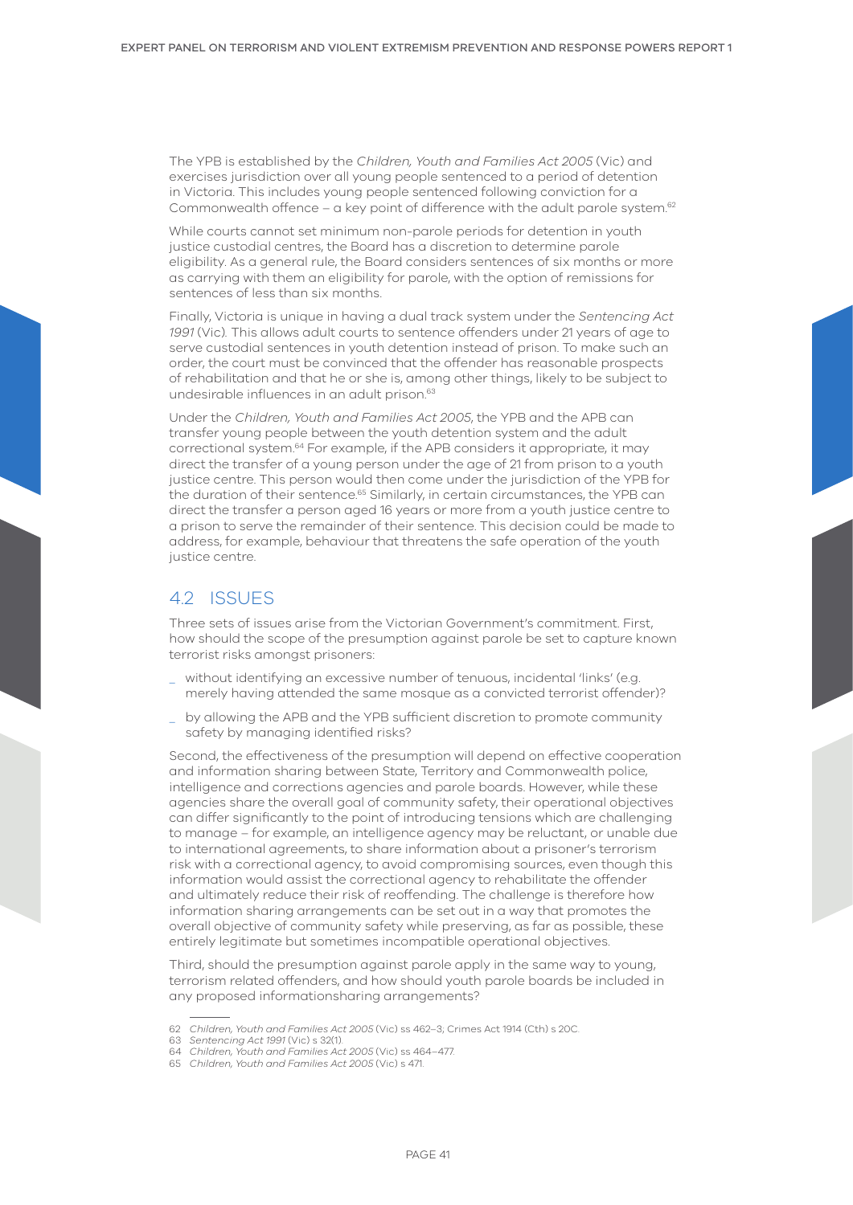The YPB is established by the *Children, Youth and Families Act 2005* (Vic) and exercises jurisdiction over all young people sentenced to a period of detention in Victoria. This includes young people sentenced following conviction for a Commonwealth offence – a key point of difference with the adult parole system.[62]

While courts cannot set minimum non-parole periods for detention in youth justice custodial centres, the Board has a discretion to determine parole eligibility. As a general rule, the Board considers sentences of six months or more as carrying with them an eligibility for parole, with the option of remissions for sentences of less than six months.

Finally, Victoria is unique in having a dual track system under the *Sentencing Act 1991* (Vic). This allows adult courts to sentence offenders under 21 years of age to serve custodial sentences in youth detention instead of prison. To make such an order, the court must be convinced that the offender has reasonable prospects of rehabilitation and that he or she is, among other things, likely to be subject to undesirable influences in an adult prison.[63]

Under the *Children, Youth and Families Act 2005*, the YPB and the APB can transfer young people between the youth detention system and the adult correctional system.[64] For example, if the APB considers it appropriate, it may direct the transfer of a young person under the age of 21 from prison to a youth justice centre. This person would then come under the jurisdiction of the YPB for the duration of their sentence.[65] Similarly, in certain circumstances, the YPB can direct the transfer a person aged 16 years or more from a youth justice centre to a prison to serve the remainder of their sentence. This decision could be made to address, for example, behaviour that threatens the safe operation of the youth justice centre.

## 4.2 ISSUES

Three sets of issues arise from the Victorian Government's commitment. First, how should the scope of the presumption against parole be set to capture known terrorist risks amongst prisoners:

- without identifying an excessive number of tenuous, incidental 'links' (e.g. merely having attended the same mosque as a convicted terrorist offender)?
- by allowing the APB and the YPB sufficient discretion to promote community safety by managing identified risks?

Second, the effectiveness of the presumption will depend on effective cooperation and information sharing between State, Territory and Commonwealth police, intelligence and corrections agencies and parole boards. However, while these agencies share the overall goal of community safety, their operational objectives can differ significantly to the point of introducing tensions which are challenging to manage – for example, an intelligence agency may be reluctant, or unable due to international agreements, to share information about a prisoner's terrorism risk with a correctional agency, to avoid compromising sources, even though this information would assist the correctional agency to rehabilitate the offender and ultimately reduce their risk of reoffending. The challenge is therefore how information sharing arrangements can be set out in a way that promotes the overall objective of community safety while preserving, as far as possible, these entirely legitimate but sometimes incompatible operational objectives.

Third, should the presumption against parole apply in the same way to young, terrorism related offenders, and how should youth parole boards be included in any proposed informationsharing arrangements?

---

62 *Children, Youth and Families Act 2005* (Vic) ss 462–3; Crimes Act 1914 (Cth) s 20C.

63 *Sentencing Act 1991* (Vic) s 32(1).

64 *Children, Youth and Families Act 2005* (Vic) ss 464–477.

65 *Children, Youth and Families Act 2005* (Vic) s 471.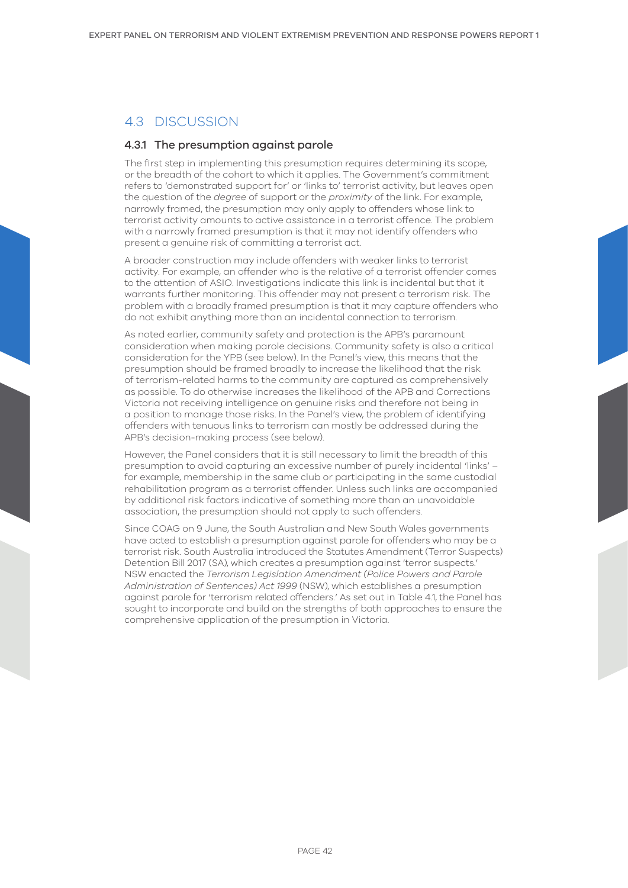## 4.3 DISCUSSION

### 4.3.1 The presumption against parole

The first step in implementing this presumption requires determining its scope, or the breadth of the cohort to which it applies. The Government's commitment refers to 'demonstrated support for' or 'links to' terrorist activity, but leaves open the question of the *degree* of support or the *proximity* of the link. For example, narrowly framed, the presumption may only apply to offenders whose link to terrorist activity amounts to active assistance in a terrorist offence. The problem with a narrowly framed presumption is that it may not identify offenders who present a genuine risk of committing a terrorist act.

A broader construction may include offenders with weaker links to terrorist activity. For example, an offender who is the relative of a terrorist offender comes to the attention of ASIO. Investigations indicate this link is incidental but that it warrants further monitoring. This offender may not present a terrorism risk. The problem with a broadly framed presumption is that it may capture offenders who do not exhibit anything more than an incidental connection to terrorism.

As noted earlier, community safety and protection is the APB's paramount consideration when making parole decisions. Community safety is also a critical consideration for the YPB (see below). In the Panel's view, this means that the presumption should be framed broadly to increase the likelihood that the risk of terrorism-related harms to the community are captured as comprehensively as possible. To do otherwise increases the likelihood of the APB and Corrections Victoria not receiving intelligence on genuine risks and therefore not being in a position to manage those risks. In the Panel's view, the problem of identifying offenders with tenuous links to terrorism can mostly be addressed during the APB's decision-making process (see below).

However, the Panel considers that it is still necessary to limit the breadth of this presumption to avoid capturing an excessive number of purely incidental 'links' – for example, membership in the same club or participating in the same custodial rehabilitation program as a terrorist offender. Unless such links are accompanied by additional risk factors indicative of something more than an unavoidable association, the presumption should not apply to such offenders.

Since COAG on 9 June, the South Australian and New South Wales governments have acted to establish a presumption against parole for offenders who may be a terrorist risk. South Australia introduced the Statutes Amendment (Terror Suspects) Detention Bill 2017 (SA), which creates a presumption against 'terror suspects.' NSW enacted the *Terrorism Legislation Amendment (Police Powers and Parole Administration of Sentences) Act 1999* (NSW), which establishes a presumption against parole for 'terrorism related offenders.' As set out in Table 4.1, the Panel has sought to incorporate and build on the strengths of both approaches to ensure the comprehensive application of the presumption in Victoria.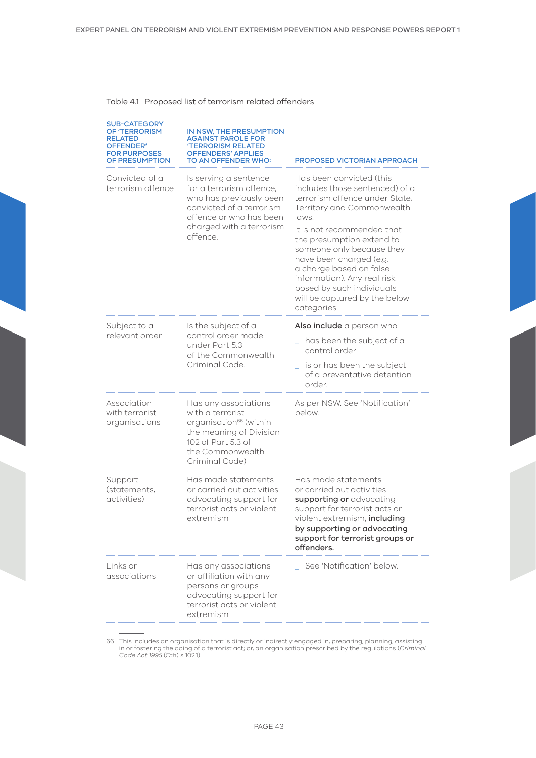Table 4.1 Proposed list of terrorism related offenders

| SUB-CATEGORY OF 'TERRORISM RELATED OFFENDER' FOR PURPOSES OF PRESUMPTION | IN NSW, THE PRESUMPTION AGAINST PAROLE FOR 'TERRORISM RELATED OFFENDERS' APPLIES TO AN OFFENDER WHO: | PROPOSED VICTORIAN APPROACH |
|---|---|---|
| Convicted of a terrorism offence | Is serving a sentence for a terrorism offence, who has previously been convicted of a terrorism offence or who has been charged with a terrorism offence. | Has been convicted (this includes those sentenced) of a terrorism offence under State, Territory and Commonwealth laws.<br><br>It is not recommended that the presumption extend to someone only because they have been charged (e.g. a charge based on false information). Any real risk posed by such individuals will be captured by the below categories. |
| Subject to a relevant order | Is the subject of a control order made under Part 5.3 of the Commonwealth Criminal Code. | **Also include** a person who:<br>_ has been the subject of a control order<br>_ is or has been the subject of a preventative detention order. |
| Association with terrorist organisations | Has any associations with a terrorist organisation[66] (within the meaning of Division 102 of Part 5.3 of the Commonwealth Criminal Code) | As per NSW. See 'Notification' below. |
| Support (statements, activities) | Has made statements or carried out activities advocating support for terrorist acts or violent extremism | Has made statements or carried out activities **supporting or** advocating support for terrorist acts or violent extremism, **including by supporting or advocating support for terrorist groups or offenders.** |
| Links or associations | Has any associations or affiliation with any persons or groups advocating support for terrorist acts or violent extremism | _ See 'Notification' below. |

66 This includes an organisation that is directly or indirectly engaged in, preparing, planning, assisting in or fostering the doing of a terrorist act; or, an organisation prescribed by the regulations (*Criminal Code Act 1995* (Cth) s 102.1).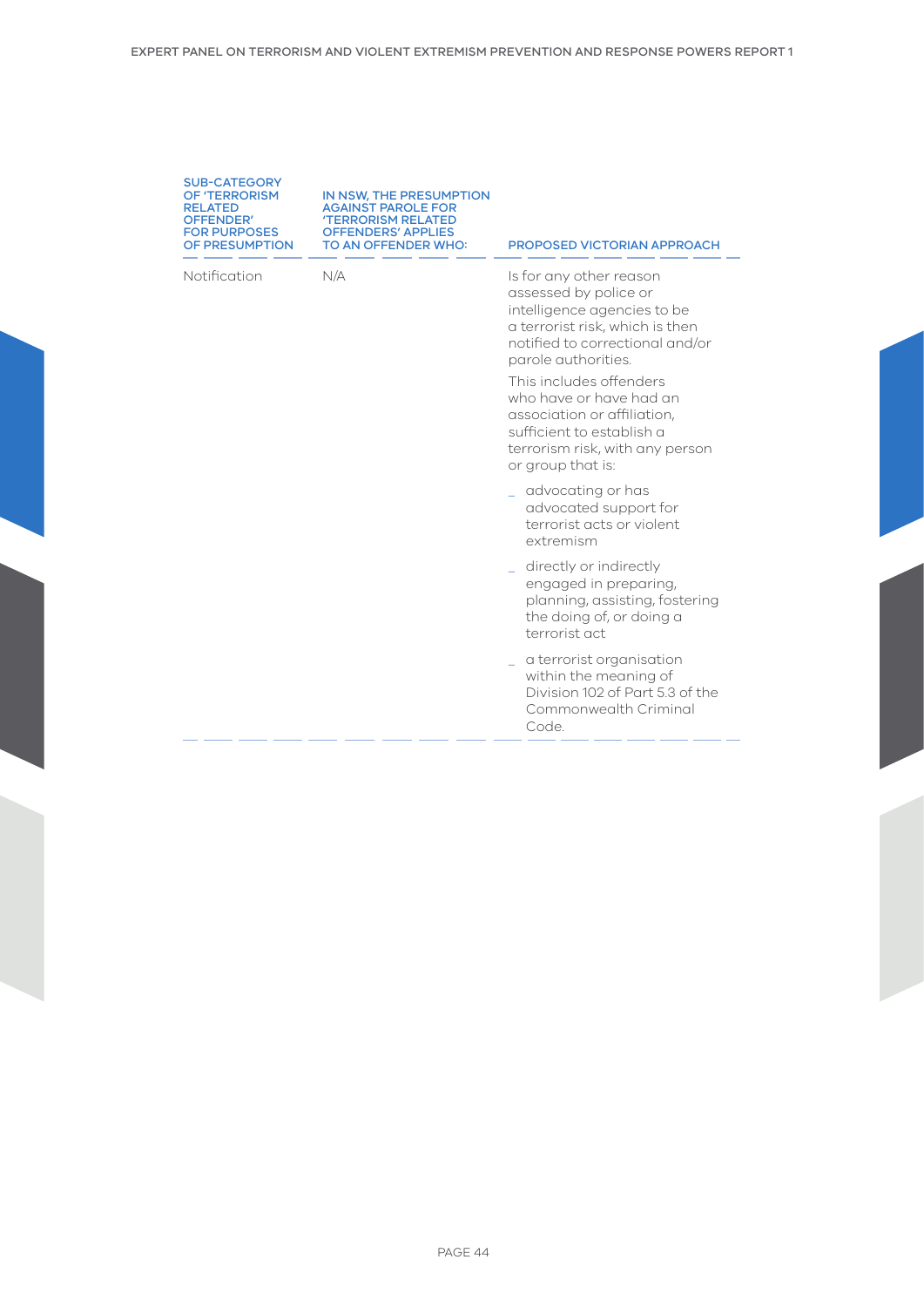| SUB-CATEGORY OF 'TERRORISM RELATED OFFENDER' FOR PURPOSES OF PRESUMPTION | IN NSW, THE PRESUMPTION AGAINST PAROLE FOR 'TERRORISM RELATED OFFENDERS' APPLIES TO AN OFFENDER WHO: | PROPOSED VICTORIAN APPROACH |
|---|---|---|
| Notification | N/A | Is for any other reason assessed by police or intelligence agencies to be a terrorist risk, which is then notified to correctional and/or parole authorities.<br><br>This includes offenders who have or have had an association or affiliation, sufficient to establish a terrorism risk, with any person or group that is:<br><br>_ advocating or has advocated support for terrorist acts or violent extremism<br><br>_ directly or indirectly engaged in preparing, planning, assisting, fostering the doing of, or doing a terrorist act<br><br>_ a terrorist organisation within the meaning of Division 102 of Part 5.3 of the Commonwealth Criminal Code. |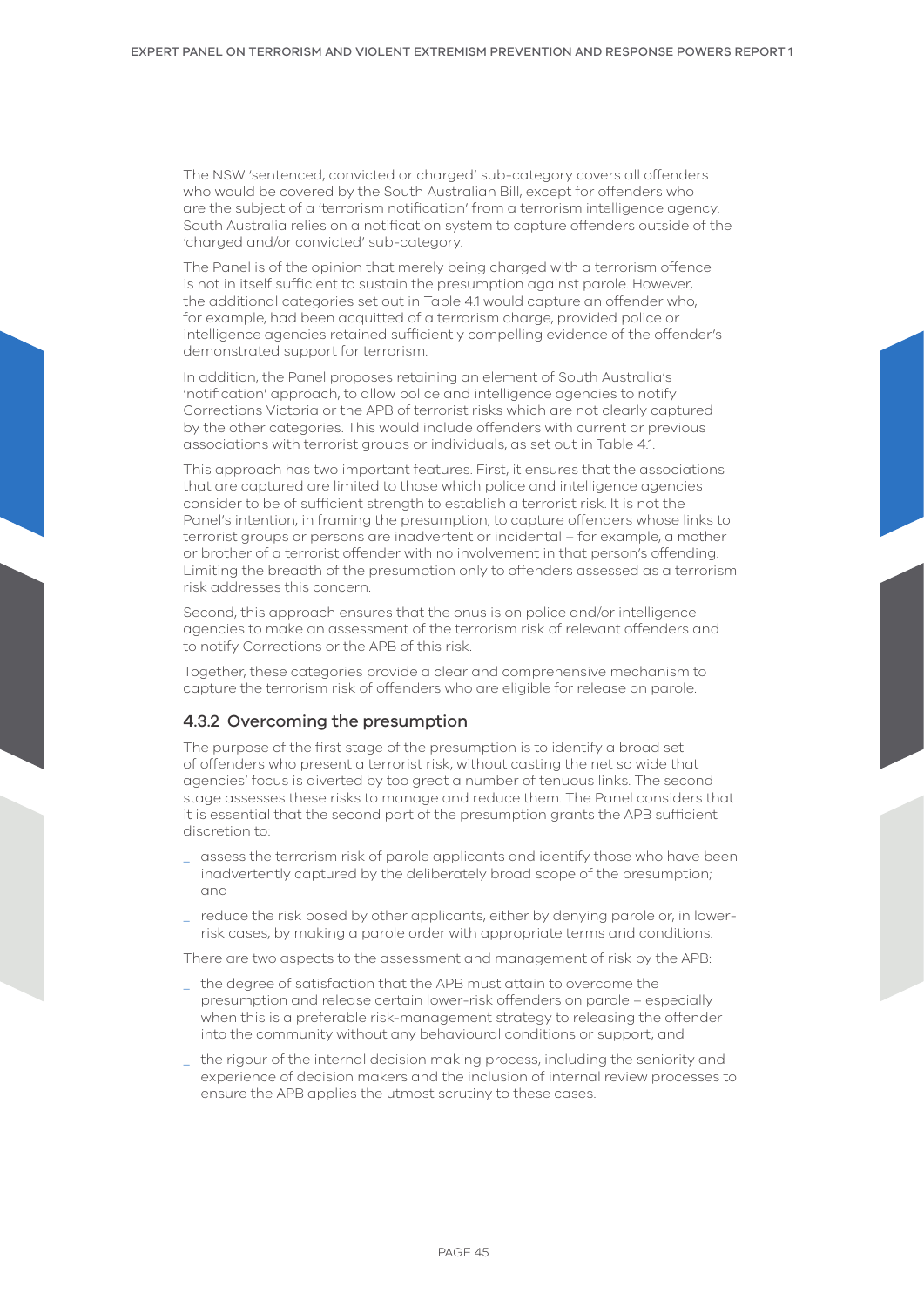The NSW 'sentenced, convicted or charged' sub-category covers all offenders who would be covered by the South Australian Bill, except for offenders who are the subject of a 'terrorism notification' from a terrorism intelligence agency. South Australia relies on a notification system to capture offenders outside of the 'charged and/or convicted' sub-category.

The Panel is of the opinion that merely being charged with a terrorism offence is not in itself sufficient to sustain the presumption against parole. However, the additional categories set out in Table 4.1 would capture an offender who, for example, had been acquitted of a terrorism charge, provided police or intelligence agencies retained sufficiently compelling evidence of the offender's demonstrated support for terrorism.

In addition, the Panel proposes retaining an element of South Australia's 'notification' approach, to allow police and intelligence agencies to notify Corrections Victoria or the APB of terrorist risks which are not clearly captured by the other categories. This would include offenders with current or previous associations with terrorist groups or individuals, as set out in Table 4.1.

This approach has two important features. First, it ensures that the associations that are captured are limited to those which police and intelligence agencies consider to be of sufficient strength to establish a terrorist risk. It is not the Panel's intention, in framing the presumption, to capture offenders whose links to terrorist groups or persons are inadvertent or incidental – for example, a mother or brother of a terrorist offender with no involvement in that person's offending. Limiting the breadth of the presumption only to offenders assessed as a terrorism risk addresses this concern.

Second, this approach ensures that the onus is on police and/or intelligence agencies to make an assessment of the terrorism risk of relevant offenders and to notify Corrections or the APB of this risk.

Together, these categories provide a clear and comprehensive mechanism to capture the terrorism risk of offenders who are eligible for release on parole.

### 4.3.2 Overcoming the presumption

The purpose of the first stage of the presumption is to identify a broad set of offenders who present a terrorist risk, without casting the net so wide that agencies' focus is diverted by too great a number of tenuous links. The second stage assesses these risks to manage and reduce them. The Panel considers that it is essential that the second part of the presumption grants the APB sufficient discretion to:

- assess the terrorism risk of parole applicants and identify those who have been inadvertently captured by the deliberately broad scope of the presumption; and
- reduce the risk posed by other applicants, either by denying parole or, in lower-risk cases, by making a parole order with appropriate terms and conditions.

There are two aspects to the assessment and management of risk by the APB:

- the degree of satisfaction that the APB must attain to overcome the presumption and release certain lower-risk offenders on parole – especially when this is a preferable risk-management strategy to releasing the offender into the community without any behavioural conditions or support; and
- the rigour of the internal decision making process, including the seniority and experience of decision makers and the inclusion of internal review processes to ensure the APB applies the utmost scrutiny to these cases.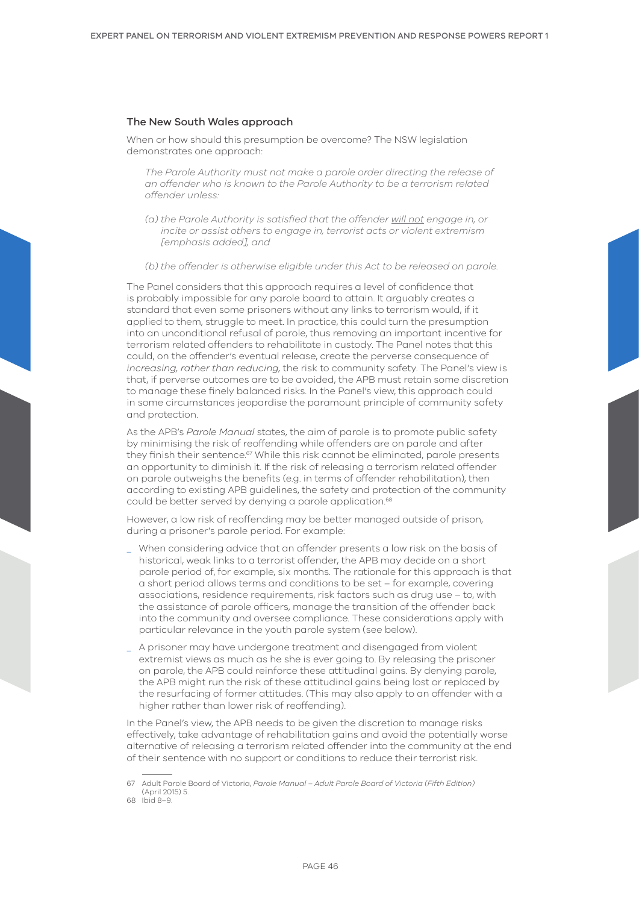### The New South Wales approach

When or how should this presumption be overcome? The NSW legislation demonstrates one approach:

> *The Parole Authority must not make a parole order directing the release of an offender who is known to the Parole Authority to be a terrorism related offender unless:*
>
> *(a) the Parole Authority is satisfied that the offender <u>will not</u> engage in, or incite or assist others to engage in, terrorist acts or violent extremism [emphasis added], and*
>
> *(b) the offender is otherwise eligible under this Act to be released on parole.*

The Panel considers that this approach requires a level of confidence that is probably impossible for any parole board to attain. It arguably creates a standard that even some prisoners without any links to terrorism would, if it applied to them, struggle to meet. In practice, this could turn the presumption into an unconditional refusal of parole, thus removing an important incentive for terrorism related offenders to rehabilitate in custody. The Panel notes that this could, on the offender's eventual release, create the perverse consequence of *increasing, rather than reducing,* the risk to community safety. The Panel's view is that, if perverse outcomes are to be avoided, the APB must retain some discretion to manage these finely balanced risks. In the Panel's view, this approach could in some circumstances jeopardise the paramount principle of community safety and protection.

As the APB's *Parole Manual* states, the aim of parole is to promote public safety by minimising the risk of reoffending while offenders are on parole and after they finish their sentence.[67] While this risk cannot be eliminated, parole presents an opportunity to diminish it. If the risk of releasing a terrorism related offender on parole outweighs the benefits (e.g. in terms of offender rehabilitation), then according to existing APB guidelines, the safety and protection of the community could be better served by denying a parole application.[68]

However, a low risk of reoffending may be better managed outside of prison, during a prisoner's parole period. For example:

- When considering advice that an offender presents a low risk on the basis of historical, weak links to a terrorist offender, the APB may decide on a short parole period of, for example, six months. The rationale for this approach is that a short period allows terms and conditions to be set – for example, covering associations, residence requirements, risk factors such as drug use – to, with the assistance of parole officers, manage the transition of the offender back into the community and oversee compliance. These considerations apply with particular relevance in the youth parole system (see below).
- A prisoner may have undergone treatment and disengaged from violent extremist views as much as he she is ever going to. By releasing the prisoner on parole, the APB could reinforce these attitudinal gains. By denying parole, the APB might run the risk of these attitudinal gains being lost or replaced by the resurfacing of former attitudes. (This may also apply to an offender with a higher rather than lower risk of reoffending).

In the Panel's view, the APB needs to be given the discretion to manage risks effectively, take advantage of rehabilitation gains and avoid the potentially worse alternative of releasing a terrorism related offender into the community at the end of their sentence with no support or conditions to reduce their terrorist risk.

---

67 Adult Parole Board of Victoria, *Parole Manual – Adult Parole Board of Victoria (Fifth Edition)* (April 2015) 5.

68 Ibid 8–9.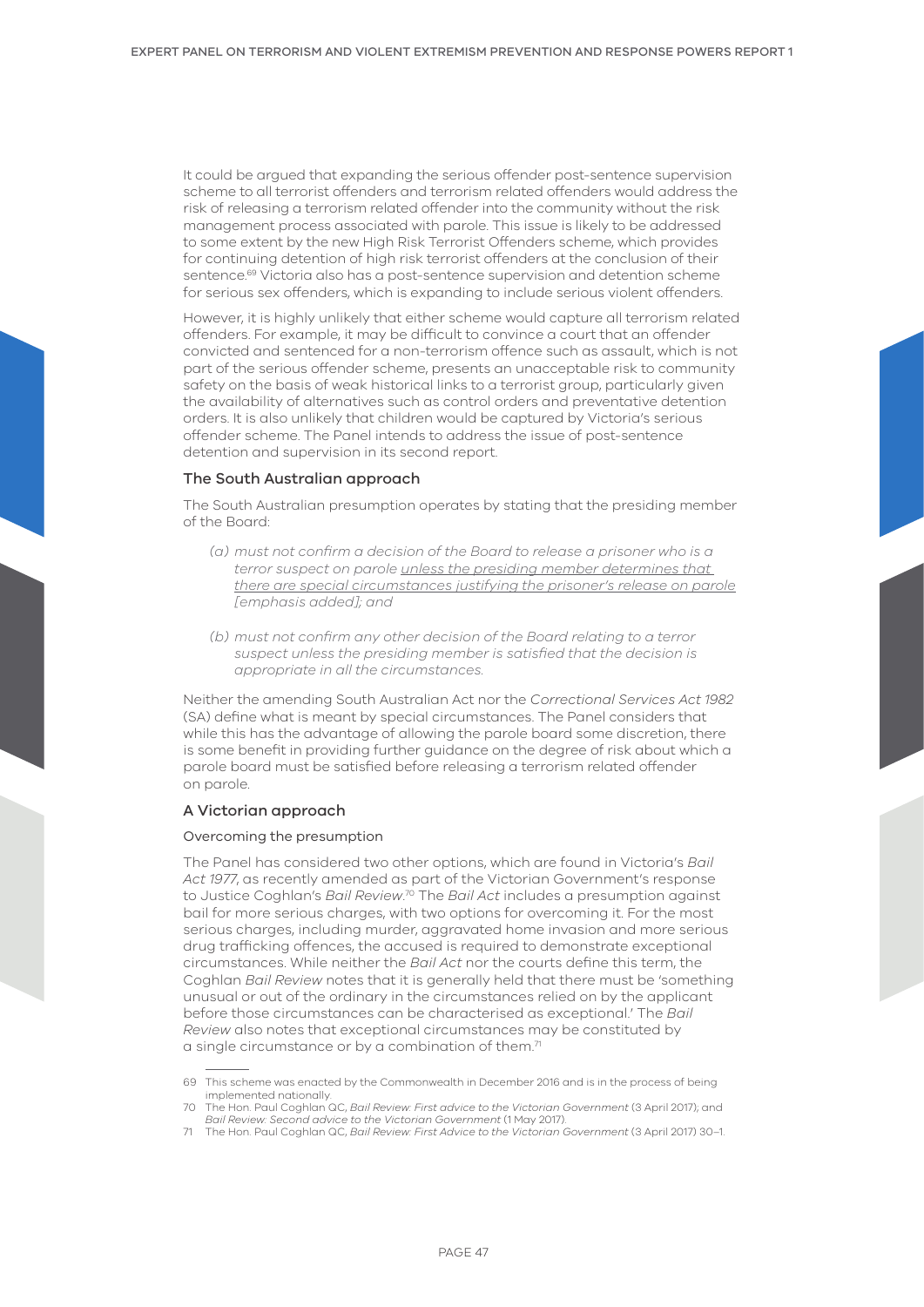It could be argued that expanding the serious offender post-sentence supervision scheme to all terrorist offenders and terrorism related offenders would address the risk of releasing a terrorism related offender into the community without the risk management process associated with parole. This issue is likely to be addressed to some extent by the new High Risk Terrorist Offenders scheme, which provides for continuing detention of high risk terrorist offenders at the conclusion of their sentence.[69] Victoria also has a post-sentence supervision and detention scheme for serious sex offenders, which is expanding to include serious violent offenders.

However, it is highly unlikely that either scheme would capture all terrorism related offenders. For example, it may be difficult to convince a court that an offender convicted and sentenced for a non-terrorism offence such as assault, which is not part of the serious offender scheme, presents an unacceptable risk to community safety on the basis of weak historical links to a terrorist group, particularly given the availability of alternatives such as control orders and preventative detention orders. It is also unlikely that children would be captured by Victoria's serious offender scheme. The Panel intends to address the issue of post-sentence detention and supervision in its second report.

### The South Australian approach

The South Australian presumption operates by stating that the presiding member of the Board:

> *(a) must not confirm a decision of the Board to release a prisoner who is a terror suspect on parole <u>unless the presiding member determines that there are special circumstances justifying the prisoner's release on parole</u> [emphasis added]; and*
>
> *(b) must not confirm any other decision of the Board relating to a terror suspect unless the presiding member is satisfied that the decision is appropriate in all the circumstances.*

Neither the amending South Australian Act nor the *Correctional Services Act 1982* (SA) define what is meant by special circumstances. The Panel considers that while this has the advantage of allowing the parole board some discretion, there is some benefit in providing further guidance on the degree of risk about which a parole board must be satisfied before releasing a terrorism related offender on parole.

### A Victorian approach

#### Overcoming the presumption

The Panel has considered two other options, which are found in Victoria's *Bail Act 1977*, as recently amended as part of the Victorian Government's response to Justice Coghlan's *Bail Review*.[70] The *Bail Act* includes a presumption against bail for more serious charges, with two options for overcoming it. For the most serious charges, including murder, aggravated home invasion and more serious drug trafficking offences, the accused is required to demonstrate exceptional circumstances. While neither the *Bail Act* nor the courts define this term, the Coghlan *Bail Review* notes that it is generally held that there must be 'something unusual or out of the ordinary in the circumstances relied on by the applicant before those circumstances can be characterised as exceptional.' The *Bail Review* also notes that exceptional circumstances may be constituted by a single circumstance or by a combination of them.[71]

---

69 This scheme was enacted by the Commonwealth in December 2016 and is in the process of being implemented nationally.

70 The Hon. Paul Coghlan QC, *Bail Review: First advice to the Victorian Government* (3 April 2017); and *Bail Review: Second advice to the Victorian Government* (1 May 2017).

71 The Hon. Paul Coghlan QC, *Bail Review: First Advice to the Victorian Government* (3 April 2017) 30–1.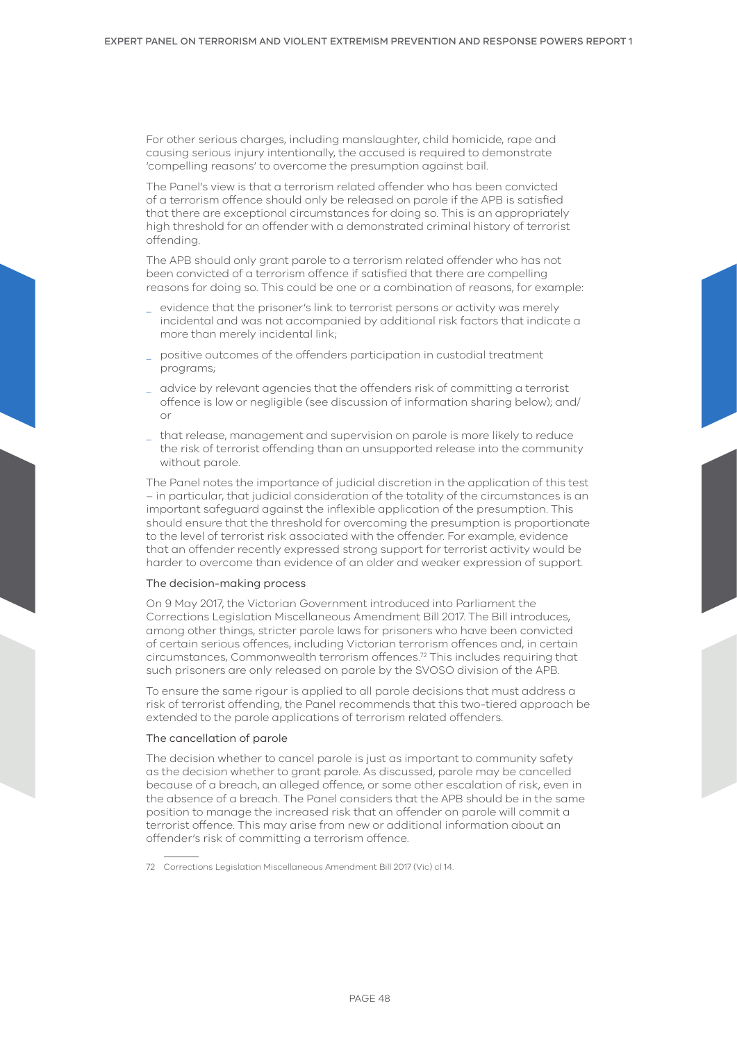For other serious charges, including manslaughter, child homicide, rape and causing serious injury intentionally, the accused is required to demonstrate 'compelling reasons' to overcome the presumption against bail.

The Panel's view is that a terrorism related offender who has been convicted of a terrorism offence should only be released on parole if the APB is satisfied that there are exceptional circumstances for doing so. This is an appropriately high threshold for an offender with a demonstrated criminal history of terrorist offending.

The APB should only grant parole to a terrorism related offender who has not been convicted of a terrorism offence if satisfied that there are compelling reasons for doing so. This could be one or a combination of reasons, for example:

- evidence that the prisoner's link to terrorist persons or activity was merely incidental and was not accompanied by additional risk factors that indicate a more than merely incidental link;
- positive outcomes of the offenders participation in custodial treatment programs;
- advice by relevant agencies that the offenders risk of committing a terrorist offence is low or negligible (see discussion of information sharing below); and/or
- that release, management and supervision on parole is more likely to reduce the risk of terrorist offending than an unsupported release into the community without parole.

The Panel notes the importance of judicial discretion in the application of this test – in particular, that judicial consideration of the totality of the circumstances is an important safeguard against the inflexible application of the presumption. This should ensure that the threshold for overcoming the presumption is proportionate to the level of terrorist risk associated with the offender. For example, evidence that an offender recently expressed strong support for terrorist activity would be harder to overcome than evidence of an older and weaker expression of support.

### The decision-making process

On 9 May 2017, the Victorian Government introduced into Parliament the Corrections Legislation Miscellaneous Amendment Bill 2017. The Bill introduces, among other things, stricter parole laws for prisoners who have been convicted of certain serious offences, including Victorian terrorism offences and, in certain circumstances, Commonwealth terrorism offences.[72] This includes requiring that such prisoners are only released on parole by the SVOSO division of the APB.

To ensure the same rigour is applied to all parole decisions that must address a risk of terrorist offending, the Panel recommends that this two-tiered approach be extended to the parole applications of terrorism related offenders.

### The cancellation of parole

The decision whether to cancel parole is just as important to community safety as the decision whether to grant parole. As discussed, parole may be cancelled because of a breach, an alleged offence, or some other escalation of risk, even in the absence of a breach. The Panel considers that the APB should be in the same position to manage the increased risk that an offender on parole will commit a terrorist offence. This may arise from new or additional information about an offender's risk of committing a terrorism offence.

---

72 Corrections Legislation Miscellaneous Amendment Bill 2017 (Vic) cl 14.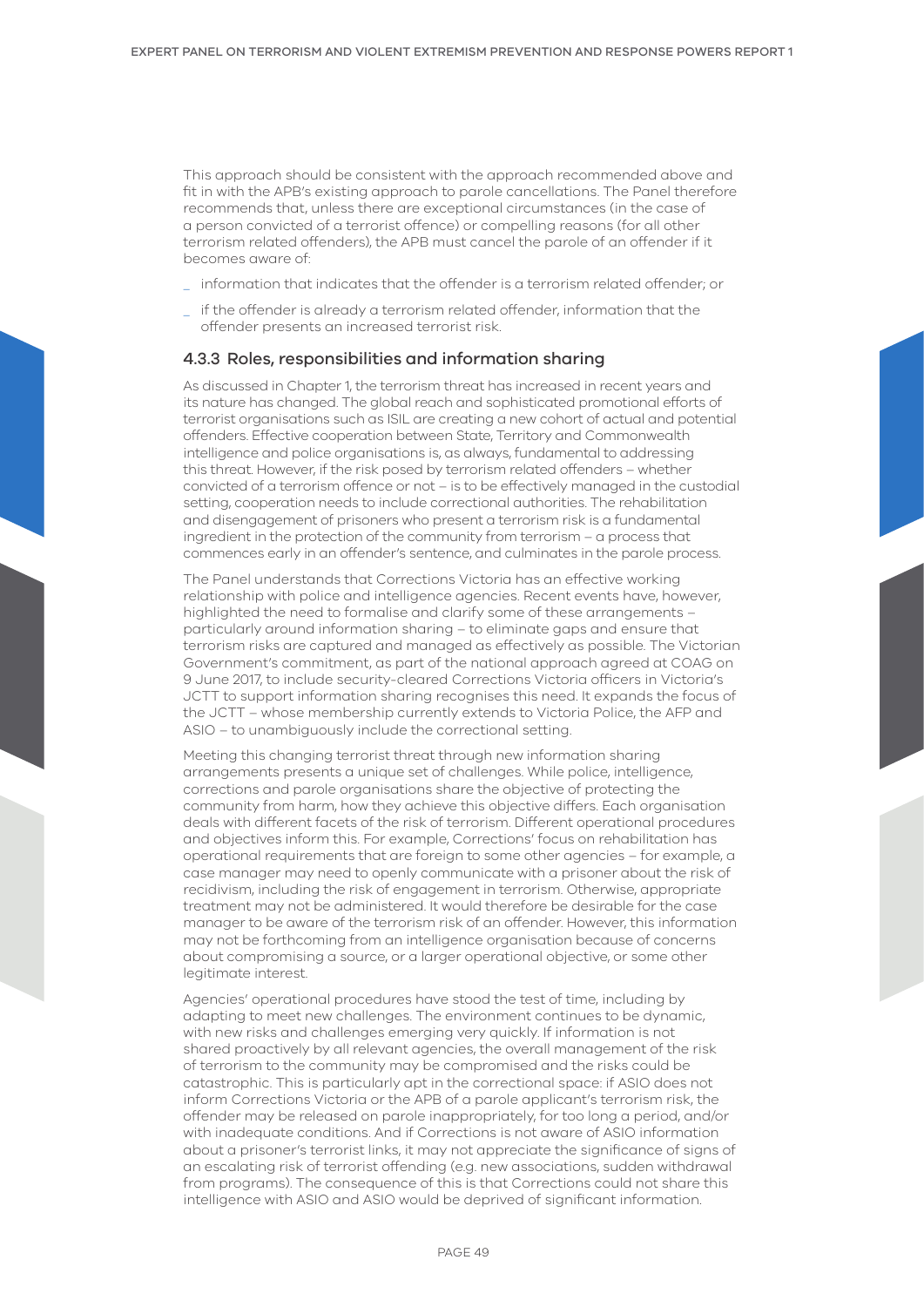This approach should be consistent with the approach recommended above and fit in with the APB's existing approach to parole cancellations. The Panel therefore recommends that, unless there are exceptional circumstances (in the case of a person convicted of a terrorist offence) or compelling reasons (for all other terrorism related offenders), the APB must cancel the parole of an offender if it becomes aware of:

- information that indicates that the offender is a terrorism related offender; or
- if the offender is already a terrorism related offender, information that the offender presents an increased terrorist risk.

### 4.3.3 Roles, responsibilities and information sharing

As discussed in Chapter 1, the terrorism threat has increased in recent years and its nature has changed. The global reach and sophisticated promotional efforts of terrorist organisations such as ISIL are creating a new cohort of actual and potential offenders. Effective cooperation between State, Territory and Commonwealth intelligence and police organisations is, as always, fundamental to addressing this threat. However, if the risk posed by terrorism related offenders – whether convicted of a terrorism offence or not – is to be effectively managed in the custodial setting, cooperation needs to include correctional authorities. The rehabilitation and disengagement of prisoners who present a terrorism risk is a fundamental ingredient in the protection of the community from terrorism – a process that commences early in an offender's sentence, and culminates in the parole process.

The Panel understands that Corrections Victoria has an effective working relationship with police and intelligence agencies. Recent events have, however, highlighted the need to formalise and clarify some of these arrangements – particularly around information sharing – to eliminate gaps and ensure that terrorism risks are captured and managed as effectively as possible. The Victorian Government's commitment, as part of the national approach agreed at COAG on 9 June 2017, to include security-cleared Corrections Victoria officers in Victoria's JCTT to support information sharing recognises this need. It expands the focus of the JCTT – whose membership currently extends to Victoria Police, the AFP and ASIO – to unambiguously include the correctional setting.

Meeting this changing terrorist threat through new information sharing arrangements presents a unique set of challenges. While police, intelligence, corrections and parole organisations share the objective of protecting the community from harm, how they achieve this objective differs. Each organisation deals with different facets of the risk of terrorism. Different operational procedures and objectives inform this. For example, Corrections' focus on rehabilitation has operational requirements that are foreign to some other agencies – for example, a case manager may need to openly communicate with a prisoner about the risk of recidivism, including the risk of engagement in terrorism. Otherwise, appropriate treatment may not be administered. It would therefore be desirable for the case manager to be aware of the terrorism risk of an offender. However, this information may not be forthcoming from an intelligence organisation because of concerns about compromising a source, or a larger operational objective, or some other legitimate interest.

Agencies' operational procedures have stood the test of time, including by adapting to meet new challenges. The environment continues to be dynamic, with new risks and challenges emerging very quickly. If information is not shared proactively by all relevant agencies, the overall management of the risk of terrorism to the community may be compromised and the risks could be catastrophic. This is particularly apt in the correctional space: if ASIO does not inform Corrections Victoria or the APB of a parole applicant's terrorism risk, the offender may be released on parole inappropriately, for too long a period, and/or with inadequate conditions. And if Corrections is not aware of ASIO information about a prisoner's terrorist links, it may not appreciate the significance of signs of an escalating risk of terrorist offending (e.g. new associations, sudden withdrawal from programs). The consequence of this is that Corrections could not share this intelligence with ASIO and ASIO would be deprived of significant information.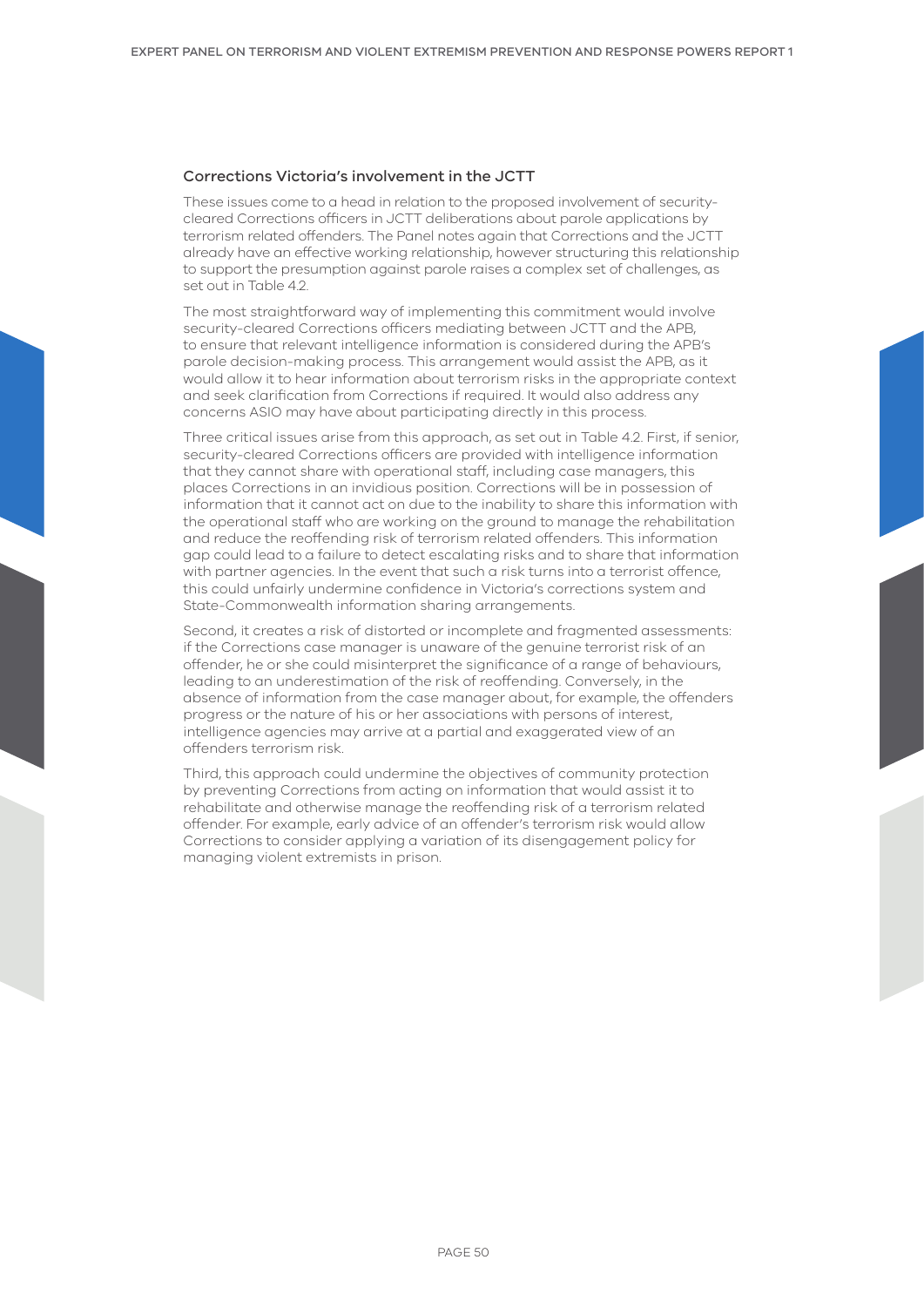### Corrections Victoria's involvement in the JCTT

These issues come to a head in relation to the proposed involvement of security-cleared Corrections officers in JCTT deliberations about parole applications by terrorism related offenders. The Panel notes again that Corrections and the JCTT already have an effective working relationship, however structuring this relationship to support the presumption against parole raises a complex set of challenges, as set out in Table 4.2.

The most straightforward way of implementing this commitment would involve security-cleared Corrections officers mediating between JCTT and the APB, to ensure that relevant intelligence information is considered during the APB's parole decision-making process. This arrangement would assist the APB, as it would allow it to hear information about terrorism risks in the appropriate context and seek clarification from Corrections if required. It would also address any concerns ASIO may have about participating directly in this process.

Three critical issues arise from this approach, as set out in Table 4.2. First, if senior, security-cleared Corrections officers are provided with intelligence information that they cannot share with operational staff, including case managers, this places Corrections in an invidious position. Corrections will be in possession of information that it cannot act on due to the inability to share this information with the operational staff who are working on the ground to manage the rehabilitation and reduce the reoffending risk of terrorism related offenders. This information gap could lead to a failure to detect escalating risks and to share that information with partner agencies. In the event that such a risk turns into a terrorist offence, this could unfairly undermine confidence in Victoria's corrections system and State-Commonwealth information sharing arrangements.

Second, it creates a risk of distorted or incomplete and fragmented assessments: if the Corrections case manager is unaware of the genuine terrorist risk of an offender, he or she could misinterpret the significance of a range of behaviours, leading to an underestimation of the risk of reoffending. Conversely, in the absence of information from the case manager about, for example, the offenders progress or the nature of his or her associations with persons of interest, intelligence agencies may arrive at a partial and exaggerated view of an offenders terrorism risk.

Third, this approach could undermine the objectives of community protection by preventing Corrections from acting on information that would assist it to rehabilitate and otherwise manage the reoffending risk of a terrorism related offender. For example, early advice of an offender's terrorism risk would allow Corrections to consider applying a variation of its disengagement policy for managing violent extremists in prison.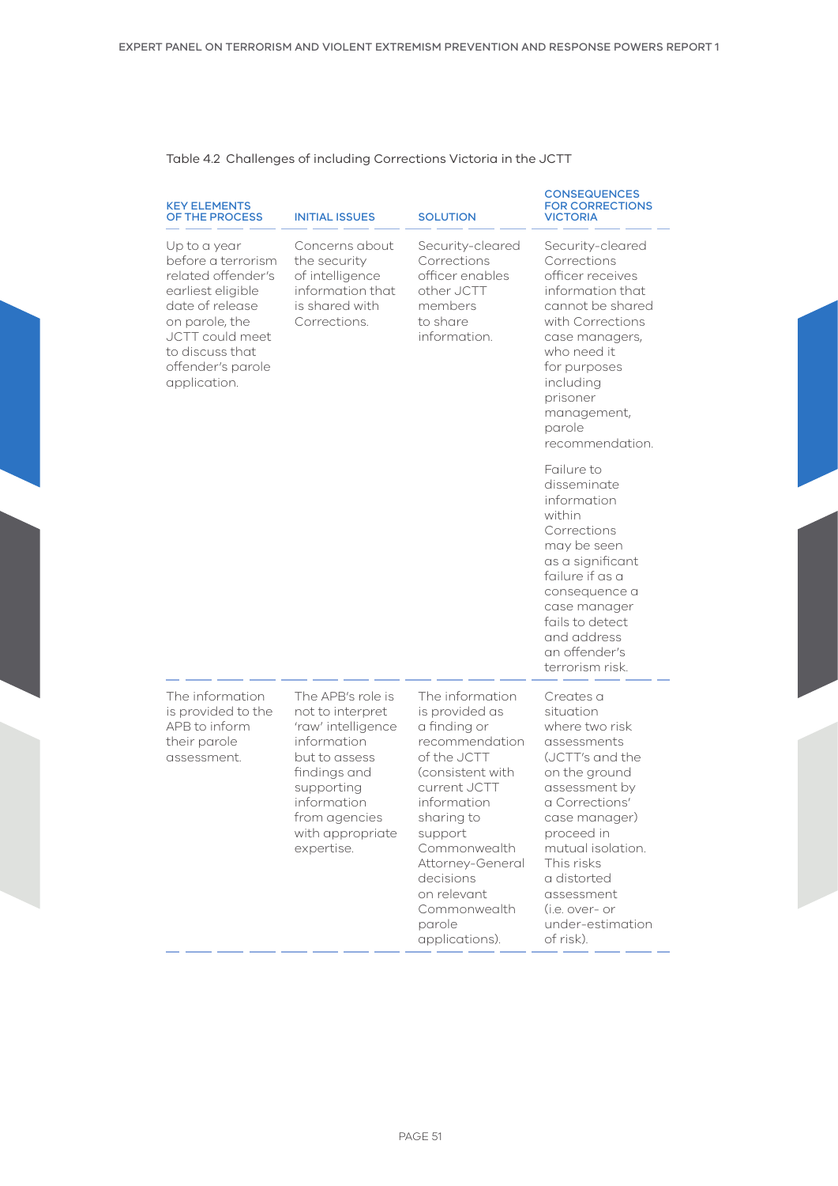Table 4.2 Challenges of including Corrections Victoria in the JCTT

| KEY ELEMENTS OF THE PROCESS | INITIAL ISSUES | SOLUTION | CONSEQUENCES FOR CORRECTIONS VICTORIA |
|---|---|---|---|
| Up to a year before a terrorism related offender's earliest eligible date of release on parole, the JCTT could meet to discuss that offender's parole application. | Concerns about the security of intelligence information that is shared with Corrections. | Security-cleared Corrections officer enables other JCTT members to share information. | Security-cleared Corrections officer receives information that cannot be shared with Corrections case managers, who need it for purposes including prisoner management, parole recommendation.<br><br>Failure to disseminate information within Corrections may be seen as a significant failure if as a consequence a case manager fails to detect and address an offender's terrorism risk. |
| The information is provided to the APB to inform their parole assessment. | The APB's role is not to interpret 'raw' intelligence information but to assess findings and supporting information from agencies with appropriate expertise. | The information is provided as a finding or recommendation of the JCTT (consistent with current JCTT information sharing to support Commonwealth Attorney-General decisions on relevant Commonwealth parole applications). | Creates a situation where two risk assessments (JCTT's and the on the ground assessment by a Corrections' case manager) proceed in mutual isolation. This risks a distorted assessment (i.e. over- or under-estimation of risk). |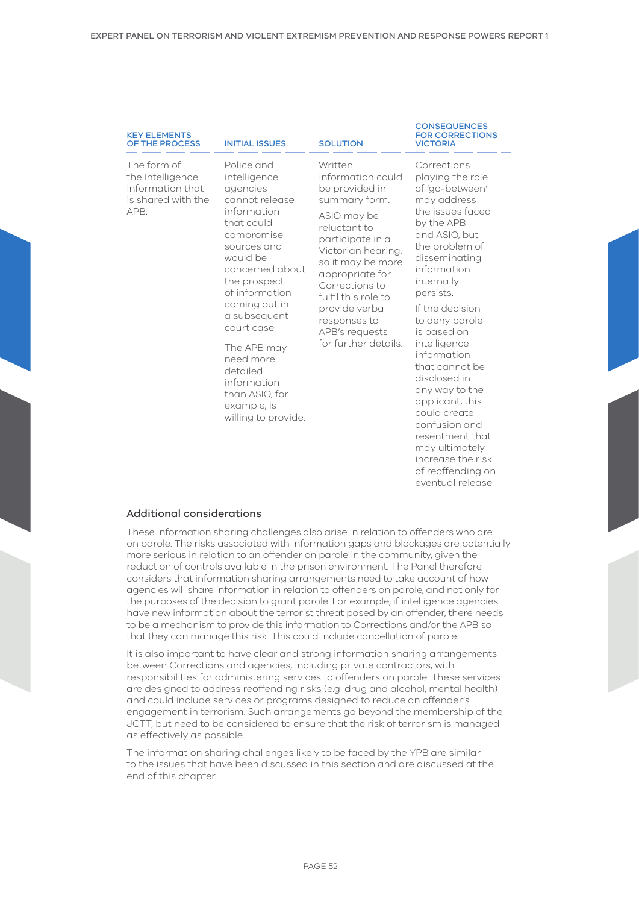| KEY ELEMENTS OF THE PROCESS | INITIAL ISSUES | SOLUTION | CONSEQUENCES FOR CORRECTIONS VICTORIA |
|---|---|---|---|
| The form of the Intelligence information that is shared with the APB. | Police and intelligence agencies cannot release information that could compromise sources and would be concerned about the prospect of information coming out in a subsequent court case.<br><br>The APB may need more detailed information than ASIO, for example, is willing to provide. | Written information could be provided in summary form.<br><br>ASIO may be reluctant to participate in a Victorian hearing, so it may be more appropriate for Corrections to fulfil this role to provide verbal responses to APB's requests for further details. | Corrections playing the role of 'go-between' may address the issues faced by the APB and ASIO, but the problem of disseminating information internally persists.<br><br>If the decision to deny parole is based on intelligence information that cannot be disclosed in any way to the applicant, this could create confusion and resentment that may ultimately increase the risk of reoffending on eventual release. |

### Additional considerations

These information sharing challenges also arise in relation to offenders who are on parole. The risks associated with information gaps and blockages are potentially more serious in relation to an offender on parole in the community, given the reduction of controls available in the prison environment. The Panel therefore considers that information sharing arrangements need to take account of how agencies will share information in relation to offenders on parole, and not only for the purposes of the decision to grant parole. For example, if intelligence agencies have new information about the terrorist threat posed by an offender, there needs to be a mechanism to provide this information to Corrections and/or the APB so that they can manage this risk. This could include cancellation of parole.

It is also important to have clear and strong information sharing arrangements between Corrections and agencies, including private contractors, with responsibilities for administering services to offenders on parole. These services are designed to address reoffending risks (e.g. drug and alcohol, mental health) and could include services or programs designed to reduce an offender's engagement in terrorism. Such arrangements go beyond the membership of the JCTT, but need to be considered to ensure that the risk of terrorism is managed as effectively as possible.

The information sharing challenges likely to be faced by the YPB are similar to the issues that have been discussed in this section and are discussed at the end of this chapter.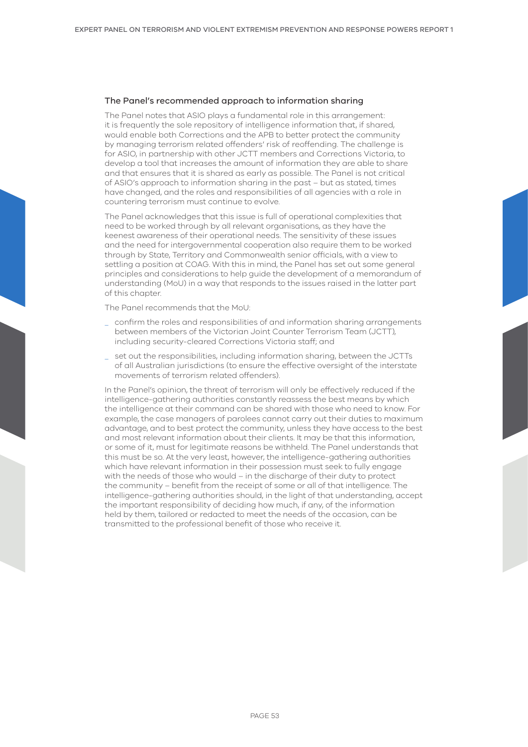### The Panel's recommended approach to information sharing

The Panel notes that ASIO plays a fundamental role in this arrangement: it is frequently the sole repository of intelligence information that, if shared, would enable both Corrections and the APB to better protect the community by managing terrorism related offenders' risk of reoffending. The challenge is for ASIO, in partnership with other JCTT members and Corrections Victoria, to develop a tool that increases the amount of information they are able to share and that ensures that it is shared as early as possible. The Panel is not critical of ASIO's approach to information sharing in the past – but as stated, times have changed, and the roles and responsibilities of all agencies with a role in countering terrorism must continue to evolve.

The Panel acknowledges that this issue is full of operational complexities that need to be worked through by all relevant organisations, as they have the keenest awareness of their operational needs. The sensitivity of these issues and the need for intergovernmental cooperation also require them to be worked through by State, Territory and Commonwealth senior officials, with a view to settling a position at COAG. With this in mind, the Panel has set out some general principles and considerations to help guide the development of a memorandum of understanding (MoU) in a way that responds to the issues raised in the latter part of this chapter.

The Panel recommends that the MoU:

- confirm the roles and responsibilities of and information sharing arrangements between members of the Victorian Joint Counter Terrorism Team (JCTT), including security-cleared Corrections Victoria staff; and
- set out the responsibilities, including information sharing, between the JCTTs of all Australian jurisdictions (to ensure the effective oversight of the interstate movements of terrorism related offenders).

In the Panel's opinion, the threat of terrorism will only be effectively reduced if the intelligence-gathering authorities constantly reassess the best means by which the intelligence at their command can be shared with those who need to know. For example, the case managers of parolees cannot carry out their duties to maximum advantage, and to best protect the community, unless they have access to the best and most relevant information about their clients. It may be that this information, or some of it, must for legitimate reasons be withheld. The Panel understands that this must be so. At the very least, however, the intelligence-gathering authorities which have relevant information in their possession must seek to fully engage with the needs of those who would – in the discharge of their duty to protect the community – benefit from the receipt of some or all of that intelligence. The intelligence-gathering authorities should, in the light of that understanding, accept the important responsibility of deciding how much, if any, of the information held by them, tailored or redacted to meet the needs of the occasion, can be transmitted to the professional benefit of those who receive it.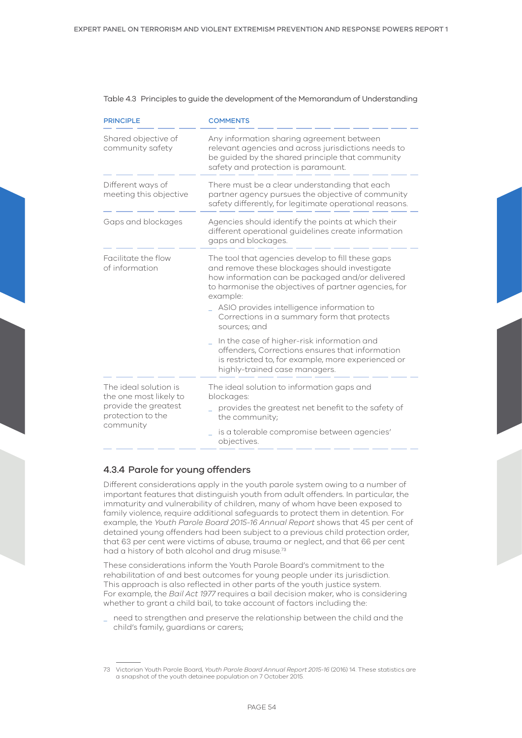Table 4.3 Principles to guide the development of the Memorandum of Understanding

| PRINCIPLE | COMMENTS |
|---|---|
| Shared objective of community safety | Any information sharing agreement between relevant agencies and across jurisdictions needs to be guided by the shared principle that community safety and protection is paramount. |
| Different ways of meeting this objective | There must be a clear understanding that each partner agency pursues the objective of community safety differently, for legitimate operational reasons. |
| Gaps and blockages | Agencies should identify the points at which their different operational guidelines create information gaps and blockages. |
| Facilitate the flow of information | The tool that agencies develop to fill these gaps and remove these blockages should investigate how information can be packaged and/or delivered to harmonise the objectives of partner agencies, for example:<br>_ ASIO provides intelligence information to Corrections in a summary form that protects sources; and<br>_ In the case of higher-risk information and offenders, Corrections ensures that information is restricted to, for example, more experienced or highly-trained case managers. |
| The ideal solution is the one most likely to provide the greatest protection to the community | The ideal solution to information gaps and blockages:<br>_ provides the greatest net benefit to the safety of the community;<br>_ is a tolerable compromise between agencies' objectives. |

### 4.3.4 Parole for young offenders

Different considerations apply in the youth parole system owing to a number of important features that distinguish youth from adult offenders. In particular, the immaturity and vulnerability of children, many of whom have been exposed to family violence, require additional safeguards to protect them in detention. For example, the *Youth Parole Board 2015-16 Annual Report* shows that 45 per cent of detained young offenders had been subject to a previous child protection order, that 63 per cent were victims of abuse, trauma or neglect, and that 66 per cent had a history of both alcohol and drug misuse.[73]

These considerations inform the Youth Parole Board's commitment to the rehabilitation of and best outcomes for young people under its jurisdiction. This approach is also reflected in other parts of the youth justice system. For example, the *Bail Act 1977* requires a bail decision maker, who is considering whether to grant a child bail, to take account of factors including the:

- need to strengthen and preserve the relationship between the child and the child's family, guardians or carers;

---

73 Victorian Youth Parole Board, *Youth Parole Board Annual Report 2015-16* (2016) 14. These statistics are a snapshot of the youth detainee population on 7 October 2015.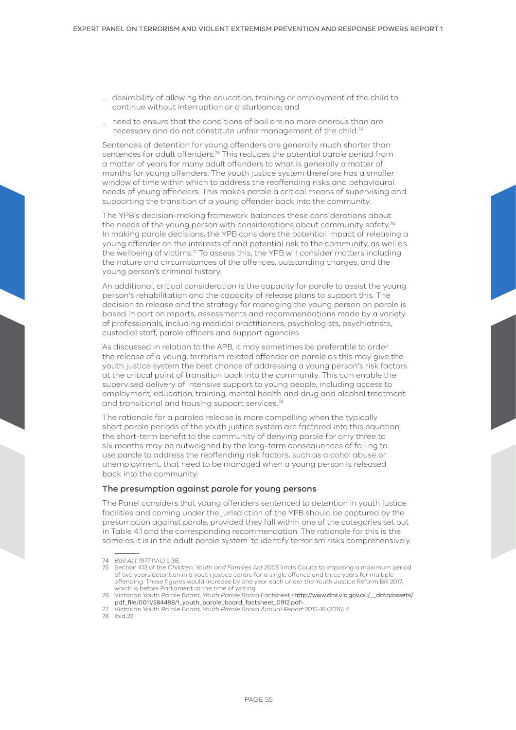- desirability of allowing the education, training or employment of the child to continue without interruption or disturbance; and
- need to ensure that the conditions of bail are no more onerous than are necessary and do not constitute unfair management of the child.[74]

Sentences of detention for young offenders are generally much shorter than sentences for adult offenders.[75] This reduces the potential parole period from a matter of years for many adult offenders to what is generally a matter of months for young offenders. The youth justice system therefore has a smaller window of time within which to address the reoffending risks and behavioural needs of young offenders. This makes parole a critical means of supervising and supporting the transition of a young offender back into the community.

The YPB's decision-making framework balances these considerations about the needs of the young person with considerations about community safety.[76] In making parole decisions, the YPB considers the potential impact of releasing a young offender on the interests of and potential risk to the community, as well as the wellbeing of victims.[77] To assess this, the YPB will consider matters including the nature and circumstances of the offences, outstanding charges, and the young person's criminal history.

An additional, critical consideration is the capacity for parole to assist the young person's rehabilitation and the capacity of release plans to support this. The decision to release and the strategy for managing the young person on parole is based in part on reports, assessments and recommendations made by a variety of professionals, including medical practitioners, psychologists, psychiatrists, custodial staff, parole officers and support agencies

As discussed in relation to the APB, it may sometimes be preferable to order the release of a young, terrorism related offender on parole as this may give the youth justice system the best chance of addressing a young person's risk factors at the critical point of transition back into the community. This can enable the supervised delivery of intensive support to young people, including access to employment, education, training, mental health and drug and alcohol treatment and transitional and housing support services.[78]

The rationale for a paroled release is more compelling when the typically short parole periods of the youth justice system are factored into this equation: the short-term benefit to the community of denying parole for only three to six months may be outweighed by the long-term consequences of failing to use parole to address the reoffending risk factors, such as alcohol abuse or unemployment, that need to be managed when a young person is released back into the community.

### The presumption against parole for young persons

The Panel considers that young offenders sentenced to detention in youth justice facilities and coming under the jurisdiction of the YPB should be captured by the presumption against parole, provided they fall within one of the categories set out in Table 4.1 and the corresponding recommendation. The rationale for this is the same as it is in the adult parole system: to identify terrorism risks comprehensively.

---

74 *Bail Act 1977* (Vic) s 3B.

75 Section 413 of the *Children, Youth and Families Act 2005* limits Courts to imposing a maximum period of two years detention in a youth justice centre for a single offence and three years for multiple offending. These figures would increase by one year each under the Youth Justice Reform Bill 2017, which is before Parliament at the time of writing.

76 Victorian Youth Parole Board, *Youth Parole Board* Factsheet <http://www.dhs.vic.gov.au/__data/assets/pdf_file/0011/584498/1_youth_parole_board_factsheet_0912.pdf>.

77 Victorian Youth Parole Board, *Youth Parole Board Annual Report 2015-16* (2016) 4.

78 Ibid 22.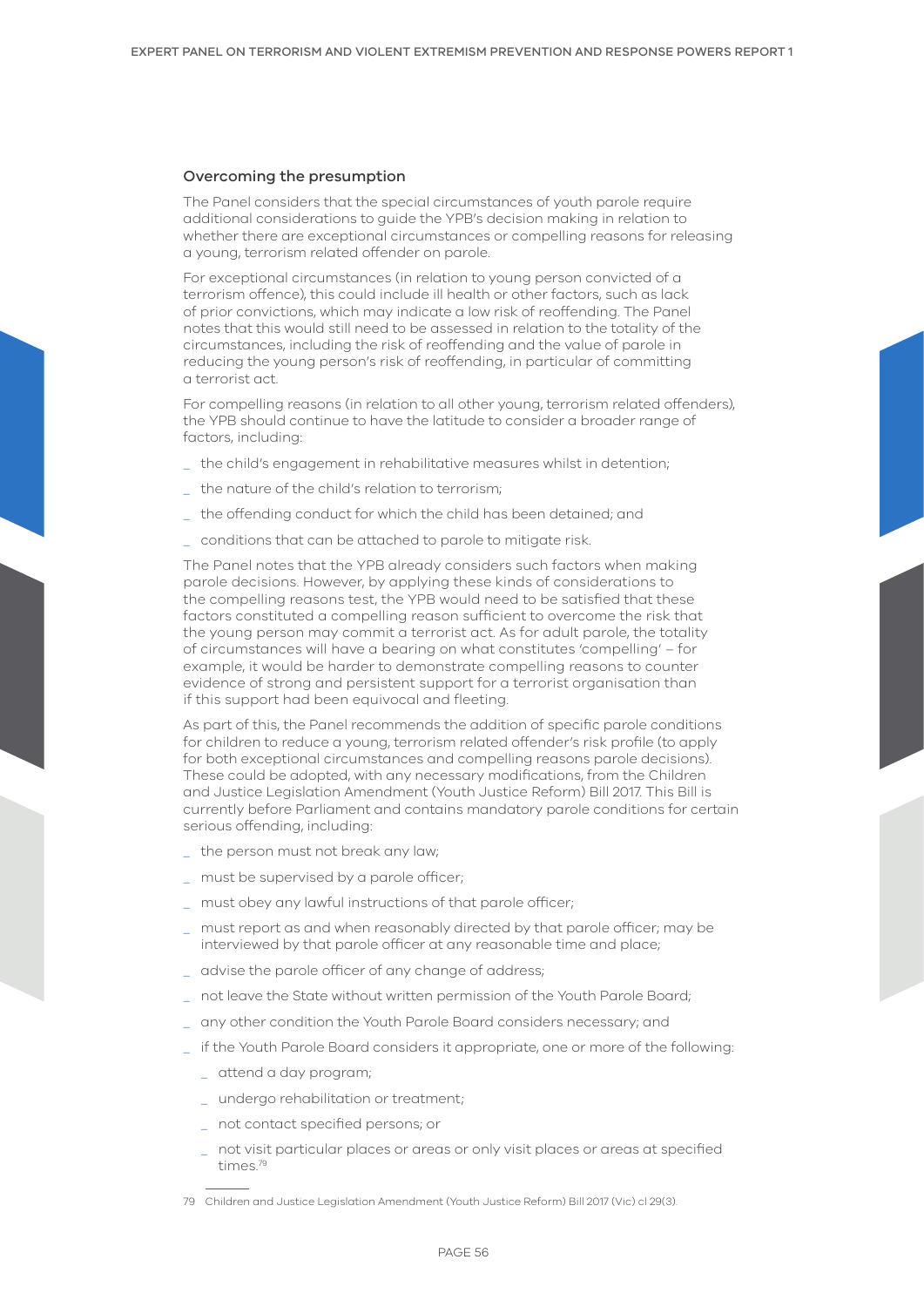### Overcoming the presumption

The Panel considers that the special circumstances of youth parole require additional considerations to guide the YPB's decision making in relation to whether there are exceptional circumstances or compelling reasons for releasing a young, terrorism related offender on parole.

For exceptional circumstances (in relation to young person convicted of a terrorism offence), this could include ill health or other factors, such as lack of prior convictions, which may indicate a low risk of reoffending. The Panel notes that this would still need to be assessed in relation to the totality of the circumstances, including the risk of reoffending and the value of parole in reducing the young person's risk of reoffending, in particular of committing a terrorist act.

For compelling reasons (in relation to all other young, terrorism related offenders), the YPB should continue to have the latitude to consider a broader range of factors, including:

- the child's engagement in rehabilitative measures whilst in detention;
- the nature of the child's relation to terrorism;
- the offending conduct for which the child has been detained; and
- conditions that can be attached to parole to mitigate risk.

The Panel notes that the YPB already considers such factors when making parole decisions. However, by applying these kinds of considerations to the compelling reasons test, the YPB would need to be satisfied that these factors constituted a compelling reason sufficient to overcome the risk that the young person may commit a terrorist act. As for adult parole, the totality of circumstances will have a bearing on what constitutes 'compelling' – for example, it would be harder to demonstrate compelling reasons to counter evidence of strong and persistent support for a terrorist organisation than if this support had been equivocal and fleeting.

As part of this, the Panel recommends the addition of specific parole conditions for children to reduce a young, terrorism related offender's risk profile (to apply for both exceptional circumstances and compelling reasons parole decisions). These could be adopted, with any necessary modifications, from the Children and Justice Legislation Amendment (Youth Justice Reform) Bill 2017. This Bill is currently before Parliament and contains mandatory parole conditions for certain serious offending, including:

- the person must not break any law;
- must be supervised by a parole officer;
- must obey any lawful instructions of that parole officer;
- must report as and when reasonably directed by that parole officer; may be interviewed by that parole officer at any reasonable time and place;
- advise the parole officer of any change of address;
- not leave the State without written permission of the Youth Parole Board;
- any other condition the Youth Parole Board considers necessary; and
- if the Youth Parole Board considers it appropriate, one or more of the following:
  - attend a day program;
  - undergo rehabilitation or treatment;
  - not contact specified persons; or
  - not visit particular places or areas or only visit places or areas at specified times.[79]

---

79 Children and Justice Legislation Amendment (Youth Justice Reform) Bill 2017 (Vic) cl 29(3).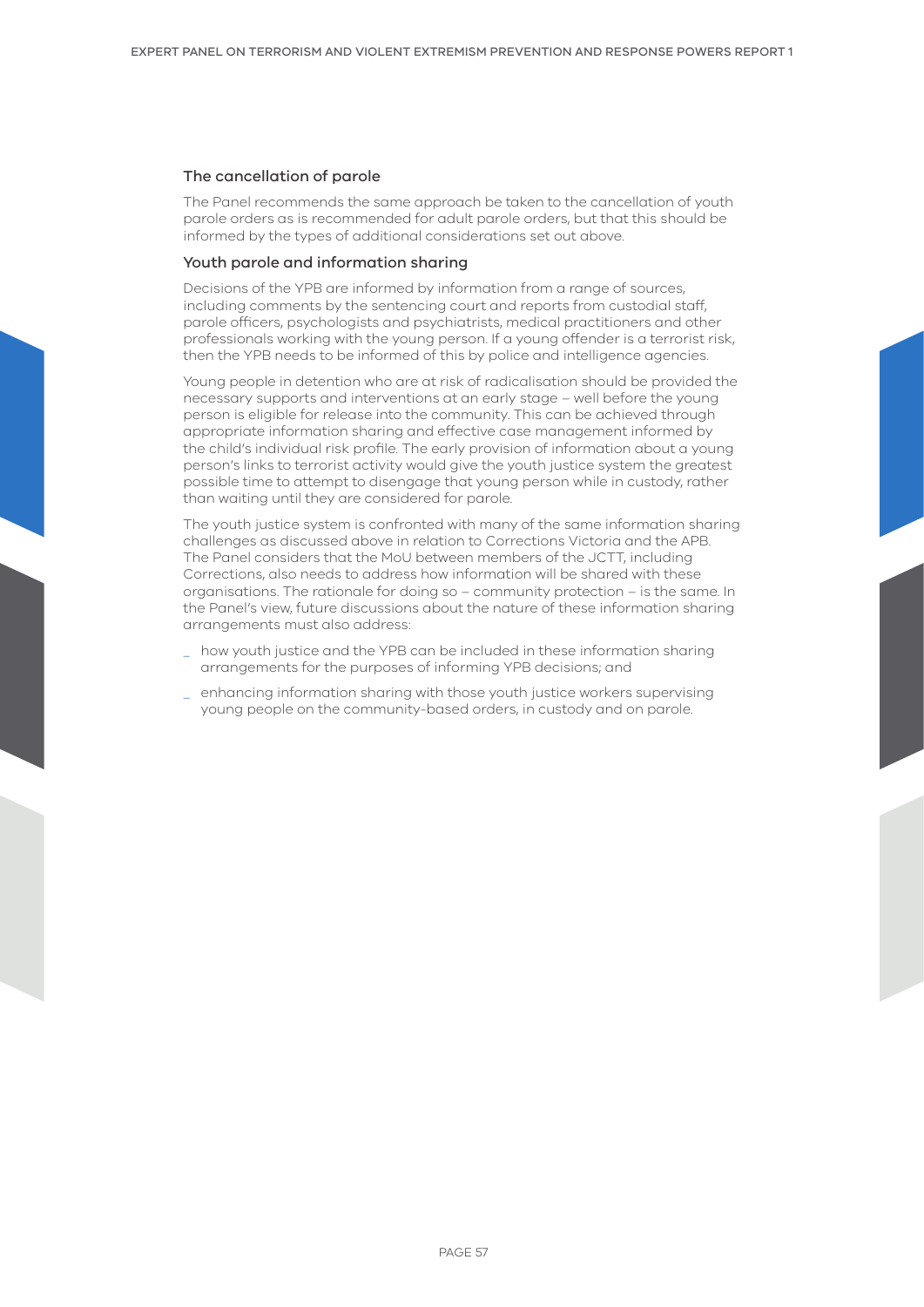### The cancellation of parole

The Panel recommends the same approach be taken to the cancellation of youth parole orders as is recommended for adult parole orders, but that this should be informed by the types of additional considerations set out above.

### Youth parole and information sharing

Decisions of the YPB are informed by information from a range of sources, including comments by the sentencing court and reports from custodial staff, parole officers, psychologists and psychiatrists, medical practitioners and other professionals working with the young person. If a young offender is a terrorist risk, then the YPB needs to be informed of this by police and intelligence agencies.

Young people in detention who are at risk of radicalisation should be provided the necessary supports and interventions at an early stage – well before the young person is eligible for release into the community. This can be achieved through appropriate information sharing and effective case management informed by the child's individual risk profile. The early provision of information about a young person's links to terrorist activity would give the youth justice system the greatest possible time to attempt to disengage that young person while in custody, rather than waiting until they are considered for parole.

The youth justice system is confronted with many of the same information sharing challenges as discussed above in relation to Corrections Victoria and the APB. The Panel considers that the MoU between members of the JCTT, including Corrections, also needs to address how information will be shared with these organisations. The rationale for doing so – community protection – is the same. In the Panel's view, future discussions about the nature of these information sharing arrangements must also address:

- how youth justice and the YPB can be included in these information sharing arrangements for the purposes of informing YPB decisions; and
- enhancing information sharing with those youth justice workers supervising young people on the community-based orders, in custody and on parole.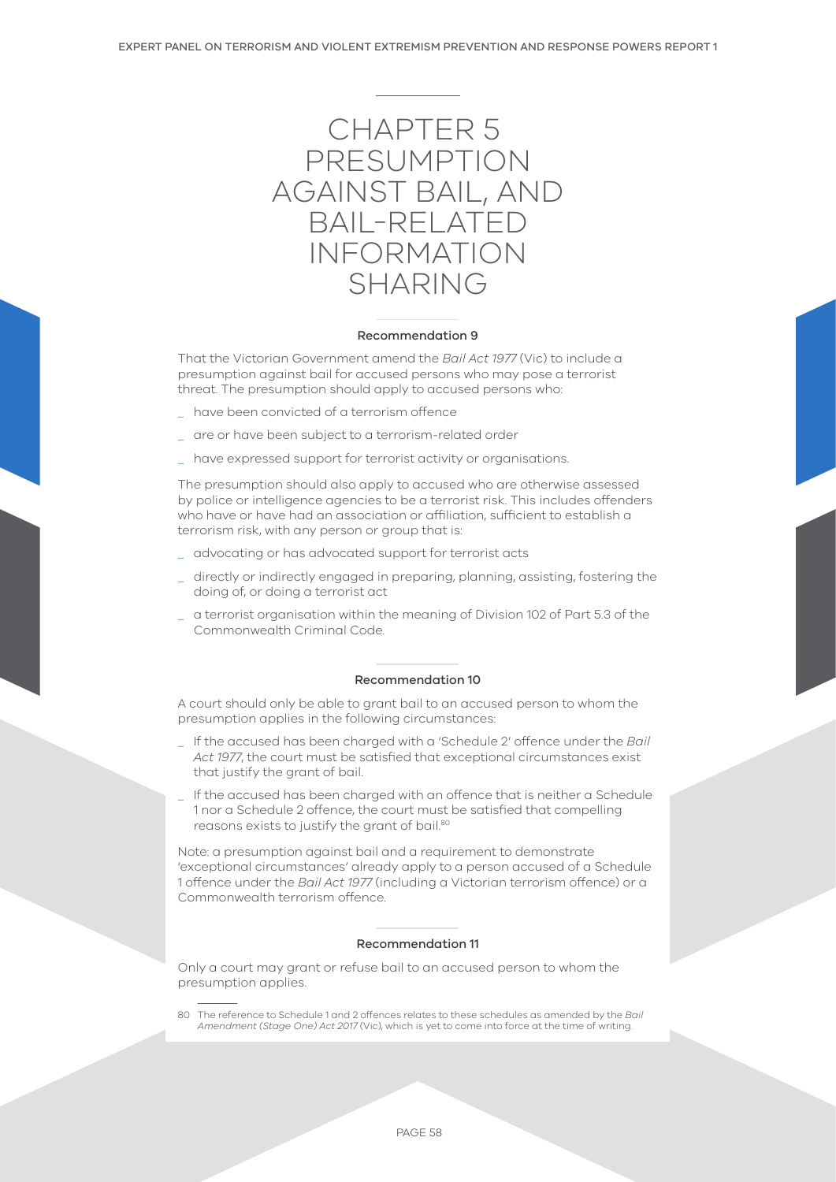# CHAPTER 5 PRESUMPTION AGAINST BAIL, AND BAIL-RELATED INFORMATION SHARING

### Recommendation 9

That the Victorian Government amend the *Bail Act 1977* (Vic) to include a presumption against bail for accused persons who may pose a terrorist threat. The presumption should apply to accused persons who:

- have been convicted of a terrorism offence
- are or have been subject to a terrorism-related order
- have expressed support for terrorist activity or organisations.

The presumption should also apply to accused who are otherwise assessed by police or intelligence agencies to be a terrorist risk. This includes offenders who have or have had an association or affiliation, sufficient to establish a terrorism risk, with any person or group that is:

- advocating or has advocated support for terrorist acts
- directly or indirectly engaged in preparing, planning, assisting, fostering the doing of, or doing a terrorist act
- a terrorist organisation within the meaning of Division 102 of Part 5.3 of the Commonwealth Criminal Code.

### Recommendation 10

A court should only be able to grant bail to an accused person to whom the presumption applies in the following circumstances:

- If the accused has been charged with a 'Schedule 2' offence under the *Bail Act 1977*, the court must be satisfied that exceptional circumstances exist that justify the grant of bail.
- If the accused has been charged with an offence that is neither a Schedule 1 nor a Schedule 2 offence, the court must be satisfied that compelling reasons exists to justify the grant of bail.[80]

Note: a presumption against bail and a requirement to demonstrate 'exceptional circumstances' already apply to a person accused of a Schedule 1 offence under the *Bail Act 1977* (including a Victorian terrorism offence) or a Commonwealth terrorism offence.

### Recommendation 11

Only a court may grant or refuse bail to an accused person to whom the presumption applies.

80 The reference to Schedule 1 and 2 offences relates to these schedules as amended by the *Bail Amendment (Stage One) Act 2017* (Vic), which is yet to come into force at the time of writing.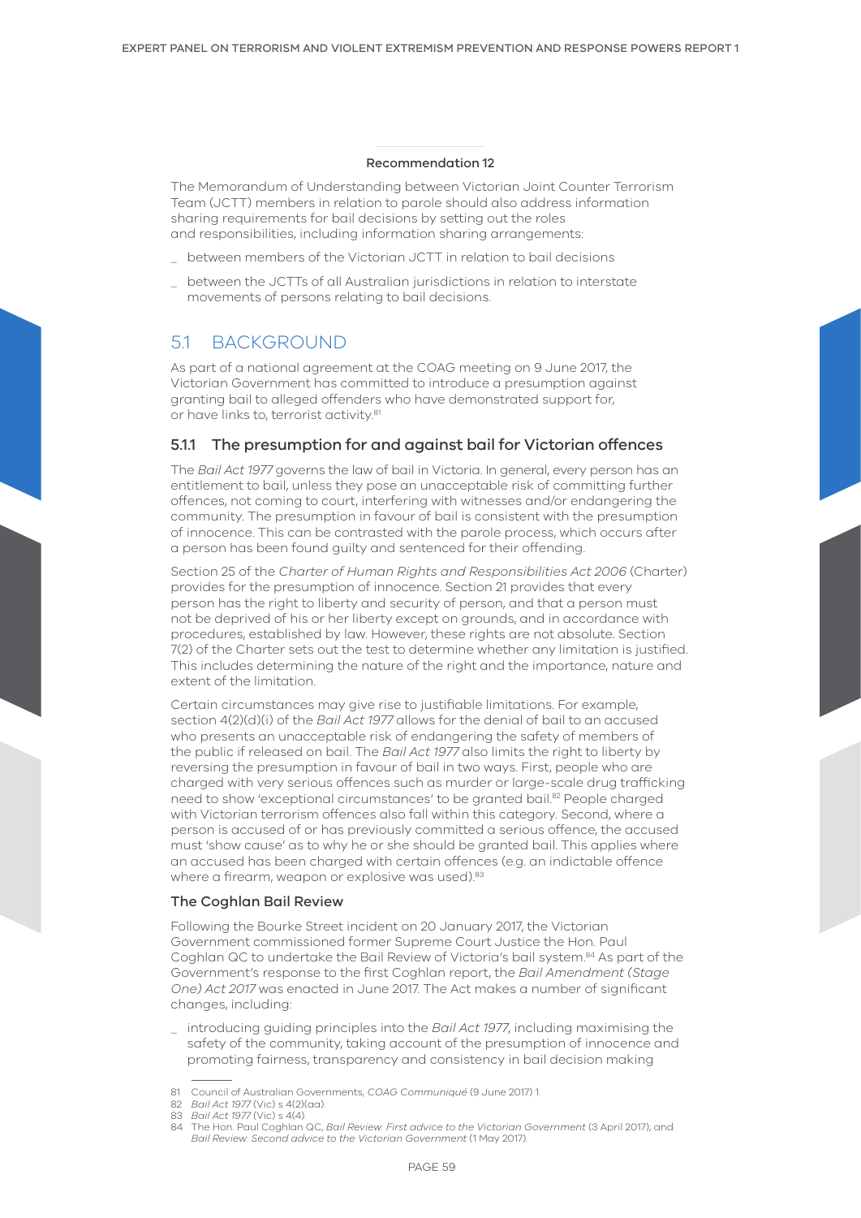**Recommendation 12**

The Memorandum of Understanding between Victorian Joint Counter Terrorism Team (JCTT) members in relation to parole should also address information sharing requirements for bail decisions by setting out the roles and responsibilities, including information sharing arrangements:

- between members of the Victorian JCTT in relation to bail decisions
- between the JCTTs of all Australian jurisdictions in relation to interstate movements of persons relating to bail decisions.

## 5.1 BACKGROUND

As part of a national agreement at the COAG meeting on 9 June 2017, the Victorian Government has committed to introduce a presumption against granting bail to alleged offenders who have demonstrated support for, or have links to, terrorist activity.[81]

### 5.1.1 The presumption for and against bail for Victorian offences

The *Bail Act 1977* governs the law of bail in Victoria. In general, every person has an entitlement to bail, unless they pose an unacceptable risk of committing further offences, not coming to court, interfering with witnesses and/or endangering the community. The presumption in favour of bail is consistent with the presumption of innocence. This can be contrasted with the parole process, which occurs after a person has been found guilty and sentenced for their offending.

Section 25 of the *Charter of Human Rights and Responsibilities Act 2006* (Charter) provides for the presumption of innocence. Section 21 provides that every person has the right to liberty and security of person, and that a person must not be deprived of his or her liberty except on grounds, and in accordance with procedures, established by law. However, these rights are not absolute. Section 7(2) of the Charter sets out the test to determine whether any limitation is justified. This includes determining the nature of the right and the importance, nature and extent of the limitation.

Certain circumstances may give rise to justifiable limitations. For example, section 4(2)(d)(i) of the *Bail Act 1977* allows for the denial of bail to an accused who presents an unacceptable risk of endangering the safety of members of the public if released on bail. The *Bail Act 1977* also limits the right to liberty by reversing the presumption in favour of bail in two ways. First, people who are charged with very serious offences such as murder or large-scale drug trafficking need to show 'exceptional circumstances' to be granted bail.[82] People charged with Victorian terrorism offences also fall within this category. Second, where a person is accused of or has previously committed a serious offence, the accused must 'show cause' as to why he or she should be granted bail. This applies where an accused has been charged with certain offences (e.g. an indictable offence where a firearm, weapon or explosive was used).[83]

#### The Coghlan Bail Review

Following the Bourke Street incident on 20 January 2017, the Victorian Government commissioned former Supreme Court Justice the Hon. Paul Coghlan QC to undertake the Bail Review of Victoria's bail system.[84] As part of the Government's response to the first Coghlan report, the *Bail Amendment (Stage One) Act 2017* was enacted in June 2017. The Act makes a number of significant changes, including:

- introducing guiding principles into the *Bail Act 1977*, including maximising the safety of the community, taking account of the presumption of innocence and promoting fairness, transparency and consistency in bail decision making

---

81 Council of Australian Governments, *COAG Communiqué* (9 June 2017) 1.
82 *Bail Act 1977* (Vic) s 4(2)(aa).
83 *Bail Act 1977* (Vic) s 4(4).
84 The Hon. Paul Coghlan QC, *Bail Review: First advice to the Victorian Government* (3 April 2017); and *Bail Review: Second advice to the Victorian Government* (1 May 2017).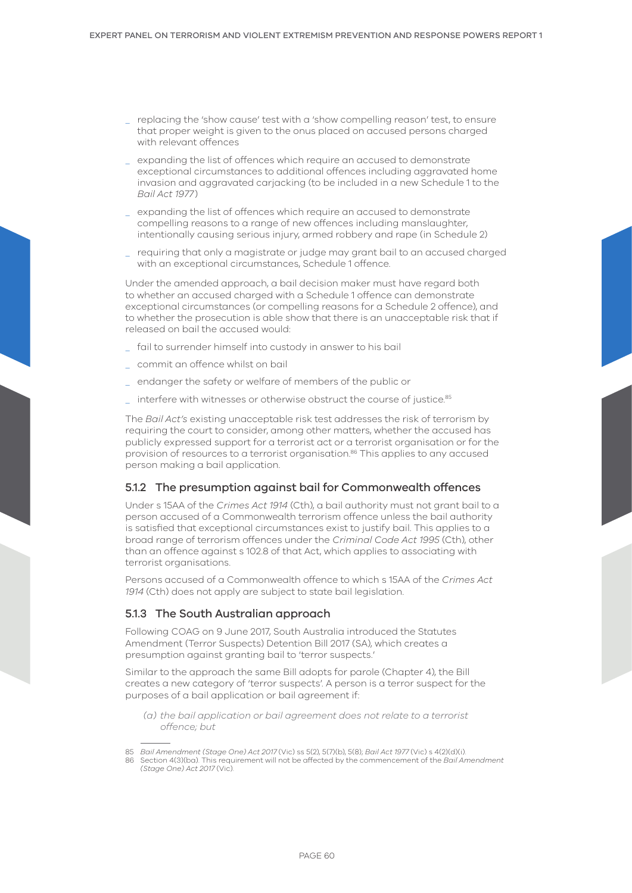- replacing the 'show cause' test with a 'show compelling reason' test, to ensure that proper weight is given to the onus placed on accused persons charged with relevant offences
- expanding the list of offences which require an accused to demonstrate exceptional circumstances to additional offences including aggravated home invasion and aggravated carjacking (to be included in a new Schedule 1 to the *Bail Act 1977*)
- expanding the list of offences which require an accused to demonstrate compelling reasons to a range of new offences including manslaughter, intentionally causing serious injury, armed robbery and rape (in Schedule 2)
- requiring that only a magistrate or judge may grant bail to an accused charged with an exceptional circumstances, Schedule 1 offence.

Under the amended approach, a bail decision maker must have regard both to whether an accused charged with a Schedule 1 offence can demonstrate exceptional circumstances (or compelling reasons for a Schedule 2 offence), and to whether the prosecution is able show that there is an unacceptable risk that if released on bail the accused would:

- fail to surrender himself into custody in answer to his bail
- commit an offence whilst on bail
- endanger the safety or welfare of members of the public or
- interfere with witnesses or otherwise obstruct the course of justice.[85]

The *Bail Act's* existing unacceptable risk test addresses the risk of terrorism by requiring the court to consider, among other matters, whether the accused has publicly expressed support for a terrorist act or a terrorist organisation or for the provision of resources to a terrorist organisation.[86] This applies to any accused person making a bail application.

### 5.1.2 The presumption against bail for Commonwealth offences

Under s 15AA of the *Crimes Act 1914* (Cth), a bail authority must not grant bail to a person accused of a Commonwealth terrorism offence unless the bail authority is satisfied that exceptional circumstances exist to justify bail. This applies to a broad range of terrorism offences under the *Criminal Code Act 1995* (Cth), other than an offence against s 102.8 of that Act, which applies to associating with terrorist organisations.

Persons accused of a Commonwealth offence to which s 15AA of the *Crimes Act 1914* (Cth) does not apply are subject to state bail legislation.

### 5.1.3 The South Australian approach

Following COAG on 9 June 2017, South Australia introduced the Statutes Amendment (Terror Suspects) Detention Bill 2017 (SA), which creates a presumption against granting bail to 'terror suspects.'

Similar to the approach the same Bill adopts for parole (Chapter 4), the Bill creates a new category of 'terror suspects'. A person is a terror suspect for the purposes of a bail application or bail agreement if:

> *(a) the bail application or bail agreement does not relate to a terrorist offence; but*

---

85 *Bail Amendment (Stage One) Act 2017* (Vic) ss 5(2), 5(7)(b), 5(8); *Bail Act 1977* (Vic) s 4(2)(d)(i).

86 Section 4(3)(ba). This requirement will not be affected by the commencement of the *Bail Amendment (Stage One) Act 2017* (Vic).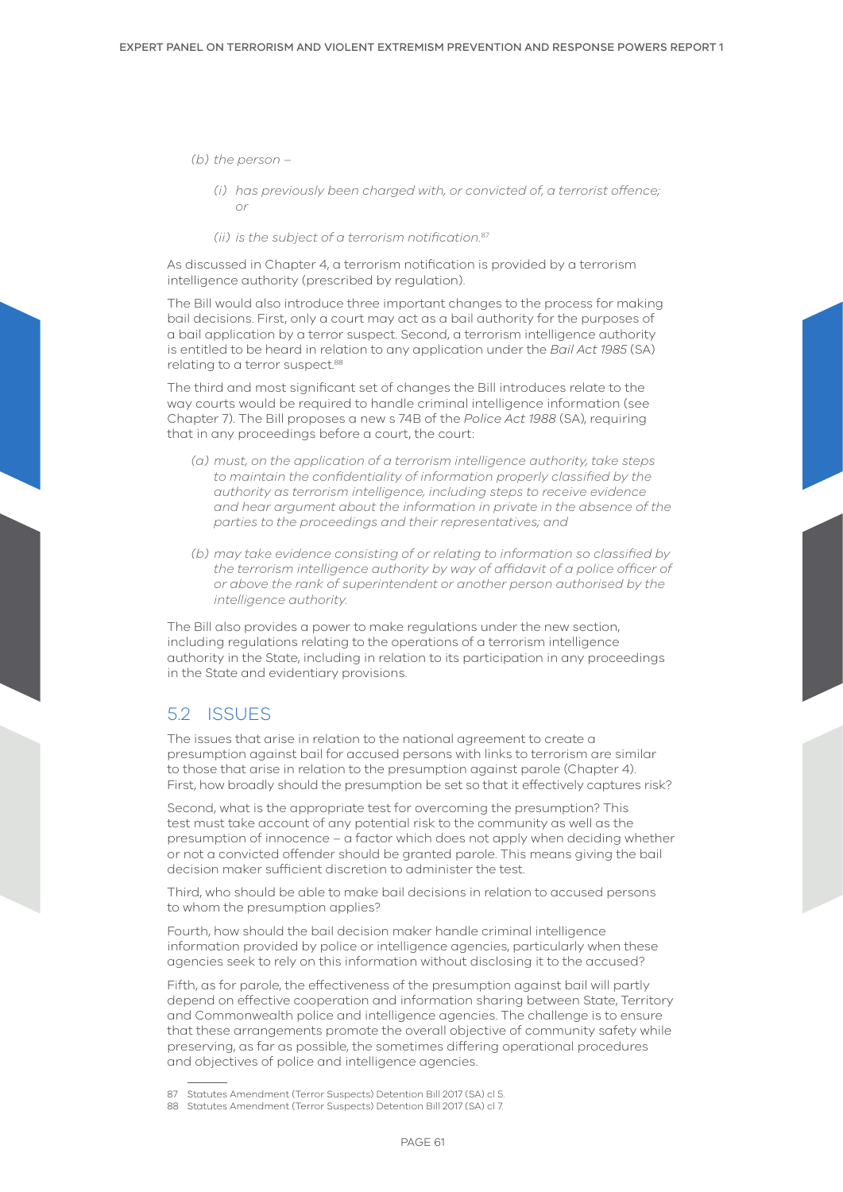*(b) the person –*

*(i) has previously been charged with, or convicted of, a terrorist offence; or*

*(ii) is the subject of a terrorism notification.*[87]

As discussed in Chapter 4, a terrorism notification is provided by a terrorism intelligence authority (prescribed by regulation).

The Bill would also introduce three important changes to the process for making bail decisions. First, only a court may act as a bail authority for the purposes of a bail application by a terror suspect. Second, a terrorism intelligence authority is entitled to be heard in relation to any application under the *Bail Act 1985* (SA) relating to a terror suspect.[88]

The third and most significant set of changes the Bill introduces relate to the way courts would be required to handle criminal intelligence information (see Chapter 7). The Bill proposes a new s 74B of the *Police Act 1988* (SA), requiring that in any proceedings before a court, the court:

*(a) must, on the application of a terrorism intelligence authority, take steps to maintain the confidentiality of information properly classified by the authority as terrorism intelligence, including steps to receive evidence and hear argument about the information in private in the absence of the parties to the proceedings and their representatives; and*

*(b) may take evidence consisting of or relating to information so classified by the terrorism intelligence authority by way of affidavit of a police officer of or above the rank of superintendent or another person authorised by the intelligence authority.*

The Bill also provides a power to make regulations under the new section, including regulations relating to the operations of a terrorism intelligence authority in the State, including in relation to its participation in any proceedings in the State and evidentiary provisions.

## 5.2 ISSUES

The issues that arise in relation to the national agreement to create a presumption against bail for accused persons with links to terrorism are similar to those that arise in relation to the presumption against parole (Chapter 4). First, how broadly should the presumption be set so that it effectively captures risk?

Second, what is the appropriate test for overcoming the presumption? This test must take account of any potential risk to the community as well as the presumption of innocence – a factor which does not apply when deciding whether or not a convicted offender should be granted parole. This means giving the bail decision maker sufficient discretion to administer the test.

Third, who should be able to make bail decisions in relation to accused persons to whom the presumption applies?

Fourth, how should the bail decision maker handle criminal intelligence information provided by police or intelligence agencies, particularly when these agencies seek to rely on this information without disclosing it to the accused?

Fifth, as for parole, the effectiveness of the presumption against bail will partly depend on effective cooperation and information sharing between State, Territory and Commonwealth police and intelligence agencies. The challenge is to ensure that these arrangements promote the overall objective of community safety while preserving, as far as possible, the sometimes differing operational procedures and objectives of police and intelligence agencies.

---

87 Statutes Amendment (Terror Suspects) Detention Bill 2017 (SA) cl 5.

88 Statutes Amendment (Terror Suspects) Detention Bill 2017 (SA) cl 7.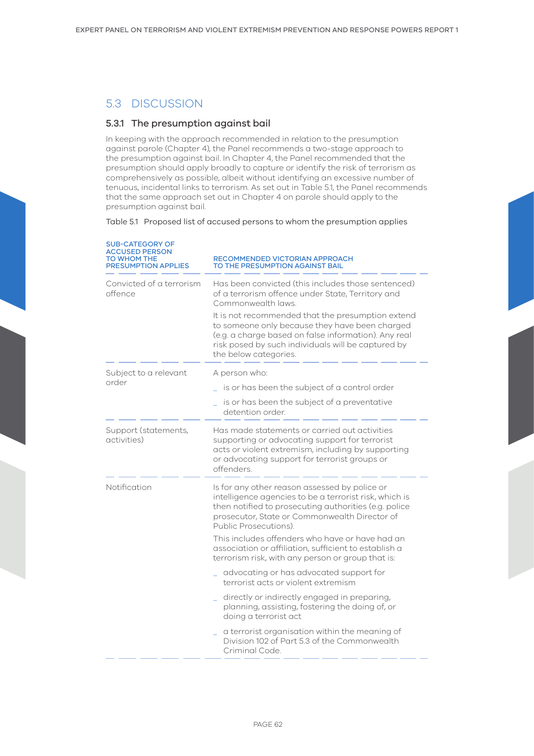## 5.3 DISCUSSION

### 5.3.1 The presumption against bail

In keeping with the approach recommended in relation to the presumption against parole (Chapter 4), the Panel recommends a two-stage approach to the presumption against bail. In Chapter 4, the Panel recommended that the presumption should apply broadly to capture or identify the risk of terrorism as comprehensively as possible, albeit without identifying an excessive number of tenuous, incidental links to terrorism. As set out in Table 5.1, the Panel recommends that the same approach set out in Chapter 4 on parole should apply to the presumption against bail.

Table 5.1 Proposed list of accused persons to whom the presumption applies

| SUB-CATEGORY OF ACCUSED PERSON TO WHOM THE PRESUMPTION APPLIES | RECOMMENDED VICTORIAN APPROACH TO THE PRESUMPTION AGAINST BAIL |
|---|---|
| Convicted of a terrorism offence | Has been convicted (this includes those sentenced) of a terrorism offence under State, Territory and Commonwealth laws.<br><br>It is not recommended that the presumption extend to someone only because they have been charged (e.g. a charge based on false information). Any real risk posed by such individuals will be captured by the below categories. |
| Subject to a relevant order | A person who:<br>- is or has been the subject of a control order<br>- is or has been the subject of a preventative detention order. |
| Support (statements, activities) | Has made statements or carried out activities supporting or advocating support for terrorist acts or violent extremism, including by supporting or advocating support for terrorist groups or offenders. |
| Notification | Is for any other reason assessed by police or intelligence agencies to be a terrorist risk, which is then notified to prosecuting authorities (e.g. police prosecutor, State or Commonwealth Director of Public Prosecutions).<br><br>This includes offenders who have or have had an association or affiliation, sufficient to establish a terrorism risk, with any person or group that is:<br>- advocating or has advocated support for terrorist acts or violent extremism<br>- directly or indirectly engaged in preparing, planning, assisting, fostering the doing of, or doing a terrorist act<br>- a terrorist organisation within the meaning of Division 102 of Part 5.3 of the Commonwealth Criminal Code. |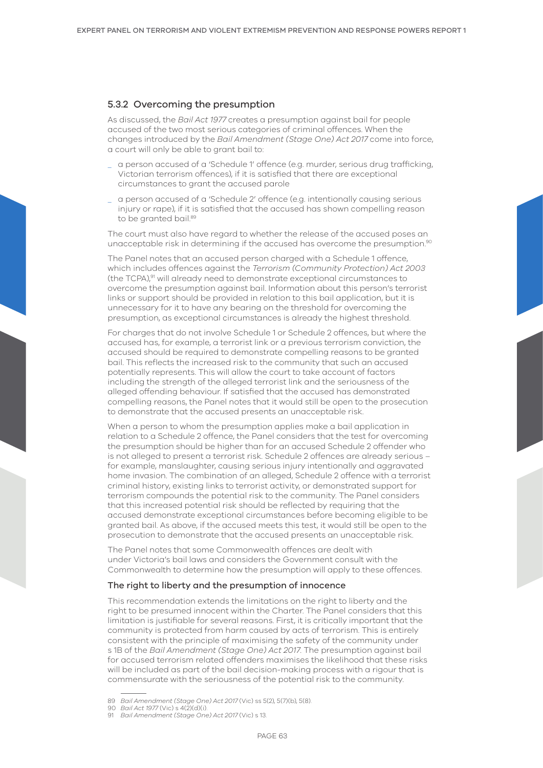### 5.3.2 Overcoming the presumption

As discussed, the *Bail Act 1977* creates a presumption against bail for people accused of the two most serious categories of criminal offences. When the changes introduced by the *Bail Amendment (Stage One) Act 2017* come into force, a court will only be able to grant bail to:

- a person accused of a 'Schedule 1' offence (e.g. murder, serious drug trafficking, Victorian terrorism offences), if it is satisfied that there are exceptional circumstances to grant the accused parole
- a person accused of a 'Schedule 2' offence (e.g. intentionally causing serious injury or rape), if it is satisfied that the accused has shown compelling reason to be granted bail.[89]

The court must also have regard to whether the release of the accused poses an unacceptable risk in determining if the accused has overcome the presumption.[90]

The Panel notes that an accused person charged with a Schedule 1 offence, which includes offences against the *Terrorism (Community Protection) Act 2003* (the TCPA),[91] will already need to demonstrate exceptional circumstances to overcome the presumption against bail. Information about this person's terrorist links or support should be provided in relation to this bail application, but it is unnecessary for it to have any bearing on the threshold for overcoming the presumption, as exceptional circumstances is already the highest threshold.

For charges that do not involve Schedule 1 or Schedule 2 offences, but where the accused has, for example, a terrorist link or a previous terrorism conviction, the accused should be required to demonstrate compelling reasons to be granted bail. This reflects the increased risk to the community that such an accused potentially represents. This will allow the court to take account of factors including the strength of the alleged terrorist link and the seriousness of the alleged offending behaviour. If satisfied that the accused has demonstrated compelling reasons, the Panel notes that it would still be open to the prosecution to demonstrate that the accused presents an unacceptable risk.

When a person to whom the presumption applies make a bail application in relation to a Schedule 2 offence, the Panel considers that the test for overcoming the presumption should be higher than for an accused Schedule 2 offender who is not alleged to present a terrorist risk. Schedule 2 offences are already serious – for example, manslaughter, causing serious injury intentionally and aggravated home invasion. The combination of an alleged, Schedule 2 offence with a terrorist criminal history, existing links to terrorist activity, or demonstrated support for terrorism compounds the potential risk to the community. The Panel considers that this increased potential risk should be reflected by requiring that the accused demonstrate exceptional circumstances before becoming eligible to be granted bail. As above, if the accused meets this test, it would still be open to the prosecution to demonstrate that the accused presents an unacceptable risk.

The Panel notes that some Commonwealth offences are dealt with under Victoria's bail laws and considers the Government consult with the Commonwealth to determine how the presumption will apply to these offences.

#### The right to liberty and the presumption of innocence

This recommendation extends the limitations on the right to liberty and the right to be presumed innocent within the Charter. The Panel considers that this limitation is justifiable for several reasons. First, it is critically important that the community is protected from harm caused by acts of terrorism. This is entirely consistent with the principle of maximising the safety of the community under s 1B of the *Bail Amendment (Stage One) Act 2017*. The presumption against bail for accused terrorism related offenders maximises the likelihood that these risks will be included as part of the bail decision-making process with a rigour that is commensurate with the seriousness of the potential risk to the community.

---

89 *Bail Amendment (Stage One) Act 2017* (Vic) ss 5(2), 5(7)(b), 5(8).

90 *Bail Act 1977* (Vic) s 4(2)(d)(i).

91 *Bail Amendment (Stage One) Act 2017* (Vic) s 13.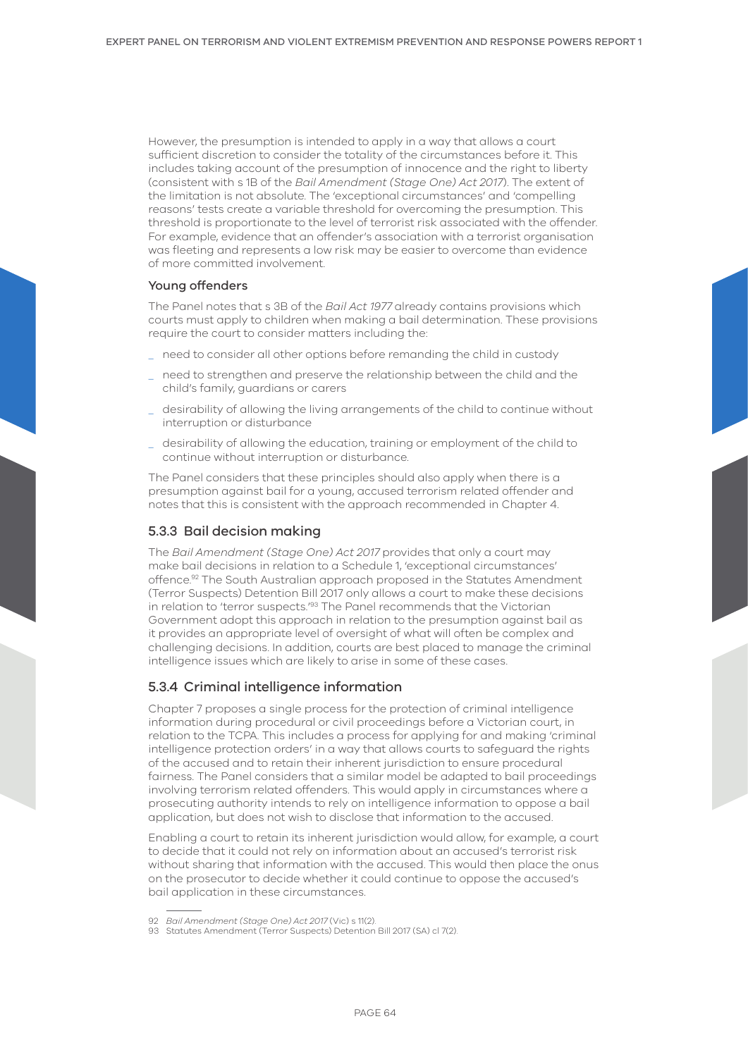However, the presumption is intended to apply in a way that allows a court sufficient discretion to consider the totality of the circumstances before it. This includes taking account of the presumption of innocence and the right to liberty (consistent with s 1B of the *Bail Amendment (Stage One) Act 2017*). The extent of the limitation is not absolute. The 'exceptional circumstances' and 'compelling reasons' tests create a variable threshold for overcoming the presumption. This threshold is proportionate to the level of terrorist risk associated with the offender. For example, evidence that an offender's association with a terrorist organisation was fleeting and represents a low risk may be easier to overcome than evidence of more committed involvement.

#### Young offenders

The Panel notes that s 3B of the *Bail Act 1977* already contains provisions which courts must apply to children when making a bail determination. These provisions require the court to consider matters including the:

- need to consider all other options before remanding the child in custody
- need to strengthen and preserve the relationship between the child and the child's family, guardians or carers
- desirability of allowing the living arrangements of the child to continue without interruption or disturbance
- desirability of allowing the education, training or employment of the child to continue without interruption or disturbance.

The Panel considers that these principles should also apply when there is a presumption against bail for a young, accused terrorism related offender and notes that this is consistent with the approach recommended in Chapter 4.

### 5.3.3 Bail decision making

The *Bail Amendment (Stage One) Act 2017* provides that only a court may make bail decisions in relation to a Schedule 1, 'exceptional circumstances' offence.[92] The South Australian approach proposed in the Statutes Amendment (Terror Suspects) Detention Bill 2017 only allows a court to make these decisions in relation to 'terror suspects.'[93] The Panel recommends that the Victorian Government adopt this approach in relation to the presumption against bail as it provides an appropriate level of oversight of what will often be complex and challenging decisions. In addition, courts are best placed to manage the criminal intelligence issues which are likely to arise in some of these cases.

### 5.3.4 Criminal intelligence information

Chapter 7 proposes a single process for the protection of criminal intelligence information during procedural or civil proceedings before a Victorian court, in relation to the TCPA. This includes a process for applying for and making 'criminal intelligence protection orders' in a way that allows courts to safeguard the rights of the accused and to retain their inherent jurisdiction to ensure procedural fairness. The Panel considers that a similar model be adapted to bail proceedings involving terrorism related offenders. This would apply in circumstances where a prosecuting authority intends to rely on intelligence information to oppose a bail application, but does not wish to disclose that information to the accused.

Enabling a court to retain its inherent jurisdiction would allow, for example, a court to decide that it could not rely on information about an accused's terrorist risk without sharing that information with the accused. This would then place the onus on the prosecutor to decide whether it could continue to oppose the accused's bail application in these circumstances.

---

92 *Bail Amendment (Stage One) Act 2017* (Vic) s 11(2).

93 Statutes Amendment (Terror Suspects) Detention Bill 2017 (SA) cl 7(2).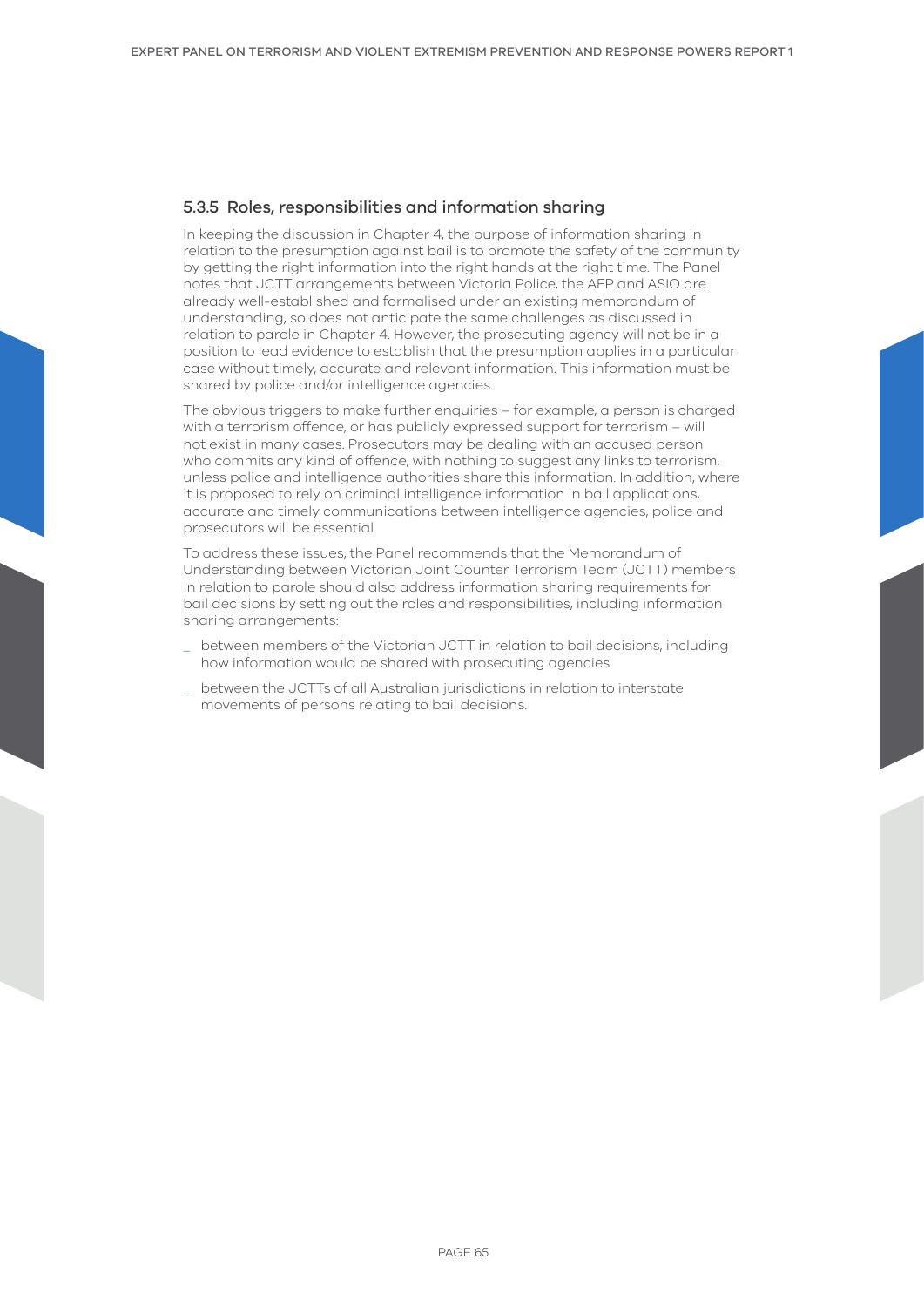### 5.3.5 Roles, responsibilities and information sharing

In keeping the discussion in Chapter 4, the purpose of information sharing in relation to the presumption against bail is to promote the safety of the community by getting the right information into the right hands at the right time. The Panel notes that JCTT arrangements between Victoria Police, the AFP and ASIO are already well-established and formalised under an existing memorandum of understanding, so does not anticipate the same challenges as discussed in relation to parole in Chapter 4. However, the prosecuting agency will not be in a position to lead evidence to establish that the presumption applies in a particular case without timely, accurate and relevant information. This information must be shared by police and/or intelligence agencies.

The obvious triggers to make further enquiries – for example, a person is charged with a terrorism offence, or has publicly expressed support for terrorism – will not exist in many cases. Prosecutors may be dealing with an accused person who commits any kind of offence, with nothing to suggest any links to terrorism, unless police and intelligence authorities share this information. In addition, where it is proposed to rely on criminal intelligence information in bail applications, accurate and timely communications between intelligence agencies, police and prosecutors will be essential.

To address these issues, the Panel recommends that the Memorandum of Understanding between Victorian Joint Counter Terrorism Team (JCTT) members in relation to parole should also address information sharing requirements for bail decisions by setting out the roles and responsibilities, including information sharing arrangements:

- between members of the Victorian JCTT in relation to bail decisions, including how information would be shared with prosecuting agencies
- between the JCTTs of all Australian jurisdictions in relation to interstate movements of persons relating to bail decisions.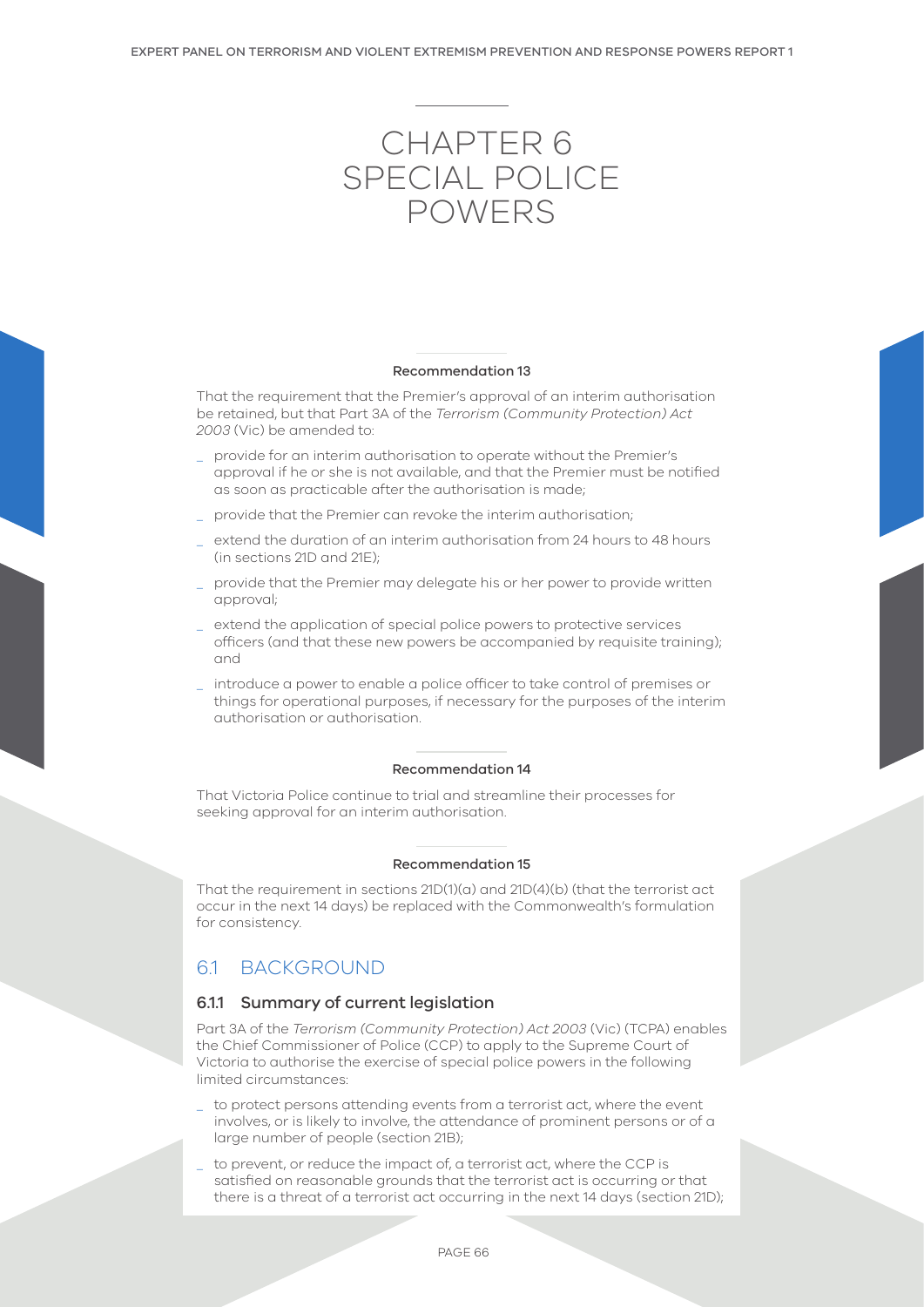# CHAPTER 6 SPECIAL POLICE POWERS

#### Recommendation 13

That the requirement that the Premier's approval of an interim authorisation be retained, but that Part 3A of the *Terrorism (Community Protection) Act 2003* (Vic) be amended to:

- provide for an interim authorisation to operate without the Premier's approval if he or she is not available, and that the Premier must be notified as soon as practicable after the authorisation is made;
- provide that the Premier can revoke the interim authorisation;
- extend the duration of an interim authorisation from 24 hours to 48 hours (in sections 21D and 21E);
- provide that the Premier may delegate his or her power to provide written approval;
- extend the application of special police powers to protective services officers (and that these new powers be accompanied by requisite training); and
- introduce a power to enable a police officer to take control of premises or things for operational purposes, if necessary for the purposes of the interim authorisation or authorisation.

#### Recommendation 14

That Victoria Police continue to trial and streamline their processes for seeking approval for an interim authorisation.

#### Recommendation 15

That the requirement in sections 21D(1)(a) and 21D(4)(b) (that the terrorist act occur in the next 14 days) be replaced with the Commonwealth's formulation for consistency.

## 6.1 BACKGROUND

### 6.1.1 Summary of current legislation

Part 3A of the *Terrorism (Community Protection) Act 2003* (Vic) (TCPA) enables the Chief Commissioner of Police (CCP) to apply to the Supreme Court of Victoria to authorise the exercise of special police powers in the following limited circumstances:

- to protect persons attending events from a terrorist act, where the event involves, or is likely to involve, the attendance of prominent persons or of a large number of people (section 21B);
- to prevent, or reduce the impact of, a terrorist act, where the CCP is satisfied on reasonable grounds that the terrorist act is occurring or that there is a threat of a terrorist act occurring in the next 14 days (section 21D);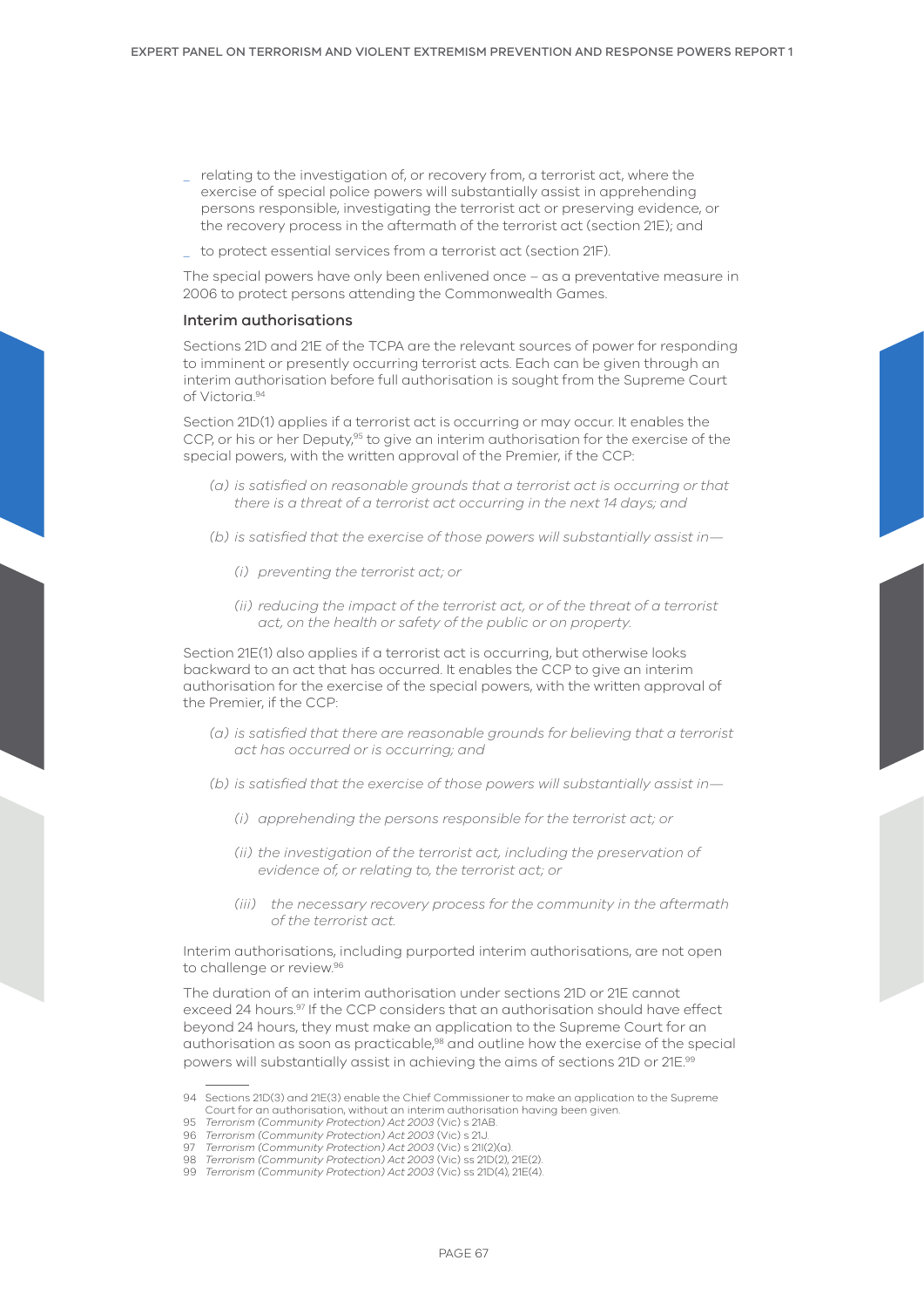- relating to the investigation of, or recovery from, a terrorist act, where the exercise of special police powers will substantially assist in apprehending persons responsible, investigating the terrorist act or preserving evidence, or the recovery process in the aftermath of the terrorist act (section 21E); and
- to protect essential services from a terrorist act (section 21F).

The special powers have only been enlivened once – as a preventative measure in 2006 to protect persons attending the Commonwealth Games.

### Interim authorisations

Sections 21D and 21E of the TCPA are the relevant sources of power for responding to imminent or presently occurring terrorist acts. Each can be given through an interim authorisation before full authorisation is sought from the Supreme Court of Victoria.[94]

Section 21D(1) applies if a terrorist act is occurring or may occur. It enables the CCP, or his or her Deputy,[95] to give an interim authorisation for the exercise of the special powers, with the written approval of the Premier, if the CCP:

> *(a) is satisfied on reasonable grounds that a terrorist act is occurring or that there is a threat of a terrorist act occurring in the next 14 days; and*
>
> *(b) is satisfied that the exercise of those powers will substantially assist in—*
>
> > *(i) preventing the terrorist act; or*
> >
> > *(ii) reducing the impact of the terrorist act, or of the threat of a terrorist act, on the health or safety of the public or on property.*

Section 21E(1) also applies if a terrorist act is occurring, but otherwise looks backward to an act that has occurred. It enables the CCP to give an interim authorisation for the exercise of the special powers, with the written approval of the Premier, if the CCP:

> *(a) is satisfied that there are reasonable grounds for believing that a terrorist act has occurred or is occurring; and*
>
> *(b) is satisfied that the exercise of those powers will substantially assist in—*
>
> > *(i) apprehending the persons responsible for the terrorist act; or*
> >
> > *(ii) the investigation of the terrorist act, including the preservation of evidence of, or relating to, the terrorist act; or*
> >
> > *(iii) the necessary recovery process for the community in the aftermath of the terrorist act.*

Interim authorisations, including purported interim authorisations, are not open to challenge or review.[96]

The duration of an interim authorisation under sections 21D or 21E cannot exceed 24 hours.[97] If the CCP considers that an authorisation should have effect beyond 24 hours, they must make an application to the Supreme Court for an authorisation as soon as practicable,[98] and outline how the exercise of the special powers will substantially assist in achieving the aims of sections 21D or 21E.[99]

---

94 Sections 21D(3) and 21E(3) enable the Chief Commissioner to make an application to the Supreme Court for an authorisation, without an interim authorisation having been given.
95 *Terrorism (Community Protection) Act 2003* (Vic) s 21AB.
96 *Terrorism (Community Protection) Act 2003* (Vic) s 21J.
97 *Terrorism (Community Protection) Act 2003* (Vic) s 21I(2)(a).
98 *Terrorism (Community Protection) Act 2003* (Vic) ss 21D(2), 21E(2).
99 *Terrorism (Community Protection) Act 2003* (Vic) ss 21D(4), 21E(4).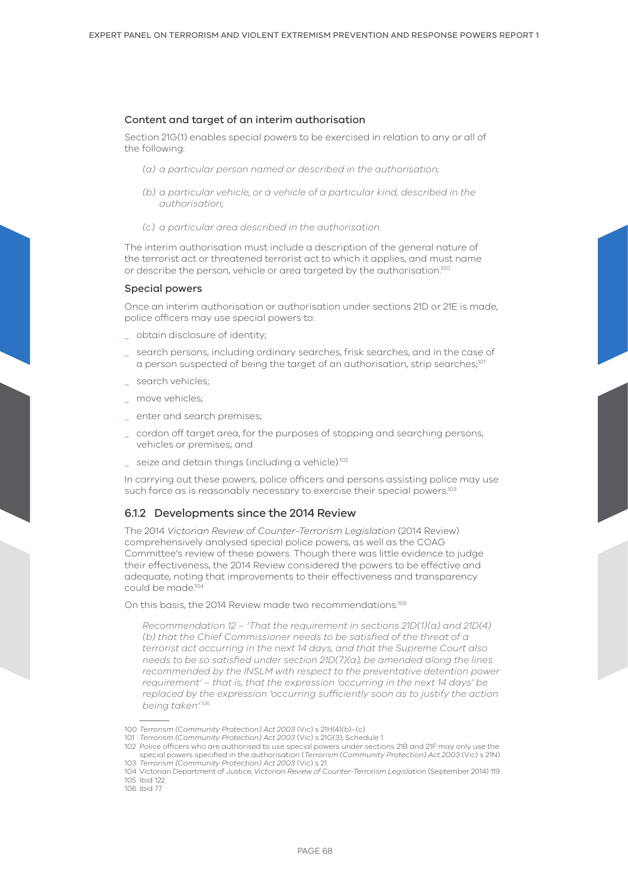### Content and target of an interim authorisation

Section 21G(1) enables special powers to be exercised in relation to any or all of the following:

> *(a) a particular person named or described in the authorisation;*
>
> *(b) a particular vehicle, or a vehicle of a particular kind, described in the authorisation;*
>
> *(c) a particular area described in the authorisation.*

The interim authorisation must include a description of the general nature of the terrorist act or threatened terrorist act to which it applies, and must name or describe the person, vehicle or area targeted by the authorisation.[100]

### Special powers

Once an interim authorisation or authorisation under sections 21D or 21E is made, police officers may use special powers to:

- obtain disclosure of identity;
- search persons, including ordinary searches, frisk searches, and in the case of a person suspected of being the target of an authorisation, strip searches;[101]
- search vehicles;
- move vehicles;
- enter and search premises;
- cordon off target area, for the purposes of stopping and searching persons, vehicles or premises; and
- seize and detain things (including a vehicle).[102]

In carrying out these powers, police officers and persons assisting police may use such force as is reasonably necessary to exercise their special powers.[103]

## 6.1.2 Developments since the 2014 Review

The 2014 *Victorian Review of Counter-Terrorism Legislation* (2014 Review) comprehensively analysed special police powers, as well as the COAG Committee's review of these powers. Though there was little evidence to judge their effectiveness, the 2014 Review considered the powers to be effective and adequate, noting that improvements to their effectiveness and transparency could be made.[104]

On this basis, the 2014 Review made two recommendations:[105]

> *Recommendation 12 – 'That the requirement in sections 21D(1)(a) and 21D(4)(b) that the Chief Commissioner needs to be satisfied of the threat of a terrorist act occurring in the next 14 days, and that the Supreme Court also needs to be so satisfied under section 21D(7)(a), be amended along the lines recommended by the INSLM with respect to the preventative detention power requirement' – that is, that the expression 'occurring in the next 14 days' be replaced by the expression 'occurring sufficiently soon as to justify the action being taken'.*[106]

---

100 *Terrorism (Community Protection) Act 2003* (Vic) s 21H(4)(b)–(c).
101 *Terrorism (Community Protection) Act 2003* (Vic) s 21G(3), Schedule 1.
102 Police officers who are authorised to use special powers under sections 21B and 21F may only use the special powers specified in the authorisation (*Terrorism (Community Protection) Act 2003* (Vic) s 21N).
103 *Terrorism (Community Protection) Act 2003* (Vic) s 21.
104 Victorian Department of Justice, *Victorian Review of Counter-Terrorism Legislation* (September 2014) 119.
105 Ibid 122.
106 Ibid 77.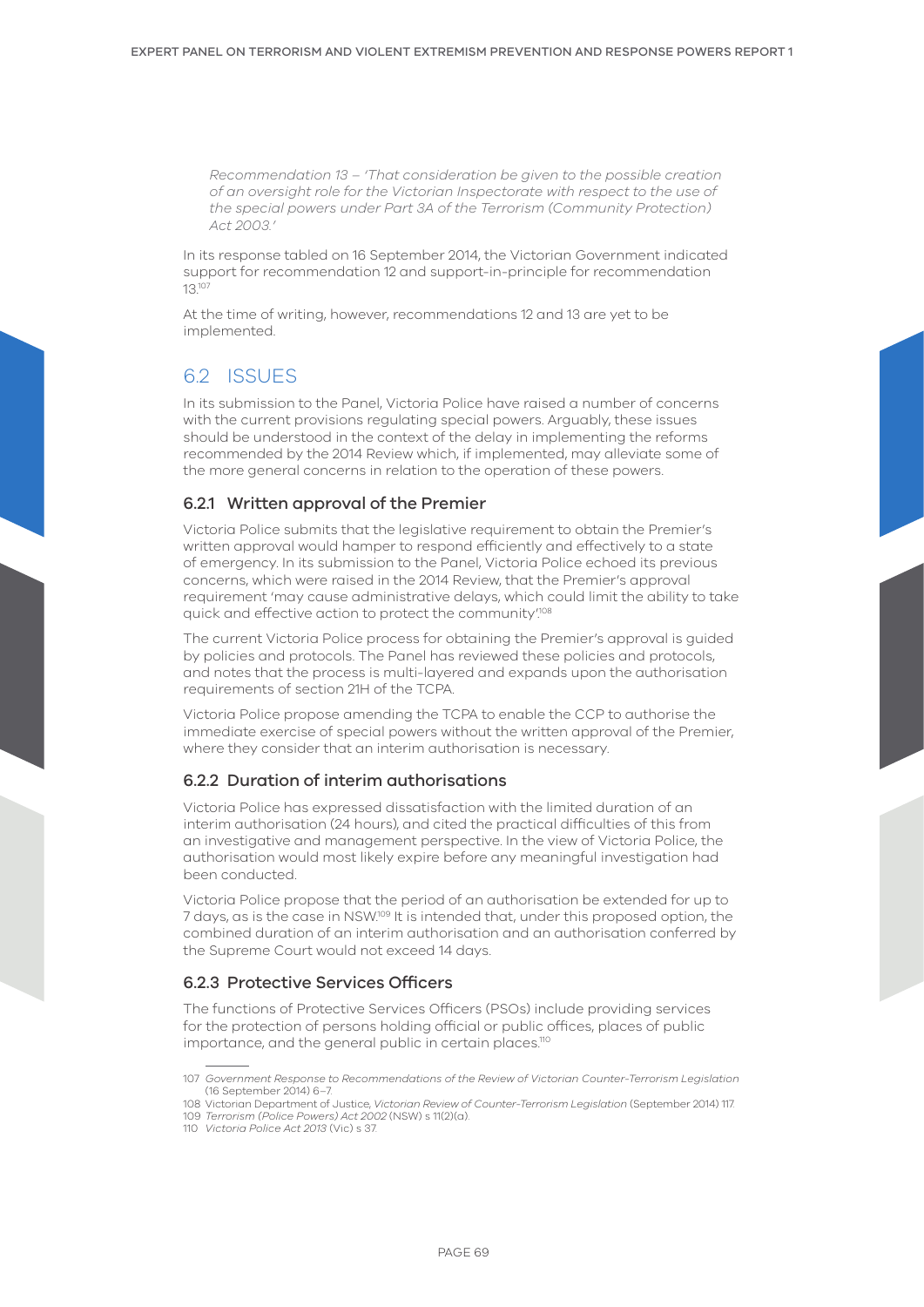*Recommendation 13 – 'That consideration be given to the possible creation of an oversight role for the Victorian Inspectorate with respect to the use of the special powers under Part 3A of the Terrorism (Community Protection) Act 2003.'*

In its response tabled on 16 September 2014, the Victorian Government indicated support for recommendation 12 and support-in-principle for recommendation 13.[107]

At the time of writing, however, recommendations 12 and 13 are yet to be implemented.

## 6.2 ISSUES

In its submission to the Panel, Victoria Police have raised a number of concerns with the current provisions regulating special powers. Arguably, these issues should be understood in the context of the delay in implementing the reforms recommended by the 2014 Review which, if implemented, may alleviate some of the more general concerns in relation to the operation of these powers.

### 6.2.1 Written approval of the Premier

Victoria Police submits that the legislative requirement to obtain the Premier's written approval would hamper to respond efficiently and effectively to a state of emergency. In its submission to the Panel, Victoria Police echoed its previous concerns, which were raised in the 2014 Review, that the Premier's approval requirement 'may cause administrative delays, which could limit the ability to take quick and effective action to protect the community'.[108]

The current Victoria Police process for obtaining the Premier's approval is guided by policies and protocols. The Panel has reviewed these policies and protocols, and notes that the process is multi-layered and expands upon the authorisation requirements of section 21H of the TCPA.

Victoria Police propose amending the TCPA to enable the CCP to authorise the immediate exercise of special powers without the written approval of the Premier, where they consider that an interim authorisation is necessary.

### 6.2.2 Duration of interim authorisations

Victoria Police has expressed dissatisfaction with the limited duration of an interim authorisation (24 hours), and cited the practical difficulties of this from an investigative and management perspective. In the view of Victoria Police, the authorisation would most likely expire before any meaningful investigation had been conducted.

Victoria Police propose that the period of an authorisation be extended for up to 7 days, as is the case in NSW.[109] It is intended that, under this proposed option, the combined duration of an interim authorisation and an authorisation conferred by the Supreme Court would not exceed 14 days.

### 6.2.3 Protective Services Officers

The functions of Protective Services Officers (PSOs) include providing services for the protection of persons holding official or public offices, places of public importance, and the general public in certain places.[110]

---

107 *Government Response to Recommendations of the Review of Victorian Counter-Terrorism Legislation* (16 September 2014) 6–7.

108 Victorian Department of Justice, *Victorian Review of Counter-Terrorism Legislation* (September 2014) 117.

109 *Terrorism (Police Powers) Act 2002* (NSW) s 11(2)(a).

110 *Victoria Police Act 2013* (Vic) s 37.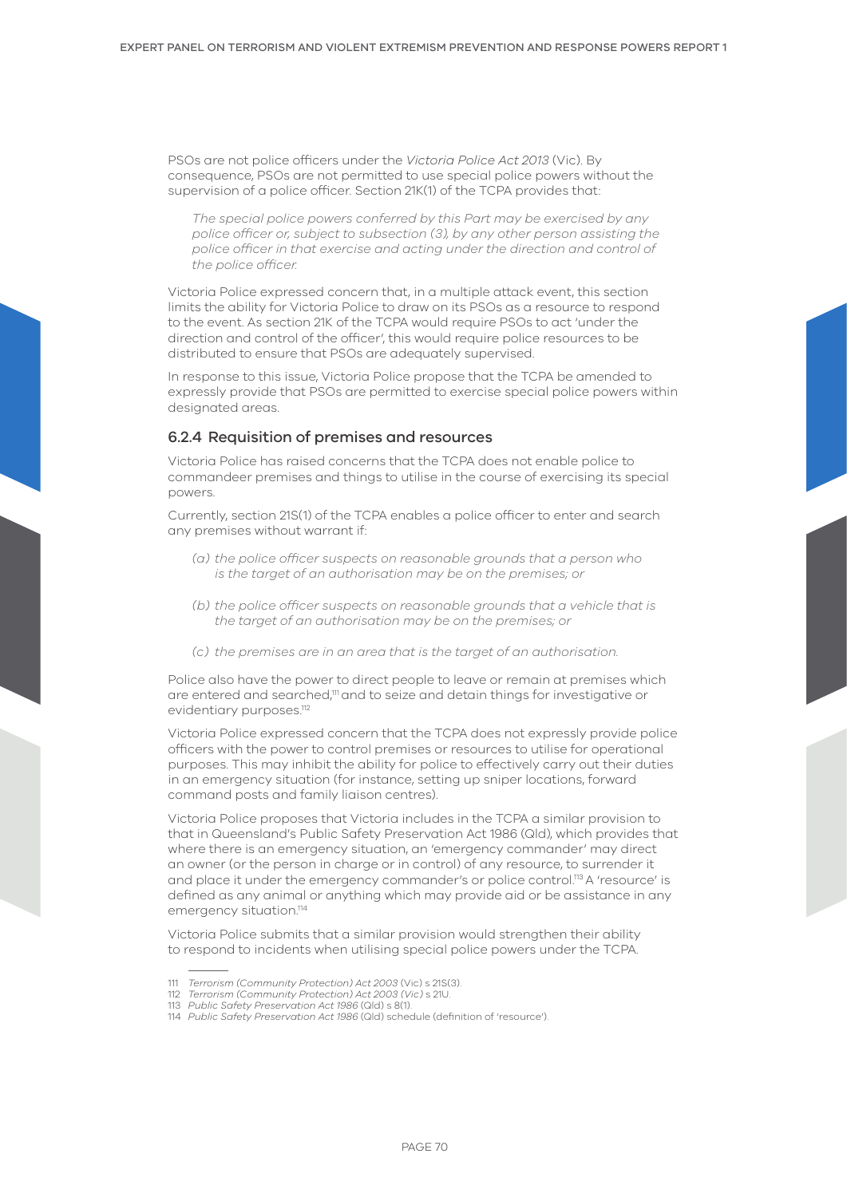PSOs are not police officers under the *Victoria Police Act 2013* (Vic). By consequence, PSOs are not permitted to use special police powers without the supervision of a police officer. Section 21K(1) of the TCPA provides that:

> *The special police powers conferred by this Part may be exercised by any police officer or, subject to subsection (3), by any other person assisting the police officer in that exercise and acting under the direction and control of the police officer.*

Victoria Police expressed concern that, in a multiple attack event, this section limits the ability for Victoria Police to draw on its PSOs as a resource to respond to the event. As section 21K of the TCPA would require PSOs to act 'under the direction and control of the officer', this would require police resources to be distributed to ensure that PSOs are adequately supervised.

In response to this issue, Victoria Police propose that the TCPA be amended to expressly provide that PSOs are permitted to exercise special police powers within designated areas.

### 6.2.4 Requisition of premises and resources

Victoria Police has raised concerns that the TCPA does not enable police to commandeer premises and things to utilise in the course of exercising its special powers.

Currently, section 21S(1) of the TCPA enables a police officer to enter and search any premises without warrant if:

> *(a) the police officer suspects on reasonable grounds that a person who is the target of an authorisation may be on the premises; or*
>
> *(b) the police officer suspects on reasonable grounds that a vehicle that is the target of an authorisation may be on the premises; or*
>
> *(c) the premises are in an area that is the target of an authorisation.*

Police also have the power to direct people to leave or remain at premises which are entered and searched,[111] and to seize and detain things for investigative or evidentiary purposes.[112]

Victoria Police expressed concern that the TCPA does not expressly provide police officers with the power to control premises or resources to utilise for operational purposes. This may inhibit the ability for police to effectively carry out their duties in an emergency situation (for instance, setting up sniper locations, forward command posts and family liaison centres).

Victoria Police proposes that Victoria includes in the TCPA a similar provision to that in Queensland's Public Safety Preservation Act 1986 (Qld), which provides that where there is an emergency situation, an 'emergency commander' may direct an owner (or the person in charge or in control) of any resource, to surrender it and place it under the emergency commander's or police control.[113] A 'resource' is defined as any animal or anything which may provide aid or be assistance in any emergency situation.[114]

Victoria Police submits that a similar provision would strengthen their ability to respond to incidents when utilising special police powers under the TCPA.

---

111 *Terrorism (Community Protection) Act 2003* (Vic) s 21S(3).
112 *Terrorism (Community Protection) Act 2003 (Vic)* s 21U.
113 *Public Safety Preservation Act 1986* (Qld) s 8(1).
114 *Public Safety Preservation Act 1986* (Qld) schedule (definition of 'resource').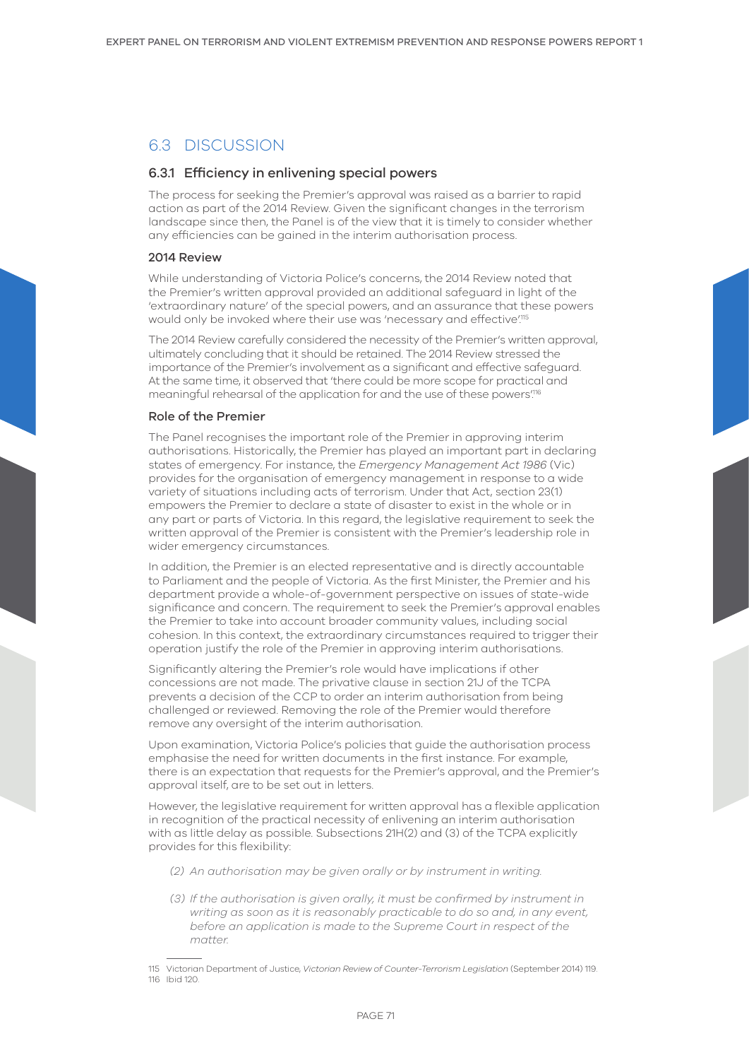## 6.3 DISCUSSION

### 6.3.1 Efficiency in enlivening special powers

The process for seeking the Premier's approval was raised as a barrier to rapid action as part of the 2014 Review. Given the significant changes in the terrorism landscape since then, the Panel is of the view that it is timely to consider whether any efficiencies can be gained in the interim authorisation process.

#### 2014 Review

While understanding of Victoria Police's concerns, the 2014 Review noted that the Premier's written approval provided an additional safeguard in light of the 'extraordinary nature' of the special powers, and an assurance that these powers would only be invoked where their use was 'necessary and effective'.[115]

The 2014 Review carefully considered the necessity of the Premier's written approval, ultimately concluding that it should be retained. The 2014 Review stressed the importance of the Premier's involvement as a significant and effective safeguard. At the same time, it observed that 'there could be more scope for practical and meaningful rehearsal of the application for and the use of these powers'.[116]

#### Role of the Premier

The Panel recognises the important role of the Premier in approving interim authorisations. Historically, the Premier has played an important part in declaring states of emergency. For instance, the *Emergency Management Act 1986* (Vic) provides for the organisation of emergency management in response to a wide variety of situations including acts of terrorism. Under that Act, section 23(1) empowers the Premier to declare a state of disaster to exist in the whole or in any part or parts of Victoria. In this regard, the legislative requirement to seek the written approval of the Premier is consistent with the Premier's leadership role in wider emergency circumstances.

In addition, the Premier is an elected representative and is directly accountable to Parliament and the people of Victoria. As the first Minister, the Premier and his department provide a whole-of-government perspective on issues of state-wide significance and concern. The requirement to seek the Premier's approval enables the Premier to take into account broader community values, including social cohesion. In this context, the extraordinary circumstances required to trigger their operation justify the role of the Premier in approving interim authorisations.

Significantly altering the Premier's role would have implications if other concessions are not made. The privative clause in section 21J of the TCPA prevents a decision of the CCP to order an interim authorisation from being challenged or reviewed. Removing the role of the Premier would therefore remove any oversight of the interim authorisation.

Upon examination, Victoria Police's policies that guide the authorisation process emphasise the need for written documents in the first instance. For example, there is an expectation that requests for the Premier's approval, and the Premier's approval itself, are to be set out in letters.

However, the legislative requirement for written approval has a flexible application in recognition of the practical necessity of enlivening an interim authorisation with as little delay as possible. Subsections 21H(2) and (3) of the TCPA explicitly provides for this flexibility:

> *(2) An authorisation may be given orally or by instrument in writing.*
>
> *(3) If the authorisation is given orally, it must be confirmed by instrument in writing as soon as it is reasonably practicable to do so and, in any event, before an application is made to the Supreme Court in respect of the matter.*

---

115 Victorian Department of Justice, *Victorian Review of Counter-Terrorism Legislation* (September 2014) 119.

116 Ibid 120.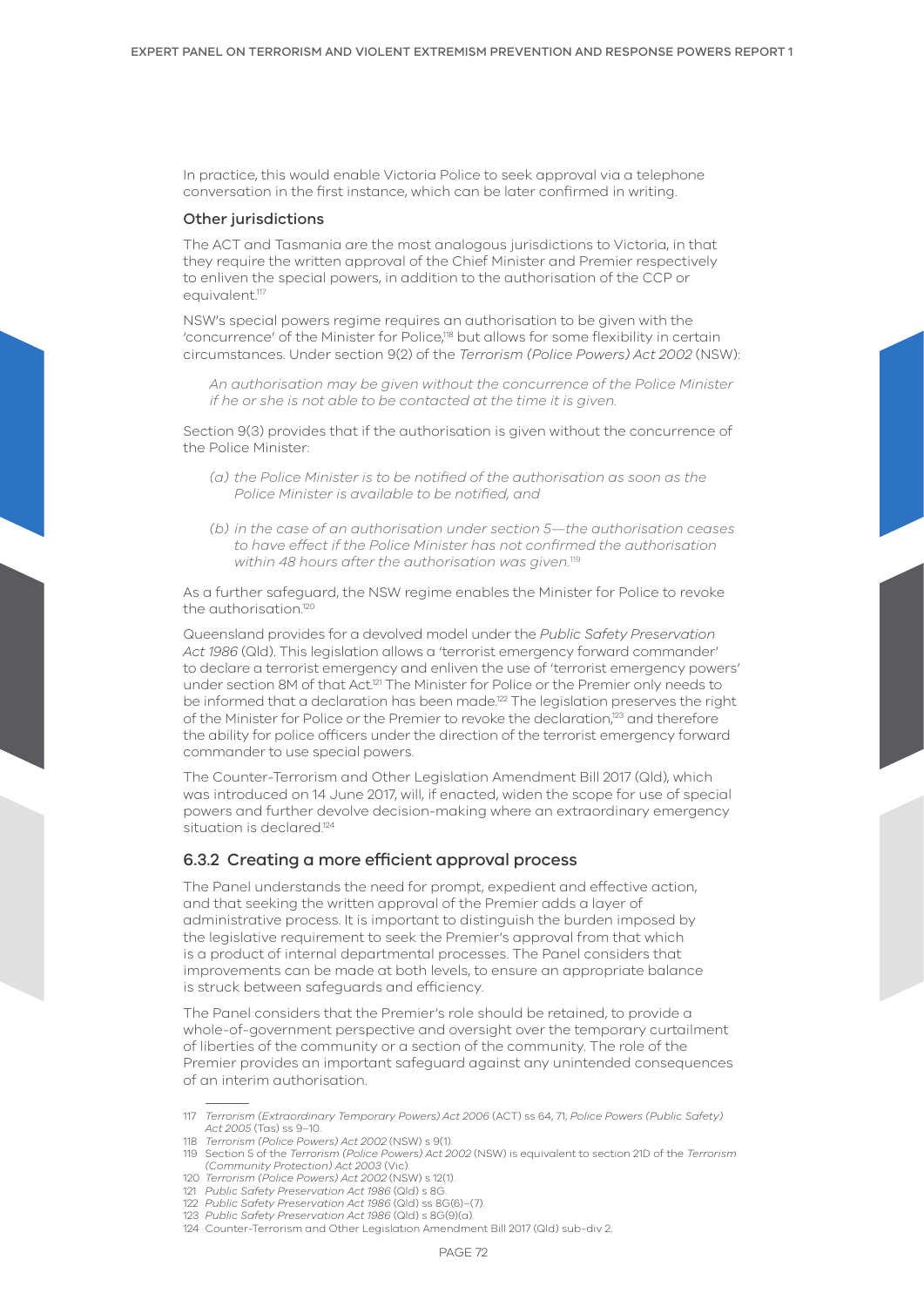In practice, this would enable Victoria Police to seek approval via a telephone conversation in the first instance, which can be later confirmed in writing.

### Other jurisdictions

The ACT and Tasmania are the most analogous jurisdictions to Victoria, in that they require the written approval of the Chief Minister and Premier respectively to enliven the special powers, in addition to the authorisation of the CCP or equivalent.[117]

NSW's special powers regime requires an authorisation to be given with the 'concurrence' of the Minister for Police,[118] but allows for some flexibility in certain circumstances. Under section 9(2) of the *Terrorism (Police Powers) Act 2002* (NSW):

> *An authorisation may be given without the concurrence of the Police Minister if he or she is not able to be contacted at the time it is given.*

Section 9(3) provides that if the authorisation is given without the concurrence of the Police Minister:

> *(a) the Police Minister is to be notified of the authorisation as soon as the Police Minister is available to be notified, and*
>
> *(b) in the case of an authorisation under section 5—the authorisation ceases to have effect if the Police Minister has not confirmed the authorisation within 48 hours after the authorisation was given.*[119]

As a further safeguard, the NSW regime enables the Minister for Police to revoke the authorisation.[120]

Queensland provides for a devolved model under the *Public Safety Preservation Act 1986* (Qld). This legislation allows a 'terrorist emergency forward commander' to declare a terrorist emergency and enliven the use of 'terrorist emergency powers' under section 8M of that Act.[121] The Minister for Police or the Premier only needs to be informed that a declaration has been made.[122] The legislation preserves the right of the Minister for Police or the Premier to revoke the declaration,[123] and therefore the ability for police officers under the direction of the terrorist emergency forward commander to use special powers.

The Counter-Terrorism and Other Legislation Amendment Bill 2017 (Qld), which was introduced on 14 June 2017, will, if enacted, widen the scope for use of special powers and further devolve decision-making where an extraordinary emergency situation is declared.[124]

## 6.3.2 Creating a more efficient approval process

The Panel understands the need for prompt, expedient and effective action, and that seeking the written approval of the Premier adds a layer of administrative process. It is important to distinguish the burden imposed by the legislative requirement to seek the Premier's approval from that which is a product of internal departmental processes. The Panel considers that improvements can be made at both levels, to ensure an appropriate balance is struck between safeguards and efficiency.

The Panel considers that the Premier's role should be retained, to provide a whole-of-government perspective and oversight over the temporary curtailment of liberties of the community or a section of the community. The role of the Premier provides an important safeguard against any unintended consequences of an interim authorisation.

---

117 *Terrorism (Extraordinary Temporary Powers) Act 2006* (ACT) ss 64, 71; *Police Powers (Public Safety) Act 2005* (Tas) ss 9–10.

118 *Terrorism (Police Powers) Act 2002* (NSW) s 9(1).

119 Section 5 of the *Terrorism (Police Powers) Act 2002* (NSW) is equivalent to section 21D of the *Terrorism (Community Protection) Act 2003* (Vic).

120 *Terrorism (Police Powers) Act 2002* (NSW) s 12(1).

121 *Public Safety Preservation Act 1986* (Qld) s 8G.

122 *Public Safety Preservation Act 1986* (Qld) ss 8G(6)–(7).

123 *Public Safety Preservation Act 1986* (Qld) s 8G(9)(a).

124 Counter-Terrorism and Other Legislation Amendment Bill 2017 (Qld) sub-div 2.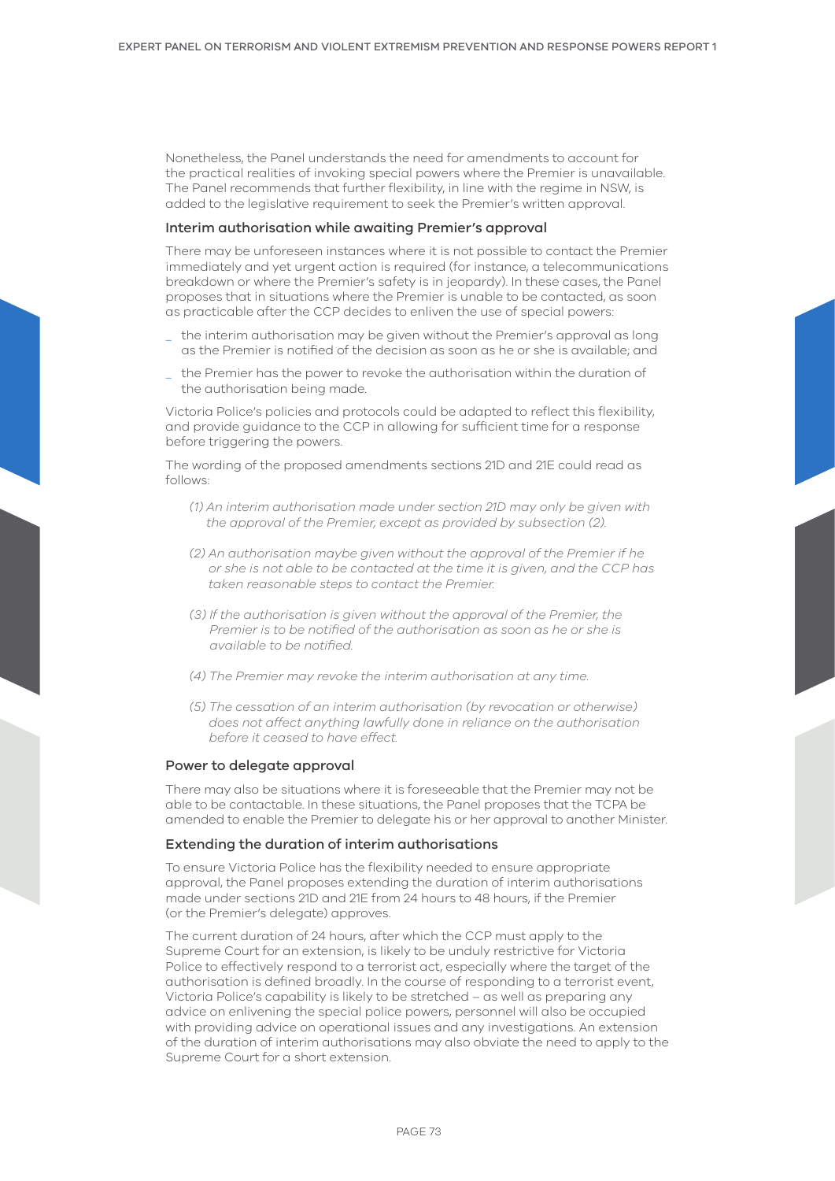Nonetheless, the Panel understands the need for amendments to account for the practical realities of invoking special powers where the Premier is unavailable. The Panel recommends that further flexibility, in line with the regime in NSW, is added to the legislative requirement to seek the Premier's written approval.

### Interim authorisation while awaiting Premier's approval

There may be unforeseen instances where it is not possible to contact the Premier immediately and yet urgent action is required (for instance, a telecommunications breakdown or where the Premier's safety is in jeopardy). In these cases, the Panel proposes that in situations where the Premier is unable to be contacted, as soon as practicable after the CCP decides to enliven the use of special powers:

- the interim authorisation may be given without the Premier's approval as long as the Premier is notified of the decision as soon as he or she is available; and
- the Premier has the power to revoke the authorisation within the duration of the authorisation being made.

Victoria Police's policies and protocols could be adapted to reflect this flexibility, and provide guidance to the CCP in allowing for sufficient time for a response before triggering the powers.

The wording of the proposed amendments sections 21D and 21E could read as follows:

*(1) An interim authorisation made under section 21D may only be given with the approval of the Premier, except as provided by subsection (2).*

*(2) An authorisation maybe given without the approval of the Premier if he or she is not able to be contacted at the time it is given, and the CCP has taken reasonable steps to contact the Premier.*

*(3) If the authorisation is given without the approval of the Premier, the Premier is to be notified of the authorisation as soon as he or she is available to be notified.*

*(4) The Premier may revoke the interim authorisation at any time.*

*(5) The cessation of an interim authorisation (by revocation or otherwise) does not affect anything lawfully done in reliance on the authorisation before it ceased to have effect.*

### Power to delegate approval

There may also be situations where it is foreseeable that the Premier may not be able to be contactable. In these situations, the Panel proposes that the TCPA be amended to enable the Premier to delegate his or her approval to another Minister.

### Extending the duration of interim authorisations

To ensure Victoria Police has the flexibility needed to ensure appropriate approval, the Panel proposes extending the duration of interim authorisations made under sections 21D and 21E from 24 hours to 48 hours, if the Premier (or the Premier's delegate) approves.

The current duration of 24 hours, after which the CCP must apply to the Supreme Court for an extension, is likely to be unduly restrictive for Victoria Police to effectively respond to a terrorist act, especially where the target of the authorisation is defined broadly. In the course of responding to a terrorist event, Victoria Police's capability is likely to be stretched – as well as preparing any advice on enlivening the special police powers, personnel will also be occupied with providing advice on operational issues and any investigations. An extension of the duration of interim authorisations may also obviate the need to apply to the Supreme Court for a short extension.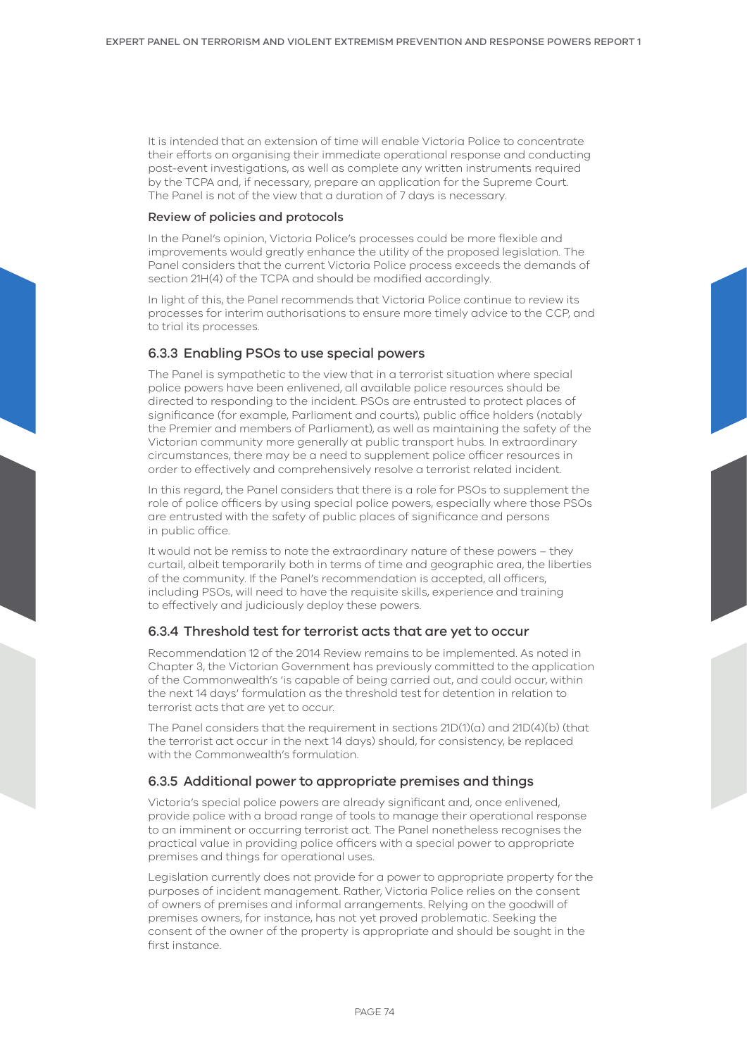It is intended that an extension of time will enable Victoria Police to concentrate their efforts on organising their immediate operational response and conducting post-event investigations, as well as complete any written instruments required by the TCPA and, if necessary, prepare an application for the Supreme Court. The Panel is not of the view that a duration of 7 days is necessary.

#### Review of policies and protocols

In the Panel's opinion, Victoria Police's processes could be more flexible and improvements would greatly enhance the utility of the proposed legislation. The Panel considers that the current Victoria Police process exceeds the demands of section 21H(4) of the TCPA and should be modified accordingly.

In light of this, the Panel recommends that Victoria Police continue to review its processes for interim authorisations to ensure more timely advice to the CCP, and to trial its processes.

### 6.3.3 Enabling PSOs to use special powers

The Panel is sympathetic to the view that in a terrorist situation where special police powers have been enlivened, all available police resources should be directed to responding to the incident. PSOs are entrusted to protect places of significance (for example, Parliament and courts), public office holders (notably the Premier and members of Parliament), as well as maintaining the safety of the Victorian community more generally at public transport hubs. In extraordinary circumstances, there may be a need to supplement police officer resources in order to effectively and comprehensively resolve a terrorist related incident.

In this regard, the Panel considers that there is a role for PSOs to supplement the role of police officers by using special police powers, especially where those PSOs are entrusted with the safety of public places of significance and persons in public office.

It would not be remiss to note the extraordinary nature of these powers – they curtail, albeit temporarily both in terms of time and geographic area, the liberties of the community. If the Panel's recommendation is accepted, all officers, including PSOs, will need to have the requisite skills, experience and training to effectively and judiciously deploy these powers.

### 6.3.4 Threshold test for terrorist acts that are yet to occur

Recommendation 12 of the 2014 Review remains to be implemented. As noted in Chapter 3, the Victorian Government has previously committed to the application of the Commonwealth's 'is capable of being carried out, and could occur, within the next 14 days' formulation as the threshold test for detention in relation to terrorist acts that are yet to occur.

The Panel considers that the requirement in sections 21D(1)(a) and 21D(4)(b) (that the terrorist act occur in the next 14 days) should, for consistency, be replaced with the Commonwealth's formulation.

### 6.3.5 Additional power to appropriate premises and things

Victoria's special police powers are already significant and, once enlivened, provide police with a broad range of tools to manage their operational response to an imminent or occurring terrorist act. The Panel nonetheless recognises the practical value in providing police officers with a special power to appropriate premises and things for operational uses.

Legislation currently does not provide for a power to appropriate property for the purposes of incident management. Rather, Victoria Police relies on the consent of owners of premises and informal arrangements. Relying on the goodwill of premises owners, for instance, has not yet proved problematic. Seeking the consent of the owner of the property is appropriate and should be sought in the first instance.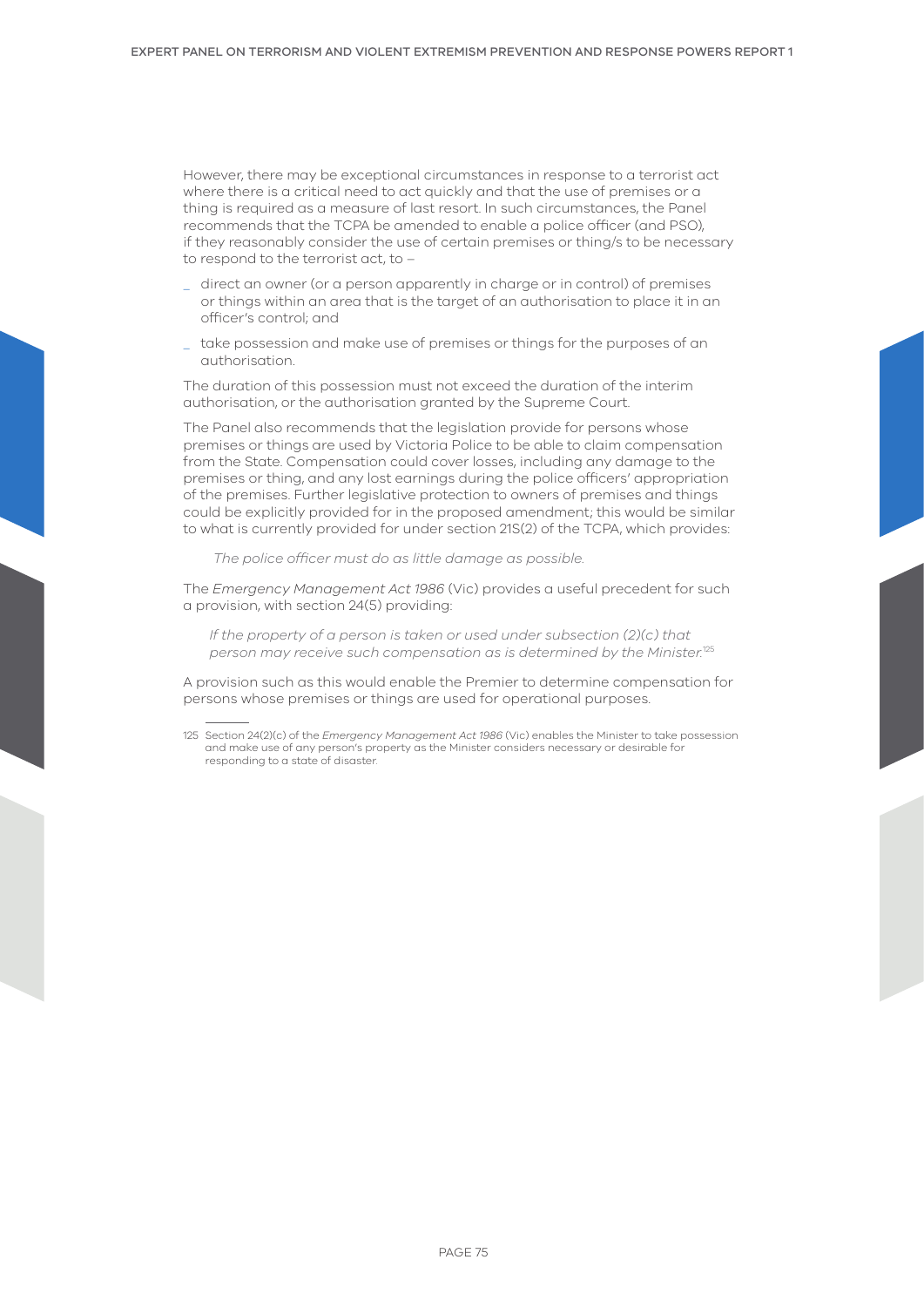However, there may be exceptional circumstances in response to a terrorist act where there is a critical need to act quickly and that the use of premises or a thing is required as a measure of last resort. In such circumstances, the Panel recommends that the TCPA be amended to enable a police officer (and PSO), if they reasonably consider the use of certain premises or thing/s to be necessary to respond to the terrorist act, to –

- direct an owner (or a person apparently in charge or in control) of premises or things within an area that is the target of an authorisation to place it in an officer's control; and
- take possession and make use of premises or things for the purposes of an authorisation.

The duration of this possession must not exceed the duration of the interim authorisation, or the authorisation granted by the Supreme Court.

The Panel also recommends that the legislation provide for persons whose premises or things are used by Victoria Police to be able to claim compensation from the State. Compensation could cover losses, including any damage to the premises or thing, and any lost earnings during the police officers' appropriation of the premises. Further legislative protection to owners of premises and things could be explicitly provided for in the proposed amendment; this would be similar to what is currently provided for under section 21S(2) of the TCPA, which provides:

> *The police officer must do as little damage as possible.*

The *Emergency Management Act 1986* (Vic) provides a useful precedent for such a provision, with section 24(5) providing:

> *If the property of a person is taken or used under subsection (2)(c) that person may receive such compensation as is determined by the Minister.*[125]

A provision such as this would enable the Premier to determine compensation for persons whose premises or things are used for operational purposes.

---

125 Section 24(2)(c) of the *Emergency Management Act 1986* (Vic) enables the Minister to take possession and make use of any person's property as the Minister considers necessary or desirable for responding to a state of disaster.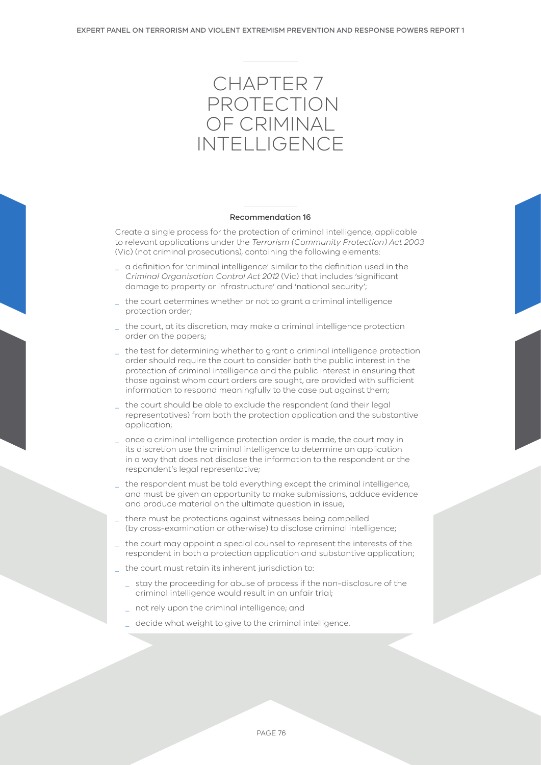# CHAPTER 7 PROTECTION OF CRIMINAL INTELLIGENCE

### Recommendation 16

Create a single process for the protection of criminal intelligence, applicable to relevant applications under the *Terrorism (Community Protection) Act 2003* (Vic) (not criminal prosecutions), containing the following elements:

- a definition for 'criminal intelligence' similar to the definition used in the *Criminal Organisation Control Act 2012* (Vic) that includes 'significant damage to property or infrastructure' and 'national security';
- the court determines whether or not to grant a criminal intelligence protection order;
- the court, at its discretion, may make a criminal intelligence protection order on the papers;
- the test for determining whether to grant a criminal intelligence protection order should require the court to consider both the public interest in the protection of criminal intelligence and the public interest in ensuring that those against whom court orders are sought, are provided with sufficient information to respond meaningfully to the case put against them;
- the court should be able to exclude the respondent (and their legal representatives) from both the protection application and the substantive application;
- once a criminal intelligence protection order is made, the court may in its discretion use the criminal intelligence to determine an application in a way that does not disclose the information to the respondent or the respondent's legal representative;
- the respondent must be told everything except the criminal intelligence, and must be given an opportunity to make submissions, adduce evidence and produce material on the ultimate question in issue;
- there must be protections against witnesses being compelled (by cross-examination or otherwise) to disclose criminal intelligence;
- the court may appoint a special counsel to represent the interests of the respondent in both a protection application and substantive application;
- the court must retain its inherent jurisdiction to:
  - stay the proceeding for abuse of process if the non-disclosure of the criminal intelligence would result in an unfair trial;
  - not rely upon the criminal intelligence; and
  - decide what weight to give to the criminal intelligence.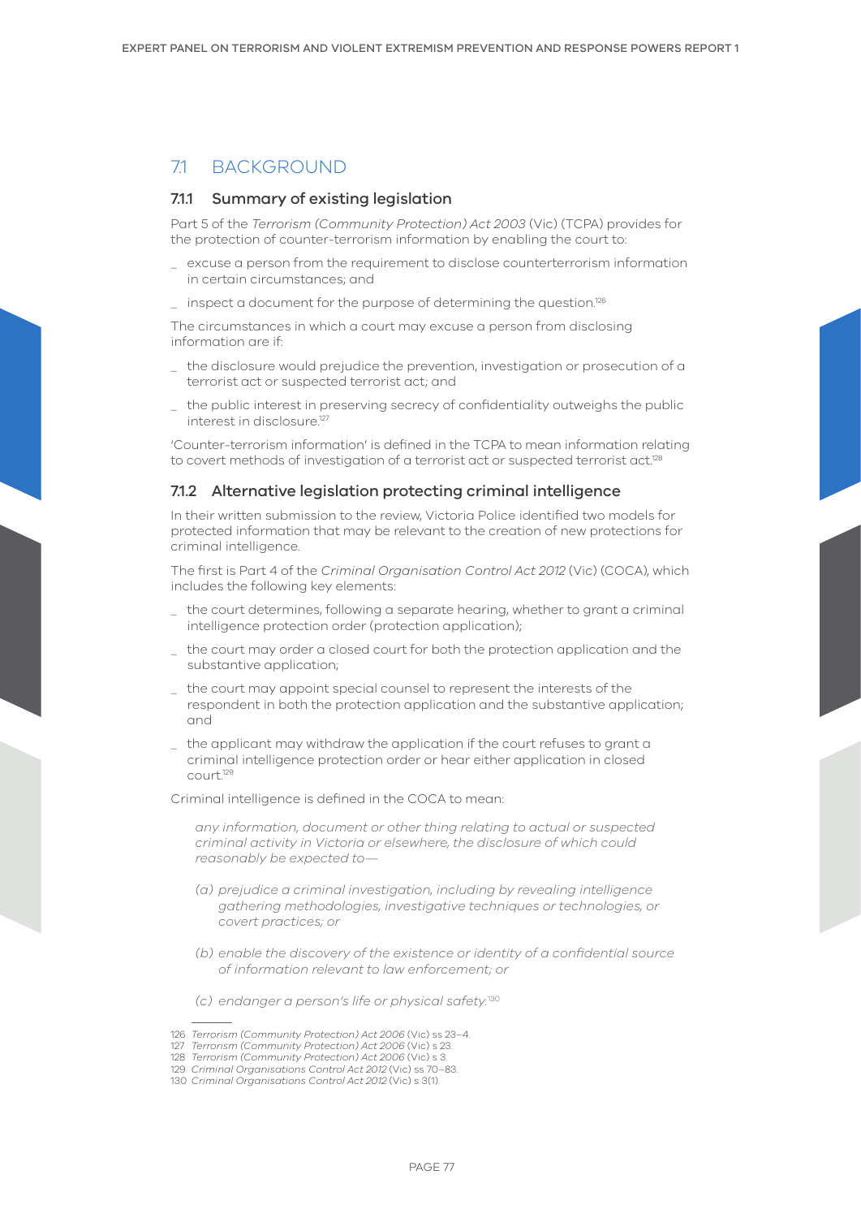## 7.1 BACKGROUND

### 7.1.1 Summary of existing legislation

Part 5 of the *Terrorism (Community Protection) Act 2003* (Vic) (TCPA) provides for the protection of counter-terrorism information by enabling the court to:

- excuse a person from the requirement to disclose counterterrorism information in certain circumstances; and
- inspect a document for the purpose of determining the question.[126]

The circumstances in which a court may excuse a person from disclosing information are if:

- the disclosure would prejudice the prevention, investigation or prosecution of a terrorist act or suspected terrorist act; and
- the public interest in preserving secrecy of confidentiality outweighs the public interest in disclosure.[127]

'Counter-terrorism information' is defined in the TCPA to mean information relating to covert methods of investigation of a terrorist act or suspected terrorist act.[128]

### 7.1.2 Alternative legislation protecting criminal intelligence

In their written submission to the review, Victoria Police identified two models for protected information that may be relevant to the creation of new protections for criminal intelligence.

The first is Part 4 of the *Criminal Organisation Control Act 2012* (Vic) (COCA), which includes the following key elements:

- the court determines, following a separate hearing, whether to grant a criminal intelligence protection order (protection application);
- the court may order a closed court for both the protection application and the substantive application;
- the court may appoint special counsel to represent the interests of the respondent in both the protection application and the substantive application; and
- the applicant may withdraw the application if the court refuses to grant a criminal intelligence protection order or hear either application in closed court.[129]

Criminal intelligence is defined in the COCA to mean:

> *any information, document or other thing relating to actual or suspected criminal activity in Victoria or elsewhere, the disclosure of which could reasonably be expected to—*
>
> *(a) prejudice a criminal investigation, including by revealing intelligence gathering methodologies, investigative techniques or technologies, or covert practices; or*
>
> *(b) enable the discovery of the existence or identity of a confidential source of information relevant to law enforcement; or*
>
> *(c) endanger a person's life or physical safety.*[130]

---

126 *Terrorism (Community Protection) Act 2006* (Vic) ss 23–4.
127 *Terrorism (Community Protection) Act 2006* (Vic) s 23.
128 *Terrorism (Community Protection) Act 2006* (Vic) s 3.
129 *Criminal Organisations Control Act 2012* (Vic) ss 70–83.
130 *Criminal Organisations Control Act 2012* (Vic) s 3(1).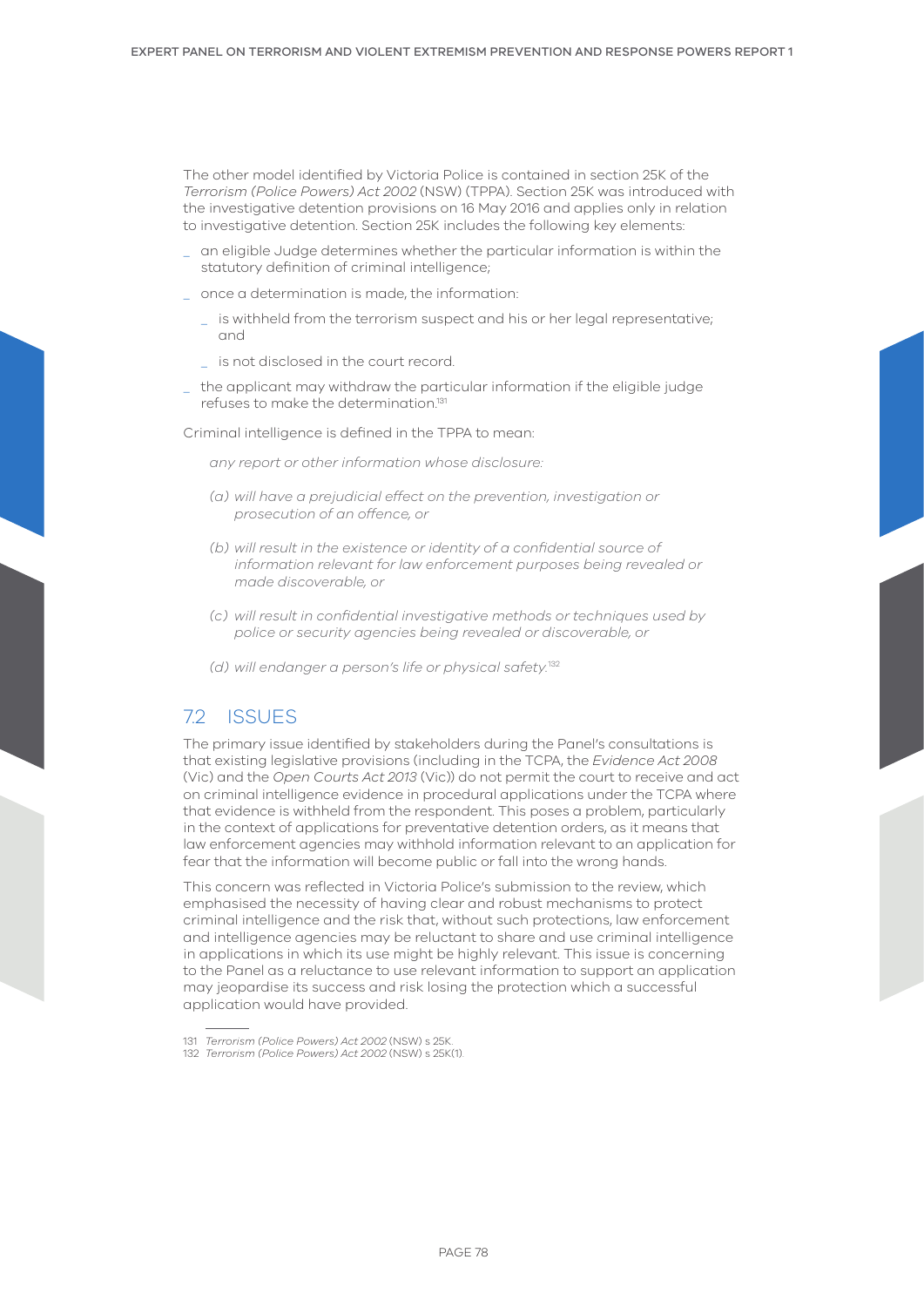The other model identified by Victoria Police is contained in section 25K of the *Terrorism (Police Powers) Act 2002* (NSW) (TPPA). Section 25K was introduced with the investigative detention provisions on 16 May 2016 and applies only in relation to investigative detention. Section 25K includes the following key elements:

- an eligible Judge determines whether the particular information is within the statutory definition of criminal intelligence;
- once a determination is made, the information:
  - is withheld from the terrorism suspect and his or her legal representative; and
  - is not disclosed in the court record.
- the applicant may withdraw the particular information if the eligible judge refuses to make the determination.[131]

Criminal intelligence is defined in the TPPA to mean:

> *any report or other information whose disclosure:*
>
> *(a) will have a prejudicial effect on the prevention, investigation or prosecution of an offence, or*
>
> *(b) will result in the existence or identity of a confidential source of information relevant for law enforcement purposes being revealed or made discoverable, or*
>
> *(c) will result in confidential investigative methods or techniques used by police or security agencies being revealed or discoverable, or*
>
> *(d) will endanger a person's life or physical safety.*[132]

## 7.2 ISSUES

The primary issue identified by stakeholders during the Panel's consultations is that existing legislative provisions (including in the TCPA, the *Evidence Act 2008* (Vic) and the *Open Courts Act 2013* (Vic)) do not permit the court to receive and act on criminal intelligence evidence in procedural applications under the TCPA where that evidence is withheld from the respondent. This poses a problem, particularly in the context of applications for preventative detention orders, as it means that law enforcement agencies may withhold information relevant to an application for fear that the information will become public or fall into the wrong hands.

This concern was reflected in Victoria Police's submission to the review, which emphasised the necessity of having clear and robust mechanisms to protect criminal intelligence and the risk that, without such protections, law enforcement and intelligence agencies may be reluctant to share and use criminal intelligence in applications in which its use might be highly relevant. This issue is concerning to the Panel as a reluctance to use relevant information to support an application may jeopardise its success and risk losing the protection which a successful application would have provided.

---

131 *Terrorism (Police Powers) Act 2002* (NSW) s 25K.

132 *Terrorism (Police Powers) Act 2002* (NSW) s 25K(1).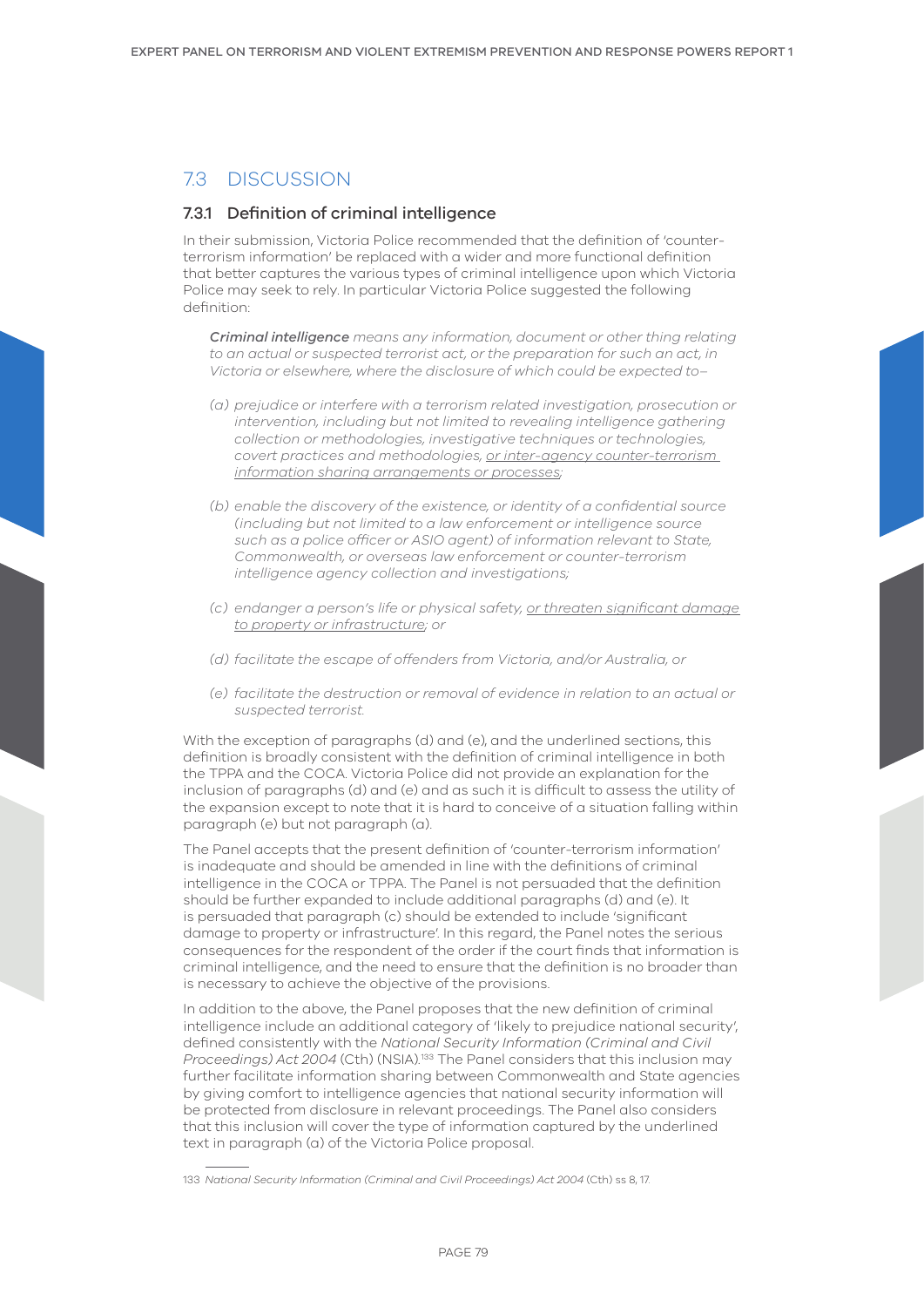## 7.3 DISCUSSION

### 7.3.1 Definition of criminal intelligence

In their submission, Victoria Police recommended that the definition of 'counter-terrorism information' be replaced with a wider and more functional definition that better captures the various types of criminal intelligence upon which Victoria Police may seek to rely. In particular Victoria Police suggested the following definition:

> ***Criminal intelligence*** *means any information, document or other thing relating to an actual or suspected terrorist act, or the preparation for such an act, in Victoria or elsewhere, where the disclosure of which could be expected to–*
>
> *(a) prejudice or interfere with a terrorism related investigation, prosecution or intervention, including but not limited to revealing intelligence gathering collection or methodologies, investigative techniques or technologies, covert practices and methodologies, <u>or inter-agency counter-terrorism information sharing arrangements or processes</u>;*
>
> *(b) enable the discovery of the existence, or identity of a confidential source (including but not limited to a law enforcement or intelligence source such as a police officer or ASIO agent) of information relevant to State, Commonwealth, or overseas law enforcement or counter-terrorism intelligence agency collection and investigations;*
>
> *(c) endanger a person's life or physical safety, <u>or threaten significant damage to property or infrastructure</u>; or*
>
> *(d) facilitate the escape of offenders from Victoria, and/or Australia, or*
>
> *(e) facilitate the destruction or removal of evidence in relation to an actual or suspected terrorist.*

With the exception of paragraphs (d) and (e), and the underlined sections, this definition is broadly consistent with the definition of criminal intelligence in both the TPPA and the COCA. Victoria Police did not provide an explanation for the inclusion of paragraphs (d) and (e) and as such it is difficult to assess the utility of the expansion except to note that it is hard to conceive of a situation falling within paragraph (e) but not paragraph (a).

The Panel accepts that the present definition of 'counter-terrorism information' is inadequate and should be amended in line with the definitions of criminal intelligence in the COCA or TPPA. The Panel is not persuaded that the definition should be further expanded to include additional paragraphs (d) and (e). It is persuaded that paragraph (c) should be extended to include 'significant damage to property or infrastructure'. In this regard, the Panel notes the serious consequences for the respondent of the order if the court finds that information is criminal intelligence, and the need to ensure that the definition is no broader than is necessary to achieve the objective of the provisions.

In addition to the above, the Panel proposes that the new definition of criminal intelligence include an additional category of 'likely to prejudice national security', defined consistently with the *National Security Information (Criminal and Civil Proceedings) Act 2004* (Cth) (NSIA).[133] The Panel considers that this inclusion may further facilitate information sharing between Commonwealth and State agencies by giving comfort to intelligence agencies that national security information will be protected from disclosure in relevant proceedings. The Panel also considers that this inclusion will cover the type of information captured by the underlined text in paragraph (a) of the Victoria Police proposal.

---

133 *National Security Information (Criminal and Civil Proceedings) Act 2004* (Cth) ss 8, 17.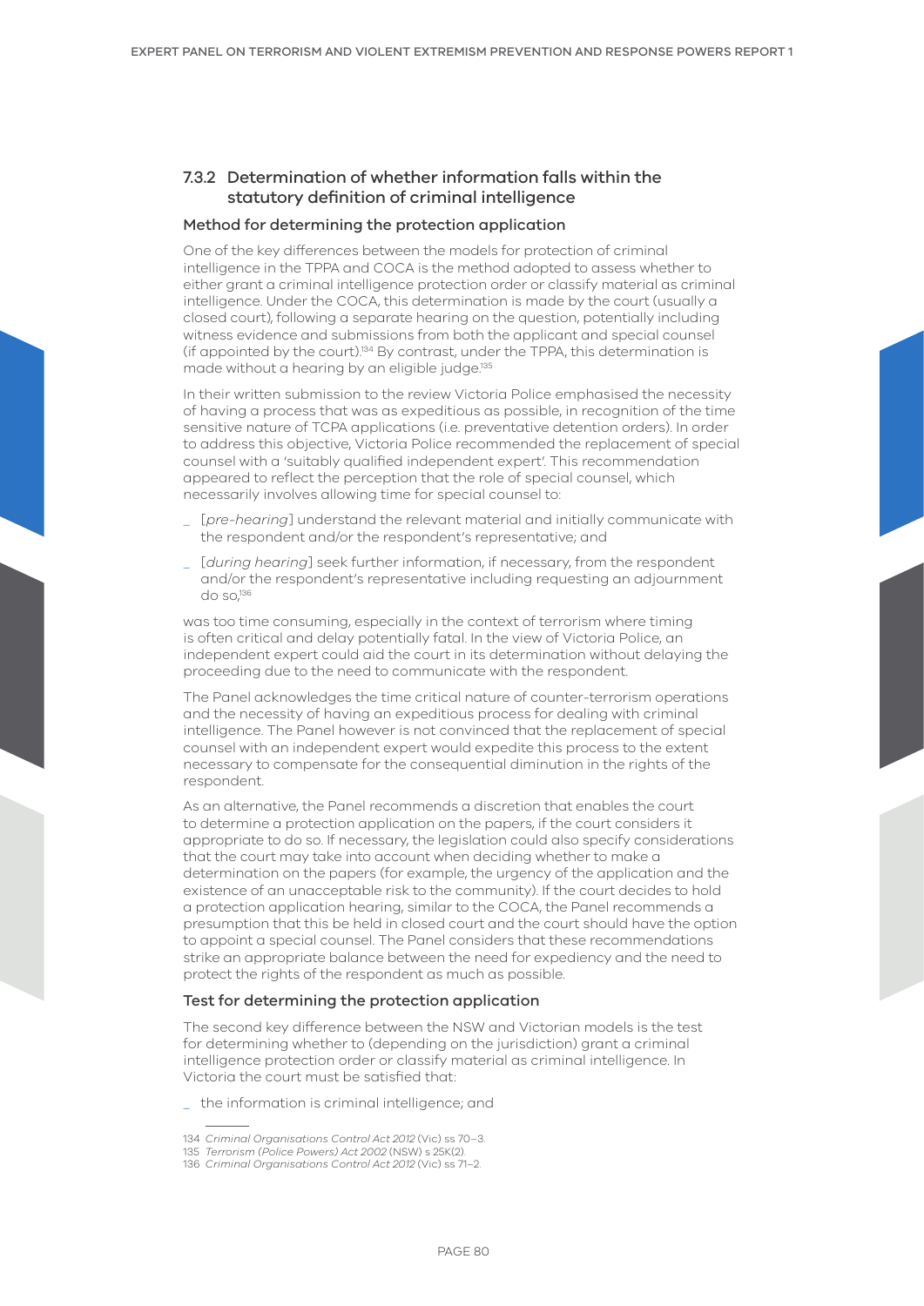### 7.3.2 Determination of whether information falls within the statutory definition of criminal intelligence

#### Method for determining the protection application

One of the key differences between the models for protection of criminal intelligence in the TPPA and COCA is the method adopted to assess whether to either grant a criminal intelligence protection order or classify material as criminal intelligence. Under the COCA, this determination is made by the court (usually a closed court), following a separate hearing on the question, potentially including witness evidence and submissions from both the applicant and special counsel (if appointed by the court).[134] By contrast, under the TPPA, this determination is made without a hearing by an eligible judge.[135]

In their written submission to the review Victoria Police emphasised the necessity of having a process that was as expeditious as possible, in recognition of the time sensitive nature of TCPA applications (i.e. preventative detention orders). In order to address this objective, Victoria Police recommended the replacement of special counsel with a 'suitably qualified independent expert'. This recommendation appeared to reflect the perception that the role of special counsel, which necessarily involves allowing time for special counsel to:

- [*pre-hearing*] understand the relevant material and initially communicate with the respondent and/or the respondent's representative; and
- [*during hearing*] seek further information, if necessary, from the respondent and/or the respondent's representative including requesting an adjournment do so,[136]

was too time consuming, especially in the context of terrorism where timing is often critical and delay potentially fatal. In the view of Victoria Police, an independent expert could aid the court in its determination without delaying the proceeding due to the need to communicate with the respondent.

The Panel acknowledges the time critical nature of counter-terrorism operations and the necessity of having an expeditious process for dealing with criminal intelligence. The Panel however is not convinced that the replacement of special counsel with an independent expert would expedite this process to the extent necessary to compensate for the consequential diminution in the rights of the respondent.

As an alternative, the Panel recommends a discretion that enables the court to determine a protection application on the papers, if the court considers it appropriate to do so. If necessary, the legislation could also specify considerations that the court may take into account when deciding whether to make a determination on the papers (for example, the urgency of the application and the existence of an unacceptable risk to the community). If the court decides to hold a protection application hearing, similar to the COCA, the Panel recommends a presumption that this be held in closed court and the court should have the option to appoint a special counsel. The Panel considers that these recommendations strike an appropriate balance between the need for expediency and the need to protect the rights of the respondent as much as possible.

#### Test for determining the protection application

The second key difference between the NSW and Victorian models is the test for determining whether to (depending on the jurisdiction) grant a criminal intelligence protection order or classify material as criminal intelligence. In Victoria the court must be satisfied that:

- the information is criminal intelligence; and

---

134 *Criminal Organisations Control Act 2012* (Vic) ss 70–3.

135 *Terrorism (Police Powers) Act 2002* (NSW) s 25K(2).

136 *Criminal Organisations Control Act 2012* (Vic) ss 71–2.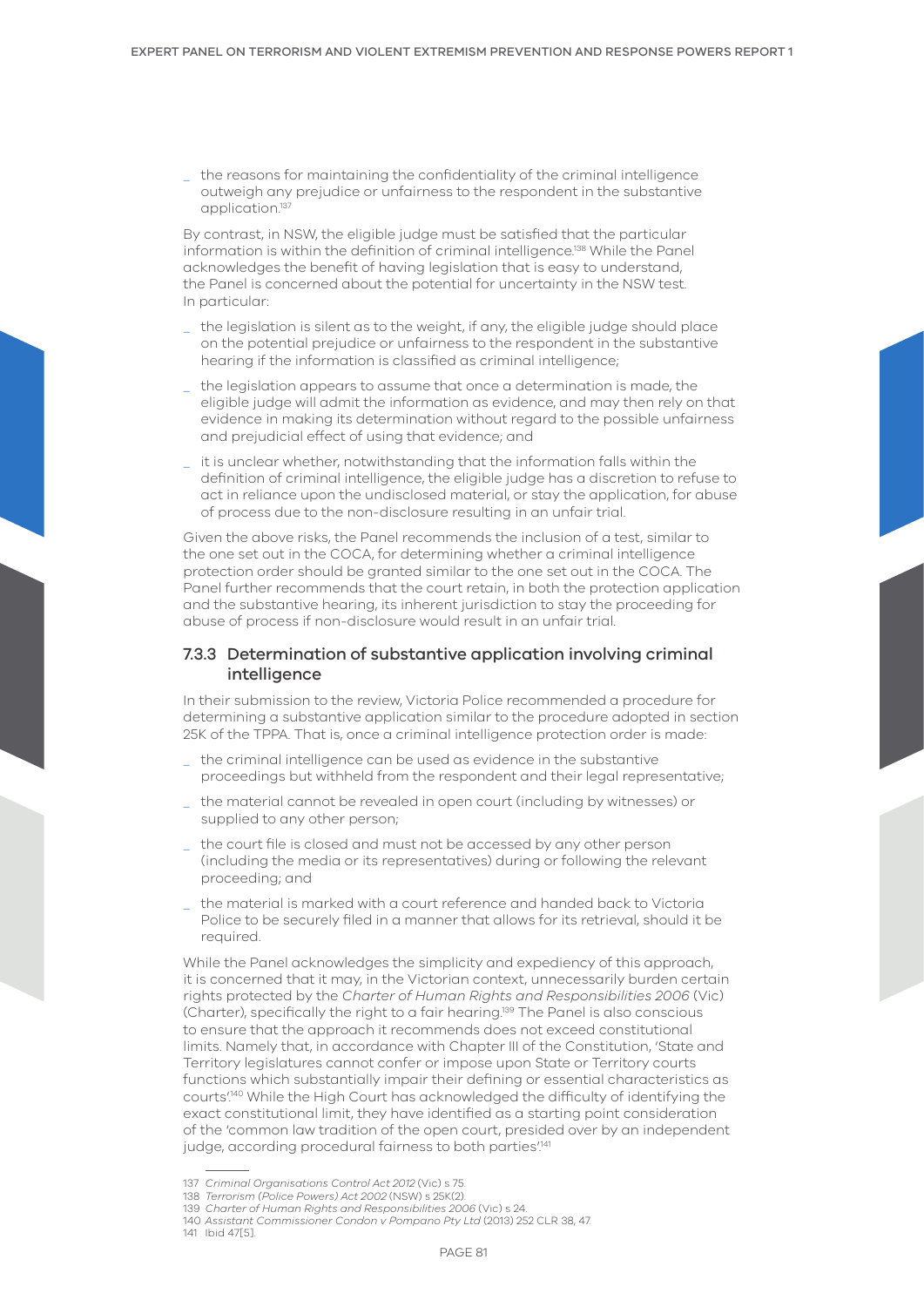- the reasons for maintaining the confidentiality of the criminal intelligence outweigh any prejudice or unfairness to the respondent in the substantive application.[137]

By contrast, in NSW, the eligible judge must be satisfied that the particular information is within the definition of criminal intelligence.[138] While the Panel acknowledges the benefit of having legislation that is easy to understand, the Panel is concerned about the potential for uncertainty in the NSW test. In particular:

- the legislation is silent as to the weight, if any, the eligible judge should place on the potential prejudice or unfairness to the respondent in the substantive hearing if the information is classified as criminal intelligence;
- the legislation appears to assume that once a determination is made, the eligible judge will admit the information as evidence, and may then rely on that evidence in making its determination without regard to the possible unfairness and prejudicial effect of using that evidence; and
- it is unclear whether, notwithstanding that the information falls within the definition of criminal intelligence, the eligible judge has a discretion to refuse to act in reliance upon the undisclosed material, or stay the application, for abuse of process due to the non-disclosure resulting in an unfair trial.

Given the above risks, the Panel recommends the inclusion of a test, similar to the one set out in the COCA, for determining whether a criminal intelligence protection order should be granted similar to the one set out in the COCA. The Panel further recommends that the court retain, in both the protection application and the substantive hearing, its inherent jurisdiction to stay the proceeding for abuse of process if non-disclosure would result in an unfair trial.

### 7.3.3 Determination of substantive application involving criminal intelligence

In their submission to the review, Victoria Police recommended a procedure for determining a substantive application similar to the procedure adopted in section 25K of the TPPA. That is, once a criminal intelligence protection order is made:

- the criminal intelligence can be used as evidence in the substantive proceedings but withheld from the respondent and their legal representative;
- the material cannot be revealed in open court (including by witnesses) or supplied to any other person;
- the court file is closed and must not be accessed by any other person (including the media or its representatives) during or following the relevant proceeding; and
- the material is marked with a court reference and handed back to Victoria Police to be securely filed in a manner that allows for its retrieval, should it be required.

While the Panel acknowledges the simplicity and expediency of this approach, it is concerned that it may, in the Victorian context, unnecessarily burden certain rights protected by the *Charter of Human Rights and Responsibilities 2006* (Vic) (Charter), specifically the right to a fair hearing.[139] The Panel is also conscious to ensure that the approach it recommends does not exceed constitutional limits. Namely that, in accordance with Chapter III of the Constitution, 'State and Territory legislatures cannot confer or impose upon State or Territory courts functions which substantially impair their defining or essential characteristics as courts'.[140] While the High Court has acknowledged the difficulty of identifying the exact constitutional limit, they have identified as a starting point consideration of the 'common law tradition of the open court, presided over by an independent judge, according procedural fairness to both parties'.[141]

---

137 *Criminal Organisations Control Act 2012* (Vic) s 75.

138 *Terrorism (Police Powers) Act 2002* (NSW) s 25K(2).

139 *Charter of Human Rights and Responsibilities 2006* (Vic) s 24.

140 *Assistant Commissioner Condon v Pompano Pty Ltd* (2013) 252 CLR 38, 47.

141 Ibid 47[5].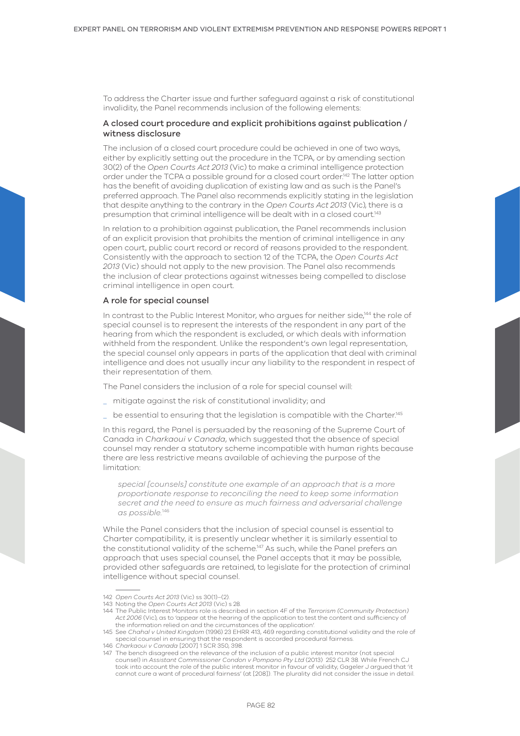To address the Charter issue and further safeguard against a risk of constitutional invalidity, the Panel recommends inclusion of the following elements:

### A closed court procedure and explicit prohibitions against publication / witness disclosure

The inclusion of a closed court procedure could be achieved in one of two ways, either by explicitly setting out the procedure in the TCPA, or by amending section 30(2) of the *Open Courts Act 2013* (Vic) to make a criminal intelligence protection order under the TCPA a possible ground for a closed court order.[142] The latter option has the benefit of avoiding duplication of existing law and as such is the Panel's preferred approach. The Panel also recommends explicitly stating in the legislation that despite anything to the contrary in the *Open Courts Act 2013* (Vic), there is a presumption that criminal intelligence will be dealt with in a closed court.[143]

In relation to a prohibition against publication, the Panel recommends inclusion of an explicit provision that prohibits the mention of criminal intelligence in any open court, public court record or record of reasons provided to the respondent. Consistently with the approach to section 12 of the TCPA, the *Open Courts Act 2013* (Vic) should not apply to the new provision. The Panel also recommends the inclusion of clear protections against witnesses being compelled to disclose criminal intelligence in open court.

### A role for special counsel

In contrast to the Public Interest Monitor, who argues for neither side,[144] the role of special counsel is to represent the interests of the respondent in any part of the hearing from which the respondent is excluded, or which deals with information withheld from the respondent. Unlike the respondent's own legal representation, the special counsel only appears in parts of the application that deal with criminal intelligence and does not usually incur any liability to the respondent in respect of their representation of them.

The Panel considers the inclusion of a role for special counsel will:

- mitigate against the risk of constitutional invalidity; and
- be essential to ensuring that the legislation is compatible with the Charter.[145]

In this regard, the Panel is persuaded by the reasoning of the Supreme Court of Canada in *Charkaoui v Canada*, which suggested that the absence of special counsel may render a statutory scheme incompatible with human rights because there are less restrictive means available of achieving the purpose of the limitation:

> *special [counsels] constitute one example of an approach that is a more proportionate response to reconciling the need to keep some information secret and the need to ensure as much fairness and adversarial challenge as possible.*[146]

While the Panel considers that the inclusion of special counsel is essential to Charter compatibility, it is presently unclear whether it is similarly essential to the constitutional validity of the scheme.[147] As such, while the Panel prefers an approach that uses special counsel, the Panel accepts that it may be possible, provided other safeguards are retained, to legislate for the protection of criminal intelligence without special counsel.

---

142 *Open Courts Act 2013* (Vic) ss 30(1)–(2).

143 Noting the *Open Courts Act 2013* (Vic) s 28.

144 The Public Interest Monitors role is described in section 4F of the *Terrorism (Community Protection) Act 2006* (Vic), as to 'appear at the hearing of the application to test the content and sufficiency of the information relied on and the circumstances of the application'.

145 See *Chahal v United Kingdom* (1996) 23 EHRR 413, 469 regarding constitutional validity and the role of special counsel in ensuring that the respondent is accorded procedural fairness.

146 *Charkaoui v Canada* [2007] 1 SCR 350, 398.

147 The bench disagreed on the relevance of the inclusion of a public interest monitor (not special counsel) in *Assistant Commissioner Condon v Pompano Pty Ltd* (2013) 252 CLR 38. While French CJ took into account the role of the public interest monitor in favour of validity, Gageler J argued that 'it cannot cure a want of procedural fairness' (at [208]). The plurality did not consider the issue in detail.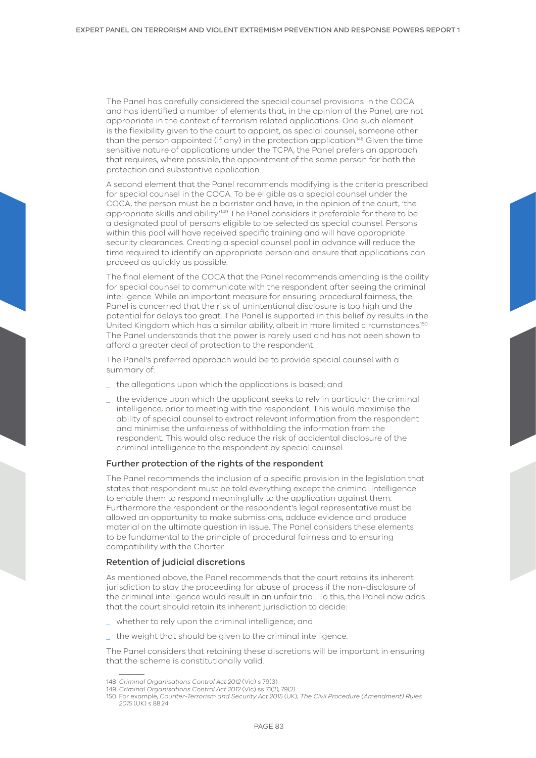The Panel has carefully considered the special counsel provisions in the COCA and has identified a number of elements that, in the opinion of the Panel, are not appropriate in the context of terrorism related applications. One such element is the flexibility given to the court to appoint, as special counsel, someone other than the person appointed (if any) in the protection application.[148] Given the time sensitive nature of applications under the TCPA, the Panel prefers an approach that requires, where possible, the appointment of the same person for both the protection and substantive application.

A second element that the Panel recommends modifying is the criteria prescribed for special counsel in the COCA. To be eligible as a special counsel under the COCA, the person must be a barrister and have, in the opinion of the court, 'the appropriate skills and ability'.[149] The Panel considers it preferable for there to be a designated pool of persons eligible to be selected as special counsel. Persons within this pool will have received specific training and will have appropriate security clearances. Creating a special counsel pool in advance will reduce the time required to identify an appropriate person and ensure that applications can proceed as quickly as possible.

The final element of the COCA that the Panel recommends amending is the ability for special counsel to communicate with the respondent after seeing the criminal intelligence. While an important measure for ensuring procedural fairness, the Panel is concerned that the risk of unintentional disclosure is too high and the potential for delays too great. The Panel is supported in this belief by results in the United Kingdom which has a similar ability, albeit in more limited circumstances.[150] The Panel understands that the power is rarely used and has not been shown to afford a greater deal of protection to the respondent.

The Panel's preferred approach would be to provide special counsel with a summary of:

- the allegations upon which the applications is based; and
- the evidence upon which the applicant seeks to rely in particular the criminal intelligence, prior to meeting with the respondent. This would maximise the ability of special counsel to extract relevant information from the respondent and minimise the unfairness of withholding the information from the respondent. This would also reduce the risk of accidental disclosure of the criminal intelligence to the respondent by special counsel.

### Further protection of the rights of the respondent

The Panel recommends the inclusion of a specific provision in the legislation that states that respondent must be told everything except the criminal intelligence to enable them to respond meaningfully to the application against them. Furthermore the respondent or the respondent's legal representative must be allowed an opportunity to make submissions, adduce evidence and produce material on the ultimate question in issue. The Panel considers these elements to be fundamental to the principle of procedural fairness and to ensuring compatibility with the Charter.

### Retention of judicial discretions

As mentioned above, the Panel recommends that the court retains its inherent jurisdiction to stay the proceeding for abuse of process if the non-disclosure of the criminal intelligence would result in an unfair trial. To this, the Panel now adds that the court should retain its inherent jurisdiction to decide:

- whether to rely upon the criminal intelligence; and
- the weight that should be given to the criminal intelligence.

The Panel considers that retaining these discretions will be important in ensuring that the scheme is constitutionally valid.

---

148 *Criminal Organisations Control Act 2012* (Vic) s 79(3).

149 *Criminal Organisations Control Act 2012* (Vic) ss 71(2), 79(2).

150 For example, *Counter-Terrorism and Security Act 2015* (UK); *The Civil Procedure (Amendment) Rules 2015* (UK) s 88.24.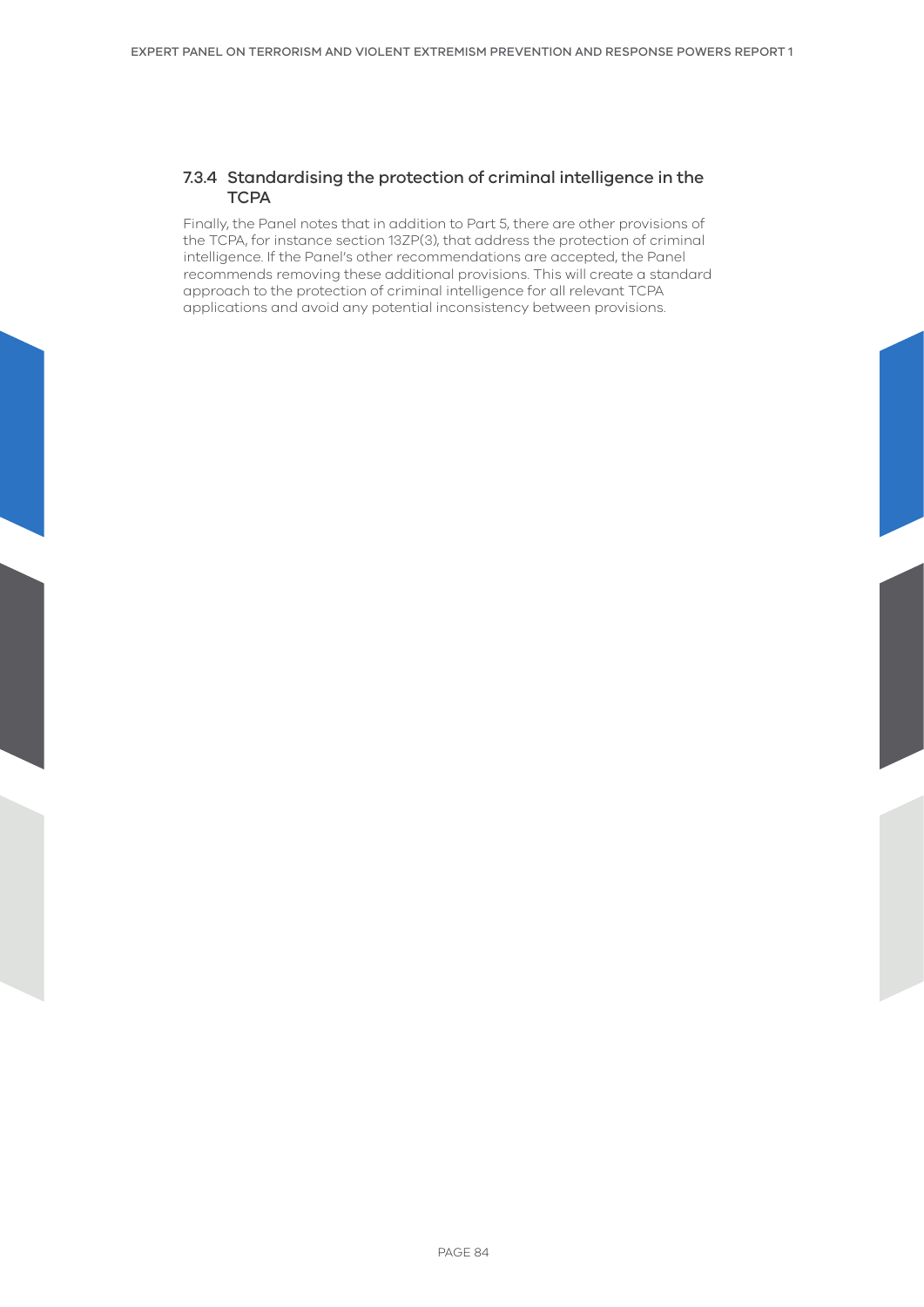### 7.3.4 Standardising the protection of criminal intelligence in the TCPA

Finally, the Panel notes that in addition to Part 5, there are other provisions of the TCPA, for instance section 13ZP(3), that address the protection of criminal intelligence. If the Panel's other recommendations are accepted, the Panel recommends removing these additional provisions. This will create a standard approach to the protection of criminal intelligence for all relevant TCPA applications and avoid any potential inconsistency between provisions.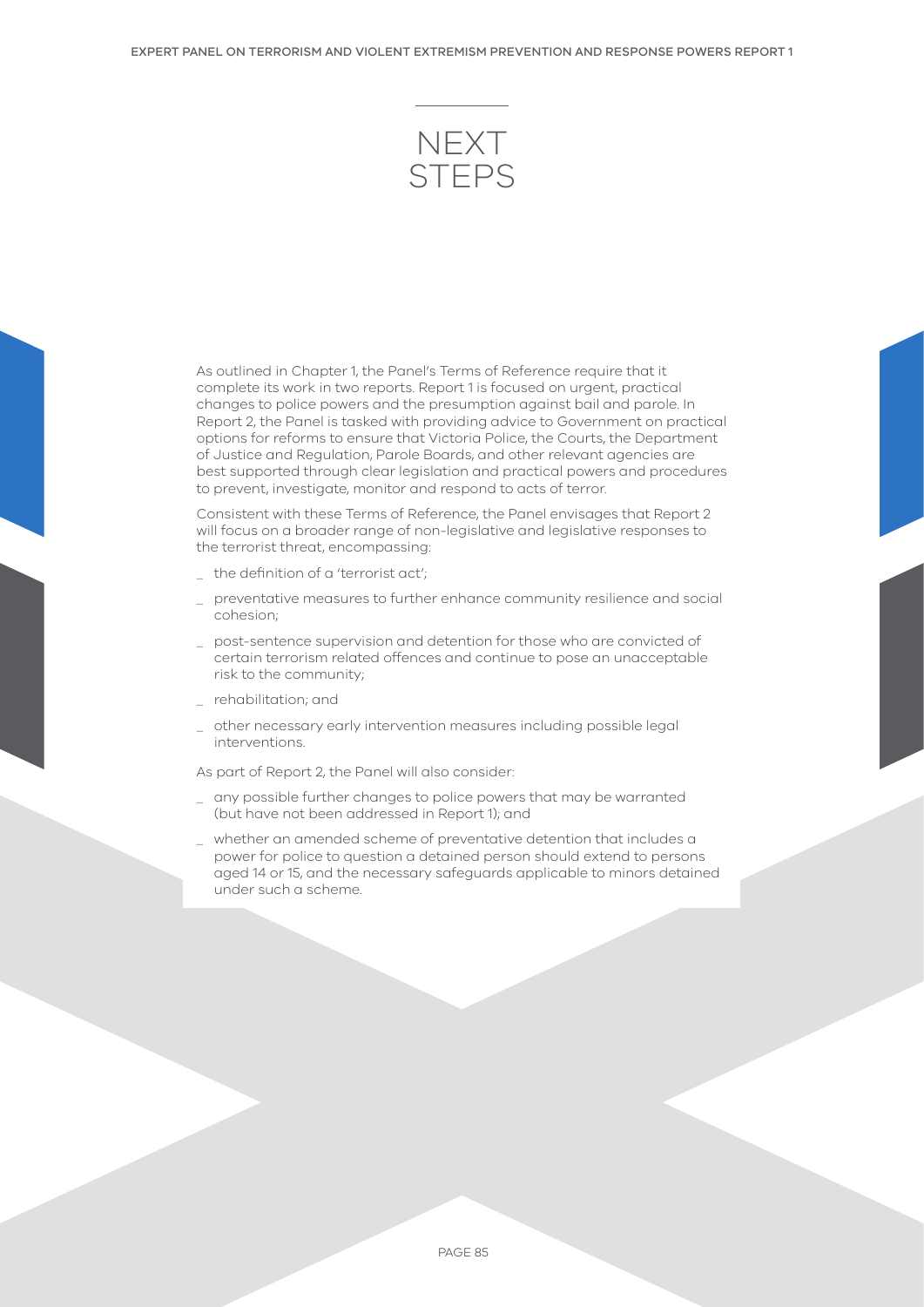# NEXT STEPS

As outlined in Chapter 1, the Panel's Terms of Reference require that it complete its work in two reports. Report 1 is focused on urgent, practical changes to police powers and the presumption against bail and parole. In Report 2, the Panel is tasked with providing advice to Government on practical options for reforms to ensure that Victoria Police, the Courts, the Department of Justice and Regulation, Parole Boards, and other relevant agencies are best supported through clear legislation and practical powers and procedures to prevent, investigate, monitor and respond to acts of terror.

Consistent with these Terms of Reference, the Panel envisages that Report 2 will focus on a broader range of non-legislative and legislative responses to the terrorist threat, encompassing:

- the definition of a 'terrorist act';
- preventative measures to further enhance community resilience and social cohesion;
- post-sentence supervision and detention for those who are convicted of certain terrorism related offences and continue to pose an unacceptable risk to the community;
- rehabilitation; and
- other necessary early intervention measures including possible legal interventions.

As part of Report 2, the Panel will also consider:

- any possible further changes to police powers that may be warranted (but have not been addressed in Report 1); and
- whether an amended scheme of preventative detention that includes a power for police to question a detained person should extend to persons aged 14 or 15, and the necessary safeguards applicable to minors detained under such a scheme.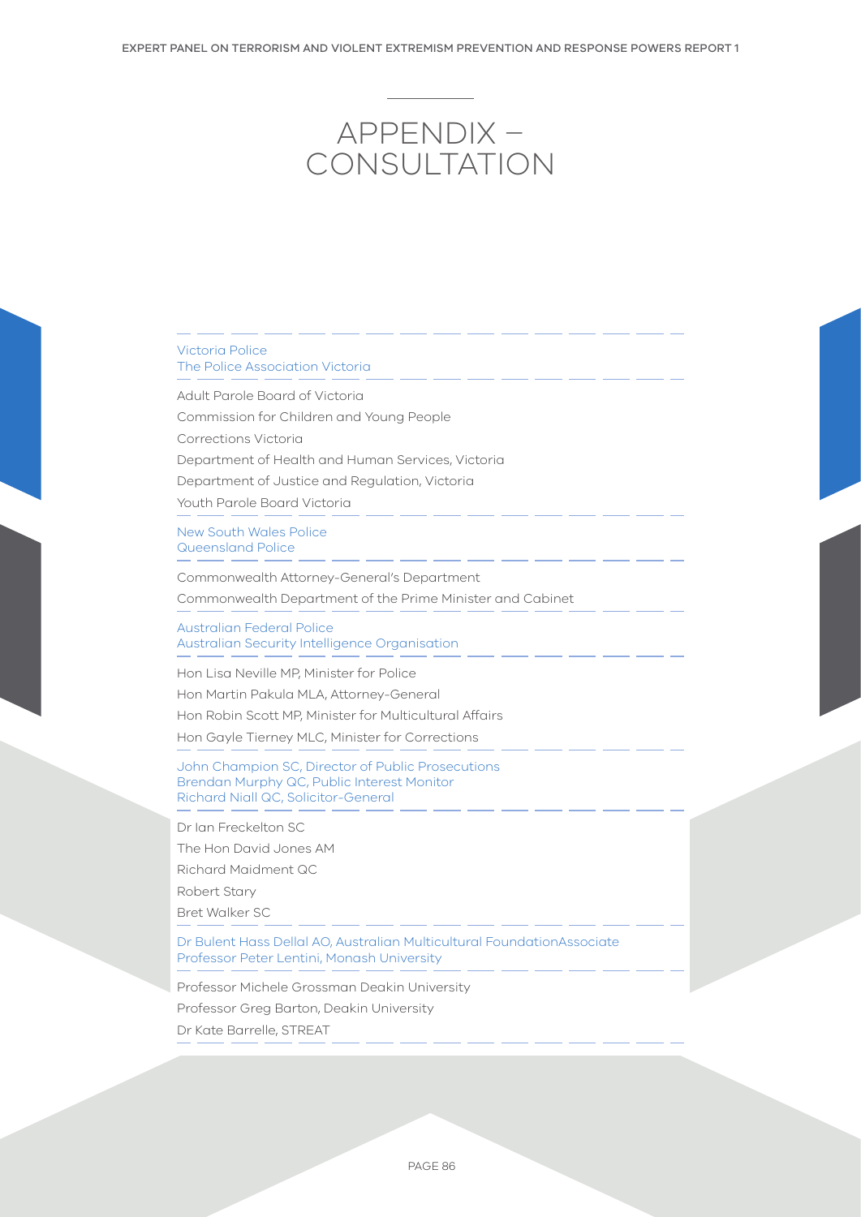# APPENDIX – CONSULTATION

Victoria Police
The Police Association Victoria

Adult Parole Board of Victoria

Commission for Children and Young People

Corrections Victoria

Department of Health and Human Services, Victoria

Department of Justice and Regulation, Victoria

Youth Parole Board Victoria

New South Wales Police
Queensland Police

Commonwealth Attorney-General's Department

Commonwealth Department of the Prime Minister and Cabinet

Australian Federal Police
Australian Security Intelligence Organisation

Hon Lisa Neville MP, Minister for Police

Hon Martin Pakula MLA, Attorney-General

Hon Robin Scott MP, Minister for Multicultural Affairs

Hon Gayle Tierney MLC, Minister for Corrections

John Champion SC, Director of Public Prosecutions
Brendan Murphy QC, Public Interest Monitor
Richard Niall QC, Solicitor-General

Dr Ian Freckelton SC

The Hon David Jones AM

Richard Maidment QC

Robert Stary

Bret Walker SC

Dr Bulent Hass Dellal AO, Australian Multicultural FoundationAssociate
Professor Peter Lentini, Monash University

Professor Michele Grossman Deakin University

Professor Greg Barton, Deakin University

Dr Kate Barrelle, STREAT